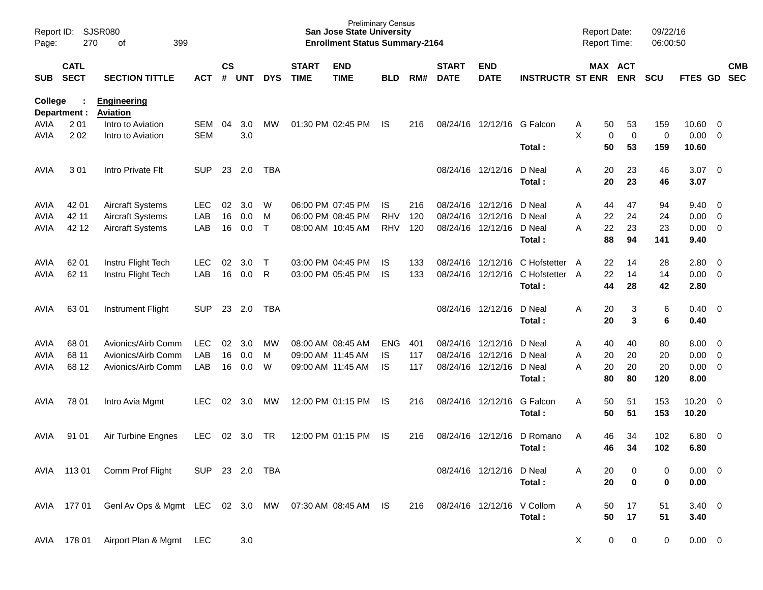Preliminary Census
**San Jose State University**
**Enrollment Status Summary-2164**

Report ID: SJSR080
Report Date: 09/22/16
Report Time: 06:00:50

| SUB | CATL SECT | SECTION TITTLE | ACT | CS # | UNT | DYS | START TIME | END TIME | BLD | RM# | START DATE | END DATE | INSTRUCTR | ST | MAX ENR | ACT ENR | SCU | FTES | GD | CMB SEC |
|---|---|---|---|---|---|---|---|---|---|---|---|---|---|---|---|---|---|---|---|---|
| **College :** | | **Engineering** | | | | | | | | | | | | | | | | | | |
| **Department :** | | **Aviation** | | | | | | | | | | | | | | | | | | |
| AVIA | 2 01 | Intro to Aviation | SEM | 04 | 3.0 | MW | 01:30 PM | 02:45 PM | IS | 216 | 08/24/16 | 12/12/16 | G Falcon | A | 50 | 53 | 159 | 10.60 | 0 | |
| AVIA | 2 02 | Intro to Aviation | SEM | | 3.0 | | | | | | | | | X | 0 | 0 | 0 | 0.00 | 0 | |
| | | | | | | | | | | | | | **Total :** | | **50** | **53** | **159** | **10.60** | | |
| AVIA | 3 01 | Intro Private Flt | SUP | 23 | 2.0 | TBA | | | | | 08/24/16 | 12/12/16 | D Neal | A | 20 | 23 | 46 | 3.07 | 0 | |
| | | | | | | | | | | | | | **Total :** | | **20** | **23** | **46** | **3.07** | | |
| AVIA | 42 01 | Aircraft Systems | LEC | 02 | 3.0 | W | 06:00 PM | 07:45 PM | IS | 216 | 08/24/16 | 12/12/16 | D Neal | A | 44 | 47 | 94 | 9.40 | 0 | |
| AVIA | 42 11 | Aircraft Systems | LAB | 16 | 0.0 | M | 06:00 PM | 08:45 PM | RHV | 120 | 08/24/16 | 12/12/16 | D Neal | A | 22 | 24 | 24 | 0.00 | 0 | |
| AVIA | 42 12 | Aircraft Systems | LAB | 16 | 0.0 | T | 08:00 AM | 10:45 AM | RHV | 120 | 08/24/16 | 12/12/16 | D Neal | A | 22 | 23 | 23 | 0.00 | 0 | |
| | | | | | | | | | | | | | **Total :** | | **88** | **94** | **141** | **9.40** | | |
| AVIA | 62 01 | Instru Flight Tech | LEC | 02 | 3.0 | T | 03:00 PM | 04:45 PM | IS | 133 | 08/24/16 | 12/12/16 | C Hofstetter | A | 22 | 14 | 28 | 2.80 | 0 | |
| AVIA | 62 11 | Instru Flight Tech | LAB | 16 | 0.0 | R | 03:00 PM | 05:45 PM | IS | 133 | 08/24/16 | 12/12/16 | C Hofstetter | A | 22 | 14 | 14 | 0.00 | 0 | |
| | | | | | | | | | | | | | **Total :** | | **44** | **28** | **42** | **2.80** | | |
| AVIA | 63 01 | Instrument Flight | SUP | 23 | 2.0 | TBA | | | | | 08/24/16 | 12/12/16 | D Neal | A | 20 | 3 | 6 | 0.40 | 0 | |
| | | | | | | | | | | | | | **Total :** | | **20** | **3** | **6** | **0.40** | | |
| AVIA | 68 01 | Avionics/Airb Comm | LEC | 02 | 3.0 | MW | 08:00 AM | 08:45 AM | ENG | 401 | 08/24/16 | 12/12/16 | D Neal | A | 40 | 40 | 80 | 8.00 | 0 | |
| AVIA | 68 11 | Avionics/Airb Comm | LAB | 16 | 0.0 | M | 09:00 AM | 11:45 AM | IS | 117 | 08/24/16 | 12/12/16 | D Neal | A | 20 | 20 | 20 | 0.00 | 0 | |
| AVIA | 68 12 | Avionics/Airb Comm | LAB | 16 | 0.0 | W | 09:00 AM | 11:45 AM | IS | 117 | 08/24/16 | 12/12/16 | D Neal | A | 20 | 20 | 20 | 0.00 | 0 | |
| | | | | | | | | | | | | | **Total :** | | **80** | **80** | **120** | **8.00** | | |
| AVIA | 78 01 | Intro Avia Mgmt | LEC | 02 | 3.0 | MW | 12:00 PM | 01:15 PM | IS | 216 | 08/24/16 | 12/12/16 | G Falcon | A | 50 | 51 | 153 | 10.20 | 0 | |
| | | | | | | | | | | | | | **Total :** | | **50** | **51** | **153** | **10.20** | | |
| AVIA | 91 01 | Air Turbine Engnes | LEC | 02 | 3.0 | TR | 12:00 PM | 01:15 PM | IS | 216 | 08/24/16 | 12/12/16 | D Romano | A | 46 | 34 | 102 | 6.80 | 0 | |
| | | | | | | | | | | | | | **Total :** | | **46** | **34** | **102** | **6.80** | | |
| AVIA | 113 01 | Comm Prof Flight | SUP | 23 | 2.0 | TBA | | | | | 08/24/16 | 12/12/16 | D Neal | A | 20 | 0 | 0 | 0.00 | 0 | |
| | | | | | | | | | | | | | **Total :** | | **20** | **0** | **0** | **0.00** | | |
| AVIA | 177 01 | Genl Av Ops & Mgmt | LEC | 02 | 3.0 | MW | 07:30 AM | 08:45 AM | IS | 216 | 08/24/16 | 12/12/16 | V Collom | A | 50 | 17 | 51 | 3.40 | 0 | |
| | | | | | | | | | | | | | **Total :** | | **50** | **17** | **51** | **3.40** | | |
| AVIA | 178 01 | Airport Plan & Mgmt | LEC | | 3.0 | | | | | | | | | X | 0 | 0 | 0 | 0.00 | 0 | |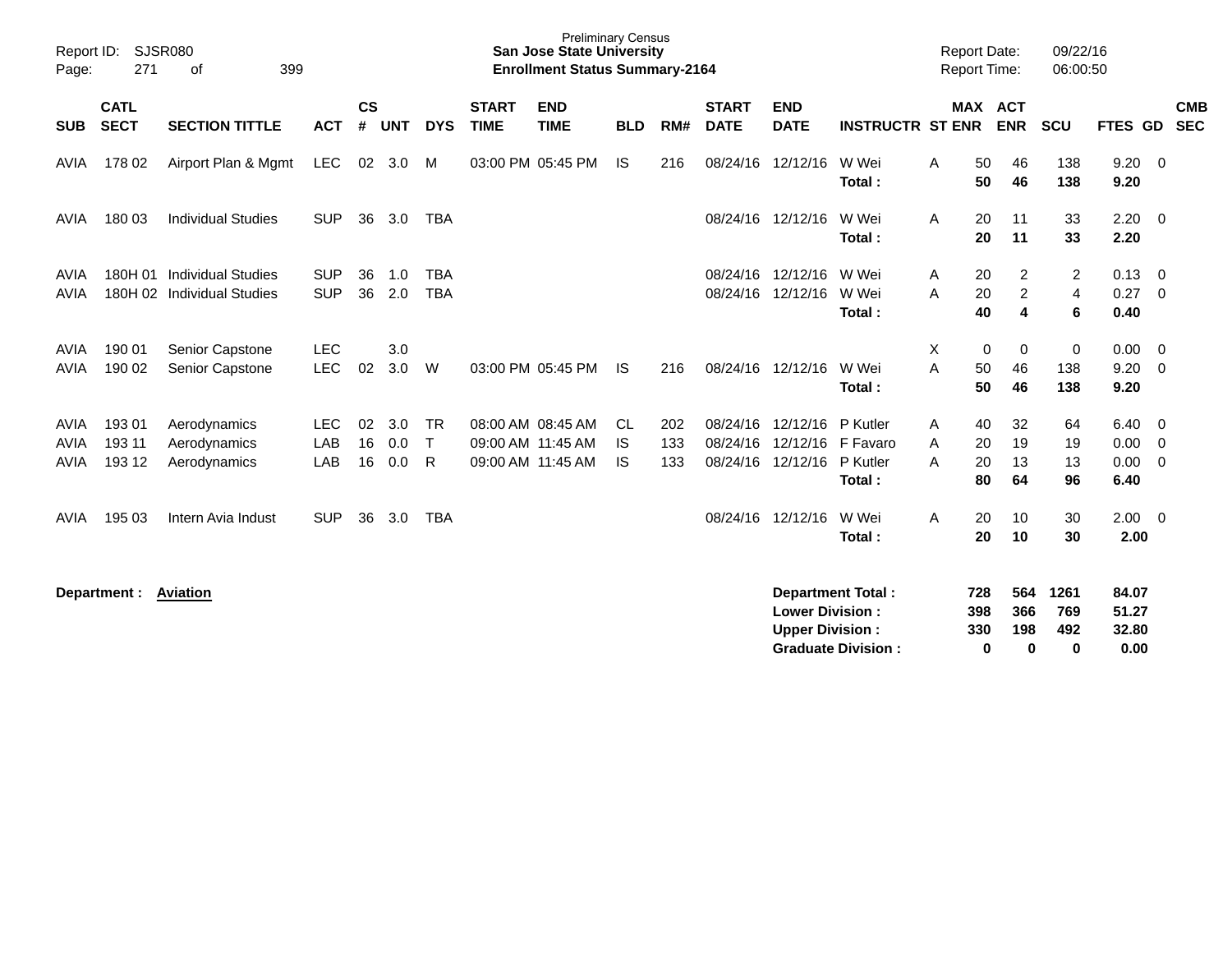Preliminary Census
**San Jose State University**
**Enrollment Status Summary-2164**

Report ID: SJSR080
Page: 271 of 399
Report Date: 09/22/16
Report Time: 06:00:50

| SUB | CATL SECT | SECTION TITTLE | ACT | CS # | UNT | DYS | START TIME | END TIME | BLD | RM# | START DATE | END DATE | INSTRUCTR | ST | MAX ENR | ACT ENR | SCU | FTES | GD | CMB SEC |
|---|---|---|---|---|---|---|---|---|---|---|---|---|---|---|---|---|---|---|---|---|
| AVIA | 178 02 | Airport Plan & Mgmt | LEC | 02 | 3.0 | M | 03:00 PM | 05:45 PM | IS | 216 | 08/24/16 | 12/12/16 | W Wei | A | 50 | 46 | 138 | 9.20 | 0 | |
| | | | | | | | | | | | | | **Total :** | | **50** | **46** | **138** | **9.20** | | |
| AVIA | 180 03 | Individual Studies | SUP | 36 | 3.0 | TBA | | | | | 08/24/16 | 12/12/16 | W Wei | A | 20 | 11 | 33 | 2.20 | 0 | |
| | | | | | | | | | | | | | **Total :** | | **20** | **11** | **33** | **2.20** | | |
| AVIA | 180H 01 | Individual Studies | SUP | 36 | 1.0 | TBA | | | | | 08/24/16 | 12/12/16 | W Wei | A | 20 | 2 | 2 | 0.13 | 0 | |
| AVIA | 180H 02 | Individual Studies | SUP | 36 | 2.0 | TBA | | | | | 08/24/16 | 12/12/16 | W Wei | A | 20 | 2 | 4 | 0.27 | 0 | |
| | | | | | | | | | | | | | **Total :** | | **40** | **4** | **6** | **0.40** | | |
| AVIA | 190 01 | Senior Capstone | LEC | | 3.0 | | | | | | | | | X | 0 | 0 | 0 | 0.00 | 0 | |
| AVIA | 190 02 | Senior Capstone | LEC | 02 | 3.0 | W | 03:00 PM | 05:45 PM | IS | 216 | 08/24/16 | 12/12/16 | W Wei | A | 50 | 46 | 138 | 9.20 | 0 | |
| | | | | | | | | | | | | | **Total :** | | **50** | **46** | **138** | **9.20** | | |
| AVIA | 193 01 | Aerodynamics | LEC | 02 | 3.0 | TR | 08:00 AM | 08:45 AM | CL | 202 | 08/24/16 | 12/12/16 | P Kutler | A | 40 | 32 | 64 | 6.40 | 0 | |
| AVIA | 193 11 | Aerodynamics | LAB | 16 | 0.0 | T | 09:00 AM | 11:45 AM | IS | 133 | 08/24/16 | 12/12/16 | F Favaro | A | 20 | 19 | 19 | 0.00 | 0 | |
| AVIA | 193 12 | Aerodynamics | LAB | 16 | 0.0 | R | 09:00 AM | 11:45 AM | IS | 133 | 08/24/16 | 12/12/16 | P Kutler | A | 20 | 13 | 13 | 0.00 | 0 | |
| | | | | | | | | | | | | | **Total :** | | **80** | **64** | **96** | **6.40** | | |
| AVIA | 195 03 | Intern Avia Indust | SUP | 36 | 3.0 | TBA | | | | | 08/24/16 | 12/12/16 | W Wei | A | 20 | 10 | 30 | 2.00 | 0 | |
| | | | | | | | | | | | | | **Total :** | | **20** | **10** | **30** | **2.00** | | |

**Department : Aviation**

| | MAX ENR | ACT ENR | SCU | FTES |
|---|---|---|---|---|
| **Department Total :** | **728** | **564** | **1261** | **84.07** |
| **Lower Division :** | **398** | **366** | **769** | **51.27** |
| **Upper Division :** | **330** | **198** | **492** | **32.80** |
| **Graduate Division :** | **0** | **0** | **0** | **0.00** |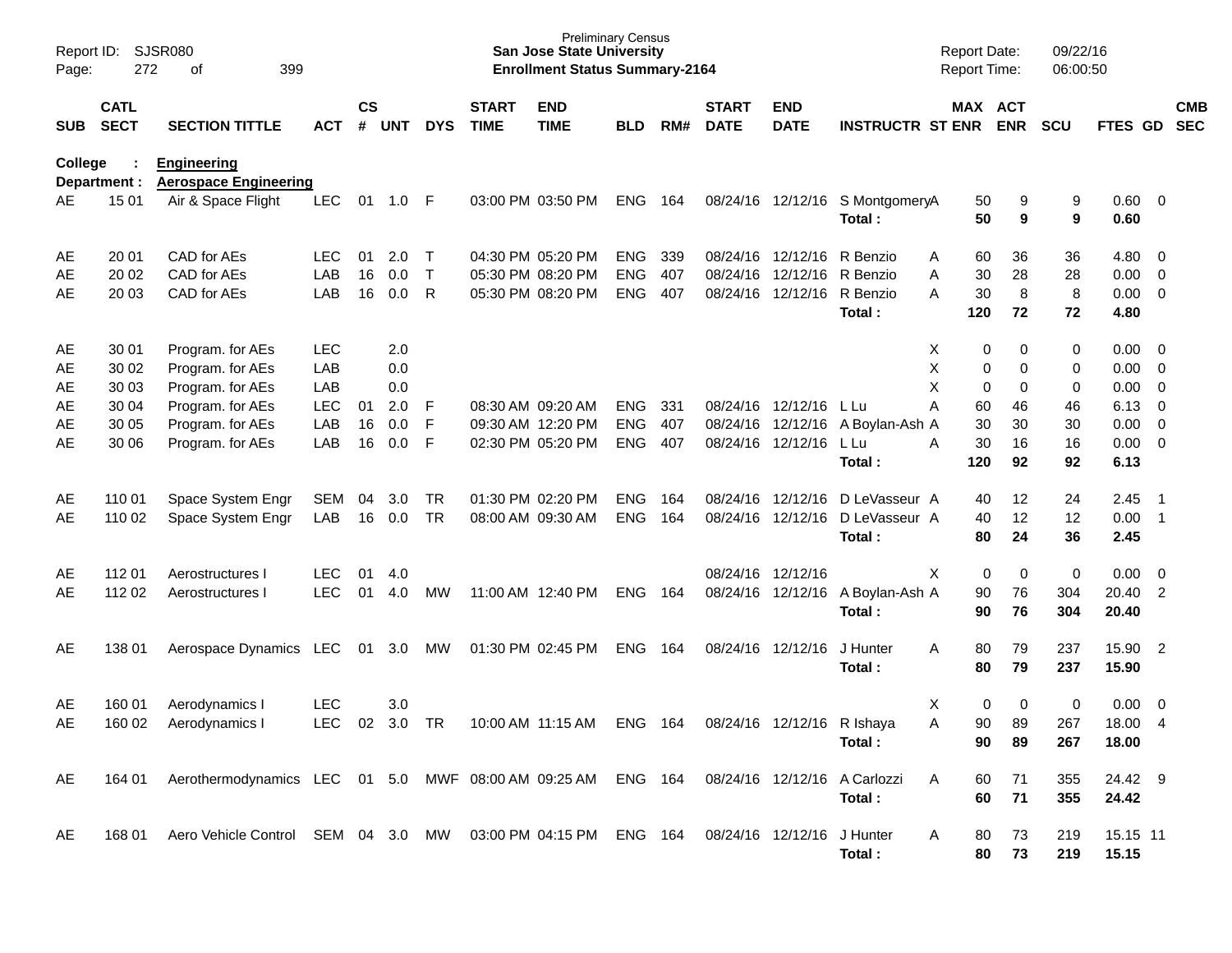Preliminary Census
**San Jose State University**
**Enrollment Status Summary-2164**

Report ID: SJSR080
Report Date: 09/22/16
Report Time: 06:00:50

**College : Engineering**
**Department : Aerospace Engineering**

| SUB | CATL SECT | SECTION TITTLE | ACT | CS # | UNT | DYS | START TIME | END TIME | BLD | RM# | START DATE | END DATE | INSTRUCTR | ST | MAX ENR | ACT ENR | SCU | FTES | GD | CMB SEC |
|---|---|---|---|---|---|---|---|---|---|---|---|---|---|---|---|---|---|---|---|---|
| AE | 15 01 | Air & Space Flight | LEC | 01 | 1.0 | F | 03:00 PM | 03:50 PM | ENG | 164 | 08/24/16 | 12/12/16 | S Montgomery | A | 50 | 9 | 9 | 0.60 | 0 | |
| | | | | | | | | | | | | | **Total :** | | **50** | **9** | **9** | **0.60** | | |
| AE | 20 01 | CAD for AEs | LEC | 01 | 2.0 | T | 04:30 PM | 05:20 PM | ENG | 339 | 08/24/16 | 12/12/16 | R Benzio | A | 60 | 36 | 36 | 4.80 | 0 | |
| AE | 20 02 | CAD for AEs | LAB | 16 | 0.0 | T | 05:30 PM | 08:20 PM | ENG | 407 | 08/24/16 | 12/12/16 | R Benzio | A | 30 | 28 | 28 | 0.00 | 0 | |
| AE | 20 03 | CAD for AEs | LAB | 16 | 0.0 | R | 05:30 PM | 08:20 PM | ENG | 407 | 08/24/16 | 12/12/16 | R Benzio | A | 30 | 8 | 8 | 0.00 | 0 | |
| | | | | | | | | | | | | | **Total :** | | **120** | **72** | **72** | **4.80** | | |
| AE | 30 01 | Program. for AEs | LEC | | 2.0 | | | | | | | | | X | 0 | 0 | 0 | 0.00 | 0 | |
| AE | 30 02 | Program. for AEs | LAB | | 0.0 | | | | | | | | | X | 0 | 0 | 0 | 0.00 | 0 | |
| AE | 30 03 | Program. for AEs | LAB | | 0.0 | | | | | | | | | X | 0 | 0 | 0 | 0.00 | 0 | |
| AE | 30 04 | Program. for AEs | LEC | 01 | 2.0 | F | 08:30 AM | 09:20 AM | ENG | 331 | 08/24/16 | 12/12/16 | L Lu | A | 60 | 46 | 46 | 6.13 | 0 | |
| AE | 30 05 | Program. for AEs | LAB | 16 | 0.0 | F | 09:30 AM | 12:20 PM | ENG | 407 | 08/24/16 | 12/12/16 | A Boylan-Ash | A | 30 | 30 | 30 | 0.00 | 0 | |
| AE | 30 06 | Program. for AEs | LAB | 16 | 0.0 | F | 02:30 PM | 05:20 PM | ENG | 407 | 08/24/16 | 12/12/16 | L Lu | A | 30 | 16 | 16 | 0.00 | 0 | |
| | | | | | | | | | | | | | **Total :** | | **120** | **92** | **92** | **6.13** | | |
| AE | 110 01 | Space System Engr | SEM | 04 | 3.0 | TR | 01:30 PM | 02:20 PM | ENG | 164 | 08/24/16 | 12/12/16 | D LeVasseur | A | 40 | 12 | 24 | 2.45 | 1 | |
| AE | 110 02 | Space System Engr | LAB | 16 | 0.0 | TR | 08:00 AM | 09:30 AM | ENG | 164 | 08/24/16 | 12/12/16 | D LeVasseur | A | 40 | 12 | 12 | 0.00 | 1 | |
| | | | | | | | | | | | | | **Total :** | | **80** | **24** | **36** | **2.45** | | |
| AE | 112 01 | Aerostructures I | LEC | 01 | 4.0 | | | | | | 08/24/16 | 12/12/16 | | X | 0 | 0 | 0 | 0.00 | 0 | |
| AE | 112 02 | Aerostructures I | LEC | 01 | 4.0 | MW | 11:00 AM | 12:40 PM | ENG | 164 | 08/24/16 | 12/12/16 | A Boylan-Ash | A | 90 | 76 | 304 | 20.40 | 2 | |
| | | | | | | | | | | | | | **Total :** | | **90** | **76** | **304** | **20.40** | | |
| AE | 138 01 | Aerospace Dynamics | LEC | 01 | 3.0 | MW | 01:30 PM | 02:45 PM | ENG | 164 | 08/24/16 | 12/12/16 | J Hunter | A | 80 | 79 | 237 | 15.90 | 2 | |
| | | | | | | | | | | | | | **Total :** | | **80** | **79** | **237** | **15.90** | | |
| AE | 160 01 | Aerodynamics I | LEC | | 3.0 | | | | | | | | | X | 0 | 0 | 0 | 0.00 | 0 | |
| AE | 160 02 | Aerodynamics I | LEC | 02 | 3.0 | TR | 10:00 AM | 11:15 AM | ENG | 164 | 08/24/16 | 12/12/16 | R Ishaya | A | 90 | 89 | 267 | 18.00 | 4 | |
| | | | | | | | | | | | | | **Total :** | | **90** | **89** | **267** | **18.00** | | |
| AE | 164 01 | Aerothermodynamics | LEC | 01 | 5.0 | MWF | 08:00 AM | 09:25 AM | ENG | 164 | 08/24/16 | 12/12/16 | A Carlozzi | A | 60 | 71 | 355 | 24.42 | 9 | |
| | | | | | | | | | | | | | **Total :** | | **60** | **71** | **355** | **24.42** | | |
| AE | 168 01 | Aero Vehicle Control | SEM | 04 | 3.0 | MW | 03:00 PM | 04:15 PM | ENG | 164 | 08/24/16 | 12/12/16 | J Hunter | A | 80 | 73 | 219 | 15.15 | 11 | |
| | | | | | | | | | | | | | **Total :** | | **80** | **73** | **219** | **15.15** | | |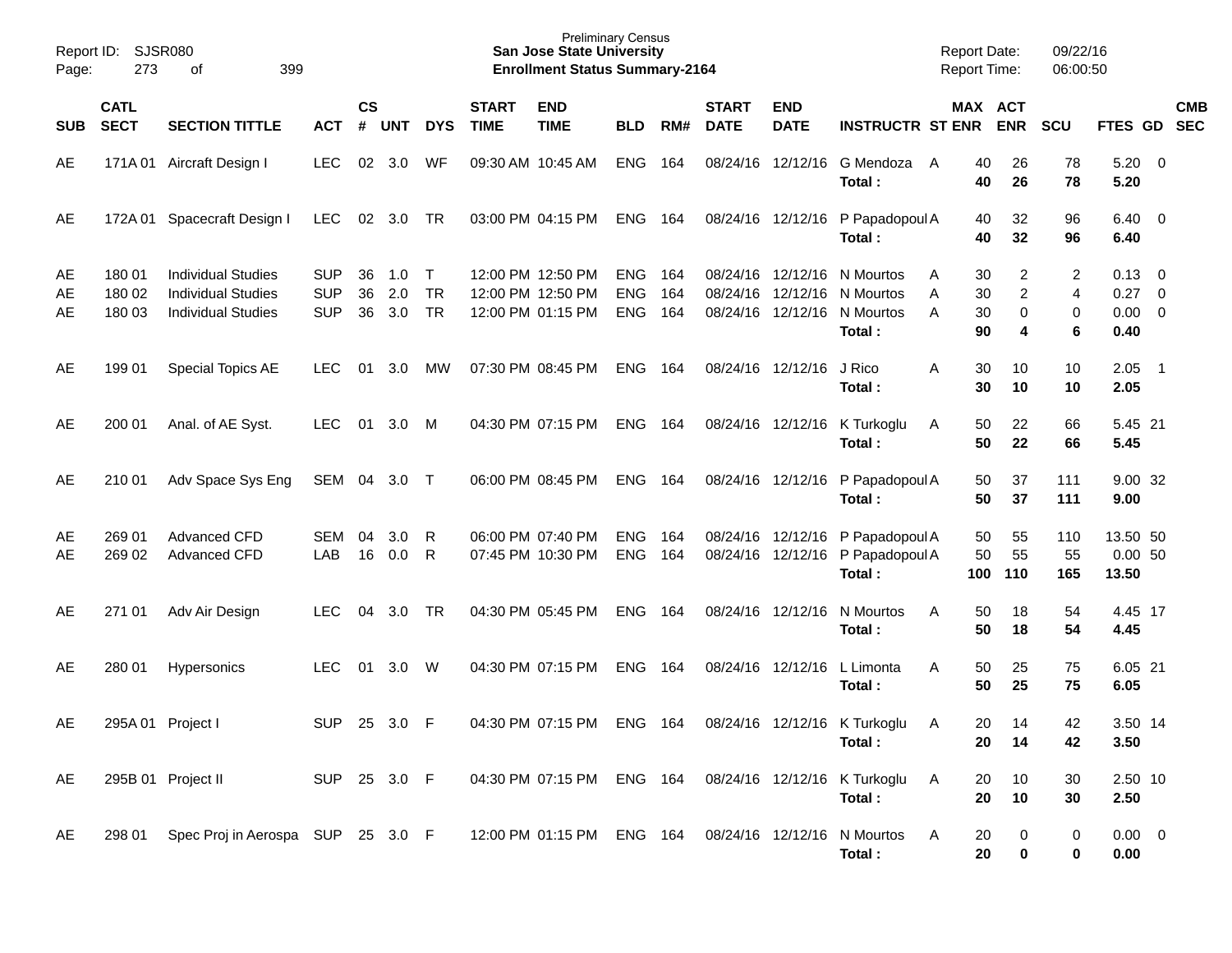Preliminary Census
**San Jose State University**
**Enrollment Status Summary-2164**

Report ID: SJSR080
Page: 273 of 399

Report Date: 09/22/16
Report Time: 06:00:50

| SUB | CATL SECT | SECTION TITTLE | ACT | CS # | UNT | DYS | START TIME | END TIME | BLD | RM# | START DATE | END DATE | INSTRUCTR | ST | MAX ENR | ACT ENR | SCU | FTES | GD | CMB SEC |
|---|---|---|---|---|---|---|---|---|---|---|---|---|---|---|---|---|---|---|---|---|
| AE | 171A 01 | Aircraft Design I | LEC | 02 | 3.0 | WF | 09:30 AM | 10:45 AM | ENG | 164 | 08/24/16 | 12/12/16 | G Mendoza | A | 40 | 26 | 78 | 5.20 | 0 | |
| | | | | | | | | | | | | | **Total :** | | **40** | **26** | **78** | **5.20** | | |
| AE | 172A 01 | Spacecraft Design I | LEC | 02 | 3.0 | TR | 03:00 PM | 04:15 PM | ENG | 164 | 08/24/16 | 12/12/16 | P Papadopoul | A | 40 | 32 | 96 | 6.40 | 0 | |
| | | | | | | | | | | | | | **Total :** | | **40** | **32** | **96** | **6.40** | | |
| AE | 180 01 | Individual Studies | SUP | 36 | 1.0 | T | 12:00 PM | 12:50 PM | ENG | 164 | 08/24/16 | 12/12/16 | N Mourtos | A | 30 | 2 | 2 | 0.13 | 0 | |
| AE | 180 02 | Individual Studies | SUP | 36 | 2.0 | TR | 12:00 PM | 12:50 PM | ENG | 164 | 08/24/16 | 12/12/16 | N Mourtos | A | 30 | 2 | 4 | 0.27 | 0 | |
| AE | 180 03 | Individual Studies | SUP | 36 | 3.0 | TR | 12:00 PM | 01:15 PM | ENG | 164 | 08/24/16 | 12/12/16 | N Mourtos | A | 30 | 0 | 0 | 0.00 | 0 | |
| | | | | | | | | | | | | | **Total :** | | **90** | **4** | **6** | **0.40** | | |
| AE | 199 01 | Special Topics AE | LEC | 01 | 3.0 | MW | 07:30 PM | 08:45 PM | ENG | 164 | 08/24/16 | 12/12/16 | J Rico | A | 30 | 10 | 10 | 2.05 | 1 | |
| | | | | | | | | | | | | | **Total :** | | **30** | **10** | **10** | **2.05** | | |
| AE | 200 01 | Anal. of AE Syst. | LEC | 01 | 3.0 | M | 04:30 PM | 07:15 PM | ENG | 164 | 08/24/16 | 12/12/16 | K Turkoglu | A | 50 | 22 | 66 | 5.45 | 21 | |
| | | | | | | | | | | | | | **Total :** | | **50** | **22** | **66** | **5.45** | | |
| AE | 210 01 | Adv Space Sys Eng | SEM | 04 | 3.0 | T | 06:00 PM | 08:45 PM | ENG | 164 | 08/24/16 | 12/12/16 | P Papadopoul | A | 50 | 37 | 111 | 9.00 | 32 | |
| | | | | | | | | | | | | | **Total :** | | **50** | **37** | **111** | **9.00** | | |
| AE | 269 01 | Advanced CFD | SEM | 04 | 3.0 | R | 06:00 PM | 07:40 PM | ENG | 164 | 08/24/16 | 12/12/16 | P Papadopoul | A | 50 | 55 | 110 | 13.50 | 50 | |
| AE | 269 02 | Advanced CFD | LAB | 16 | 0.0 | R | 07:45 PM | 10:30 PM | ENG | 164 | 08/24/16 | 12/12/16 | P Papadopoul | A | 50 | 55 | 55 | 0.00 | 50 | |
| | | | | | | | | | | | | | **Total :** | | **100** | **110** | **165** | **13.50** | | |
| AE | 271 01 | Adv Air Design | LEC | 04 | 3.0 | TR | 04:30 PM | 05:45 PM | ENG | 164 | 08/24/16 | 12/12/16 | N Mourtos | A | 50 | 18 | 54 | 4.45 | 17 | |
| | | | | | | | | | | | | | **Total :** | | **50** | **18** | **54** | **4.45** | | |
| AE | 280 01 | Hypersonics | LEC | 01 | 3.0 | W | 04:30 PM | 07:15 PM | ENG | 164 | 08/24/16 | 12/12/16 | L Limonta | A | 50 | 25 | 75 | 6.05 | 21 | |
| | | | | | | | | | | | | | **Total :** | | **50** | **25** | **75** | **6.05** | | |
| AE | 295A 01 | Project I | SUP | 25 | 3.0 | F | 04:30 PM | 07:15 PM | ENG | 164 | 08/24/16 | 12/12/16 | K Turkoglu | A | 20 | 14 | 42 | 3.50 | 14 | |
| | | | | | | | | | | | | | **Total :** | | **20** | **14** | **42** | **3.50** | | |
| AE | 295B 01 | Project II | SUP | 25 | 3.0 | F | 04:30 PM | 07:15 PM | ENG | 164 | 08/24/16 | 12/12/16 | K Turkoglu | A | 20 | 10 | 30 | 2.50 | 10 | |
| | | | | | | | | | | | | | **Total :** | | **20** | **10** | **30** | **2.50** | | |
| AE | 298 01 | Spec Proj in Aerospa | SUP | 25 | 3.0 | F | 12:00 PM | 01:15 PM | ENG | 164 | 08/24/16 | 12/12/16 | N Mourtos | A | 20 | 0 | 0 | 0.00 | 0 | |
| | | | | | | | | | | | | | **Total :** | | **20** | **0** | **0** | **0.00** | | |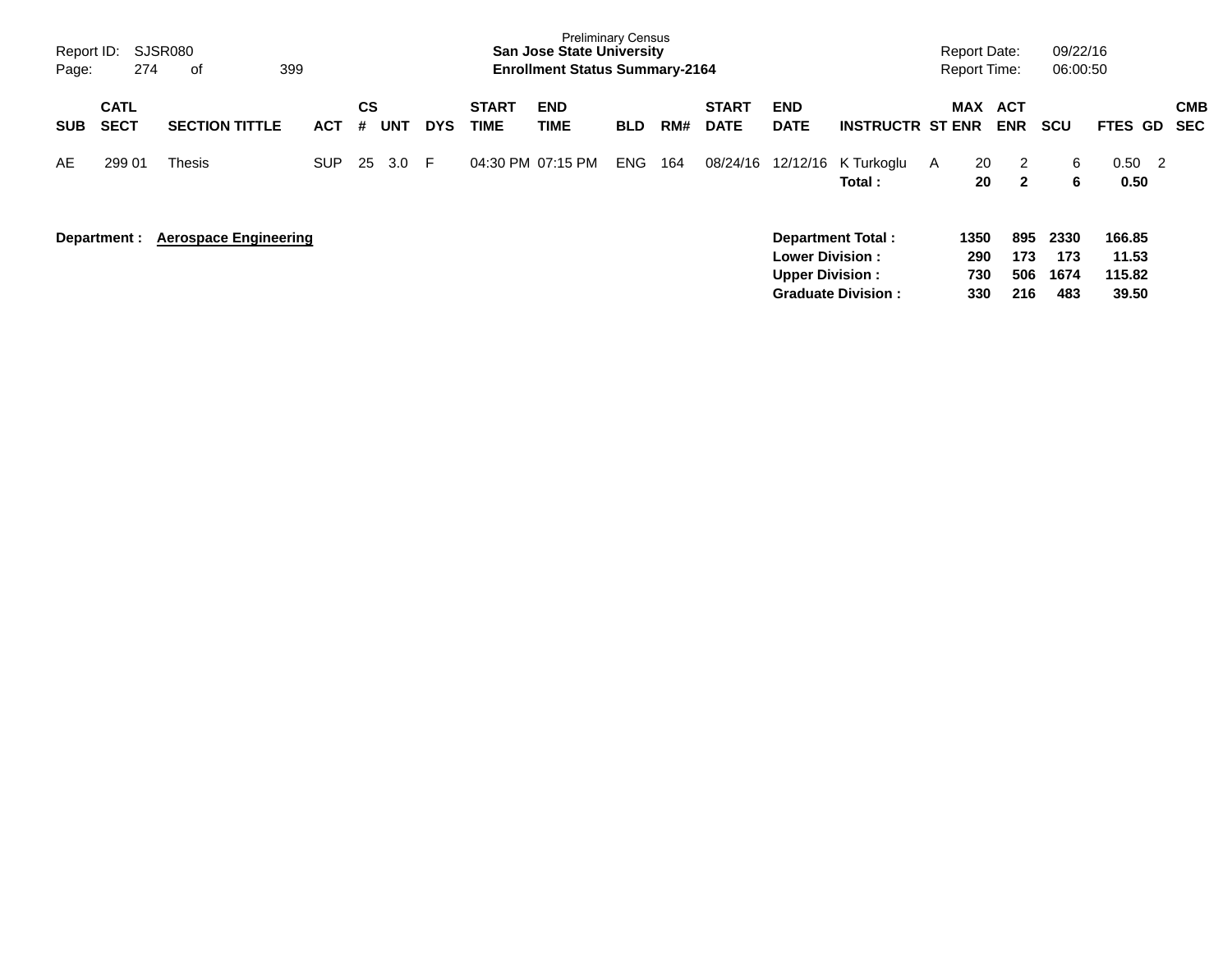Preliminary Census
**San Jose State University**
**Enrollment Status Summary-2164**

Report ID: SJSR080
Page: 274 of 399

Report Date: 09/22/16
Report Time: 06:00:50

| SUB | CATL SECT | SECTION TITTLE | ACT | CS # | UNT | DYS | START TIME | END TIME | BLD | RM# | START DATE | END DATE | INSTRUCTR | ST | MAX ENR | ACT ENR | SCU | FTES | GD | CMB SEC |
|---|---|---|---|---|---|---|---|---|---|---|---|---|---|---|---|---|---|---|---|---|
| AE | 299 01 | Thesis | SUP | 25 | 3.0 | F | 04:30 PM | 07:15 PM | ENG | 164 | 08/24/16 | 12/12/16 | K Turkoglu | A | 20 | 2 | 6 | 0.50 | 2 | |
| | | | | | | | | | | | | | **Total :** | | **20** | **2** | **6** | **0.50** | | |

**Department :** **Aerospace Engineering**

| | MAX ENR | ACT ENR | SCU | FTES |
|---|---|---|---|---|
| **Department Total :** | **1350** | **895** | **2330** | **166.85** |
| **Lower Division :** | **290** | **173** | **173** | **11.53** |
| **Upper Division :** | **730** | **506** | **1674** | **115.82** |
| **Graduate Division :** | **330** | **216** | **483** | **39.50** |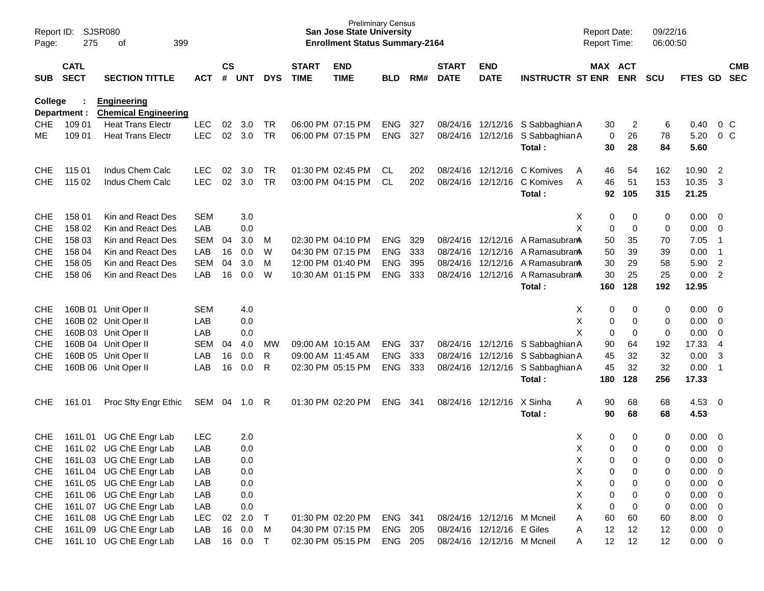Preliminary Census
**San Jose State University**
**Enrollment Status Summary-2164**

Report ID: SJSR080
Report Date: 09/22/16
Report Time: 06:00:50

**College : Engineering**
**Department : Chemical Engineering**

| SUB | CATL SECT | SECTION TITTLE | ACT | CS # | UNT | DYS | START TIME | END TIME | BLD | RM# | START DATE | END DATE | INSTRUCTR | ST | MAX ENR | ACT ENR | SCU | FTES | GD | CMB SEC |
|---|---|---|---|---|---|---|---|---|---|---|---|---|---|---|---|---|---|---|---|---|
| CHE | 109 01 | Heat Trans Electr | LEC | 02 | 3.0 | TR | 06:00 PM | 07:15 PM | ENG | 327 | 08/24/16 | 12/12/16 | S Sabbaghian | A | 30 | 2 | 6 | 0.40 | 0 | C |
| ME | 109 01 | Heat Trans Electr | LEC | 02 | 3.0 | TR | 06:00 PM | 07:15 PM | ENG | 327 | 08/24/16 | 12/12/16 | S Sabbaghian | A | 0 | 26 | 78 | 5.20 | 0 | C |
| | | | | | | | | | | | | | **Total :** | | **30** | **28** | **84** | **5.60** | | |
| CHE | 115 01 | Indus Chem Calc | LEC | 02 | 3.0 | TR | 01:30 PM | 02:45 PM | CL | 202 | 08/24/16 | 12/12/16 | C Komives | A | 46 | 54 | 162 | 10.90 | 2 | |
| CHE | 115 02 | Indus Chem Calc | LEC | 02 | 3.0 | TR | 03:00 PM | 04:15 PM | CL | 202 | 08/24/16 | 12/12/16 | C Komives | A | 46 | 51 | 153 | 10.35 | 3 | |
| | | | | | | | | | | | | | **Total :** | | **92** | **105** | **315** | **21.25** | | |
| CHE | 158 01 | Kin and React Des | SEM | | 3.0 | | | | | | | | | X | 0 | 0 | 0 | 0.00 | 0 | |
| CHE | 158 02 | Kin and React Des | LAB | | 0.0 | | | | | | | | | X | 0 | 0 | 0 | 0.00 | 0 | |
| CHE | 158 03 | Kin and React Des | SEM | 04 | 3.0 | M | 02:30 PM | 04:10 PM | ENG | 329 | 08/24/16 | 12/12/16 | A Ramasubram | A | 50 | 35 | 70 | 7.05 | 1 | |
| CHE | 158 04 | Kin and React Des | LAB | 16 | 0.0 | W | 04:30 PM | 07:15 PM | ENG | 333 | 08/24/16 | 12/12/16 | A Ramasubram | A | 50 | 39 | 39 | 0.00 | 1 | |
| CHE | 158 05 | Kin and React Des | SEM | 04 | 3.0 | M | 12:00 PM | 01:40 PM | ENG | 395 | 08/24/16 | 12/12/16 | A Ramasubram | A | 30 | 29 | 58 | 5.90 | 2 | |
| CHE | 158 06 | Kin and React Des | LAB | 16 | 0.0 | W | 10:30 AM | 01:15 PM | ENG | 333 | 08/24/16 | 12/12/16 | A Ramasubram | A | 30 | 25 | 25 | 0.00 | 2 | |
| | | | | | | | | | | | | | **Total :** | | **160** | **128** | **192** | **12.95** | | |
| CHE | 160B 01 | Unit Oper II | SEM | | 4.0 | | | | | | | | | X | 0 | 0 | 0 | 0.00 | 0 | |
| CHE | 160B 02 | Unit Oper II | LAB | | 0.0 | | | | | | | | | X | 0 | 0 | 0 | 0.00 | 0 | |
| CHE | 160B 03 | Unit Oper II | LAB | | 0.0 | | | | | | | | | X | 0 | 0 | 0 | 0.00 | 0 | |
| CHE | 160B 04 | Unit Oper II | SEM | 04 | 4.0 | MW | 09:00 AM | 10:15 AM | ENG | 337 | 08/24/16 | 12/12/16 | S Sabbaghian | A | 90 | 64 | 192 | 17.33 | 4 | |
| CHE | 160B 05 | Unit Oper II | LAB | 16 | 0.0 | R | 09:00 AM | 11:45 AM | ENG | 333 | 08/24/16 | 12/12/16 | S Sabbaghian | A | 45 | 32 | 32 | 0.00 | 3 | |
| CHE | 160B 06 | Unit Oper II | LAB | 16 | 0.0 | R | 02:30 PM | 05:15 PM | ENG | 333 | 08/24/16 | 12/12/16 | S Sabbaghian | A | 45 | 32 | 32 | 0.00 | 1 | |
| | | | | | | | | | | | | | **Total :** | | **180** | **128** | **256** | **17.33** | | |
| CHE | 161 01 | Proc Sfty Engr Ethic | SEM | 04 | 1.0 | R | 01:30 PM | 02:20 PM | ENG | 341 | 08/24/16 | 12/12/16 | X Sinha | A | 90 | 68 | 68 | 4.53 | 0 | |
| | | | | | | | | | | | | | **Total :** | | **90** | **68** | **68** | **4.53** | | |
| CHE | 161L 01 | UG ChE Engr Lab | LEC | | 2.0 | | | | | | | | | X | 0 | 0 | 0 | 0.00 | 0 | |
| CHE | 161L 02 | UG ChE Engr Lab | LAB | | 0.0 | | | | | | | | | X | 0 | 0 | 0 | 0.00 | 0 | |
| CHE | 161L 03 | UG ChE Engr Lab | LAB | | 0.0 | | | | | | | | | X | 0 | 0 | 0 | 0.00 | 0 | |
| CHE | 161L 04 | UG ChE Engr Lab | LAB | | 0.0 | | | | | | | | | X | 0 | 0 | 0 | 0.00 | 0 | |
| CHE | 161L 05 | UG ChE Engr Lab | LAB | | 0.0 | | | | | | | | | X | 0 | 0 | 0 | 0.00 | 0 | |
| CHE | 161L 06 | UG ChE Engr Lab | LAB | | 0.0 | | | | | | | | | X | 0 | 0 | 0 | 0.00 | 0 | |
| CHE | 161L 07 | UG ChE Engr Lab | LAB | | 0.0 | | | | | | | | | X | 0 | 0 | 0 | 0.00 | 0 | |
| CHE | 161L 08 | UG ChE Engr Lab | LEC | 02 | 2.0 | T | 01:30 PM | 02:20 PM | ENG | 341 | 08/24/16 | 12/12/16 | M Mcneil | A | 60 | 60 | 60 | 8.00 | 0 | |
| CHE | 161L 09 | UG ChE Engr Lab | LAB | 16 | 0.0 | M | 04:30 PM | 07:15 PM | ENG | 205 | 08/24/16 | 12/12/16 | E Giles | A | 12 | 12 | 12 | 0.00 | 0 | |
| CHE | 161L 10 | UG ChE Engr Lab | LAB | 16 | 0.0 | T | 02:30 PM | 05:15 PM | ENG | 205 | 08/24/16 | 12/12/16 | M Mcneil | A | 12 | 12 | 12 | 0.00 | 0 | |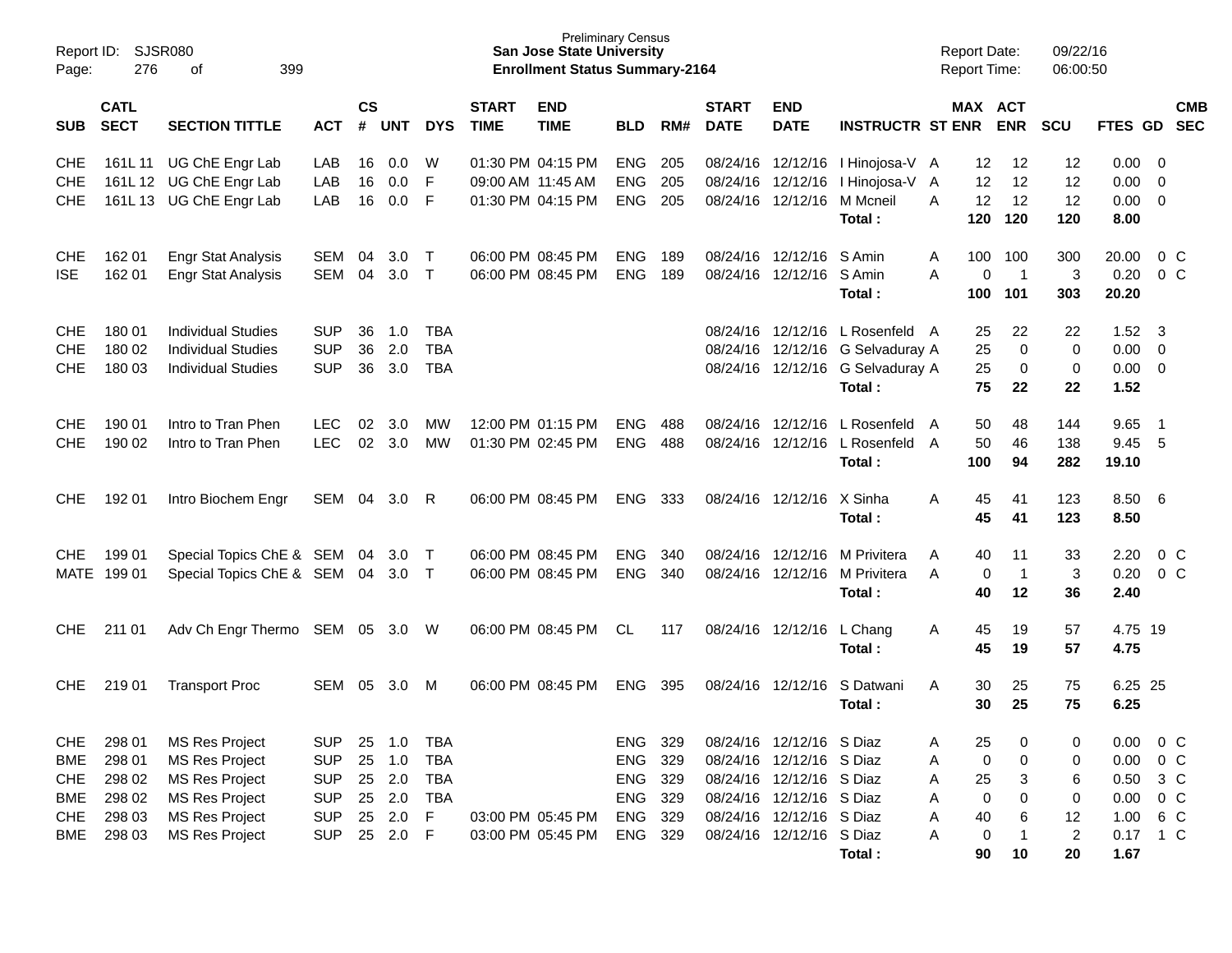Preliminary Census
**San Jose State University**
**Enrollment Status Summary-2164**

Report ID: SJSR080
Report Date: 09/22/16
Report Time: 06:00:50

| SUB | CATL SECT | SECTION TITTLE | ACT | CS # | UNT | DYS | START TIME | END TIME | BLD | RM# | START DATE | END DATE | INSTRUCTR | ST | MAX ENR | ACT ENR | SCU | FTES | GD | CMB SEC |
|---|---|---|---|---|---|---|---|---|---|---|---|---|---|---|---|---|---|---|---|---|
| CHE | 161L 11 | UG ChE Engr Lab | LAB | 16 | 0.0 | W | 01:30 PM | 04:15 PM | ENG | 205 | 08/24/16 | 12/12/16 | I Hinojosa-V | A | 12 | 12 | 12 | 0.00 | 0 | |
| CHE | 161L 12 | UG ChE Engr Lab | LAB | 16 | 0.0 | F | 09:00 AM | 11:45 AM | ENG | 205 | 08/24/16 | 12/12/16 | I Hinojosa-V | A | 12 | 12 | 12 | 0.00 | 0 | |
| CHE | 161L 13 | UG ChE Engr Lab | LAB | 16 | 0.0 | F | 01:30 PM | 04:15 PM | ENG | 205 | 08/24/16 | 12/12/16 | M Mcneil | A | 12 | 12 | 12 | 0.00 | 0 | |
| | | | | | | | | | | | | | **Total :** | | **120** | **120** | **120** | **8.00** | | |
| CHE | 162 01 | Engr Stat Analysis | SEM | 04 | 3.0 | T | 06:00 PM | 08:45 PM | ENG | 189 | 08/24/16 | 12/12/16 | S Amin | A | 100 | 100 | 300 | 20.00 | 0 | C |
| ISE | 162 01 | Engr Stat Analysis | SEM | 04 | 3.0 | T | 06:00 PM | 08:45 PM | ENG | 189 | 08/24/16 | 12/12/16 | S Amin | A | 0 | 1 | 3 | 0.20 | 0 | C |
| | | | | | | | | | | | | | **Total :** | | **100** | **101** | **303** | **20.20** | | |
| CHE | 180 01 | Individual Studies | SUP | 36 | 1.0 | TBA | | | | | 08/24/16 | 12/12/16 | L Rosenfeld | A | 25 | 22 | 22 | 1.52 | 3 | |
| CHE | 180 02 | Individual Studies | SUP | 36 | 2.0 | TBA | | | | | 08/24/16 | 12/12/16 | G Selvaduray | A | 25 | 0 | 0 | 0.00 | 0 | |
| CHE | 180 03 | Individual Studies | SUP | 36 | 3.0 | TBA | | | | | 08/24/16 | 12/12/16 | G Selvaduray | A | 25 | 0 | 0 | 0.00 | 0 | |
| | | | | | | | | | | | | | **Total :** | | **75** | **22** | **22** | **1.52** | | |
| CHE | 190 01 | Intro to Tran Phen | LEC | 02 | 3.0 | MW | 12:00 PM | 01:15 PM | ENG | 488 | 08/24/16 | 12/12/16 | L Rosenfeld | A | 50 | 48 | 144 | 9.65 | 1 | |
| CHE | 190 02 | Intro to Tran Phen | LEC | 02 | 3.0 | MW | 01:30 PM | 02:45 PM | ENG | 488 | 08/24/16 | 12/12/16 | L Rosenfeld | A | 50 | 46 | 138 | 9.45 | 5 | |
| | | | | | | | | | | | | | **Total :** | | **100** | **94** | **282** | **19.10** | | |
| CHE | 192 01 | Intro Biochem Engr | SEM | 04 | 3.0 | R | 06:00 PM | 08:45 PM | ENG | 333 | 08/24/16 | 12/12/16 | X Sinha | A | 45 | 41 | 123 | 8.50 | 6 | |
| | | | | | | | | | | | | | **Total :** | | **45** | **41** | **123** | **8.50** | | |
| CHE | 199 01 | Special Topics ChE & | SEM | 04 | 3.0 | T | 06:00 PM | 08:45 PM | ENG | 340 | 08/24/16 | 12/12/16 | M Privitera | A | 40 | 11 | 33 | 2.20 | 0 | C |
| MATE | 199 01 | Special Topics ChE & | SEM | 04 | 3.0 | T | 06:00 PM | 08:45 PM | ENG | 340 | 08/24/16 | 12/12/16 | M Privitera | A | 0 | 1 | 3 | 0.20 | 0 | C |
| | | | | | | | | | | | | | **Total :** | | **40** | **12** | **36** | **2.40** | | |
| CHE | 211 01 | Adv Ch Engr Thermo | SEM | 05 | 3.0 | W | 06:00 PM | 08:45 PM | CL | 117 | 08/24/16 | 12/12/16 | L Chang | A | 45 | 19 | 57 | 4.75 | 19 | |
| | | | | | | | | | | | | | **Total :** | | **45** | **19** | **57** | **4.75** | | |
| CHE | 219 01 | Transport Proc | SEM | 05 | 3.0 | M | 06:00 PM | 08:45 PM | ENG | 395 | 08/24/16 | 12/12/16 | S Datwani | A | 30 | 25 | 75 | 6.25 | 25 | |
| | | | | | | | | | | | | | **Total :** | | **30** | **25** | **75** | **6.25** | | |
| CHE | 298 01 | MS Res Project | SUP | 25 | 1.0 | TBA | | | ENG | 329 | 08/24/16 | 12/12/16 | S Diaz | A | 25 | 0 | 0 | 0.00 | 0 | C |
| BME | 298 01 | MS Res Project | SUP | 25 | 1.0 | TBA | | | ENG | 329 | 08/24/16 | 12/12/16 | S Diaz | A | 0 | 0 | 0 | 0.00 | 0 | C |
| CHE | 298 02 | MS Res Project | SUP | 25 | 2.0 | TBA | | | ENG | 329 | 08/24/16 | 12/12/16 | S Diaz | A | 25 | 3 | 6 | 0.50 | 3 | C |
| BME | 298 02 | MS Res Project | SUP | 25 | 2.0 | TBA | | | ENG | 329 | 08/24/16 | 12/12/16 | S Diaz | A | 0 | 0 | 0 | 0.00 | 0 | C |
| CHE | 298 03 | MS Res Project | SUP | 25 | 2.0 | F | 03:00 PM | 05:45 PM | ENG | 329 | 08/24/16 | 12/12/16 | S Diaz | A | 40 | 6 | 12 | 1.00 | 6 | C |
| BME | 298 03 | MS Res Project | SUP | 25 | 2.0 | F | 03:00 PM | 05:45 PM | ENG | 329 | 08/24/16 | 12/12/16 | S Diaz | A | 0 | 1 | 2 | 0.17 | 1 | C |
| | | | | | | | | | | | | | **Total :** | | **90** | **10** | **20** | **1.67** | | |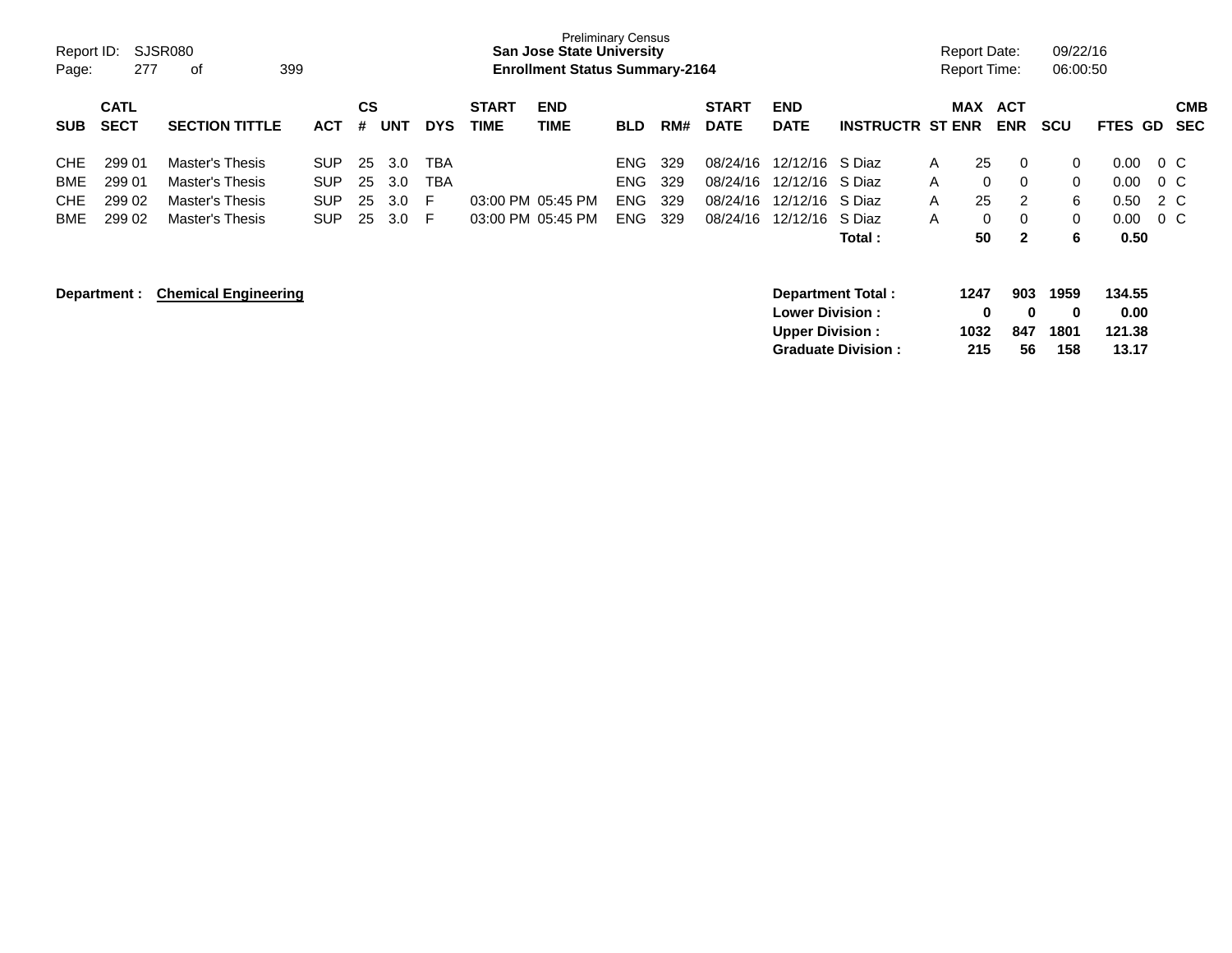Preliminary Census
**San Jose State University**
**Enrollment Status Summary-2164**

Report ID: SJSR080
Report Date: 09/22/16
Report Time: 06:00:50

| SUB | CATL SECT | SECTION TITTLE | ACT | CS # | UNT | DYS | START TIME | END TIME | BLD | RM# | START DATE | END DATE | INSTRUCTR | ST | MAX ENR | ACT ENR | SCU | FTES | GD | CMB SEC |
|---|---|---|---|---|---|---|---|---|---|---|---|---|---|---|---|---|---|---|---|---|
| CHE | 299 01 | Master's Thesis | SUP | 25 | 3.0 | TBA | | | ENG | 329 | 08/24/16 | 12/12/16 | S Diaz | A | 25 | 0 | 0 | 0.00 | 0 | C |
| BME | 299 01 | Master's Thesis | SUP | 25 | 3.0 | TBA | | | ENG | 329 | 08/24/16 | 12/12/16 | S Diaz | A | 0 | 0 | 0 | 0.00 | 0 | C |
| CHE | 299 02 | Master's Thesis | SUP | 25 | 3.0 | F | 03:00 PM | 05:45 PM | ENG | 329 | 08/24/16 | 12/12/16 | S Diaz | A | 25 | 2 | 6 | 0.50 | 2 | C |
| BME | 299 02 | Master's Thesis | SUP | 25 | 3.0 | F | 03:00 PM | 05:45 PM | ENG | 329 | 08/24/16 | 12/12/16 | S Diaz | A | 0 | 0 | 0 | 0.00 | 0 | C |
| | | | | | | | | | | | | | **Total :** | | **50** | **2** | **6** | **0.50** | | |

**Department :** **Chemical Engineering**

| | MAX ENR | ACT ENR | SCU | FTES |
|---|---|---|---|---|
| **Department Total :** | **1247** | **903** | **1959** | **134.55** |
| **Lower Division :** | **0** | **0** | **0** | **0.00** |
| **Upper Division :** | **1032** | **847** | **1801** | **121.38** |
| **Graduate Division :** | **215** | **56** | **158** | **13.17** |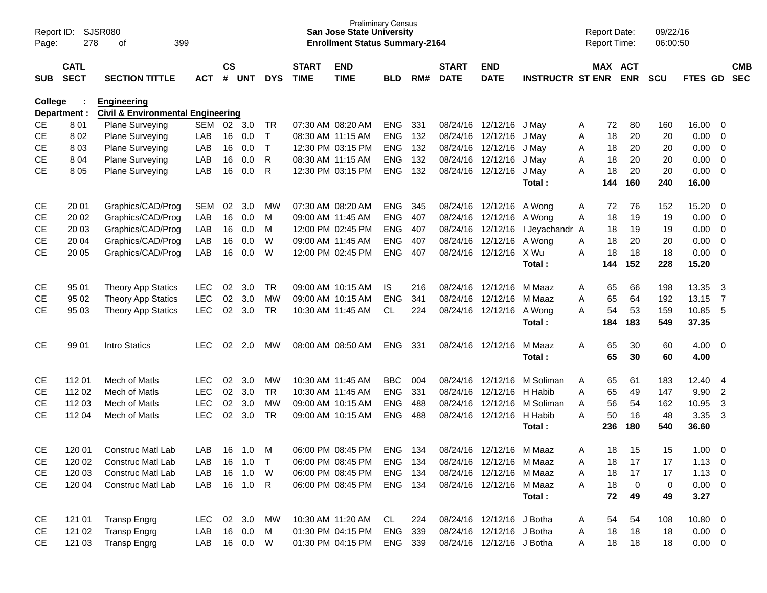Preliminary Census
**San Jose State University**
**Enrollment Status Summary-2164**

Report ID: SJSR080
Report Date: 09/22/16
Report Time: 06:00:50

**College : Engineering**
**Department : Civil & Environmental Engineering**

| SUB | CATL SECT | SECTION TITTLE | ACT | CS # | UNT | DYS | START TIME | END TIME | BLD | RM# | START DATE | END DATE | INSTRUCTR | ST | MAX ENR | ACT ENR | SCU | FTES | GD | CMB SEC |
|---|---|---|---|---|---|---|---|---|---|---|---|---|---|---|---|---|---|---|---|---|
| CE | 8 01 | Plane Surveying | SEM | 02 | 3.0 | TR | 07:30 AM | 08:20 AM | ENG | 331 | 08/24/16 | 12/12/16 | J May | A | 72 | 80 | 160 | 16.00 | 0 | |
| CE | 8 02 | Plane Surveying | LAB | 16 | 0.0 | T | 08:30 AM | 11:15 AM | ENG | 132 | 08/24/16 | 12/12/16 | J May | A | 18 | 20 | 20 | 0.00 | 0 | |
| CE | 8 03 | Plane Surveying | LAB | 16 | 0.0 | T | 12:30 PM | 03:15 PM | ENG | 132 | 08/24/16 | 12/12/16 | J May | A | 18 | 20 | 20 | 0.00 | 0 | |
| CE | 8 04 | Plane Surveying | LAB | 16 | 0.0 | R | 08:30 AM | 11:15 AM | ENG | 132 | 08/24/16 | 12/12/16 | J May | A | 18 | 20 | 20 | 0.00 | 0 | |
| CE | 8 05 | Plane Surveying | LAB | 16 | 0.0 | R | 12:30 PM | 03:15 PM | ENG | 132 | 08/24/16 | 12/12/16 | J May | A | 18 | 20 | 20 | 0.00 | 0 | |
| | | | | | | | | | | | | | **Total :** | | **144** | **160** | **240** | **16.00** | | |
| CE | 20 01 | Graphics/CAD/Prog | SEM | 02 | 3.0 | MW | 07:30 AM | 08:20 AM | ENG | 345 | 08/24/16 | 12/12/16 | A Wong | A | 72 | 76 | 152 | 15.20 | 0 | |
| CE | 20 02 | Graphics/CAD/Prog | LAB | 16 | 0.0 | M | 09:00 AM | 11:45 AM | ENG | 407 | 08/24/16 | 12/12/16 | A Wong | A | 18 | 19 | 19 | 0.00 | 0 | |
| CE | 20 03 | Graphics/CAD/Prog | LAB | 16 | 0.0 | M | 12:00 PM | 02:45 PM | ENG | 407 | 08/24/16 | 12/12/16 | I Jeyachandr | A | 18 | 19 | 19 | 0.00 | 0 | |
| CE | 20 04 | Graphics/CAD/Prog | LAB | 16 | 0.0 | W | 09:00 AM | 11:45 AM | ENG | 407 | 08/24/16 | 12/12/16 | A Wong | A | 18 | 20 | 20 | 0.00 | 0 | |
| CE | 20 05 | Graphics/CAD/Prog | LAB | 16 | 0.0 | W | 12:00 PM | 02:45 PM | ENG | 407 | 08/24/16 | 12/12/16 | X Wu | A | 18 | 18 | 18 | 0.00 | 0 | |
| | | | | | | | | | | | | | **Total :** | | **144** | **152** | **228** | **15.20** | | |
| CE | 95 01 | Theory App Statics | LEC | 02 | 3.0 | TR | 09:00 AM | 10:15 AM | IS | 216 | 08/24/16 | 12/12/16 | M Maaz | A | 65 | 66 | 198 | 13.35 | 3 | |
| CE | 95 02 | Theory App Statics | LEC | 02 | 3.0 | MW | 09:00 AM | 10:15 AM | ENG | 341 | 08/24/16 | 12/12/16 | M Maaz | A | 65 | 64 | 192 | 13.15 | 7 | |
| CE | 95 03 | Theory App Statics | LEC | 02 | 3.0 | TR | 10:30 AM | 11:45 AM | CL | 224 | 08/24/16 | 12/12/16 | A Wong | A | 54 | 53 | 159 | 10.85 | 5 | |
| | | | | | | | | | | | | | **Total :** | | **184** | **183** | **549** | **37.35** | | |
| CE | 99 01 | Intro Statics | LEC | 02 | 2.0 | MW | 08:00 AM | 08:50 AM | ENG | 331 | 08/24/16 | 12/12/16 | M Maaz | A | 65 | 30 | 60 | 4.00 | 0 | |
| | | | | | | | | | | | | | **Total :** | | **65** | **30** | **60** | **4.00** | | |
| CE | 112 01 | Mech of Matls | LEC | 02 | 3.0 | MW | 10:30 AM | 11:45 AM | BBC | 004 | 08/24/16 | 12/12/16 | M Soliman | A | 65 | 61 | 183 | 12.40 | 4 | |
| CE | 112 02 | Mech of Matls | LEC | 02 | 3.0 | TR | 10:30 AM | 11:45 AM | ENG | 331 | 08/24/16 | 12/12/16 | H Habib | A | 65 | 49 | 147 | 9.90 | 2 | |
| CE | 112 03 | Mech of Matls | LEC | 02 | 3.0 | MW | 09:00 AM | 10:15 AM | ENG | 488 | 08/24/16 | 12/12/16 | M Soliman | A | 56 | 54 | 162 | 10.95 | 3 | |
| CE | 112 04 | Mech of Matls | LEC | 02 | 3.0 | TR | 09:00 AM | 10:15 AM | ENG | 488 | 08/24/16 | 12/12/16 | H Habib | A | 50 | 16 | 48 | 3.35 | 3 | |
| | | | | | | | | | | | | | **Total :** | | **236** | **180** | **540** | **36.60** | | |
| CE | 120 01 | Construc Matl Lab | LAB | 16 | 1.0 | M | 06:00 PM | 08:45 PM | ENG | 134 | 08/24/16 | 12/12/16 | M Maaz | A | 18 | 15 | 15 | 1.00 | 0 | |
| CE | 120 02 | Construc Matl Lab | LAB | 16 | 1.0 | T | 06:00 PM | 08:45 PM | ENG | 134 | 08/24/16 | 12/12/16 | M Maaz | A | 18 | 17 | 17 | 1.13 | 0 | |
| CE | 120 03 | Construc Matl Lab | LAB | 16 | 1.0 | W | 06:00 PM | 08:45 PM | ENG | 134 | 08/24/16 | 12/12/16 | M Maaz | A | 18 | 17 | 17 | 1.13 | 0 | |
| CE | 120 04 | Construc Matl Lab | LAB | 16 | 1.0 | R | 06:00 PM | 08:45 PM | ENG | 134 | 08/24/16 | 12/12/16 | M Maaz | A | 18 | 0 | 0 | 0.00 | 0 | |
| | | | | | | | | | | | | | **Total :** | | **72** | **49** | **49** | **3.27** | | |
| CE | 121 01 | Transp Engrg | LEC | 02 | 3.0 | MW | 10:30 AM | 11:20 AM | CL | 224 | 08/24/16 | 12/12/16 | J Botha | A | 54 | 54 | 108 | 10.80 | 0 | |
| CE | 121 02 | Transp Engrg | LAB | 16 | 0.0 | M | 01:30 PM | 04:15 PM | ENG | 339 | 08/24/16 | 12/12/16 | J Botha | A | 18 | 18 | 18 | 0.00 | 0 | |
| CE | 121 03 | Transp Engrg | LAB | 16 | 0.0 | W | 01:30 PM | 04:15 PM | ENG | 339 | 08/24/16 | 12/12/16 | J Botha | A | 18 | 18 | 18 | 0.00 | 0 | |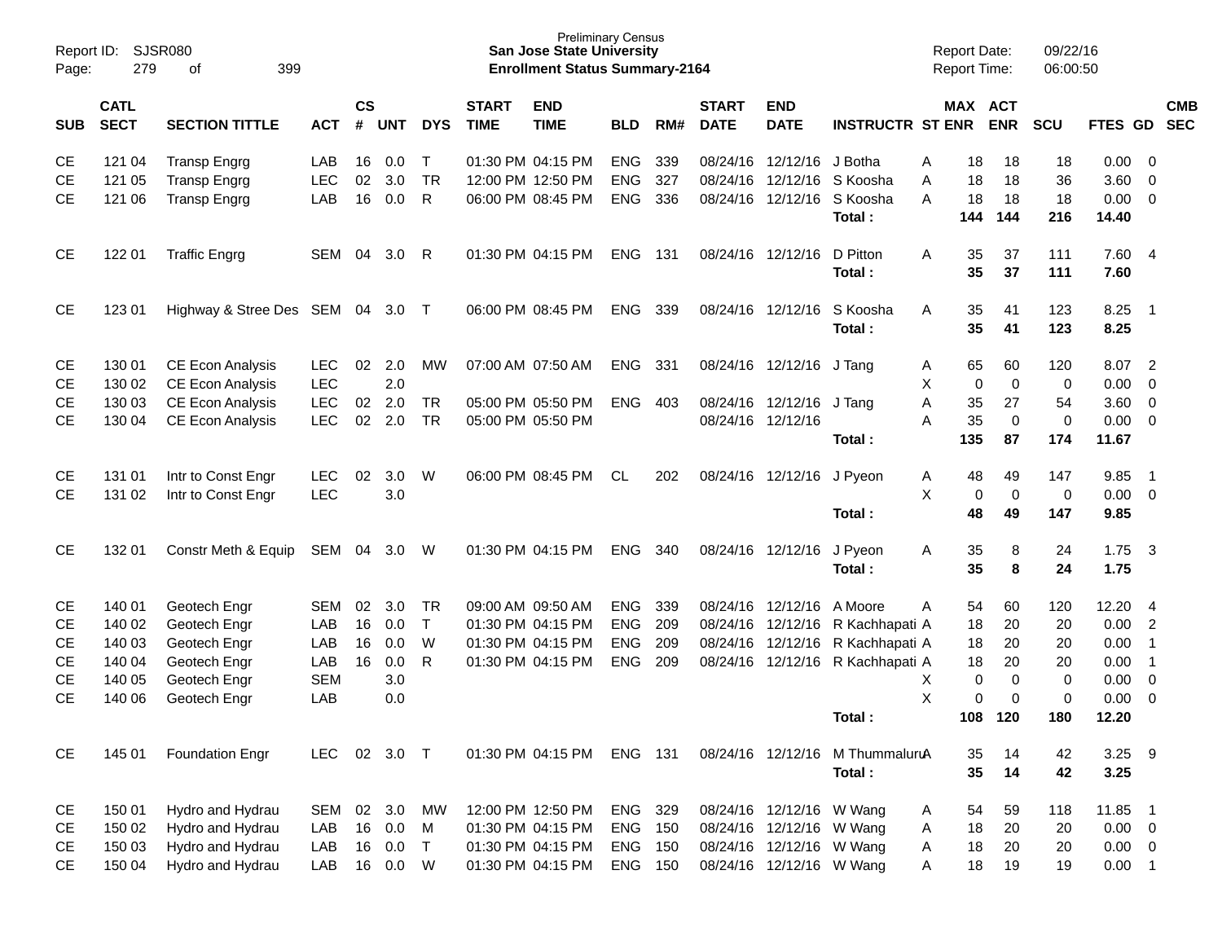Preliminary Census
**San Jose State University**
**Enrollment Status Summary-2164**

Report ID: SJSR080
Report Date: 09/22/16
Report Time: 06:00:50

| SUB | CATL SECT | SECTION TITTLE | ACT | CS # | UNT | DYS | START TIME | END TIME | BLD | RM# | START DATE | END DATE | INSTRUCTR | ST | MAX ENR | ACT ENR | SCU | FTES | GD | CMB SEC |
|---|---|---|---|---|---|---|---|---|---|---|---|---|---|---|---|---|---|---|---|---|
| CE | 121 04 | Transp Engrg | LAB | 16 | 0.0 | T | 01:30 PM | 04:15 PM | ENG | 339 | 08/24/16 | 12/12/16 | J Botha | A | 18 | 18 | 18 | 0.00 | 0 | |
| CE | 121 05 | Transp Engrg | LEC | 02 | 3.0 | TR | 12:00 PM | 12:50 PM | ENG | 327 | 08/24/16 | 12/12/16 | S Koosha | A | 18 | 18 | 36 | 3.60 | 0 | |
| CE | 121 06 | Transp Engrg | LAB | 16 | 0.0 | R | 06:00 PM | 08:45 PM | ENG | 336 | 08/24/16 | 12/12/16 | S Koosha | A | 18 | 18 | 18 | 0.00 | 0 | |
| | | | | | | | | | | | | | **Total :** | | **144** | **144** | **216** | **14.40** | | |
| CE | 122 01 | Traffic Engrg | SEM | 04 | 3.0 | R | 01:30 PM | 04:15 PM | ENG | 131 | 08/24/16 | 12/12/16 | D Pitton | A | 35 | 37 | 111 | 7.60 | 4 | |
| | | | | | | | | | | | | | **Total :** | | **35** | **37** | **111** | **7.60** | | |
| CE | 123 01 | Highway & Stree Des | SEM | 04 | 3.0 | T | 06:00 PM | 08:45 PM | ENG | 339 | 08/24/16 | 12/12/16 | S Koosha | A | 35 | 41 | 123 | 8.25 | 1 | |
| | | | | | | | | | | | | | **Total :** | | **35** | **41** | **123** | **8.25** | | |
| CE | 130 01 | CE Econ Analysis | LEC | 02 | 2.0 | MW | 07:00 AM | 07:50 AM | ENG | 331 | 08/24/16 | 12/12/16 | J Tang | A | 65 | 60 | 120 | 8.07 | 2 | |
| CE | 130 02 | CE Econ Analysis | LEC | | 2.0 | | | | | | | | | X | 0 | 0 | 0 | 0.00 | 0 | |
| CE | 130 03 | CE Econ Analysis | LEC | 02 | 2.0 | TR | 05:00 PM | 05:50 PM | ENG | 403 | 08/24/16 | 12/12/16 | J Tang | A | 35 | 27 | 54 | 3.60 | 0 | |
| CE | 130 04 | CE Econ Analysis | LEC | 02 | 2.0 | TR | 05:00 PM | 05:50 PM | | | 08/24/16 | 12/12/16 | | A | 35 | 0 | 0 | 0.00 | 0 | |
| | | | | | | | | | | | | | **Total :** | | **135** | **87** | **174** | **11.67** | | |
| CE | 131 01 | Intr to Const Engr | LEC | 02 | 3.0 | W | 06:00 PM | 08:45 PM | CL | 202 | 08/24/16 | 12/12/16 | J Pyeon | A | 48 | 49 | 147 | 9.85 | 1 | |
| CE | 131 02 | Intr to Const Engr | LEC | | 3.0 | | | | | | | | | X | 0 | 0 | 0 | 0.00 | 0 | |
| | | | | | | | | | | | | | **Total :** | | **48** | **49** | **147** | **9.85** | | |
| CE | 132 01 | Constr Meth & Equip | SEM | 04 | 3.0 | W | 01:30 PM | 04:15 PM | ENG | 340 | 08/24/16 | 12/12/16 | J Pyeon | A | 35 | 8 | 24 | 1.75 | 3 | |
| | | | | | | | | | | | | | **Total :** | | **35** | **8** | **24** | **1.75** | | |
| CE | 140 01 | Geotech Engr | SEM | 02 | 3.0 | TR | 09:00 AM | 09:50 AM | ENG | 339 | 08/24/16 | 12/12/16 | A Moore | A | 54 | 60 | 120 | 12.20 | 4 | |
| CE | 140 02 | Geotech Engr | LAB | 16 | 0.0 | T | 01:30 PM | 04:15 PM | ENG | 209 | 08/24/16 | 12/12/16 | R Kachhapati | A | 18 | 20 | 20 | 0.00 | 2 | |
| CE | 140 03 | Geotech Engr | LAB | 16 | 0.0 | W | 01:30 PM | 04:15 PM | ENG | 209 | 08/24/16 | 12/12/16 | R Kachhapati | A | 18 | 20 | 20 | 0.00 | 1 | |
| CE | 140 04 | Geotech Engr | LAB | 16 | 0.0 | R | 01:30 PM | 04:15 PM | ENG | 209 | 08/24/16 | 12/12/16 | R Kachhapati | A | 18 | 20 | 20 | 0.00 | 1 | |
| CE | 140 05 | Geotech Engr | SEM | | 3.0 | | | | | | | | | X | 0 | 0 | 0 | 0.00 | 0 | |
| CE | 140 06 | Geotech Engr | LAB | | 0.0 | | | | | | | | | X | 0 | 0 | 0 | 0.00 | 0 | |
| | | | | | | | | | | | | | **Total :** | | **108** | **120** | **180** | **12.20** | | |
| CE | 145 01 | Foundation Engr | LEC | 02 | 3.0 | T | 01:30 PM | 04:15 PM | ENG | 131 | 08/24/16 | 12/12/16 | M Thummaluru | A | 35 | 14 | 42 | 3.25 | 9 | |
| | | | | | | | | | | | | | **Total :** | | **35** | **14** | **42** | **3.25** | | |
| CE | 150 01 | Hydro and Hydrau | SEM | 02 | 3.0 | MW | 12:00 PM | 12:50 PM | ENG | 329 | 08/24/16 | 12/12/16 | W Wang | A | 54 | 59 | 118 | 11.85 | 1 | |
| CE | 150 02 | Hydro and Hydrau | LAB | 16 | 0.0 | M | 01:30 PM | 04:15 PM | ENG | 150 | 08/24/16 | 12/12/16 | W Wang | A | 18 | 20 | 20 | 0.00 | 0 | |
| CE | 150 03 | Hydro and Hydrau | LAB | 16 | 0.0 | T | 01:30 PM | 04:15 PM | ENG | 150 | 08/24/16 | 12/12/16 | W Wang | A | 18 | 20 | 20 | 0.00 | 0 | |
| CE | 150 04 | Hydro and Hydrau | LAB | 16 | 0.0 | W | 01:30 PM | 04:15 PM | ENG | 150 | 08/24/16 | 12/12/16 | W Wang | A | 18 | 19 | 19 | 0.00 | 1 | |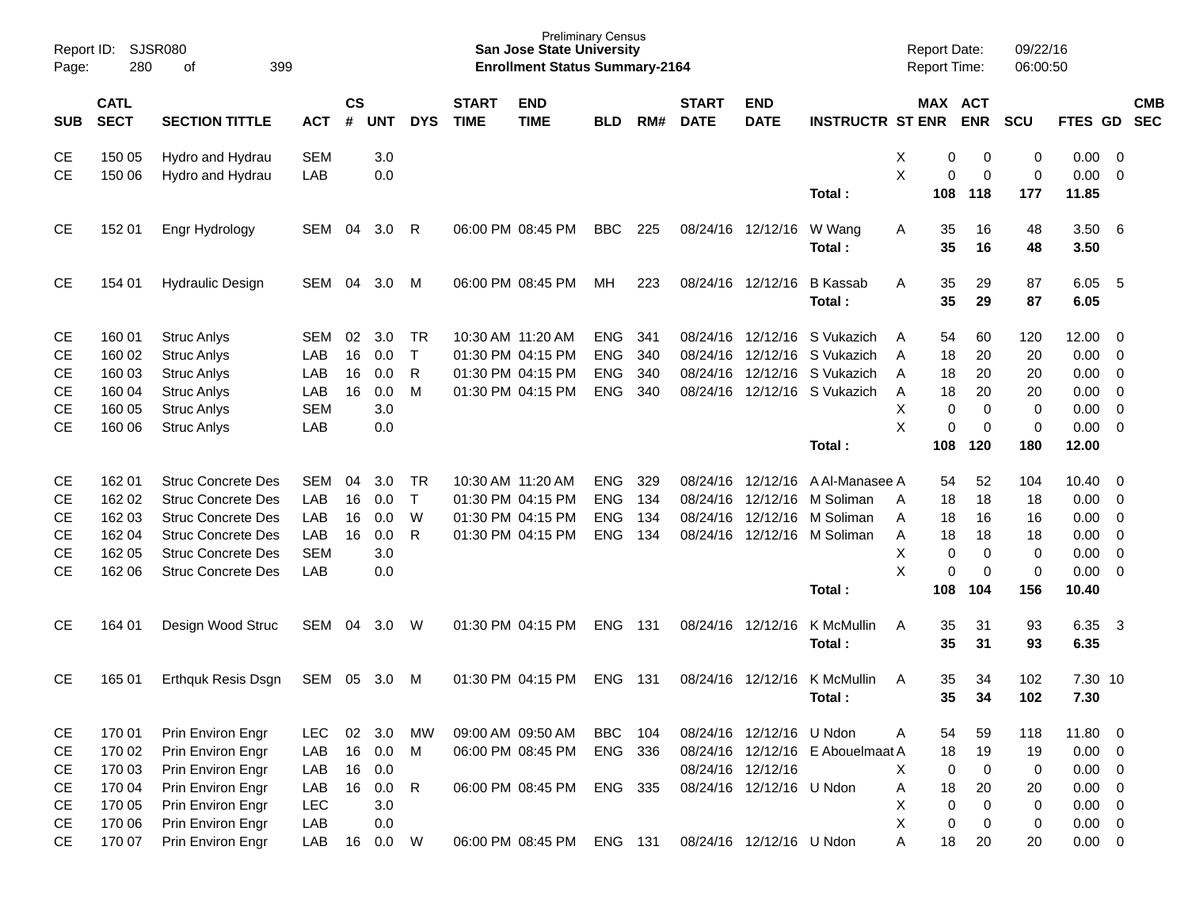Preliminary Census
**San Jose State University**
**Enrollment Status Summary-2164**

Report ID: SJSR080
Report Date: 09/22/16
Report Time: 06:00:50

| SUB | CATL SECT | SECTION TITTLE | ACT | CS # | UNT | DYS | START TIME | END TIME | BLD | RM# | START DATE | END DATE | INSTRUCTR | ST | MAX ENR | ACT ENR | SCU | FTES | GD | CMB SEC |
|---|---|---|---|---|---|---|---|---|---|---|---|---|---|---|---|---|---|---|---|---|
| CE | 150 05 | Hydro and Hydrau | SEM | | 3.0 | | | | | | | | | X | 0 | 0 | 0 | 0.00 | 0 | |
| CE | 150 06 | Hydro and Hydrau | LAB | | 0.0 | | | | | | | | | X | 0 | 0 | 0 | 0.00 | 0 | |
| | | | | | | | | | | | | | **Total :** | | **108** | **118** | **177** | **11.85** | | |
| CE | 152 01 | Engr Hydrology | SEM | 04 | 3.0 | R | 06:00 PM | 08:45 PM | BBC | 225 | 08/24/16 | 12/12/16 | W Wang | A | 35 | 16 | 48 | 3.50 | 6 | |
| | | | | | | | | | | | | | **Total :** | | **35** | **16** | **48** | **3.50** | | |
| CE | 154 01 | Hydraulic Design | SEM | 04 | 3.0 | M | 06:00 PM | 08:45 PM | MH | 223 | 08/24/16 | 12/12/16 | B Kassab | A | 35 | 29 | 87 | 6.05 | 5 | |
| | | | | | | | | | | | | | **Total :** | | **35** | **29** | **87** | **6.05** | | |
| CE | 160 01 | Struc Anlys | SEM | 02 | 3.0 | TR | 10:30 AM | 11:20 AM | ENG | 341 | 08/24/16 | 12/12/16 | S Vukazich | A | 54 | 60 | 120 | 12.00 | 0 | |
| CE | 160 02 | Struc Anlys | LAB | 16 | 0.0 | T | 01:30 PM | 04:15 PM | ENG | 340 | 08/24/16 | 12/12/16 | S Vukazich | A | 18 | 20 | 20 | 0.00 | 0 | |
| CE | 160 03 | Struc Anlys | LAB | 16 | 0.0 | R | 01:30 PM | 04:15 PM | ENG | 340 | 08/24/16 | 12/12/16 | S Vukazich | A | 18 | 20 | 20 | 0.00 | 0 | |
| CE | 160 04 | Struc Anlys | LAB | 16 | 0.0 | M | 01:30 PM | 04:15 PM | ENG | 340 | 08/24/16 | 12/12/16 | S Vukazich | A | 18 | 20 | 20 | 0.00 | 0 | |
| CE | 160 05 | Struc Anlys | SEM | | 3.0 | | | | | | | | | X | 0 | 0 | 0 | 0.00 | 0 | |
| CE | 160 06 | Struc Anlys | LAB | | 0.0 | | | | | | | | | X | 0 | 0 | 0 | 0.00 | 0 | |
| | | | | | | | | | | | | | **Total :** | | **108** | **120** | **180** | **12.00** | | |
| CE | 162 01 | Struc Concrete Des | SEM | 04 | 3.0 | TR | 10:30 AM | 11:20 AM | ENG | 329 | 08/24/16 | 12/12/16 | A Al-Manasee | A | 54 | 52 | 104 | 10.40 | 0 | |
| CE | 162 02 | Struc Concrete Des | LAB | 16 | 0.0 | T | 01:30 PM | 04:15 PM | ENG | 134 | 08/24/16 | 12/12/16 | M Soliman | A | 18 | 18 | 18 | 0.00 | 0 | |
| CE | 162 03 | Struc Concrete Des | LAB | 16 | 0.0 | W | 01:30 PM | 04:15 PM | ENG | 134 | 08/24/16 | 12/12/16 | M Soliman | A | 18 | 16 | 16 | 0.00 | 0 | |
| CE | 162 04 | Struc Concrete Des | LAB | 16 | 0.0 | R | 01:30 PM | 04:15 PM | ENG | 134 | 08/24/16 | 12/12/16 | M Soliman | A | 18 | 18 | 18 | 0.00 | 0 | |
| CE | 162 05 | Struc Concrete Des | SEM | | 3.0 | | | | | | | | | X | 0 | 0 | 0 | 0.00 | 0 | |
| CE | 162 06 | Struc Concrete Des | LAB | | 0.0 | | | | | | | | | X | 0 | 0 | 0 | 0.00 | 0 | |
| | | | | | | | | | | | | | **Total :** | | **108** | **104** | **156** | **10.40** | | |
| CE | 164 01 | Design Wood Struc | SEM | 04 | 3.0 | W | 01:30 PM | 04:15 PM | ENG | 131 | 08/24/16 | 12/12/16 | K McMullin | A | 35 | 31 | 93 | 6.35 | 3 | |
| | | | | | | | | | | | | | **Total :** | | **35** | **31** | **93** | **6.35** | | |
| CE | 165 01 | Erthquk Resis Dsgn | SEM | 05 | 3.0 | M | 01:30 PM | 04:15 PM | ENG | 131 | 08/24/16 | 12/12/16 | K McMullin | A | 35 | 34 | 102 | 7.30 | 10 | |
| | | | | | | | | | | | | | **Total :** | | **35** | **34** | **102** | **7.30** | | |
| CE | 170 01 | Prin Environ Engr | LEC | 02 | 3.0 | MW | 09:00 AM | 09:50 AM | BBC | 104 | 08/24/16 | 12/12/16 | U Ndon | A | 54 | 59 | 118 | 11.80 | 0 | |
| CE | 170 02 | Prin Environ Engr | LAB | 16 | 0.0 | M | 06:00 PM | 08:45 PM | ENG | 336 | 08/24/16 | 12/12/16 | E Abouelmaat | A | 18 | 19 | 19 | 0.00 | 0 | |
| CE | 170 03 | Prin Environ Engr | LAB | 16 | 0.0 | | | | | | 08/24/16 | 12/12/16 | | X | 0 | 0 | 0 | 0.00 | 0 | |
| CE | 170 04 | Prin Environ Engr | LAB | 16 | 0.0 | R | 06:00 PM | 08:45 PM | ENG | 335 | 08/24/16 | 12/12/16 | U Ndon | A | 18 | 20 | 20 | 0.00 | 0 | |
| CE | 170 05 | Prin Environ Engr | LEC | | 3.0 | | | | | | | | | X | 0 | 0 | 0 | 0.00 | 0 | |
| CE | 170 06 | Prin Environ Engr | LAB | | 0.0 | | | | | | | | | X | 0 | 0 | 0 | 0.00 | 0 | |
| CE | 170 07 | Prin Environ Engr | LAB | 16 | 0.0 | W | 06:00 PM | 08:45 PM | ENG | 131 | 08/24/16 | 12/12/16 | U Ndon | A | 18 | 20 | 20 | 0.00 | 0 | |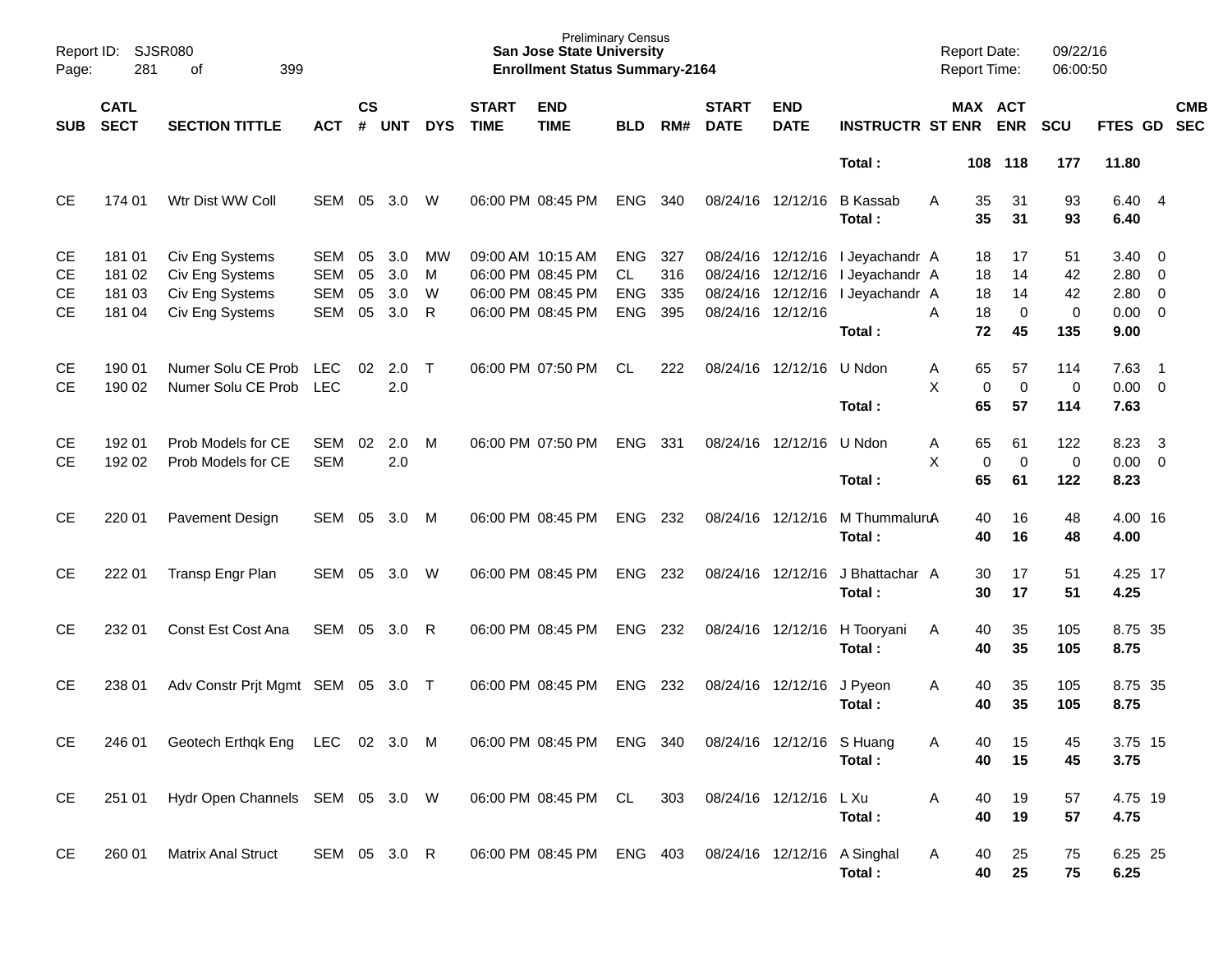Report ID: SJSR080
Page: 281 of 399

Preliminary Census
**San Jose State University**
**Enrollment Status Summary-2164**

Report Date: 09/22/16
Report Time: 06:00:50

| SUB | CATL SECT | SECTION TITTLE | ACT | CS # | UNT | DYS | START TIME | END TIME | BLD | RM# | START DATE | END DATE | INSTRUCTR | ST | MAX ENR | ACT ENR | SCU | FTES | GD | CMB SEC |
|---|---|---|---|---|---|---|---|---|---|---|---|---|---|---|---|---|---|---|---|---|
| | | | | | | | | | | | | | **Total :** | | **108** | **118** | **177** | **11.80** | | |
| CE | 174 01 | Wtr Dist WW Coll | SEM | 05 | 3.0 | W | 06:00 PM | 08:45 PM | ENG | 340 | 08/24/16 | 12/12/16 | B Kassab | A | 35 | 31 | 93 | 6.40 | 4 | |
| | | | | | | | | | | | | | **Total :** | | **35** | **31** | **93** | **6.40** | | |
| CE | 181 01 | Civ Eng Systems | SEM | 05 | 3.0 | MW | 09:00 AM | 10:15 AM | ENG | 327 | 08/24/16 | 12/12/16 | I Jeyachandr | A | 18 | 17 | 51 | 3.40 | 0 | |
| CE | 181 02 | Civ Eng Systems | SEM | 05 | 3.0 | M | 06:00 PM | 08:45 PM | CL | 316 | 08/24/16 | 12/12/16 | I Jeyachandr | A | 18 | 14 | 42 | 2.80 | 0 | |
| CE | 181 03 | Civ Eng Systems | SEM | 05 | 3.0 | W | 06:00 PM | 08:45 PM | ENG | 335 | 08/24/16 | 12/12/16 | I Jeyachandr | A | 18 | 14 | 42 | 2.80 | 0 | |
| CE | 181 04 | Civ Eng Systems | SEM | 05 | 3.0 | R | 06:00 PM | 08:45 PM | ENG | 395 | 08/24/16 | 12/12/16 | | A | 18 | 0 | 0 | 0.00 | 0 | |
| | | | | | | | | | | | | | **Total :** | | **72** | **45** | **135** | **9.00** | | |
| CE | 190 01 | Numer Solu CE Prob | LEC | 02 | 2.0 | T | 06:00 PM | 07:50 PM | CL | 222 | 08/24/16 | 12/12/16 | U Ndon | A | 65 | 57 | 114 | 7.63 | 1 | |
| CE | 190 02 | Numer Solu CE Prob | LEC | | 2.0 | | | | | | | | | X | 0 | 0 | 0 | 0.00 | 0 | |
| | | | | | | | | | | | | | **Total :** | | **65** | **57** | **114** | **7.63** | | |
| CE | 192 01 | Prob Models for CE | SEM | 02 | 2.0 | M | 06:00 PM | 07:50 PM | ENG | 331 | 08/24/16 | 12/12/16 | U Ndon | A | 65 | 61 | 122 | 8.23 | 3 | |
| CE | 192 02 | Prob Models for CE | SEM | | 2.0 | | | | | | | | | X | 0 | 0 | 0 | 0.00 | 0 | |
| | | | | | | | | | | | | | **Total :** | | **65** | **61** | **122** | **8.23** | | |
| CE | 220 01 | Pavement Design | SEM | 05 | 3.0 | M | 06:00 PM | 08:45 PM | ENG | 232 | 08/24/16 | 12/12/16 | M Thummaluru | A | 40 | 16 | 48 | 4.00 | 16 | |
| | | | | | | | | | | | | | **Total :** | | **40** | **16** | **48** | **4.00** | | |
| CE | 222 01 | Transp Engr Plan | SEM | 05 | 3.0 | W | 06:00 PM | 08:45 PM | ENG | 232 | 08/24/16 | 12/12/16 | J Bhattachar | A | 30 | 17 | 51 | 4.25 | 17 | |
| | | | | | | | | | | | | | **Total :** | | **30** | **17** | **51** | **4.25** | | |
| CE | 232 01 | Const Est Cost Ana | SEM | 05 | 3.0 | R | 06:00 PM | 08:45 PM | ENG | 232 | 08/24/16 | 12/12/16 | H Tooryani | A | 40 | 35 | 105 | 8.75 | 35 | |
| | | | | | | | | | | | | | **Total :** | | **40** | **35** | **105** | **8.75** | | |
| CE | 238 01 | Adv Constr Prjt Mgmt | SEM | 05 | 3.0 | T | 06:00 PM | 08:45 PM | ENG | 232 | 08/24/16 | 12/12/16 | J Pyeon | A | 40 | 35 | 105 | 8.75 | 35 | |
| | | | | | | | | | | | | | **Total :** | | **40** | **35** | **105** | **8.75** | | |
| CE | 246 01 | Geotech Erthqk Eng | LEC | 02 | 3.0 | M | 06:00 PM | 08:45 PM | ENG | 340 | 08/24/16 | 12/12/16 | S Huang | A | 40 | 15 | 45 | 3.75 | 15 | |
| | | | | | | | | | | | | | **Total :** | | **40** | **15** | **45** | **3.75** | | |
| CE | 251 01 | Hydr Open Channels | SEM | 05 | 3.0 | W | 06:00 PM | 08:45 PM | CL | 303 | 08/24/16 | 12/12/16 | L Xu | A | 40 | 19 | 57 | 4.75 | 19 | |
| | | | | | | | | | | | | | **Total :** | | **40** | **19** | **57** | **4.75** | | |
| CE | 260 01 | Matrix Anal Struct | SEM | 05 | 3.0 | R | 06:00 PM | 08:45 PM | ENG | 403 | 08/24/16 | 12/12/16 | A Singhal | A | 40 | 25 | 75 | 6.25 | 25 | |
| | | | | | | | | | | | | | **Total :** | | **40** | **25** | **75** | **6.25** | | |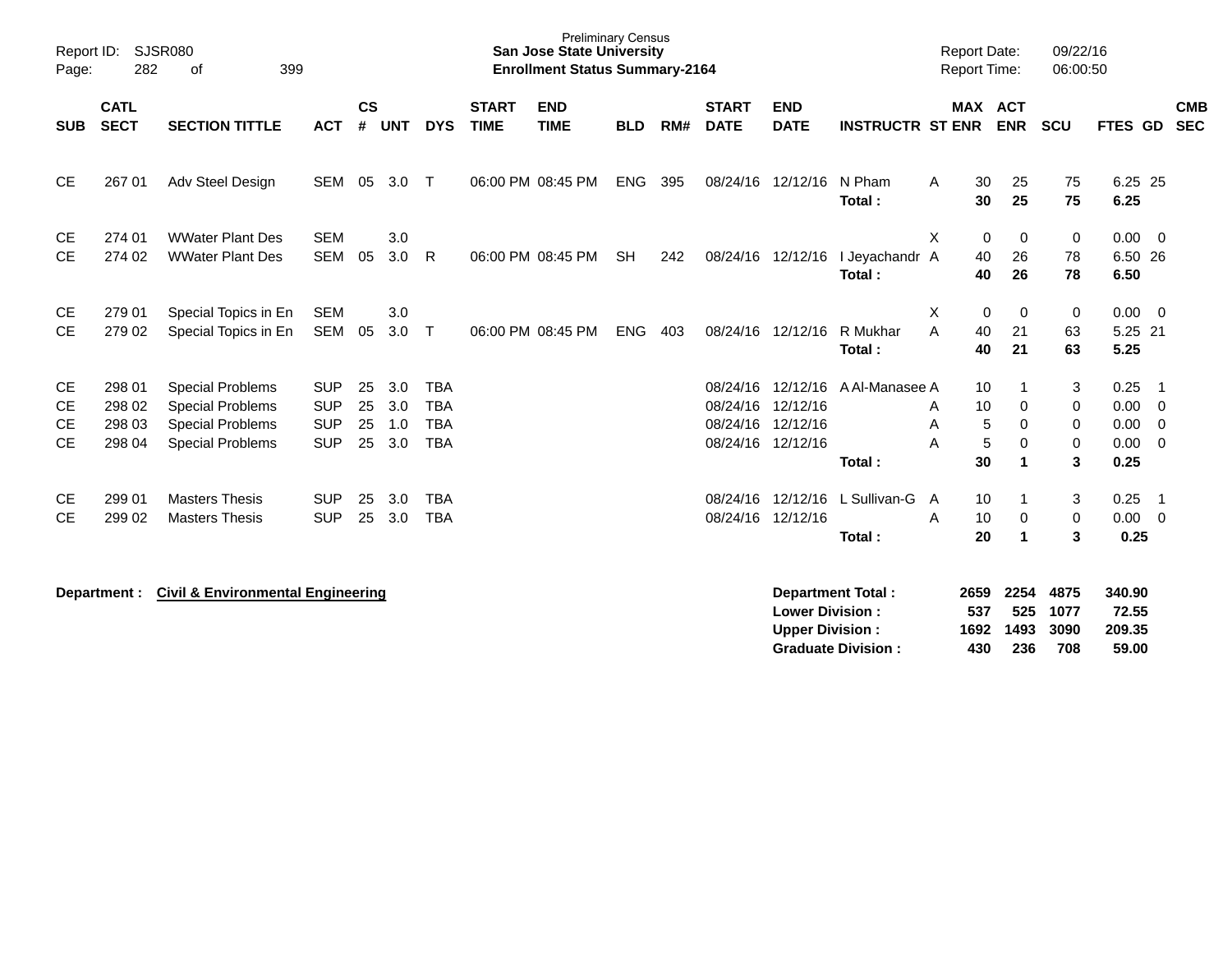Preliminary Census
**San Jose State University**
**Enrollment Status Summary-2164**

Report ID: SJSR080
Report Date: 09/22/16
Report Time: 06:00:50

| SUB | CATL SECT | SECTION TITTLE | ACT | CS # | UNT | DYS | START TIME | END TIME | BLD | RM# | START DATE | END DATE | INSTRUCTR | ST | MAX ENR | ACT ENR | SCU | FTES | GD | CMB SEC |
|---|---|---|---|---|---|---|---|---|---|---|---|---|---|---|---|---|---|---|---|---|
| CE | 267 01 | Adv Steel Design | SEM | 05 | 3.0 | T | 06:00 PM | 08:45 PM | ENG | 395 | 08/24/16 | 12/12/16 | N Pham | A | 30 | 25 | 75 | 6.25 | 25 | |
| | | | | | | | | | | | | | **Total :** | | **30** | **25** | **75** | **6.25** | | |
| CE | 274 01 | WWater Plant Des | SEM | | 3.0 | | | | | | | | | X | 0 | 0 | 0 | 0.00 | 0 | |
| CE | 274 02 | WWater Plant Des | SEM | 05 | 3.0 | R | 06:00 PM | 08:45 PM | SH | 242 | 08/24/16 | 12/12/16 | I Jeyachandr | A | 40 | 26 | 78 | 6.50 | 26 | |
| | | | | | | | | | | | | | **Total :** | | **40** | **26** | **78** | **6.50** | | |
| CE | 279 01 | Special Topics in En | SEM | | 3.0 | | | | | | | | | X | 0 | 0 | 0 | 0.00 | 0 | |
| CE | 279 02 | Special Topics in En | SEM | 05 | 3.0 | T | 06:00 PM | 08:45 PM | ENG | 403 | 08/24/16 | 12/12/16 | R Mukhar | A | 40 | 21 | 63 | 5.25 | 21 | |
| | | | | | | | | | | | | | **Total :** | | **40** | **21** | **63** | **5.25** | | |
| CE | 298 01 | Special Problems | SUP | 25 | 3.0 | TBA | | | | | 08/24/16 | 12/12/16 | A Al-Manasee | A | 10 | 1 | 3 | 0.25 | 1 | |
| CE | 298 02 | Special Problems | SUP | 25 | 3.0 | TBA | | | | | 08/24/16 | 12/12/16 | | A | 10 | 0 | 0 | 0.00 | 0 | |
| CE | 298 03 | Special Problems | SUP | 25 | 1.0 | TBA | | | | | 08/24/16 | 12/12/16 | | A | 5 | 0 | 0 | 0.00 | 0 | |
| CE | 298 04 | Special Problems | SUP | 25 | 3.0 | TBA | | | | | 08/24/16 | 12/12/16 | | A | 5 | 0 | 0 | 0.00 | 0 | |
| | | | | | | | | | | | | | **Total :** | | **30** | **1** | **3** | **0.25** | | |
| CE | 299 01 | Masters Thesis | SUP | 25 | 3.0 | TBA | | | | | 08/24/16 | 12/12/16 | L Sullivan-G | A | 10 | 1 | 3 | 0.25 | 1 | |
| CE | 299 02 | Masters Thesis | SUP | 25 | 3.0 | TBA | | | | | 08/24/16 | 12/12/16 | | A | 10 | 0 | 0 | 0.00 | 0 | |
| | | | | | | | | | | | | | **Total :** | | **20** | **1** | **3** | **0.25** | | |

**Department :** **Civil & Environmental Engineering**

| | MAX ENR | ACT ENR | SCU | FTES |
|---|---|---|---|---|
| **Department Total :** | **2659** | **2254** | **4875** | **340.90** |
| **Lower Division :** | **537** | **525** | **1077** | **72.55** |
| **Upper Division :** | **1692** | **1493** | **3090** | **209.35** |
| **Graduate Division :** | **430** | **236** | **708** | **59.00** |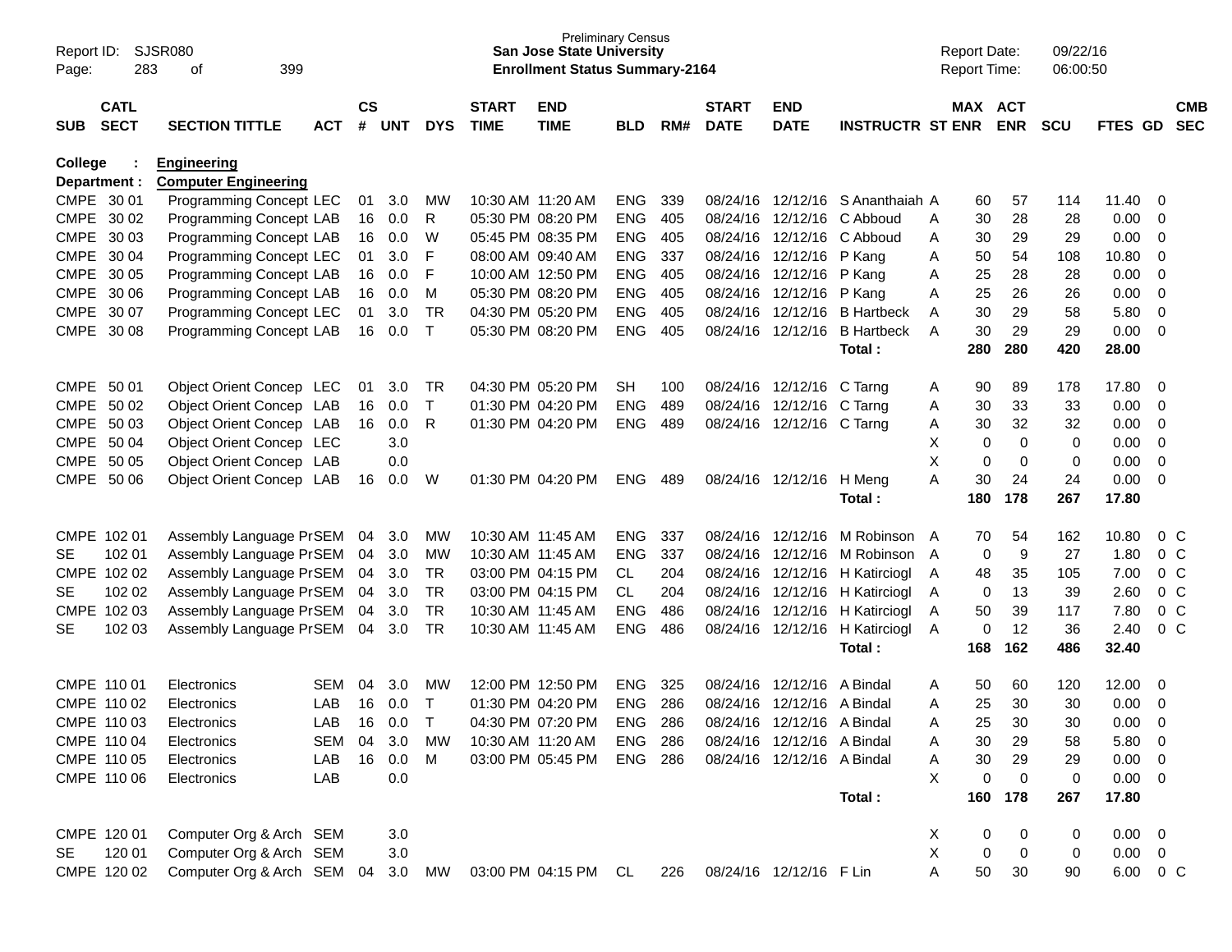Preliminary Census
**San Jose State University**
**Enrollment Status Summary-2164**

Report ID: SJSR080
Page: 283 of 399

Report Date: 09/22/16
Report Time: 06:00:50

**College : Engineering**
**Department : Computer Engineering**

| SUB | CATL SECT | SECTION TITTLE | ACT | CS # | UNT | DYS | START TIME | END TIME | BLD | RM# | START DATE | END DATE | INSTRUCTR | ST | MAX ENR | ACT ENR | SCU | FTES | GD | CMB SEC |
|---|---|---|---|---|---|---|---|---|---|---|---|---|---|---|---|---|---|---|---|---|
| CMPE | 30 01 | Programming Concept | LEC | 01 | 3.0 | MW | 10:30 AM | 11:20 AM | ENG | 339 | 08/24/16 | 12/12/16 | S Ananthaiah | A | 60 | 57 | 114 | 11.40 | 0 | |
| CMPE | 30 02 | Programming Concept | LAB | 16 | 0.0 | R | 05:30 PM | 08:20 PM | ENG | 405 | 08/24/16 | 12/12/16 | C Abboud | A | 30 | 28 | 28 | 0.00 | 0 | |
| CMPE | 30 03 | Programming Concept | LAB | 16 | 0.0 | W | 05:45 PM | 08:35 PM | ENG | 405 | 08/24/16 | 12/12/16 | C Abboud | A | 30 | 29 | 29 | 0.00 | 0 | |
| CMPE | 30 04 | Programming Concept | LEC | 01 | 3.0 | F | 08:00 AM | 09:40 AM | ENG | 337 | 08/24/16 | 12/12/16 | P Kang | A | 50 | 54 | 108 | 10.80 | 0 | |
| CMPE | 30 05 | Programming Concept | LAB | 16 | 0.0 | F | 10:00 AM | 12:50 PM | ENG | 405 | 08/24/16 | 12/12/16 | P Kang | A | 25 | 28 | 28 | 0.00 | 0 | |
| CMPE | 30 06 | Programming Concept | LAB | 16 | 0.0 | M | 05:30 PM | 08:20 PM | ENG | 405 | 08/24/16 | 12/12/16 | P Kang | A | 25 | 26 | 26 | 0.00 | 0 | |
| CMPE | 30 07 | Programming Concept | LEC | 01 | 3.0 | TR | 04:30 PM | 05:20 PM | ENG | 405 | 08/24/16 | 12/12/16 | B Hartbeck | A | 30 | 29 | 58 | 5.80 | 0 | |
| CMPE | 30 08 | Programming Concept | LAB | 16 | 0.0 | T | 05:30 PM | 08:20 PM | ENG | 405 | 08/24/16 | 12/12/16 | B Hartbeck | A | 30 | 29 | 29 | 0.00 | 0 | |
| | | | | | | | | | | | | | **Total :** | | **280** | **280** | **420** | **28.00** | | |
| CMPE | 50 01 | Object Orient Concep | LEC | 01 | 3.0 | TR | 04:30 PM | 05:20 PM | SH | 100 | 08/24/16 | 12/12/16 | C Tarng | A | 90 | 89 | 178 | 17.80 | 0 | |
| CMPE | 50 02 | Object Orient Concep | LAB | 16 | 0.0 | T | 01:30 PM | 04:20 PM | ENG | 489 | 08/24/16 | 12/12/16 | C Tarng | A | 30 | 33 | 33 | 0.00 | 0 | |
| CMPE | 50 03 | Object Orient Concep | LAB | 16 | 0.0 | R | 01:30 PM | 04:20 PM | ENG | 489 | 08/24/16 | 12/12/16 | C Tarng | A | 30 | 32 | 32 | 0.00 | 0 | |
| CMPE | 50 04 | Object Orient Concep | LEC | | 3.0 | | | | | | | | | X | 0 | 0 | 0 | 0.00 | 0 | |
| CMPE | 50 05 | Object Orient Concep | LAB | | 0.0 | | | | | | | | | X | 0 | 0 | 0 | 0.00 | 0 | |
| CMPE | 50 06 | Object Orient Concep | LAB | 16 | 0.0 | W | 01:30 PM | 04:20 PM | ENG | 489 | 08/24/16 | 12/12/16 | H Meng | A | 30 | 24 | 24 | 0.00 | 0 | |
| | | | | | | | | | | | | | **Total :** | | **180** | **178** | **267** | **17.80** | | |
| CMPE | 102 01 | Assembly Language Pr | SEM | 04 | 3.0 | MW | 10:30 AM | 11:45 AM | ENG | 337 | 08/24/16 | 12/12/16 | M Robinson | A | 70 | 54 | 162 | 10.80 | 0 | C |
| SE | 102 01 | Assembly Language Pr | SEM | 04 | 3.0 | MW | 10:30 AM | 11:45 AM | ENG | 337 | 08/24/16 | 12/12/16 | M Robinson | A | 0 | 9 | 27 | 1.80 | 0 | C |
| CMPE | 102 02 | Assembly Language Pr | SEM | 04 | 3.0 | TR | 03:00 PM | 04:15 PM | CL | 204 | 08/24/16 | 12/12/16 | H Katircioglu | A | 48 | 35 | 105 | 7.00 | 0 | C |
| SE | 102 02 | Assembly Language Pr | SEM | 04 | 3.0 | TR | 03:00 PM | 04:15 PM | CL | 204 | 08/24/16 | 12/12/16 | H Katircioglu | A | 0 | 13 | 39 | 2.60 | 0 | C |
| CMPE | 102 03 | Assembly Language Pr | SEM | 04 | 3.0 | TR | 10:30 AM | 11:45 AM | ENG | 486 | 08/24/16 | 12/12/16 | H Katircioglu | A | 50 | 39 | 117 | 7.80 | 0 | C |
| SE | 102 03 | Assembly Language Pr | SEM | 04 | 3.0 | TR | 10:30 AM | 11:45 AM | ENG | 486 | 08/24/16 | 12/12/16 | H Katircioglu | A | 0 | 12 | 36 | 2.40 | 0 | C |
| | | | | | | | | | | | | | **Total :** | | **168** | **162** | **486** | **32.40** | | |
| CMPE | 110 01 | Electronics | SEM | 04 | 3.0 | MW | 12:00 PM | 12:50 PM | ENG | 325 | 08/24/16 | 12/12/16 | A Bindal | A | 50 | 60 | 120 | 12.00 | 0 | |
| CMPE | 110 02 | Electronics | LAB | 16 | 0.0 | T | 01:30 PM | 04:20 PM | ENG | 286 | 08/24/16 | 12/12/16 | A Bindal | A | 25 | 30 | 30 | 0.00 | 0 | |
| CMPE | 110 03 | Electronics | LAB | 16 | 0.0 | T | 04:30 PM | 07:20 PM | ENG | 286 | 08/24/16 | 12/12/16 | A Bindal | A | 25 | 30 | 30 | 0.00 | 0 | |
| CMPE | 110 04 | Electronics | SEM | 04 | 3.0 | MW | 10:30 AM | 11:20 AM | ENG | 286 | 08/24/16 | 12/12/16 | A Bindal | A | 30 | 29 | 58 | 5.80 | 0 | |
| CMPE | 110 05 | Electronics | LAB | 16 | 0.0 | M | 03:00 PM | 05:45 PM | ENG | 286 | 08/24/16 | 12/12/16 | A Bindal | A | 30 | 29 | 29 | 0.00 | 0 | |
| CMPE | 110 06 | Electronics | LAB | | 0.0 | | | | | | | | | X | 0 | 0 | 0 | 0.00 | 0 | |
| | | | | | | | | | | | | | **Total :** | | **160** | **178** | **267** | **17.80** | | |
| CMPE | 120 01 | Computer Org & Arch | SEM | | 3.0 | | | | | | | | | X | 0 | 0 | 0 | 0.00 | 0 | |
| SE | 120 01 | Computer Org & Arch | SEM | | 3.0 | | | | | | | | | X | 0 | 0 | 0 | 0.00 | 0 | |
| CMPE | 120 02 | Computer Org & Arch | SEM | 04 | 3.0 | MW | 03:00 PM | 04:15 PM | CL | 226 | 08/24/16 | 12/12/16 | F Lin | A | 50 | 30 | 90 | 6.00 | 0 | C |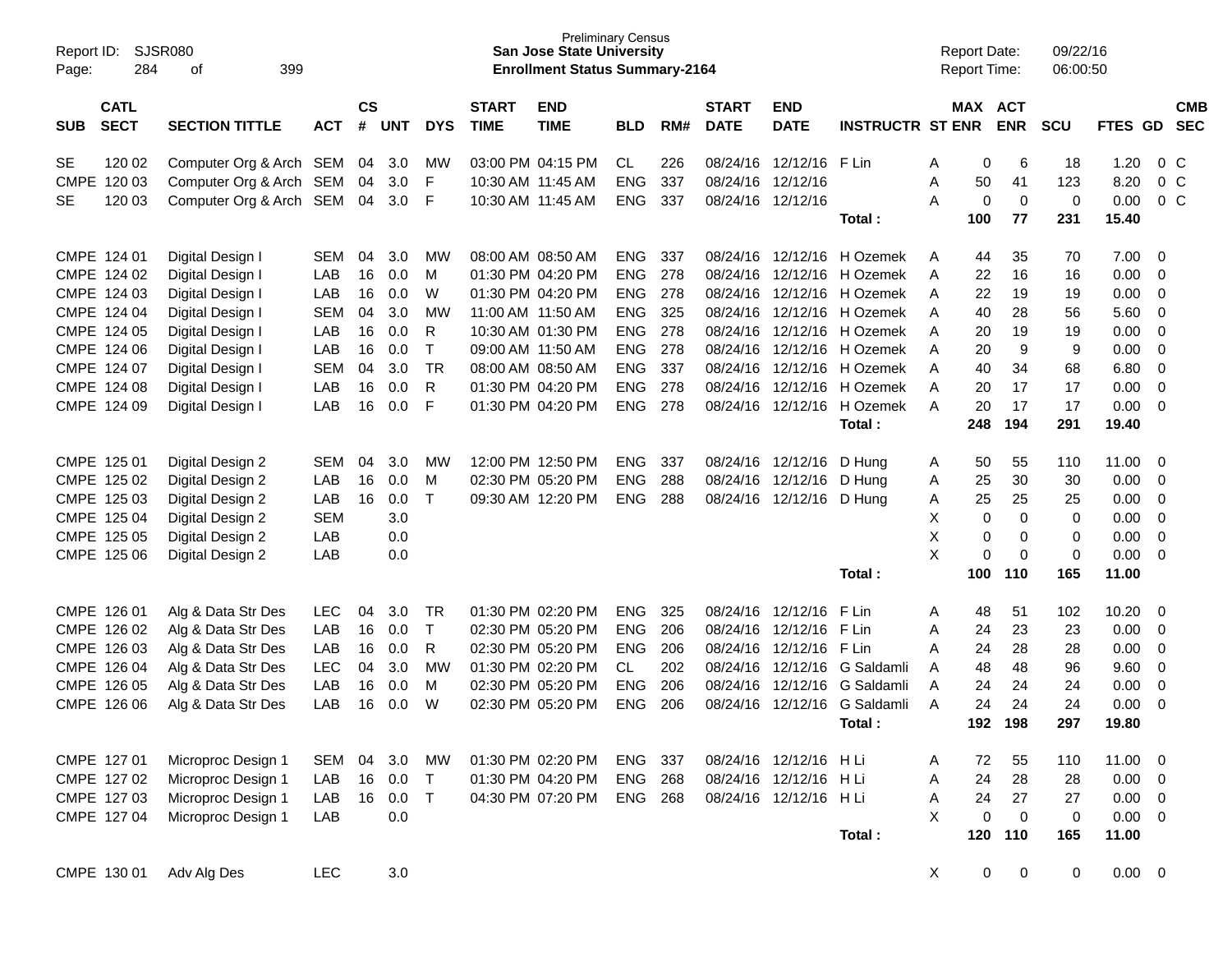| SUB | CATL SECT | SECTION TITTLE | ACT | CS # | UNT | DYS | START TIME | END TIME | BLD | RM# | START DATE | END DATE | INSTRUCTR | ST | MAX ENR | ACT ENR | SCU | FTES | GD | CMB SEC |
|---|---|---|---|---|---|---|---|---|---|---|---|---|---|---|---|---|---|---|---|---|
| SE | 120 02 | Computer Org & Arch | SEM | 04 | 3.0 | MW | 03:00 PM | 04:15 PM | CL | 226 | 08/24/16 | 12/12/16 | F Lin | A | 0 | 6 | 18 | 1.20 | 0 | C |
| CMPE | 120 03 | Computer Org & Arch | SEM | 04 | 3.0 | F | 10:30 AM | 11:45 AM | ENG | 337 | 08/24/16 | 12/12/16 | | A | 50 | 41 | 123 | 8.20 | 0 | C |
| SE | 120 03 | Computer Org & Arch | SEM | 04 | 3.0 | F | 10:30 AM | 11:45 AM | ENG | 337 | 08/24/16 | 12/12/16 | | A | 0 | 0 | 0 | 0.00 | 0 | C |
| | | | | | | | | | | | | | **Total :** | | **100** | **77** | **231** | **15.40** | | |
| CMPE | 124 01 | Digital Design I | SEM | 04 | 3.0 | MW | 08:00 AM | 08:50 AM | ENG | 337 | 08/24/16 | 12/12/16 | H Ozemek | A | 44 | 35 | 70 | 7.00 | 0 | |
| CMPE | 124 02 | Digital Design I | LAB | 16 | 0.0 | M | 01:30 PM | 04:20 PM | ENG | 278 | 08/24/16 | 12/12/16 | H Ozemek | A | 22 | 16 | 16 | 0.00 | 0 | |
| CMPE | 124 03 | Digital Design I | LAB | 16 | 0.0 | W | 01:30 PM | 04:20 PM | ENG | 278 | 08/24/16 | 12/12/16 | H Ozemek | A | 22 | 19 | 19 | 0.00 | 0 | |
| CMPE | 124 04 | Digital Design I | SEM | 04 | 3.0 | MW | 11:00 AM | 11:50 AM | ENG | 325 | 08/24/16 | 12/12/16 | H Ozemek | A | 40 | 28 | 56 | 5.60 | 0 | |
| CMPE | 124 05 | Digital Design I | LAB | 16 | 0.0 | R | 10:30 AM | 01:30 PM | ENG | 278 | 08/24/16 | 12/12/16 | H Ozemek | A | 20 | 19 | 19 | 0.00 | 0 | |
| CMPE | 124 06 | Digital Design I | LAB | 16 | 0.0 | T | 09:00 AM | 11:50 AM | ENG | 278 | 08/24/16 | 12/12/16 | H Ozemek | A | 20 | 9 | 9 | 0.00 | 0 | |
| CMPE | 124 07 | Digital Design I | SEM | 04 | 3.0 | TR | 08:00 AM | 08:50 AM | ENG | 337 | 08/24/16 | 12/12/16 | H Ozemek | A | 40 | 34 | 68 | 6.80 | 0 | |
| CMPE | 124 08 | Digital Design I | LAB | 16 | 0.0 | R | 01:30 PM | 04:20 PM | ENG | 278 | 08/24/16 | 12/12/16 | H Ozemek | A | 20 | 17 | 17 | 0.00 | 0 | |
| CMPE | 124 09 | Digital Design I | LAB | 16 | 0.0 | F | 01:30 PM | 04:20 PM | ENG | 278 | 08/24/16 | 12/12/16 | H Ozemek | A | 20 | 17 | 17 | 0.00 | 0 | |
| | | | | | | | | | | | | | **Total :** | | **248** | **194** | **291** | **19.40** | | |
| CMPE | 125 01 | Digital Design 2 | SEM | 04 | 3.0 | MW | 12:00 PM | 12:50 PM | ENG | 337 | 08/24/16 | 12/12/16 | D Hung | A | 50 | 55 | 110 | 11.00 | 0 | |
| CMPE | 125 02 | Digital Design 2 | LAB | 16 | 0.0 | M | 02:30 PM | 05:20 PM | ENG | 288 | 08/24/16 | 12/12/16 | D Hung | A | 25 | 30 | 30 | 0.00 | 0 | |
| CMPE | 125 03 | Digital Design 2 | LAB | 16 | 0.0 | T | 09:30 AM | 12:20 PM | ENG | 288 | 08/24/16 | 12/12/16 | D Hung | A | 25 | 25 | 25 | 0.00 | 0 | |
| CMPE | 125 04 | Digital Design 2 | SEM | | 3.0 | | | | | | | | | X | 0 | 0 | 0 | 0.00 | 0 | |
| CMPE | 125 05 | Digital Design 2 | LAB | | 0.0 | | | | | | | | | X | 0 | 0 | 0 | 0.00 | 0 | |
| CMPE | 125 06 | Digital Design 2 | LAB | | 0.0 | | | | | | | | | X | 0 | 0 | 0 | 0.00 | 0 | |
| | | | | | | | | | | | | | **Total :** | | **100** | **110** | **165** | **11.00** | | |
| CMPE | 126 01 | Alg & Data Str Des | LEC | 04 | 3.0 | TR | 01:30 PM | 02:20 PM | ENG | 325 | 08/24/16 | 12/12/16 | F Lin | A | 48 | 51 | 102 | 10.20 | 0 | |
| CMPE | 126 02 | Alg & Data Str Des | LAB | 16 | 0.0 | T | 02:30 PM | 05:20 PM | ENG | 206 | 08/24/16 | 12/12/16 | F Lin | A | 24 | 23 | 23 | 0.00 | 0 | |
| CMPE | 126 03 | Alg & Data Str Des | LAB | 16 | 0.0 | R | 02:30 PM | 05:20 PM | ENG | 206 | 08/24/16 | 12/12/16 | F Lin | A | 24 | 28 | 28 | 0.00 | 0 | |
| CMPE | 126 04 | Alg & Data Str Des | LEC | 04 | 3.0 | MW | 01:30 PM | 02:20 PM | CL | 202 | 08/24/16 | 12/12/16 | G Saldamli | A | 48 | 48 | 96 | 9.60 | 0 | |
| CMPE | 126 05 | Alg & Data Str Des | LAB | 16 | 0.0 | M | 02:30 PM | 05:20 PM | ENG | 206 | 08/24/16 | 12/12/16 | G Saldamli | A | 24 | 24 | 24 | 0.00 | 0 | |
| CMPE | 126 06 | Alg & Data Str Des | LAB | 16 | 0.0 | W | 02:30 PM | 05:20 PM | ENG | 206 | 08/24/16 | 12/12/16 | G Saldamli | A | 24 | 24 | 24 | 0.00 | 0 | |
| | | | | | | | | | | | | | **Total :** | | **192** | **198** | **297** | **19.80** | | |
| CMPE | 127 01 | Microproc Design 1 | SEM | 04 | 3.0 | MW | 01:30 PM | 02:20 PM | ENG | 337 | 08/24/16 | 12/12/16 | H Li | A | 72 | 55 | 110 | 11.00 | 0 | |
| CMPE | 127 02 | Microproc Design 1 | LAB | 16 | 0.0 | T | 01:30 PM | 04:20 PM | ENG | 268 | 08/24/16 | 12/12/16 | H Li | A | 24 | 28 | 28 | 0.00 | 0 | |
| CMPE | 127 03 | Microproc Design 1 | LAB | 16 | 0.0 | T | 04:30 PM | 07:20 PM | ENG | 268 | 08/24/16 | 12/12/16 | H Li | A | 24 | 27 | 27 | 0.00 | 0 | |
| CMPE | 127 04 | Microproc Design 1 | LAB | | 0.0 | | | | | | | | | X | 0 | 0 | 0 | 0.00 | 0 | |
| | | | | | | | | | | | | | **Total :** | | **120** | **110** | **165** | **11.00** | | |
| CMPE | 130 01 | Adv Alg Des | LEC | | 3.0 | | | | | | | | | X | 0 | 0 | 0 | 0.00 | 0 | |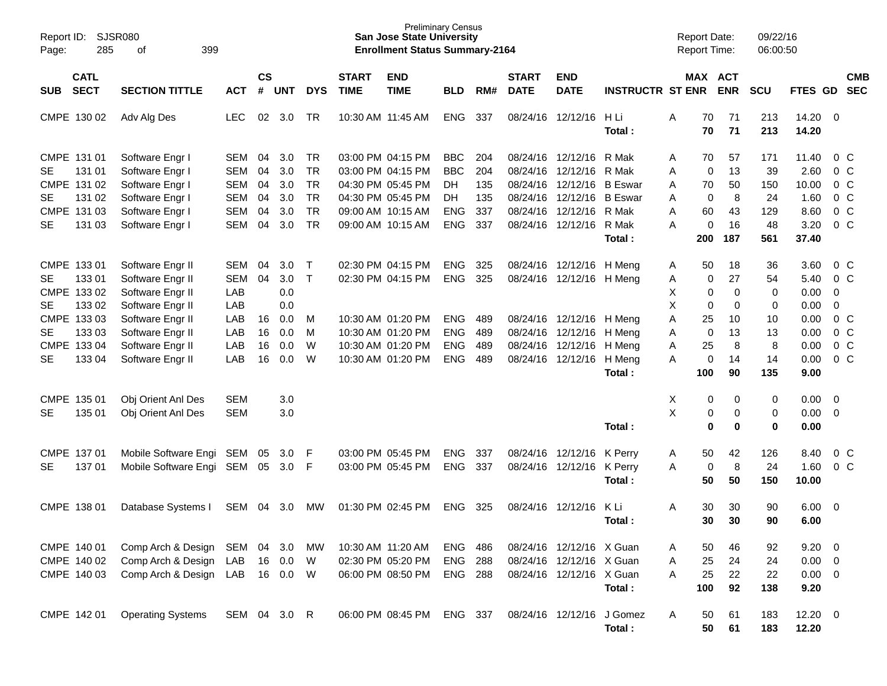| SUB | CATL SECT | SECTION TITTLE | ACT | CS # | UNT | DYS | START TIME | END TIME | BLD | RM# | START DATE | END DATE | INSTRUCTR | ST | MAX ENR | ACT ENR | SCU | FTES | GD | CMB SEC |
|---|---|---|---|---|---|---|---|---|---|---|---|---|---|---|---|---|---|---|---|---|
| CMPE | 130 02 | Adv Alg Des | LEC | 02 | 3.0 | TR | 10:30 AM | 11:45 AM | ENG | 337 | 08/24/16 | 12/12/16 | H Li | A | 70 | 71 | 213 | 14.20 | 0 | |
| | | | | | | | | | | | | | Total : | | 70 | 71 | 213 | 14.20 | | |
| CMPE | 131 01 | Software Engr I | SEM | 04 | 3.0 | TR | 03:00 PM | 04:15 PM | BBC | 204 | 08/24/16 | 12/12/16 | R Mak | A | 70 | 57 | 171 | 11.40 | 0 | C |
| SE | 131 01 | Software Engr I | SEM | 04 | 3.0 | TR | 03:00 PM | 04:15 PM | BBC | 204 | 08/24/16 | 12/12/16 | R Mak | A | 0 | 13 | 39 | 2.60 | 0 | C |
| CMPE | 131 02 | Software Engr I | SEM | 04 | 3.0 | TR | 04:30 PM | 05:45 PM | DH | 135 | 08/24/16 | 12/12/16 | B Eswar | A | 70 | 50 | 150 | 10.00 | 0 | C |
| SE | 131 02 | Software Engr I | SEM | 04 | 3.0 | TR | 04:30 PM | 05:45 PM | DH | 135 | 08/24/16 | 12/12/16 | B Eswar | A | 0 | 8 | 24 | 1.60 | 0 | C |
| CMPE | 131 03 | Software Engr I | SEM | 04 | 3.0 | TR | 09:00 AM | 10:15 AM | ENG | 337 | 08/24/16 | 12/12/16 | R Mak | A | 60 | 43 | 129 | 8.60 | 0 | C |
| SE | 131 03 | Software Engr I | SEM | 04 | 3.0 | TR | 09:00 AM | 10:15 AM | ENG | 337 | 08/24/16 | 12/12/16 | R Mak | A | 0 | 16 | 48 | 3.20 | 0 | C |
| | | | | | | | | | | | | | Total : | | 200 | 187 | 561 | 37.40 | | |
| CMPE | 133 01 | Software Engr II | SEM | 04 | 3.0 | T | 02:30 PM | 04:15 PM | ENG | 325 | 08/24/16 | 12/12/16 | H Meng | A | 50 | 18 | 36 | 3.60 | 0 | C |
| SE | 133 01 | Software Engr II | SEM | 04 | 3.0 | T | 02:30 PM | 04:15 PM | ENG | 325 | 08/24/16 | 12/12/16 | H Meng | A | 0 | 27 | 54 | 5.40 | 0 | C |
| CMPE | 133 02 | Software Engr II | LAB | | 0.0 | | | | | | | | | X | 0 | 0 | 0 | 0.00 | 0 | |
| SE | 133 02 | Software Engr II | LAB | | 0.0 | | | | | | | | | X | 0 | 0 | 0 | 0.00 | 0 | |
| CMPE | 133 03 | Software Engr II | LAB | 16 | 0.0 | M | 10:30 AM | 01:20 PM | ENG | 489 | 08/24/16 | 12/12/16 | H Meng | A | 25 | 10 | 10 | 0.00 | 0 | C |
| SE | 133 03 | Software Engr II | LAB | 16 | 0.0 | M | 10:30 AM | 01:20 PM | ENG | 489 | 08/24/16 | 12/12/16 | H Meng | A | 0 | 13 | 13 | 0.00 | 0 | C |
| CMPE | 133 04 | Software Engr II | LAB | 16 | 0.0 | W | 10:30 AM | 01:20 PM | ENG | 489 | 08/24/16 | 12/12/16 | H Meng | A | 25 | 8 | 8 | 0.00 | 0 | C |
| SE | 133 04 | Software Engr II | LAB | 16 | 0.0 | W | 10:30 AM | 01:20 PM | ENG | 489 | 08/24/16 | 12/12/16 | H Meng | A | 0 | 14 | 14 | 0.00 | 0 | C |
| | | | | | | | | | | | | | Total : | | 100 | 90 | 135 | 9.00 | | |
| CMPE | 135 01 | Obj Orient Anl Des | SEM | | 3.0 | | | | | | | | | X | 0 | 0 | 0 | 0.00 | 0 | |
| SE | 135 01 | Obj Orient Anl Des | SEM | | 3.0 | | | | | | | | | X | 0 | 0 | 0 | 0.00 | 0 | |
| | | | | | | | | | | | | | Total : | | 0 | 0 | 0 | 0.00 | | |
| CMPE | 137 01 | Mobile Software Engi | SEM | 05 | 3.0 | F | 03:00 PM | 05:45 PM | ENG | 337 | 08/24/16 | 12/12/16 | K Perry | A | 50 | 42 | 126 | 8.40 | 0 | C |
| SE | 137 01 | Mobile Software Engi | SEM | 05 | 3.0 | F | 03:00 PM | 05:45 PM | ENG | 337 | 08/24/16 | 12/12/16 | K Perry | A | 0 | 8 | 24 | 1.60 | 0 | C |
| | | | | | | | | | | | | | Total : | | 50 | 50 | 150 | 10.00 | | |
| CMPE | 138 01 | Database Systems I | SEM | 04 | 3.0 | MW | 01:30 PM | 02:45 PM | ENG | 325 | 08/24/16 | 12/12/16 | K Li | A | 30 | 30 | 90 | 6.00 | 0 | |
| | | | | | | | | | | | | | Total : | | 30 | 30 | 90 | 6.00 | | |
| CMPE | 140 01 | Comp Arch & Design | SEM | 04 | 3.0 | MW | 10:30 AM | 11:20 AM | ENG | 486 | 08/24/16 | 12/12/16 | X Guan | A | 50 | 46 | 92 | 9.20 | 0 | |
| CMPE | 140 02 | Comp Arch & Design | LAB | 16 | 0.0 | W | 02:30 PM | 05:20 PM | ENG | 288 | 08/24/16 | 12/12/16 | X Guan | A | 25 | 24 | 24 | 0.00 | 0 | |
| CMPE | 140 03 | Comp Arch & Design | LAB | 16 | 0.0 | W | 06:00 PM | 08:50 PM | ENG | 288 | 08/24/16 | 12/12/16 | X Guan | A | 25 | 22 | 22 | 0.00 | 0 | |
| | | | | | | | | | | | | | Total : | | 100 | 92 | 138 | 9.20 | | |
| CMPE | 142 01 | Operating Systems | SEM | 04 | 3.0 | R | 06:00 PM | 08:45 PM | ENG | 337 | 08/24/16 | 12/12/16 | J Gomez | A | 50 | 61 | 183 | 12.20 | 0 | |
| | | | | | | | | | | | | | Total : | | 50 | 61 | 183 | 12.20 | | |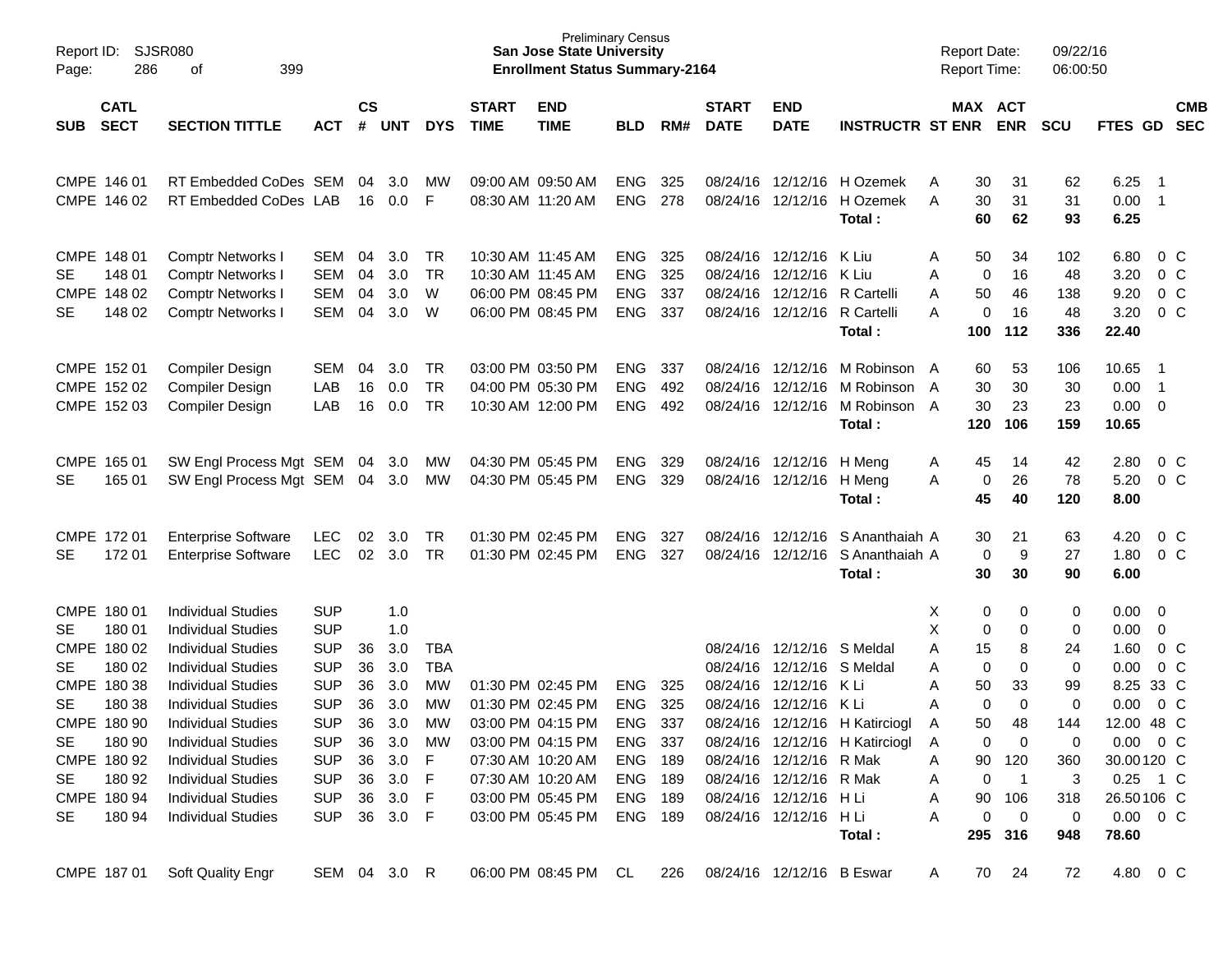| SUB | CATL SECT | SECTION TITTLE | ACT | CS # | UNT | DYS | START TIME | END TIME | BLD | RM# | START DATE | END DATE | INSTRUCTR | ST | MAX ENR | ACT ENR | SCU | FTES | GD | CMB SEC |
|---|---|---|---|---|---|---|---|---|---|---|---|---|---|---|---|---|---|---|---|---|
| CMPE | 146 01 | RT Embedded CoDes | SEM | 04 | 3.0 | MW | 09:00 AM | 09:50 AM | ENG | 325 | 08/24/16 | 12/12/16 | H Ozemek | A | 30 | 31 | 62 | 6.25 | 1 | |
| CMPE | 146 02 | RT Embedded CoDes | LAB | 16 | 0.0 | F | 08:30 AM | 11:20 AM | ENG | 278 | 08/24/16 | 12/12/16 | H Ozemek | A | 30 | 31 | 31 | 0.00 | 1 | |
| | | | | | | | | | | | | | **Total :** | | **60** | **62** | **93** | **6.25** | | |
| CMPE | 148 01 | Comptr Networks I | SEM | 04 | 3.0 | TR | 10:30 AM | 11:45 AM | ENG | 325 | 08/24/16 | 12/12/16 | K Liu | A | 50 | 34 | 102 | 6.80 | 0 | C |
| SE | 148 01 | Comptr Networks I | SEM | 04 | 3.0 | TR | 10:30 AM | 11:45 AM | ENG | 325 | 08/24/16 | 12/12/16 | K Liu | A | 0 | 16 | 48 | 3.20 | 0 | C |
| CMPE | 148 02 | Comptr Networks I | SEM | 04 | 3.0 | W | 06:00 PM | 08:45 PM | ENG | 337 | 08/24/16 | 12/12/16 | R Cartelli | A | 50 | 46 | 138 | 9.20 | 0 | C |
| SE | 148 02 | Comptr Networks I | SEM | 04 | 3.0 | W | 06:00 PM | 08:45 PM | ENG | 337 | 08/24/16 | 12/12/16 | R Cartelli | A | 0 | 16 | 48 | 3.20 | 0 | C |
| | | | | | | | | | | | | | **Total :** | | **100** | **112** | **336** | **22.40** | | |
| CMPE | 152 01 | Compiler Design | SEM | 04 | 3.0 | TR | 03:00 PM | 03:50 PM | ENG | 337 | 08/24/16 | 12/12/16 | M Robinson | A | 60 | 53 | 106 | 10.65 | 1 | |
| CMPE | 152 02 | Compiler Design | LAB | 16 | 0.0 | TR | 04:00 PM | 05:30 PM | ENG | 492 | 08/24/16 | 12/12/16 | M Robinson | A | 30 | 30 | 30 | 0.00 | 1 | |
| CMPE | 152 03 | Compiler Design | LAB | 16 | 0.0 | TR | 10:30 AM | 12:00 PM | ENG | 492 | 08/24/16 | 12/12/16 | M Robinson | A | 30 | 23 | 23 | 0.00 | 0 | |
| | | | | | | | | | | | | | **Total :** | | **120** | **106** | **159** | **10.65** | | |
| CMPE | 165 01 | SW Engl Process Mgt | SEM | 04 | 3.0 | MW | 04:30 PM | 05:45 PM | ENG | 329 | 08/24/16 | 12/12/16 | H Meng | A | 45 | 14 | 42 | 2.80 | 0 | C |
| SE | 165 01 | SW Engl Process Mgt | SEM | 04 | 3.0 | MW | 04:30 PM | 05:45 PM | ENG | 329 | 08/24/16 | 12/12/16 | H Meng | A | 0 | 26 | 78 | 5.20 | 0 | C |
| | | | | | | | | | | | | | **Total :** | | **45** | **40** | **120** | **8.00** | | |
| CMPE | 172 01 | Enterprise Software | LEC | 02 | 3.0 | TR | 01:30 PM | 02:45 PM | ENG | 327 | 08/24/16 | 12/12/16 | S Ananthaiah | A | 30 | 21 | 63 | 4.20 | 0 | C |
| SE | 172 01 | Enterprise Software | LEC | 02 | 3.0 | TR | 01:30 PM | 02:45 PM | ENG | 327 | 08/24/16 | 12/12/16 | S Ananthaiah | A | 0 | 9 | 27 | 1.80 | 0 | C |
| | | | | | | | | | | | | | **Total :** | | **30** | **30** | **90** | **6.00** | | |
| CMPE | 180 01 | Individual Studies | SUP | | 1.0 | | | | | | | | | X | 0 | 0 | 0 | 0.00 | 0 | |
| SE | 180 01 | Individual Studies | SUP | | 1.0 | | | | | | | | | X | 0 | 0 | 0 | 0.00 | 0 | |
| CMPE | 180 02 | Individual Studies | SUP | 36 | 3.0 | TBA | | | | | 08/24/16 | 12/12/16 | S Meldal | A | 15 | 8 | 24 | 1.60 | 0 | C |
| SE | 180 02 | Individual Studies | SUP | 36 | 3.0 | TBA | | | | | 08/24/16 | 12/12/16 | S Meldal | A | 0 | 0 | 0 | 0.00 | 0 | C |
| CMPE | 180 38 | Individual Studies | SUP | 36 | 3.0 | MW | 01:30 PM | 02:45 PM | ENG | 325 | 08/24/16 | 12/12/16 | K Li | A | 50 | 33 | 99 | 8.25 | 33 | C |
| SE | 180 38 | Individual Studies | SUP | 36 | 3.0 | MW | 01:30 PM | 02:45 PM | ENG | 325 | 08/24/16 | 12/12/16 | K Li | A | 0 | 0 | 0 | 0.00 | 0 | C |
| CMPE | 180 90 | Individual Studies | SUP | 36 | 3.0 | MW | 03:00 PM | 04:15 PM | ENG | 337 | 08/24/16 | 12/12/16 | H Katirciogl | A | 50 | 48 | 144 | 12.00 | 48 | C |
| SE | 180 90 | Individual Studies | SUP | 36 | 3.0 | MW | 03:00 PM | 04:15 PM | ENG | 337 | 08/24/16 | 12/12/16 | H Katirciogl | A | 0 | 0 | 0 | 0.00 | 0 | C |
| CMPE | 180 92 | Individual Studies | SUP | 36 | 3.0 | F | 07:30 AM | 10:20 AM | ENG | 189 | 08/24/16 | 12/12/16 | R Mak | A | 90 | 120 | 360 | 30.00 | 120 | C |
| SE | 180 92 | Individual Studies | SUP | 36 | 3.0 | F | 07:30 AM | 10:20 AM | ENG | 189 | 08/24/16 | 12/12/16 | R Mak | A | 0 | 1 | 3 | 0.25 | 1 | C |
| CMPE | 180 94 | Individual Studies | SUP | 36 | 3.0 | F | 03:00 PM | 05:45 PM | ENG | 189 | 08/24/16 | 12/12/16 | H Li | A | 90 | 106 | 318 | 26.50 | 106 | C |
| SE | 180 94 | Individual Studies | SUP | 36 | 3.0 | F | 03:00 PM | 05:45 PM | ENG | 189 | 08/24/16 | 12/12/16 | H Li | A | 0 | 0 | 0 | 0.00 | 0 | C |
| | | | | | | | | | | | | | **Total :** | | **295** | **316** | **948** | **78.60** | | |
| CMPE | 187 01 | Soft Quality Engr | SEM | 04 | 3.0 | R | 06:00 PM | 08:45 PM | CL | 226 | 08/24/16 | 12/12/16 | B Eswar | A | 70 | 24 | 72 | 4.80 | 0 | C |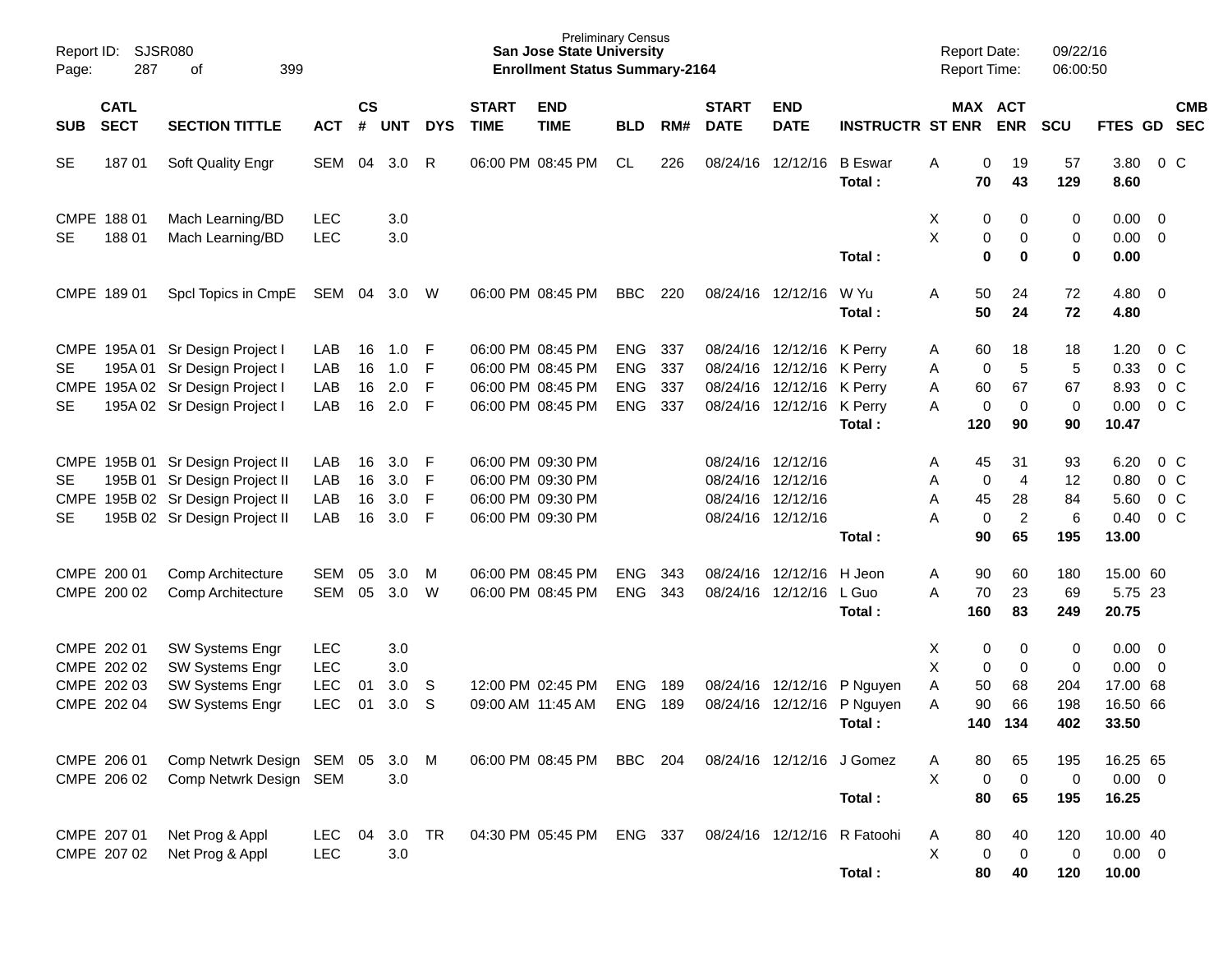Preliminary Census
**San Jose State University**
**Enrollment Status Summary-2164**

Report ID: SJSR080
Report Date: 09/22/16
Report Time: 06:00:50

| SUB | CATL SECT | SECTION TITTLE | ACT | CS # | UNT | DYS | START TIME | END TIME | BLD | RM# | START DATE | END DATE | INSTRUCTR | ST | MAX ENR | ACT ENR | SCU | FTES | GD | CMB SEC |
|---|---|---|---|---|---|---|---|---|---|---|---|---|---|---|---|---|---|---|---|---|
| SE | 187 01 | Soft Quality Engr | SEM | 04 | 3.0 | R | 06:00 PM | 08:45 PM | CL | 226 | 08/24/16 | 12/12/16 | B Eswar | A | 0 | 19 | 57 | 3.80 | 0 | C |
| | | | | | | | | | | | | | **Total :** | | **70** | **43** | **129** | **8.60** | | |
| CMPE | 188 01 | Mach Learning/BD | LEC | | 3.0 | | | | | | | | | X | 0 | 0 | 0 | 0.00 | 0 | |
| SE | 188 01 | Mach Learning/BD | LEC | | 3.0 | | | | | | | | | X | 0 | 0 | 0 | 0.00 | 0 | |
| | | | | | | | | | | | | | **Total :** | | **0** | **0** | **0** | **0.00** | | |
| CMPE | 189 01 | Spcl Topics in CmpE | SEM | 04 | 3.0 | W | 06:00 PM | 08:45 PM | BBC | 220 | 08/24/16 | 12/12/16 | W Yu | A | 50 | 24 | 72 | 4.80 | 0 | |
| | | | | | | | | | | | | | **Total :** | | **50** | **24** | **72** | **4.80** | | |
| CMPE | 195A 01 | Sr Design Project I | LAB | 16 | 1.0 | F | 06:00 PM | 08:45 PM | ENG | 337 | 08/24/16 | 12/12/16 | K Perry | A | 60 | 18 | 18 | 1.20 | 0 | C |
| SE | 195A 01 | Sr Design Project I | LAB | 16 | 1.0 | F | 06:00 PM | 08:45 PM | ENG | 337 | 08/24/16 | 12/12/16 | K Perry | A | 0 | 5 | 5 | 0.33 | 0 | C |
| CMPE | 195A 02 | Sr Design Project I | LAB | 16 | 2.0 | F | 06:00 PM | 08:45 PM | ENG | 337 | 08/24/16 | 12/12/16 | K Perry | A | 60 | 67 | 67 | 8.93 | 0 | C |
| SE | 195A 02 | Sr Design Project I | LAB | 16 | 2.0 | F | 06:00 PM | 08:45 PM | ENG | 337 | 08/24/16 | 12/12/16 | K Perry | A | 0 | 0 | 0 | 0.00 | 0 | C |
| | | | | | | | | | | | | | **Total :** | | **120** | **90** | **90** | **10.47** | | |
| CMPE | 195B 01 | Sr Design Project II | LAB | 16 | 3.0 | F | 06:00 PM | 09:30 PM | | | 08/24/16 | 12/12/16 | | A | 45 | 31 | 93 | 6.20 | 0 | C |
| SE | 195B 01 | Sr Design Project II | LAB | 16 | 3.0 | F | 06:00 PM | 09:30 PM | | | 08/24/16 | 12/12/16 | | A | 0 | 4 | 12 | 0.80 | 0 | C |
| CMPE | 195B 02 | Sr Design Project II | LAB | 16 | 3.0 | F | 06:00 PM | 09:30 PM | | | 08/24/16 | 12/12/16 | | A | 45 | 28 | 84 | 5.60 | 0 | C |
| SE | 195B 02 | Sr Design Project II | LAB | 16 | 3.0 | F | 06:00 PM | 09:30 PM | | | 08/24/16 | 12/12/16 | | A | 0 | 2 | 6 | 0.40 | 0 | C |
| | | | | | | | | | | | | | **Total :** | | **90** | **65** | **195** | **13.00** | | |
| CMPE | 200 01 | Comp Architecture | SEM | 05 | 3.0 | M | 06:00 PM | 08:45 PM | ENG | 343 | 08/24/16 | 12/12/16 | H Jeon | A | 90 | 60 | 180 | 15.00 | 60 | |
| CMPE | 200 02 | Comp Architecture | SEM | 05 | 3.0 | W | 06:00 PM | 08:45 PM | ENG | 343 | 08/24/16 | 12/12/16 | L Guo | A | 70 | 23 | 69 | 5.75 | 23 | |
| | | | | | | | | | | | | | **Total :** | | **160** | **83** | **249** | **20.75** | | |
| CMPE | 202 01 | SW Systems Engr | LEC | | 3.0 | | | | | | | | | X | 0 | 0 | 0 | 0.00 | 0 | |
| CMPE | 202 02 | SW Systems Engr | LEC | | 3.0 | | | | | | | | | X | 0 | 0 | 0 | 0.00 | 0 | |
| CMPE | 202 03 | SW Systems Engr | LEC | 01 | 3.0 | S | 12:00 PM | 02:45 PM | ENG | 189 | 08/24/16 | 12/12/16 | P Nguyen | A | 50 | 68 | 204 | 17.00 | 68 | |
| CMPE | 202 04 | SW Systems Engr | LEC | 01 | 3.0 | S | 09:00 AM | 11:45 AM | ENG | 189 | 08/24/16 | 12/12/16 | P Nguyen | A | 90 | 66 | 198 | 16.50 | 66 | |
| | | | | | | | | | | | | | **Total :** | | **140** | **134** | **402** | **33.50** | | |
| CMPE | 206 01 | Comp Netwrk Design | SEM | 05 | 3.0 | M | 06:00 PM | 08:45 PM | BBC | 204 | 08/24/16 | 12/12/16 | J Gomez | A | 80 | 65 | 195 | 16.25 | 65 | |
| CMPE | 206 02 | Comp Netwrk Design | SEM | | 3.0 | | | | | | | | | X | 0 | 0 | 0 | 0.00 | 0 | |
| | | | | | | | | | | | | | **Total :** | | **80** | **65** | **195** | **16.25** | | |
| CMPE | 207 01 | Net Prog & Appl | LEC | 04 | 3.0 | TR | 04:30 PM | 05:45 PM | ENG | 337 | 08/24/16 | 12/12/16 | R Fatoohi | A | 80 | 40 | 120 | 10.00 | 40 | |
| CMPE | 207 02 | Net Prog & Appl | LEC | | 3.0 | | | | | | | | | X | 0 | 0 | 0 | 0.00 | 0 | |
| | | | | | | | | | | | | | **Total :** | | **80** | **40** | **120** | **10.00** | | |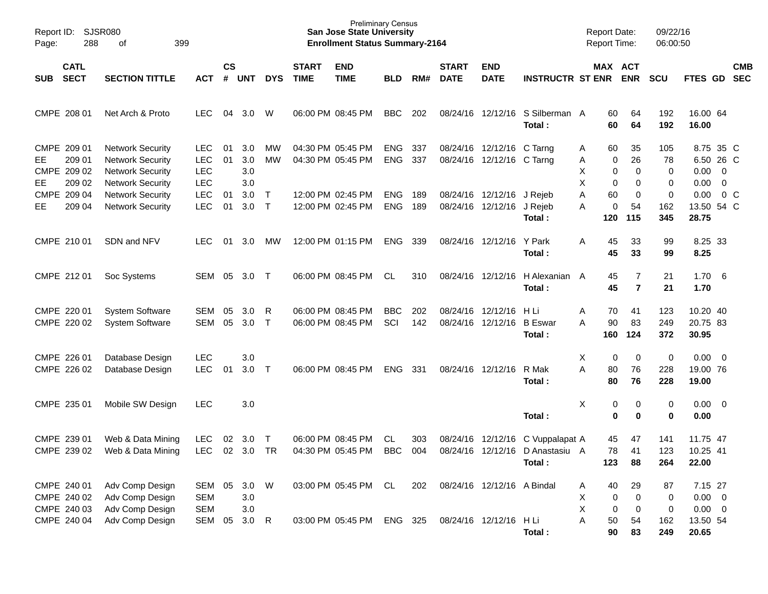| SUB | CATL SECT | SECTION TITTLE | ACT | CS # | UNT | DYS | START TIME | END TIME | BLD | RM# | START DATE | END DATE | INSTRUCTR | ST | MAX ENR | ACT ENR | SCU | FTES | GD | CMB SEC |
|---|---|---|---|---|---|---|---|---|---|---|---|---|---|---|---|---|---|---|---|---|
| CMPE | 208 01 | Net Arch & Proto | LEC | 04 | 3.0 | W | 06:00 PM | 08:45 PM | BBC | 202 | 08/24/16 | 12/12/16 | S Silberman | A | 60 | 64 | 192 | 16.00 | 64 | |
| | | | | | | | | | | | | | **Total :** | | **60** | **64** | **192** | **16.00** | | |
| CMPE | 209 01 | Network Security | LEC | 01 | 3.0 | MW | 04:30 PM | 05:45 PM | ENG | 337 | 08/24/16 | 12/12/16 | C Tarng | A | 60 | 35 | 105 | 8.75 | 35 | C |
| EE | 209 01 | Network Security | LEC | 01 | 3.0 | MW | 04:30 PM | 05:45 PM | ENG | 337 | 08/24/16 | 12/12/16 | C Tarng | A | 0 | 26 | 78 | 6.50 | 26 | C |
| CMPE | 209 02 | Network Security | LEC | | 3.0 | | | | | | | | | X | 0 | 0 | 0 | 0.00 | 0 | |
| EE | 209 02 | Network Security | LEC | | 3.0 | | | | | | | | | X | 0 | 0 | 0 | 0.00 | 0 | |
| CMPE | 209 04 | Network Security | LEC | 01 | 3.0 | T | 12:00 PM | 02:45 PM | ENG | 189 | 08/24/16 | 12/12/16 | J Rejeb | A | 60 | 0 | 0 | 0.00 | 0 | C |
| EE | 209 04 | Network Security | LEC | 01 | 3.0 | T | 12:00 PM | 02:45 PM | ENG | 189 | 08/24/16 | 12/12/16 | J Rejeb | A | 0 | 54 | 162 | 13.50 | 54 | C |
| | | | | | | | | | | | | | **Total :** | | **120** | **115** | **345** | **28.75** | | |
| CMPE | 210 01 | SDN and NFV | LEC | 01 | 3.0 | MW | 12:00 PM | 01:15 PM | ENG | 339 | 08/24/16 | 12/12/16 | Y Park | A | 45 | 33 | 99 | 8.25 | 33 | |
| | | | | | | | | | | | | | **Total :** | | **45** | **33** | **99** | **8.25** | | |
| CMPE | 212 01 | Soc Systems | SEM | 05 | 3.0 | T | 06:00 PM | 08:45 PM | CL | 310 | 08/24/16 | 12/12/16 | H Alexanian | A | 45 | 7 | 21 | 1.70 | 6 | |
| | | | | | | | | | | | | | **Total :** | | **45** | **7** | **21** | **1.70** | | |
| CMPE | 220 01 | System Software | SEM | 05 | 3.0 | R | 06:00 PM | 08:45 PM | BBC | 202 | 08/24/16 | 12/12/16 | H Li | A | 70 | 41 | 123 | 10.20 | 40 | |
| CMPE | 220 02 | System Software | SEM | 05 | 3.0 | T | 06:00 PM | 08:45 PM | SCI | 142 | 08/24/16 | 12/12/16 | B Eswar | A | 90 | 83 | 249 | 20.75 | 83 | |
| | | | | | | | | | | | | | **Total :** | | **160** | **124** | **372** | **30.95** | | |
| CMPE | 226 01 | Database Design | LEC | | 3.0 | | | | | | | | | X | 0 | 0 | 0 | 0.00 | 0 | |
| CMPE | 226 02 | Database Design | LEC | 01 | 3.0 | T | 06:00 PM | 08:45 PM | ENG | 331 | 08/24/16 | 12/12/16 | R Mak | A | 80 | 76 | 228 | 19.00 | 76 | |
| | | | | | | | | | | | | | **Total :** | | **80** | **76** | **228** | **19.00** | | |
| CMPE | 235 01 | Mobile SW Design | LEC | | 3.0 | | | | | | | | | X | 0 | 0 | 0 | 0.00 | 0 | |
| | | | | | | | | | | | | | **Total :** | | **0** | **0** | **0** | **0.00** | | |
| CMPE | 239 01 | Web & Data Mining | LEC | 02 | 3.0 | T | 06:00 PM | 08:45 PM | CL | 303 | 08/24/16 | 12/12/16 | C Vuppalapat | A | 45 | 47 | 141 | 11.75 | 47 | |
| CMPE | 239 02 | Web & Data Mining | LEC | 02 | 3.0 | TR | 04:30 PM | 05:45 PM | BBC | 004 | 08/24/16 | 12/12/16 | D Anastasiu | A | 78 | 41 | 123 | 10.25 | 41 | |
| | | | | | | | | | | | | | **Total :** | | **123** | **88** | **264** | **22.00** | | |
| CMPE | 240 01 | Adv Comp Design | SEM | 05 | 3.0 | W | 03:00 PM | 05:45 PM | CL | 202 | 08/24/16 | 12/12/16 | A Bindal | A | 40 | 29 | 87 | 7.15 | 27 | |
| CMPE | 240 02 | Adv Comp Design | SEM | | 3.0 | | | | | | | | | X | 0 | 0 | 0 | 0.00 | 0 | |
| CMPE | 240 03 | Adv Comp Design | SEM | | 3.0 | | | | | | | | | X | 0 | 0 | 0 | 0.00 | 0 | |
| CMPE | 240 04 | Adv Comp Design | SEM | 05 | 3.0 | R | 03:00 PM | 05:45 PM | ENG | 325 | 08/24/16 | 12/12/16 | H Li | A | 50 | 54 | 162 | 13.50 | 54 | |
| | | | | | | | | | | | | | **Total :** | | **90** | **83** | **249** | **20.65** | | |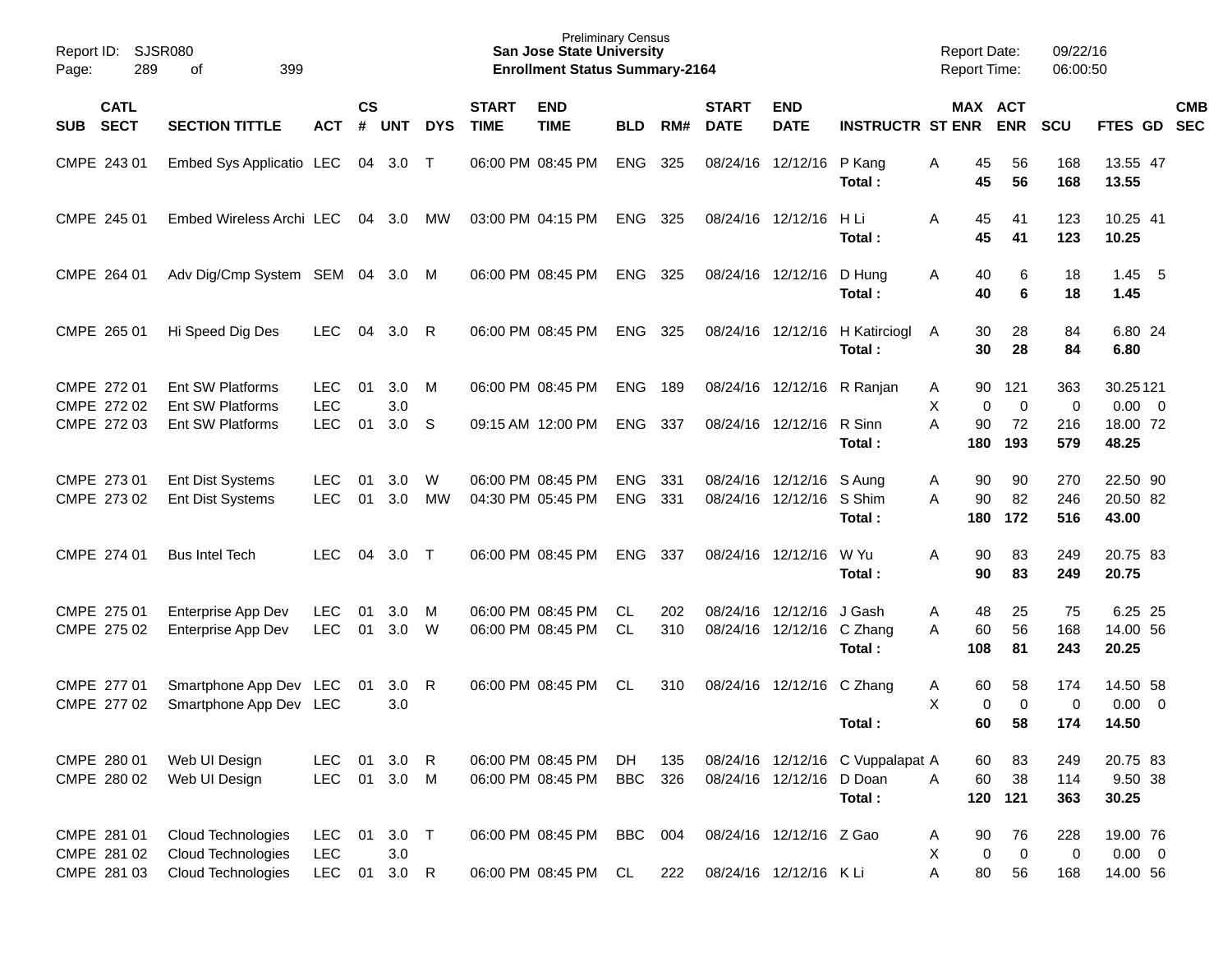Preliminary Census
**San Jose State University**
**Enrollment Status Summary-2164**

Report ID: SJSR080
Report Date: 09/22/16
Report Time: 06:00:50

| SUB | CATL SECT | SECTION TITTLE | ACT | CS # | UNT | DYS | START TIME | END TIME | BLD | RM# | START DATE | END DATE | INSTRUCTR | ST | MAX ENR | ACT ENR | SCU | FTES | GD | CMB SEC |
|---|---|---|---|---|---|---|---|---|---|---|---|---|---|---|---|---|---|---|---|---|
| CMPE | 243 01 | Embed Sys Applicatio | LEC | 04 | 3.0 | T | 06:00 PM | 08:45 PM | ENG | 325 | 08/24/16 | 12/12/16 | P Kang | A | 45 | 56 | 168 | 13.55 | 47 | |
| | | | | | | | | | | | | | **Total :** | | **45** | **56** | **168** | **13.55** | | |
| CMPE | 245 01 | Embed Wireless Archi | LEC | 04 | 3.0 | MW | 03:00 PM | 04:15 PM | ENG | 325 | 08/24/16 | 12/12/16 | H Li | A | 45 | 41 | 123 | 10.25 | 41 | |
| | | | | | | | | | | | | | **Total :** | | **45** | **41** | **123** | **10.25** | | |
| CMPE | 264 01 | Adv Dig/Cmp System | SEM | 04 | 3.0 | M | 06:00 PM | 08:45 PM | ENG | 325 | 08/24/16 | 12/12/16 | D Hung | A | 40 | 6 | 18 | 1.45 | 5 | |
| | | | | | | | | | | | | | **Total :** | | **40** | **6** | **18** | **1.45** | | |
| CMPE | 265 01 | Hi Speed Dig Des | LEC | 04 | 3.0 | R | 06:00 PM | 08:45 PM | ENG | 325 | 08/24/16 | 12/12/16 | H Katirciogl | A | 30 | 28 | 84 | 6.80 | 24 | |
| | | | | | | | | | | | | | **Total :** | | **30** | **28** | **84** | **6.80** | | |
| CMPE | 272 01 | Ent SW Platforms | LEC | 01 | 3.0 | M | 06:00 PM | 08:45 PM | ENG | 189 | 08/24/16 | 12/12/16 | R Ranjan | A | 90 | 121 | 363 | 30.25 | 121 | |
| CMPE | 272 02 | Ent SW Platforms | LEC | | 3.0 | | | | | | | | | X | 0 | 0 | 0 | 0.00 | 0 | |
| CMPE | 272 03 | Ent SW Platforms | LEC | 01 | 3.0 | S | 09:15 AM | 12:00 PM | ENG | 337 | 08/24/16 | 12/12/16 | R Sinn | A | 90 | 72 | 216 | 18.00 | 72 | |
| | | | | | | | | | | | | | **Total :** | | **180** | **193** | **579** | **48.25** | | |
| CMPE | 273 01 | Ent Dist Systems | LEC | 01 | 3.0 | W | 06:00 PM | 08:45 PM | ENG | 331 | 08/24/16 | 12/12/16 | S Aung | A | 90 | 90 | 270 | 22.50 | 90 | |
| CMPE | 273 02 | Ent Dist Systems | LEC | 01 | 3.0 | MW | 04:30 PM | 05:45 PM | ENG | 331 | 08/24/16 | 12/12/16 | S Shim | A | 90 | 82 | 246 | 20.50 | 82 | |
| | | | | | | | | | | | | | **Total :** | | **180** | **172** | **516** | **43.00** | | |
| CMPE | 274 01 | Bus Intel Tech | LEC | 04 | 3.0 | T | 06:00 PM | 08:45 PM | ENG | 337 | 08/24/16 | 12/12/16 | W Yu | A | 90 | 83 | 249 | 20.75 | 83 | |
| | | | | | | | | | | | | | **Total :** | | **90** | **83** | **249** | **20.75** | | |
| CMPE | 275 01 | Enterprise App Dev | LEC | 01 | 3.0 | M | 06:00 PM | 08:45 PM | CL | 202 | 08/24/16 | 12/12/16 | J Gash | A | 48 | 25 | 75 | 6.25 | 25 | |
| CMPE | 275 02 | Enterprise App Dev | LEC | 01 | 3.0 | W | 06:00 PM | 08:45 PM | CL | 310 | 08/24/16 | 12/12/16 | C Zhang | A | 60 | 56 | 168 | 14.00 | 56 | |
| | | | | | | | | | | | | | **Total :** | | **108** | **81** | **243** | **20.25** | | |
| CMPE | 277 01 | Smartphone App Dev | LEC | 01 | 3.0 | R | 06:00 PM | 08:45 PM | CL | 310 | 08/24/16 | 12/12/16 | C Zhang | A | 60 | 58 | 174 | 14.50 | 58 | |
| CMPE | 277 02 | Smartphone App Dev | LEC | | 3.0 | | | | | | | | | X | 0 | 0 | 0 | 0.00 | 0 | |
| | | | | | | | | | | | | | **Total :** | | **60** | **58** | **174** | **14.50** | | |
| CMPE | 280 01 | Web UI Design | LEC | 01 | 3.0 | R | 06:00 PM | 08:45 PM | DH | 135 | 08/24/16 | 12/12/16 | C Vuppalapat | A | 60 | 83 | 249 | 20.75 | 83 | |
| CMPE | 280 02 | Web UI Design | LEC | 01 | 3.0 | M | 06:00 PM | 08:45 PM | BBC | 326 | 08/24/16 | 12/12/16 | D Doan | A | 60 | 38 | 114 | 9.50 | 38 | |
| | | | | | | | | | | | | | **Total :** | | **120** | **121** | **363** | **30.25** | | |
| CMPE | 281 01 | Cloud Technologies | LEC | 01 | 3.0 | T | 06:00 PM | 08:45 PM | BBC | 004 | 08/24/16 | 12/12/16 | Z Gao | A | 90 | 76 | 228 | 19.00 | 76 | |
| CMPE | 281 02 | Cloud Technologies | LEC | | 3.0 | | | | | | | | | X | 0 | 0 | 0 | 0.00 | 0 | |
| CMPE | 281 03 | Cloud Technologies | LEC | 01 | 3.0 | R | 06:00 PM | 08:45 PM | CL | 222 | 08/24/16 | 12/12/16 | K Li | A | 80 | 56 | 168 | 14.00 | 56 | |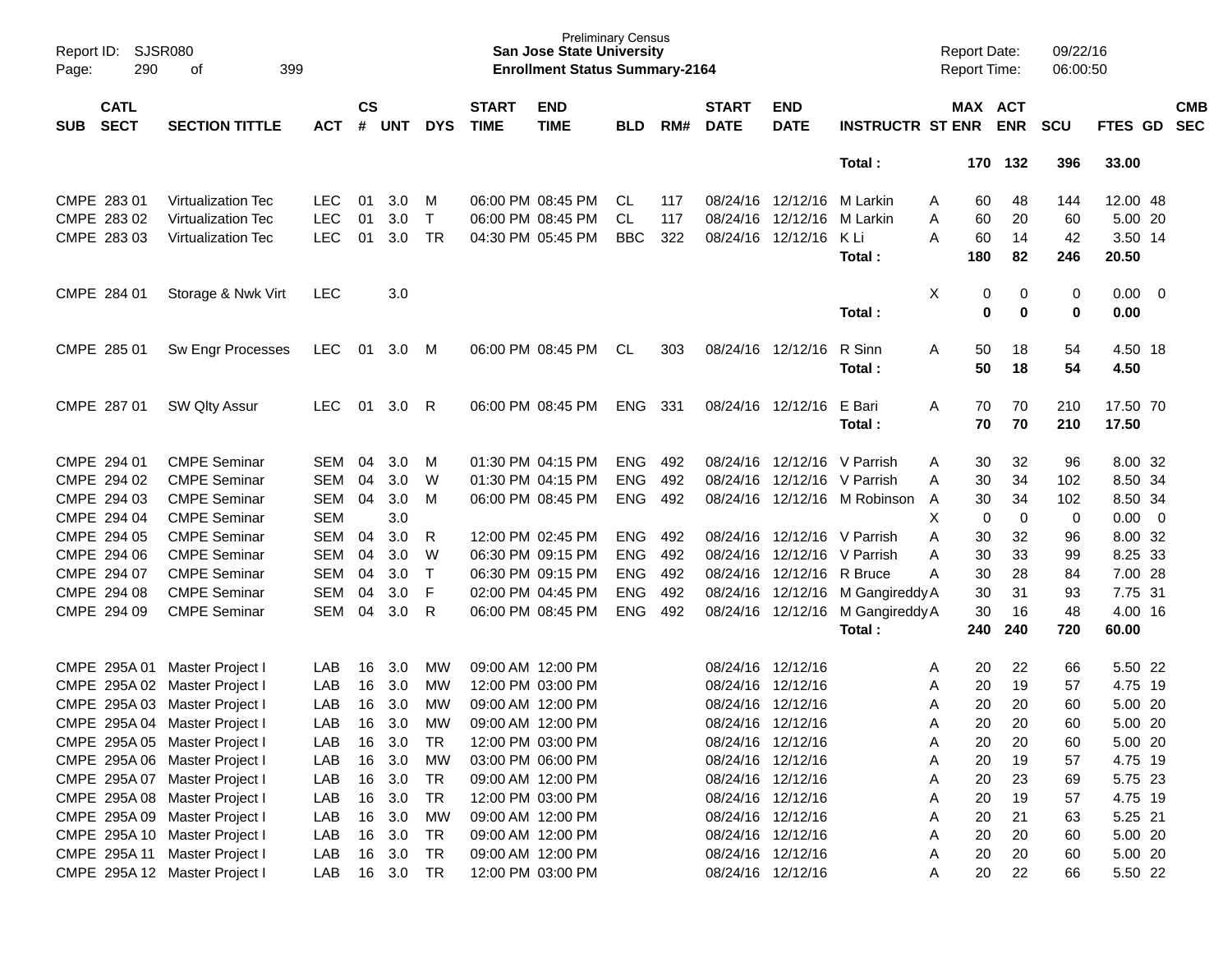| SUB | CATL SECT | SECTION TITTLE | ACT | CS # | UNT | DYS | START TIME | END TIME | BLD | RM# | START DATE | END DATE | INSTRUCTR | ST | MAX ENR | ACT ENR | SCU | FTES | GD | CMB SEC |
|---|---|---|---|---|---|---|---|---|---|---|---|---|---|---|---|---|---|---|---|---|
| | | | | | | | | | | | | | **Total :** | | **170** | **132** | **396** | **33.00** | | |
| CMPE | 283 01 | Virtualization Tec | LEC | 01 | 3.0 | M | 06:00 PM | 08:45 PM | CL | 117 | 08/24/16 | 12/12/16 | M Larkin | A | 60 | 48 | 144 | 12.00 | 48 | |
| CMPE | 283 02 | Virtualization Tec | LEC | 01 | 3.0 | T | 06:00 PM | 08:45 PM | CL | 117 | 08/24/16 | 12/12/16 | M Larkin | A | 60 | 20 | 60 | 5.00 | 20 | |
| CMPE | 283 03 | Virtualization Tec | LEC | 01 | 3.0 | TR | 04:30 PM | 05:45 PM | BBC | 322 | 08/24/16 | 12/12/16 | K Li | A | 60 | 14 | 42 | 3.50 | 14 | |
| | | | | | | | | | | | | | **Total :** | | **180** | **82** | **246** | **20.50** | | |
| CMPE | 284 01 | Storage & Nwk Virt | LEC | | 3.0 | | | | | | | | | X | 0 | 0 | 0 | 0.00 | 0 | |
| | | | | | | | | | | | | | **Total :** | | **0** | **0** | **0** | **0.00** | | |
| CMPE | 285 01 | Sw Engr Processes | LEC | 01 | 3.0 | M | 06:00 PM | 08:45 PM | CL | 303 | 08/24/16 | 12/12/16 | R Sinn | A | 50 | 18 | 54 | 4.50 | 18 | |
| | | | | | | | | | | | | | **Total :** | | **50** | **18** | **54** | **4.50** | | |
| CMPE | 287 01 | SW Qlty Assur | LEC | 01 | 3.0 | R | 06:00 PM | 08:45 PM | ENG | 331 | 08/24/16 | 12/12/16 | E Bari | A | 70 | 70 | 210 | 17.50 | 70 | |
| | | | | | | | | | | | | | **Total :** | | **70** | **70** | **210** | **17.50** | | |
| CMPE | 294 01 | CMPE Seminar | SEM | 04 | 3.0 | M | 01:30 PM | 04:15 PM | ENG | 492 | 08/24/16 | 12/12/16 | V Parrish | A | 30 | 32 | 96 | 8.00 | 32 | |
| CMPE | 294 02 | CMPE Seminar | SEM | 04 | 3.0 | W | 01:30 PM | 04:15 PM | ENG | 492 | 08/24/16 | 12/12/16 | V Parrish | A | 30 | 34 | 102 | 8.50 | 34 | |
| CMPE | 294 03 | CMPE Seminar | SEM | 04 | 3.0 | M | 06:00 PM | 08:45 PM | ENG | 492 | 08/24/16 | 12/12/16 | M Robinson | A | 30 | 34 | 102 | 8.50 | 34 | |
| CMPE | 294 04 | CMPE Seminar | SEM | | 3.0 | | | | | | | | | X | 0 | 0 | 0 | 0.00 | 0 | |
| CMPE | 294 05 | CMPE Seminar | SEM | 04 | 3.0 | R | 12:00 PM | 02:45 PM | ENG | 492 | 08/24/16 | 12/12/16 | V Parrish | A | 30 | 32 | 96 | 8.00 | 32 | |
| CMPE | 294 06 | CMPE Seminar | SEM | 04 | 3.0 | W | 06:30 PM | 09:15 PM | ENG | 492 | 08/24/16 | 12/12/16 | V Parrish | A | 30 | 33 | 99 | 8.25 | 33 | |
| CMPE | 294 07 | CMPE Seminar | SEM | 04 | 3.0 | T | 06:30 PM | 09:15 PM | ENG | 492 | 08/24/16 | 12/12/16 | R Bruce | A | 30 | 28 | 84 | 7.00 | 28 | |
| CMPE | 294 08 | CMPE Seminar | SEM | 04 | 3.0 | F | 02:00 PM | 04:45 PM | ENG | 492 | 08/24/16 | 12/12/16 | M Gangireddy | A | 30 | 31 | 93 | 7.75 | 31 | |
| CMPE | 294 09 | CMPE Seminar | SEM | 04 | 3.0 | R | 06:00 PM | 08:45 PM | ENG | 492 | 08/24/16 | 12/12/16 | M Gangireddy | A | 30 | 16 | 48 | 4.00 | 16 | |
| | | | | | | | | | | | | | **Total :** | | **240** | **240** | **720** | **60.00** | | |
| CMPE | 295A 01 | Master Project I | LAB | 16 | 3.0 | MW | 09:00 AM | 12:00 PM | | | 08/24/16 | 12/12/16 | | A | 20 | 22 | 66 | 5.50 | 22 | |
| CMPE | 295A 02 | Master Project I | LAB | 16 | 3.0 | MW | 12:00 PM | 03:00 PM | | | 08/24/16 | 12/12/16 | | A | 20 | 19 | 57 | 4.75 | 19 | |
| CMPE | 295A 03 | Master Project I | LAB | 16 | 3.0 | MW | 09:00 AM | 12:00 PM | | | 08/24/16 | 12/12/16 | | A | 20 | 20 | 60 | 5.00 | 20 | |
| CMPE | 295A 04 | Master Project I | LAB | 16 | 3.0 | MW | 09:00 AM | 12:00 PM | | | 08/24/16 | 12/12/16 | | A | 20 | 20 | 60 | 5.00 | 20 | |
| CMPE | 295A 05 | Master Project I | LAB | 16 | 3.0 | TR | 12:00 PM | 03:00 PM | | | 08/24/16 | 12/12/16 | | A | 20 | 20 | 60 | 5.00 | 20 | |
| CMPE | 295A 06 | Master Project I | LAB | 16 | 3.0 | MW | 03:00 PM | 06:00 PM | | | 08/24/16 | 12/12/16 | | A | 20 | 19 | 57 | 4.75 | 19 | |
| CMPE | 295A 07 | Master Project I | LAB | 16 | 3.0 | TR | 09:00 AM | 12:00 PM | | | 08/24/16 | 12/12/16 | | A | 20 | 23 | 69 | 5.75 | 23 | |
| CMPE | 295A 08 | Master Project I | LAB | 16 | 3.0 | TR | 12:00 PM | 03:00 PM | | | 08/24/16 | 12/12/16 | | A | 20 | 19 | 57 | 4.75 | 19 | |
| CMPE | 295A 09 | Master Project I | LAB | 16 | 3.0 | MW | 09:00 AM | 12:00 PM | | | 08/24/16 | 12/12/16 | | A | 20 | 21 | 63 | 5.25 | 21 | |
| CMPE | 295A 10 | Master Project I | LAB | 16 | 3.0 | TR | 09:00 AM | 12:00 PM | | | 08/24/16 | 12/12/16 | | A | 20 | 20 | 60 | 5.00 | 20 | |
| CMPE | 295A 11 | Master Project I | LAB | 16 | 3.0 | TR | 09:00 AM | 12:00 PM | | | 08/24/16 | 12/12/16 | | A | 20 | 20 | 60 | 5.00 | 20 | |
| CMPE | 295A 12 | Master Project I | LAB | 16 | 3.0 | TR | 12:00 PM | 03:00 PM | | | 08/24/16 | 12/12/16 | | A | 20 | 22 | 66 | 5.50 | 22 | |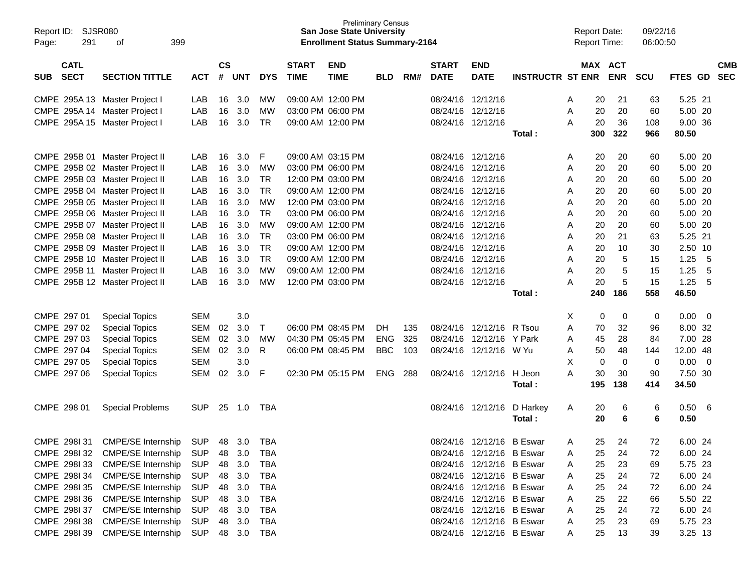Preliminary Census
**San Jose State University**
**Enrollment Status Summary-2164**

Report ID: SJSR080
Report Date: 09/22/16
Report Time: 06:00:50

| SUB | CATL SECT | SECTION TITTLE | ACT | CS # | UNT | DYS | START TIME | END TIME | BLD | RM# | START DATE | END DATE | INSTRUCTR | ST | MAX ENR | ACT ENR | SCU | FTES | GD | CMB SEC |
|---|---|---|---|---|---|---|---|---|---|---|---|---|---|---|---|---|---|---|---|---|
| CMPE | 295A 13 | Master Project I | LAB | 16 | 3.0 | MW | 09:00 AM | 12:00 PM | | | 08/24/16 | 12/12/16 | | A | 20 | 21 | 63 | 5.25 | 21 | |
| CMPE | 295A 14 | Master Project I | LAB | 16 | 3.0 | MW | 03:00 PM | 06:00 PM | | | 08/24/16 | 12/12/16 | | A | 20 | 20 | 60 | 5.00 | 20 | |
| CMPE | 295A 15 | Master Project I | LAB | 16 | 3.0 | TR | 09:00 AM | 12:00 PM | | | 08/24/16 | 12/12/16 | | A | 20 | 36 | 108 | 9.00 | 36 | |
| | | | | | | | | | | | | | **Total :** | | **300** | **322** | **966** | **80.50** | | |
| CMPE | 295B 01 | Master Project II | LAB | 16 | 3.0 | F | 09:00 AM | 03:15 PM | | | 08/24/16 | 12/12/16 | | A | 20 | 20 | 60 | 5.00 | 20 | |
| CMPE | 295B 02 | Master Project II | LAB | 16 | 3.0 | MW | 03:00 PM | 06:00 PM | | | 08/24/16 | 12/12/16 | | A | 20 | 20 | 60 | 5.00 | 20 | |
| CMPE | 295B 03 | Master Project II | LAB | 16 | 3.0 | TR | 12:00 PM | 03:00 PM | | | 08/24/16 | 12/12/16 | | A | 20 | 20 | 60 | 5.00 | 20 | |
| CMPE | 295B 04 | Master Project II | LAB | 16 | 3.0 | TR | 09:00 AM | 12:00 PM | | | 08/24/16 | 12/12/16 | | A | 20 | 20 | 60 | 5.00 | 20 | |
| CMPE | 295B 05 | Master Project II | LAB | 16 | 3.0 | MW | 12:00 PM | 03:00 PM | | | 08/24/16 | 12/12/16 | | A | 20 | 20 | 60 | 5.00 | 20 | |
| CMPE | 295B 06 | Master Project II | LAB | 16 | 3.0 | TR | 03:00 PM | 06:00 PM | | | 08/24/16 | 12/12/16 | | A | 20 | 20 | 60 | 5.00 | 20 | |
| CMPE | 295B 07 | Master Project II | LAB | 16 | 3.0 | MW | 09:00 AM | 12:00 PM | | | 08/24/16 | 12/12/16 | | A | 20 | 20 | 60 | 5.00 | 20 | |
| CMPE | 295B 08 | Master Project II | LAB | 16 | 3.0 | TR | 03:00 PM | 06:00 PM | | | 08/24/16 | 12/12/16 | | A | 20 | 21 | 63 | 5.25 | 21 | |
| CMPE | 295B 09 | Master Project II | LAB | 16 | 3.0 | TR | 09:00 AM | 12:00 PM | | | 08/24/16 | 12/12/16 | | A | 20 | 10 | 30 | 2.50 | 10 | |
| CMPE | 295B 10 | Master Project II | LAB | 16 | 3.0 | TR | 09:00 AM | 12:00 PM | | | 08/24/16 | 12/12/16 | | A | 20 | 5 | 15 | 1.25 | 5 | |
| CMPE | 295B 11 | Master Project II | LAB | 16 | 3.0 | MW | 09:00 AM | 12:00 PM | | | 08/24/16 | 12/12/16 | | A | 20 | 5 | 15 | 1.25 | 5 | |
| CMPE | 295B 12 | Master Project II | LAB | 16 | 3.0 | MW | 12:00 PM | 03:00 PM | | | 08/24/16 | 12/12/16 | | A | 20 | 5 | 15 | 1.25 | 5 | |
| | | | | | | | | | | | | | **Total :** | | **240** | **186** | **558** | **46.50** | | |
| CMPE | 297 01 | Special Topics | SEM | | 3.0 | | | | | | | | | X | 0 | 0 | 0 | 0.00 | 0 | |
| CMPE | 297 02 | Special Topics | SEM | 02 | 3.0 | T | 06:00 PM | 08:45 PM | DH | 135 | 08/24/16 | 12/12/16 | R Tsou | A | 70 | 32 | 96 | 8.00 | 32 | |
| CMPE | 297 03 | Special Topics | SEM | 02 | 3.0 | MW | 04:30 PM | 05:45 PM | ENG | 325 | 08/24/16 | 12/12/16 | Y Park | A | 45 | 28 | 84 | 7.00 | 28 | |
| CMPE | 297 04 | Special Topics | SEM | 02 | 3.0 | R | 06:00 PM | 08:45 PM | BBC | 103 | 08/24/16 | 12/12/16 | W Yu | A | 50 | 48 | 144 | 12.00 | 48 | |
| CMPE | 297 05 | Special Topics | SEM | | 3.0 | | | | | | | | | X | 0 | 0 | 0 | 0.00 | 0 | |
| CMPE | 297 06 | Special Topics | SEM | 02 | 3.0 | F | 02:30 PM | 05:15 PM | ENG | 288 | 08/24/16 | 12/12/16 | H Jeon | A | 30 | 30 | 90 | 7.50 | 30 | |
| | | | | | | | | | | | | | **Total :** | | **195** | **138** | **414** | **34.50** | | |
| CMPE | 298 01 | Special Problems | SUP | 25 | 1.0 | TBA | | | | | 08/24/16 | 12/12/16 | D Harkey | A | 20 | 6 | 6 | 0.50 | 6 | |
| | | | | | | | | | | | | | **Total :** | | **20** | **6** | **6** | **0.50** | | |
| CMPE | 298I 31 | CMPE/SE Internship | SUP | 48 | 3.0 | TBA | | | | | 08/24/16 | 12/12/16 | B Eswar | A | 25 | 24 | 72 | 6.00 | 24 | |
| CMPE | 298I 32 | CMPE/SE Internship | SUP | 48 | 3.0 | TBA | | | | | 08/24/16 | 12/12/16 | B Eswar | A | 25 | 24 | 72 | 6.00 | 24 | |
| CMPE | 298I 33 | CMPE/SE Internship | SUP | 48 | 3.0 | TBA | | | | | 08/24/16 | 12/12/16 | B Eswar | A | 25 | 23 | 69 | 5.75 | 23 | |
| CMPE | 298I 34 | CMPE/SE Internship | SUP | 48 | 3.0 | TBA | | | | | 08/24/16 | 12/12/16 | B Eswar | A | 25 | 24 | 72 | 6.00 | 24 | |
| CMPE | 298I 35 | CMPE/SE Internship | SUP | 48 | 3.0 | TBA | | | | | 08/24/16 | 12/12/16 | B Eswar | A | 25 | 24 | 72 | 6.00 | 24 | |
| CMPE | 298I 36 | CMPE/SE Internship | SUP | 48 | 3.0 | TBA | | | | | 08/24/16 | 12/12/16 | B Eswar | A | 25 | 22 | 66 | 5.50 | 22 | |
| CMPE | 298I 37 | CMPE/SE Internship | SUP | 48 | 3.0 | TBA | | | | | 08/24/16 | 12/12/16 | B Eswar | A | 25 | 24 | 72 | 6.00 | 24 | |
| CMPE | 298I 38 | CMPE/SE Internship | SUP | 48 | 3.0 | TBA | | | | | 08/24/16 | 12/12/16 | B Eswar | A | 25 | 23 | 69 | 5.75 | 23 | |
| CMPE | 298I 39 | CMPE/SE Internship | SUP | 48 | 3.0 | TBA | | | | | 08/24/16 | 12/12/16 | B Eswar | A | 25 | 13 | 39 | 3.25 | 13 | |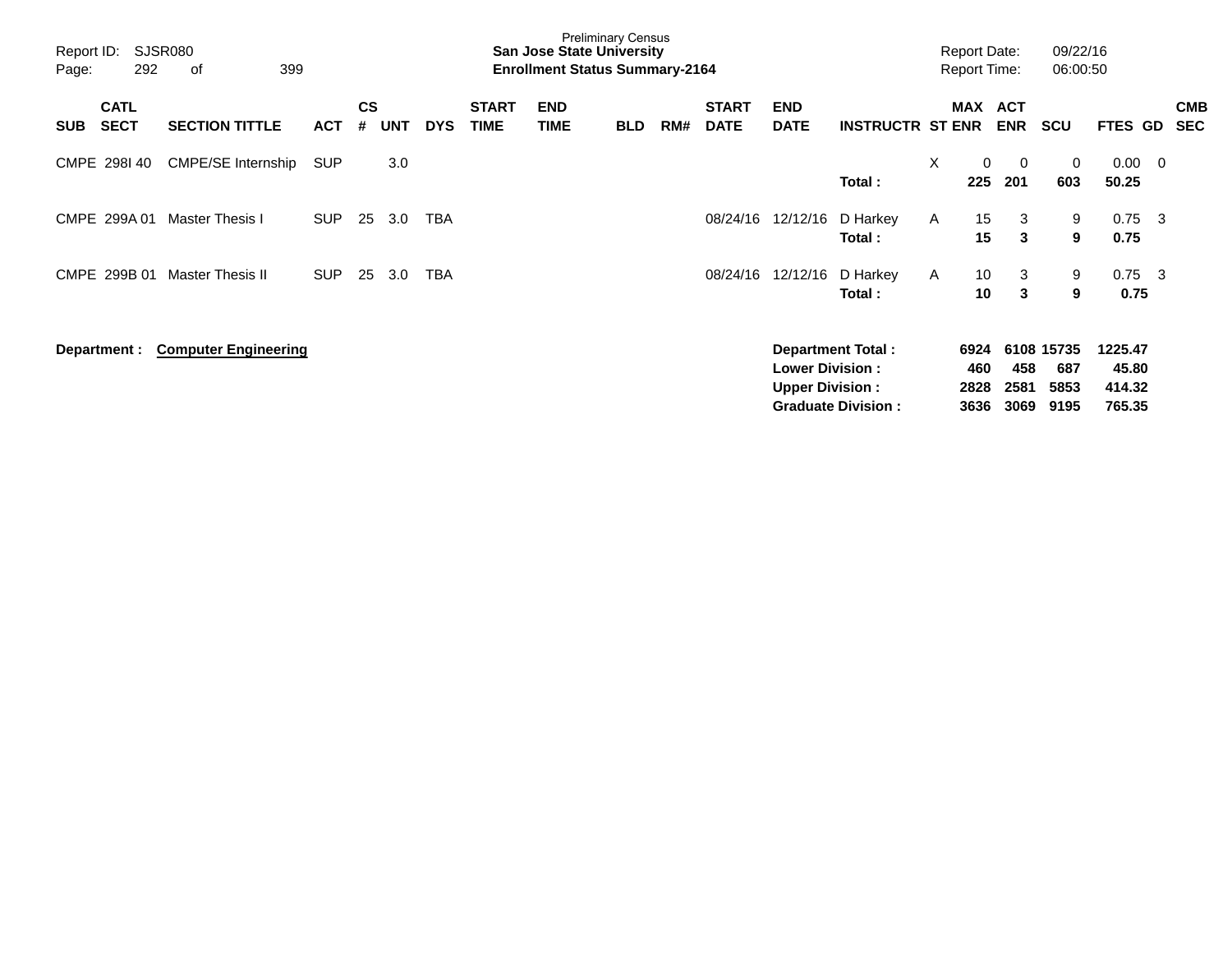Preliminary Census
**San Jose State University**
**Enrollment Status Summary-2164**

Report ID: SJSR080
Report Date: 09/22/16
Report Time: 06:00:50

| SUB | CATL SECT | SECTION TITTLE | ACT | CS # | UNT | DYS | START TIME | END TIME | BLD | RM# | START DATE | END DATE | INSTRUCTR | ST | MAX ENR | ACT ENR | SCU | FTES | GD | CMB SEC |
|---|---|---|---|---|---|---|---|---|---|---|---|---|---|---|---|---|---|---|---|---|
| CMPE | 298I 40 | CMPE/SE Internship | SUP | | 3.0 | | | | | | | | | X | 0 | 0 | 0 | 0.00 | 0 | |
| | | | | | | | | | | | | | **Total :** | | **225** | **201** | **603** | **50.25** | | |
| CMPE | 299A 01 | Master Thesis I | SUP | 25 | 3.0 | TBA | | | | | 08/24/16 | 12/12/16 | D Harkey | A | 15 | 3 | 9 | 0.75 | 3 | |
| | | | | | | | | | | | | | **Total :** | | **15** | **3** | **9** | **0.75** | | |
| CMPE | 299B 01 | Master Thesis II | SUP | 25 | 3.0 | TBA | | | | | 08/24/16 | 12/12/16 | D Harkey | A | 10 | 3 | 9 | 0.75 | 3 | |
| | | | | | | | | | | | | | **Total :** | | **10** | **3** | **9** | **0.75** | | |

**Department : Computer Engineering**

| | MAX ENR | ACT ENR | SCU | FTES |
|---|---|---|---|---|
| **Department Total :** | **6924** | **6108** | **15735** | **1225.47** |
| **Lower Division :** | **460** | **458** | **687** | **45.80** |
| **Upper Division :** | **2828** | **2581** | **5853** | **414.32** |
| **Graduate Division :** | **3636** | **3069** | **9195** | **765.35** |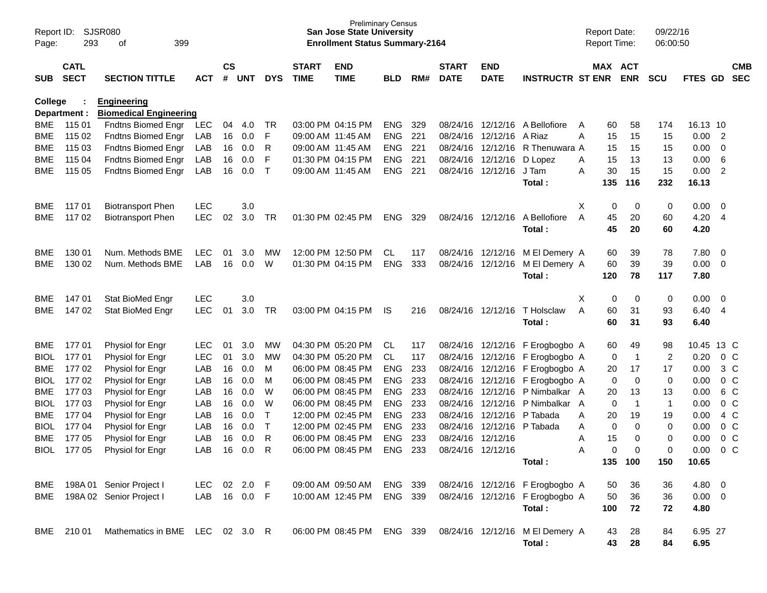Preliminary Census
**San Jose State University**
**Enrollment Status Summary-2164**

Report ID: SJSR080
Report Date: 09/22/16
Report Time: 06:00:50

**College : Engineering**
**Department : Biomedical Engineering**

| SUB | CATL SECT | SECTION TITTLE | ACT | CS # | UNT | DYS | START TIME | END TIME | BLD | RM# | START DATE | END DATE | INSTRUCTR | ST | MAX ENR | ACT ENR | SCU | FTES | GD | CMB SEC |
|---|---|---|---|---|---|---|---|---|---|---|---|---|---|---|---|---|---|---|---|---|
| BME | 115 01 | Fndtns Biomed Engr | LEC | 04 | 4.0 | TR | 03:00 PM | 04:15 PM | ENG | 329 | 08/24/16 | 12/12/16 | A Bellofiore | A | 60 | 58 | 174 | 16.13 | 10 | |
| BME | 115 02 | Fndtns Biomed Engr | LAB | 16 | 0.0 | F | 09:00 AM | 11:45 AM | ENG | 221 | 08/24/16 | 12/12/16 | A Riaz | A | 15 | 15 | 15 | 0.00 | 2 | |
| BME | 115 03 | Fndtns Biomed Engr | LAB | 16 | 0.0 | R | 09:00 AM | 11:45 AM | ENG | 221 | 08/24/16 | 12/12/16 | R Thenuwara | A | 15 | 15 | 15 | 0.00 | 0 | |
| BME | 115 04 | Fndtns Biomed Engr | LAB | 16 | 0.0 | F | 01:30 PM | 04:15 PM | ENG | 221 | 08/24/16 | 12/12/16 | D Lopez | A | 15 | 13 | 13 | 0.00 | 6 | |
| BME | 115 05 | Fndtns Biomed Engr | LAB | 16 | 0.0 | T | 09:00 AM | 11:45 AM | ENG | 221 | 08/24/16 | 12/12/16 | J Tam | A | 30 | 15 | 15 | 0.00 | 2 | |
| | | | | | | | | | | | | | **Total :** | | **135** | **116** | **232** | **16.13** | | |
| BME | 117 01 | Biotransport Phen | LEC | | 3.0 | | | | | | | | | X | 0 | 0 | 0 | 0.00 | 0 | |
| BME | 117 02 | Biotransport Phen | LEC | 02 | 3.0 | TR | 01:30 PM | 02:45 PM | ENG | 329 | 08/24/16 | 12/12/16 | A Bellofiore | A | 45 | 20 | 60 | 4.20 | 4 | |
| | | | | | | | | | | | | | **Total :** | | **45** | **20** | **60** | **4.20** | | |
| BME | 130 01 | Num. Methods BME | LEC | 01 | 3.0 | MW | 12:00 PM | 12:50 PM | CL | 117 | 08/24/16 | 12/12/16 | M El Demery | A | 60 | 39 | 78 | 7.80 | 0 | |
| BME | 130 02 | Num. Methods BME | LAB | 16 | 0.0 | W | 01:30 PM | 04:15 PM | ENG | 333 | 08/24/16 | 12/12/16 | M El Demery | A | 60 | 39 | 39 | 0.00 | 0 | |
| | | | | | | | | | | | | | **Total :** | | **120** | **78** | **117** | **7.80** | | |
| BME | 147 01 | Stat BioMed Engr | LEC | | 3.0 | | | | | | | | | X | 0 | 0 | 0 | 0.00 | 0 | |
| BME | 147 02 | Stat BioMed Engr | LEC | 01 | 3.0 | TR | 03:00 PM | 04:15 PM | IS | 216 | 08/24/16 | 12/12/16 | T Holsclaw | A | 60 | 31 | 93 | 6.40 | 4 | |
| | | | | | | | | | | | | | **Total :** | | **60** | **31** | **93** | **6.40** | | |
| BME | 177 01 | Physiol for Engr | LEC | 01 | 3.0 | MW | 04:30 PM | 05:20 PM | CL | 117 | 08/24/16 | 12/12/16 | F Erogbogbo | A | 60 | 49 | 98 | 10.45 | 13 | C |
| BIOL | 177 01 | Physiol for Engr | LEC | 01 | 3.0 | MW | 04:30 PM | 05:20 PM | CL | 117 | 08/24/16 | 12/12/16 | F Erogbogbo | A | 0 | 1 | 2 | 0.20 | 0 | C |
| BME | 177 02 | Physiol for Engr | LAB | 16 | 0.0 | M | 06:00 PM | 08:45 PM | ENG | 233 | 08/24/16 | 12/12/16 | F Erogbogbo | A | 20 | 17 | 17 | 0.00 | 3 | C |
| BIOL | 177 02 | Physiol for Engr | LAB | 16 | 0.0 | M | 06:00 PM | 08:45 PM | ENG | 233 | 08/24/16 | 12/12/16 | F Erogbogbo | A | 0 | 0 | 0 | 0.00 | 0 | C |
| BME | 177 03 | Physiol for Engr | LAB | 16 | 0.0 | W | 06:00 PM | 08:45 PM | ENG | 233 | 08/24/16 | 12/12/16 | P Nimbalkar | A | 20 | 13 | 13 | 0.00 | 6 | C |
| BIOL | 177 03 | Physiol for Engr | LAB | 16 | 0.0 | W | 06:00 PM | 08:45 PM | ENG | 233 | 08/24/16 | 12/12/16 | P Nimbalkar | A | 0 | 1 | 1 | 0.00 | 0 | C |
| BME | 177 04 | Physiol for Engr | LAB | 16 | 0.0 | T | 12:00 PM | 02:45 PM | ENG | 233 | 08/24/16 | 12/12/16 | P Tabada | A | 20 | 19 | 19 | 0.00 | 4 | C |
| BIOL | 177 04 | Physiol for Engr | LAB | 16 | 0.0 | T | 12:00 PM | 02:45 PM | ENG | 233 | 08/24/16 | 12/12/16 | P Tabada | A | 0 | 0 | 0 | 0.00 | 0 | C |
| BME | 177 05 | Physiol for Engr | LAB | 16 | 0.0 | R | 06:00 PM | 08:45 PM | ENG | 233 | 08/24/16 | 12/12/16 | | A | 15 | 0 | 0 | 0.00 | 0 | C |
| BIOL | 177 05 | Physiol for Engr | LAB | 16 | 0.0 | R | 06:00 PM | 08:45 PM | ENG | 233 | 08/24/16 | 12/12/16 | | A | 0 | 0 | 0 | 0.00 | 0 | C |
| | | | | | | | | | | | | | **Total :** | | **135** | **100** | **150** | **10.65** | | |
| BME | 198A 01 | Senior Project I | LEC | 02 | 2.0 | F | 09:00 AM | 09:50 AM | ENG | 339 | 08/24/16 | 12/12/16 | F Erogbogbo | A | 50 | 36 | 36 | 4.80 | 0 | |
| BME | 198A 02 | Senior Project I | LAB | 16 | 0.0 | F | 10:00 AM | 12:45 PM | ENG | 339 | 08/24/16 | 12/12/16 | F Erogbogbo | A | 50 | 36 | 36 | 0.00 | 0 | |
| | | | | | | | | | | | | | **Total :** | | **100** | **72** | **72** | **4.80** | | |
| BME | 210 01 | Mathematics in BME | LEC | 02 | 3.0 | R | 06:00 PM | 08:45 PM | ENG | 339 | 08/24/16 | 12/12/16 | M El Demery | A | 43 | 28 | 84 | 6.95 | 27 | |
| | | | | | | | | | | | | | **Total :** | | **43** | **28** | **84** | **6.95** | | |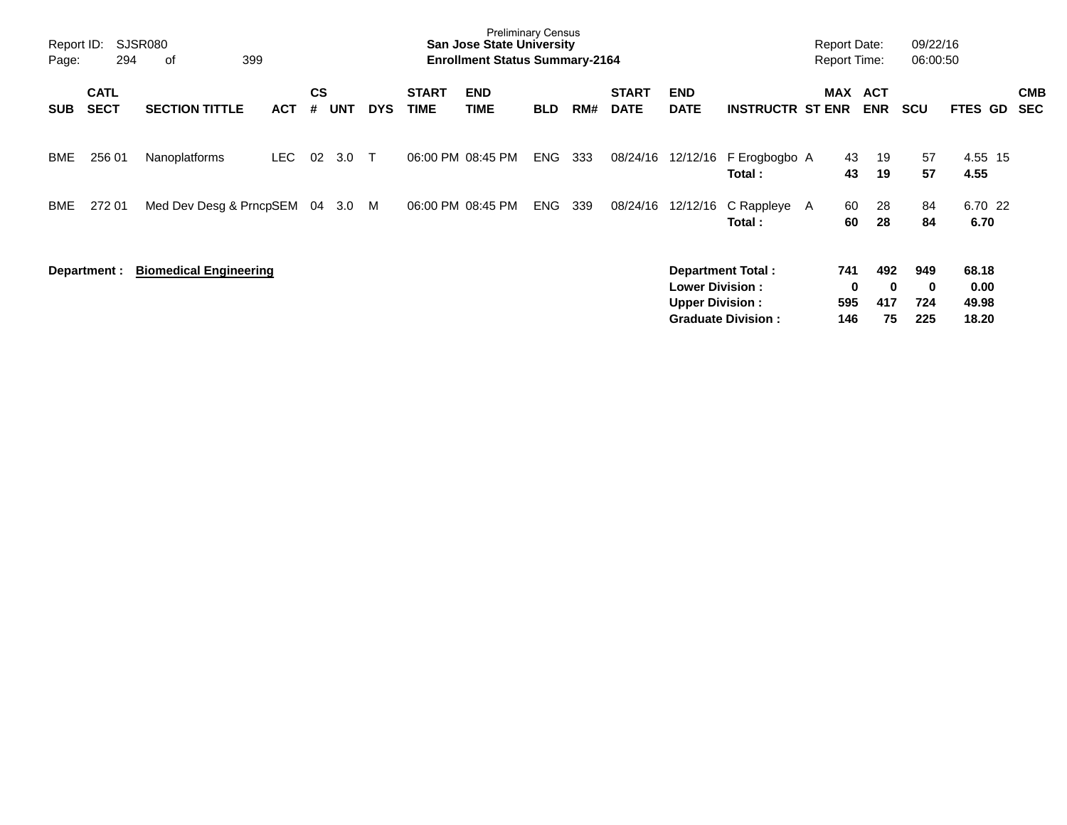Preliminary Census
**San Jose State University**
**Enrollment Status Summary-2164**

Report ID: SJSR080
Report Date: 09/22/16
Report Time: 06:00:50

| SUB | CATL SECT | SECTION TITTLE | ACT | CS # | UNT | DYS | START TIME | END TIME | BLD | RM# | START DATE | END DATE | INSTRUCTR | ST | MAX ENR | ACT ENR | SCU | FTES | GD | CMB SEC |
|---|---|---|---|---|---|---|---|---|---|---|---|---|---|---|---|---|---|---|---|---|
| BME | 256 01 | Nanoplatforms | LEC | 02 | 3.0 | T | 06:00 PM | 08:45 PM | ENG | 333 | 08/24/16 | 12/12/16 | F Erogbogbo | A | 43 | 19 | 57 | 4.55 | 15 | |
| | | | | | | | | | | | | | **Total :** | | **43** | **19** | **57** | **4.55** | | |
| BME | 272 01 | Med Dev Desg & Prncp | SEM | 04 | 3.0 | M | 06:00 PM | 08:45 PM | ENG | 339 | 08/24/16 | 12/12/16 | C Rappleye | A | 60 | 28 | 84 | 6.70 | 22 | |
| | | | | | | | | | | | | | **Total :** | | **60** | **28** | **84** | **6.70** | | |

**Department :** **Biomedical Engineering**

| | MAX ENR | ACT ENR | SCU | FTES |
|---|---|---|---|---|
| **Department Total :** | **741** | **492** | **949** | **68.18** |
| **Lower Division :** | **0** | **0** | **0** | **0.00** |
| **Upper Division :** | **595** | **417** | **724** | **49.98** |
| **Graduate Division :** | **146** | **75** | **225** | **18.20** |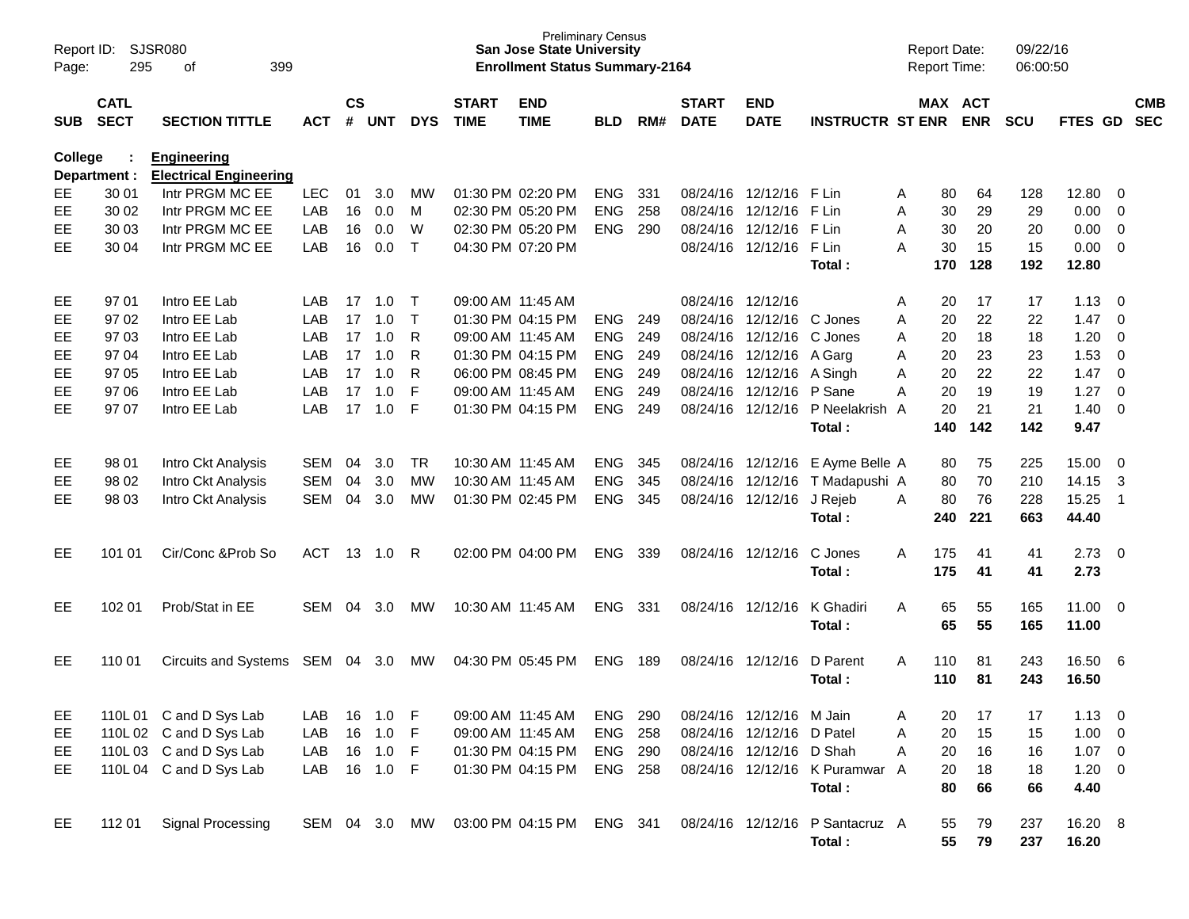Preliminary Census
**San Jose State University**
**Enrollment Status Summary-2164**

Report ID: SJSR080
Report Date: 09/22/16
Report Time: 06:00:50

| SUB | CATL SECT | SECTION TITTLE | ACT | CS # | UNT | DYS | START TIME | END TIME | BLD | RM# | START DATE | END DATE | INSTRUCTR | ST | MAX ENR | ACT ENR | SCU | FTES | GD | CMB SEC |
|---|---|---|---|---|---|---|---|---|---|---|---|---|---|---|---|---|---|---|---|---|
| **College :** | | **Engineering** | | | | | | | | | | | | | | | | | | |
| **Department :** | | **Electrical Engineering** | | | | | | | | | | | | | | | | | | |
| EE | 30 01 | Intr PRGM MC EE | LEC | 01 | 3.0 | MW | 01:30 PM | 02:20 PM | ENG | 331 | 08/24/16 | 12/12/16 | F Lin | A | 80 | 64 | 128 | 12.80 | 0 | |
| EE | 30 02 | Intr PRGM MC EE | LAB | 16 | 0.0 | M | 02:30 PM | 05:20 PM | ENG | 258 | 08/24/16 | 12/12/16 | F Lin | A | 30 | 29 | 29 | 0.00 | 0 | |
| EE | 30 03 | Intr PRGM MC EE | LAB | 16 | 0.0 | W | 02:30 PM | 05:20 PM | ENG | 290 | 08/24/16 | 12/12/16 | F Lin | A | 30 | 20 | 20 | 0.00 | 0 | |
| EE | 30 04 | Intr PRGM MC EE | LAB | 16 | 0.0 | T | 04:30 PM | 07:20 PM | | | 08/24/16 | 12/12/16 | F Lin | A | 30 | 15 | 15 | 0.00 | 0 | |
| | | | | | | | | | | | | | **Total :** | | **170** | **128** | **192** | **12.80** | | |
| EE | 97 01 | Intro EE Lab | LAB | 17 | 1.0 | T | 09:00 AM | 11:45 AM | | | 08/24/16 | 12/12/16 | | A | 20 | 17 | 17 | 1.13 | 0 | |
| EE | 97 02 | Intro EE Lab | LAB | 17 | 1.0 | T | 01:30 PM | 04:15 PM | ENG | 249 | 08/24/16 | 12/12/16 | C Jones | A | 20 | 22 | 22 | 1.47 | 0 | |
| EE | 97 03 | Intro EE Lab | LAB | 17 | 1.0 | R | 09:00 AM | 11:45 AM | ENG | 249 | 08/24/16 | 12/12/16 | C Jones | A | 20 | 18 | 18 | 1.20 | 0 | |
| EE | 97 04 | Intro EE Lab | LAB | 17 | 1.0 | R | 01:30 PM | 04:15 PM | ENG | 249 | 08/24/16 | 12/12/16 | A Garg | A | 20 | 23 | 23 | 1.53 | 0 | |
| EE | 97 05 | Intro EE Lab | LAB | 17 | 1.0 | R | 06:00 PM | 08:45 PM | ENG | 249 | 08/24/16 | 12/12/16 | A Singh | A | 20 | 22 | 22 | 1.47 | 0 | |
| EE | 97 06 | Intro EE Lab | LAB | 17 | 1.0 | F | 09:00 AM | 11:45 AM | ENG | 249 | 08/24/16 | 12/12/16 | P Sane | A | 20 | 19 | 19 | 1.27 | 0 | |
| EE | 97 07 | Intro EE Lab | LAB | 17 | 1.0 | F | 01:30 PM | 04:15 PM | ENG | 249 | 08/24/16 | 12/12/16 | P Neelakrish | A | 20 | 21 | 21 | 1.40 | 0 | |
| | | | | | | | | | | | | | **Total :** | | **140** | **142** | **142** | **9.47** | | |
| EE | 98 01 | Intro Ckt Analysis | SEM | 04 | 3.0 | TR | 10:30 AM | 11:45 AM | ENG | 345 | 08/24/16 | 12/12/16 | E Ayme Belle | A | 80 | 75 | 225 | 15.00 | 0 | |
| EE | 98 02 | Intro Ckt Analysis | SEM | 04 | 3.0 | MW | 10:30 AM | 11:45 AM | ENG | 345 | 08/24/16 | 12/12/16 | T Madapushi | A | 80 | 70 | 210 | 14.15 | 3 | |
| EE | 98 03 | Intro Ckt Analysis | SEM | 04 | 3.0 | MW | 01:30 PM | 02:45 PM | ENG | 345 | 08/24/16 | 12/12/16 | J Rejeb | A | 80 | 76 | 228 | 15.25 | 1 | |
| | | | | | | | | | | | | | **Total :** | | **240** | **221** | **663** | **44.40** | | |
| EE | 101 01 | Cir/Conc &Prob So | ACT | 13 | 1.0 | R | 02:00 PM | 04:00 PM | ENG | 339 | 08/24/16 | 12/12/16 | C Jones | A | 175 | 41 | 41 | 2.73 | 0 | |
| | | | | | | | | | | | | | **Total :** | | **175** | **41** | **41** | **2.73** | | |
| EE | 102 01 | Prob/Stat in EE | SEM | 04 | 3.0 | MW | 10:30 AM | 11:45 AM | ENG | 331 | 08/24/16 | 12/12/16 | K Ghadiri | A | 65 | 55 | 165 | 11.00 | 0 | |
| | | | | | | | | | | | | | **Total :** | | **65** | **55** | **165** | **11.00** | | |
| EE | 110 01 | Circuits and Systems | SEM | 04 | 3.0 | MW | 04:30 PM | 05:45 PM | ENG | 189 | 08/24/16 | 12/12/16 | D Parent | A | 110 | 81 | 243 | 16.50 | 6 | |
| | | | | | | | | | | | | | **Total :** | | **110** | **81** | **243** | **16.50** | | |
| EE | 110L 01 | C and D Sys Lab | LAB | 16 | 1.0 | F | 09:00 AM | 11:45 AM | ENG | 290 | 08/24/16 | 12/12/16 | M Jain | A | 20 | 17 | 17 | 1.13 | 0 | |
| EE | 110L 02 | C and D Sys Lab | LAB | 16 | 1.0 | F | 09:00 AM | 11:45 AM | ENG | 258 | 08/24/16 | 12/12/16 | D Patel | A | 20 | 15 | 15 | 1.00 | 0 | |
| EE | 110L 03 | C and D Sys Lab | LAB | 16 | 1.0 | F | 01:30 PM | 04:15 PM | ENG | 290 | 08/24/16 | 12/12/16 | D Shah | A | 20 | 16 | 16 | 1.07 | 0 | |
| EE | 110L 04 | C and D Sys Lab | LAB | 16 | 1.0 | F | 01:30 PM | 04:15 PM | ENG | 258 | 08/24/16 | 12/12/16 | K Puramwar | A | 20 | 18 | 18 | 1.20 | 0 | |
| | | | | | | | | | | | | | **Total :** | | **80** | **66** | **66** | **4.40** | | |
| EE | 112 01 | Signal Processing | SEM | 04 | 3.0 | MW | 03:00 PM | 04:15 PM | ENG | 341 | 08/24/16 | 12/12/16 | P Santacruz | A | 55 | 79 | 237 | 16.20 | 8 | |
| | | | | | | | | | | | | | **Total :** | | **55** | **79** | **237** | **16.20** | | |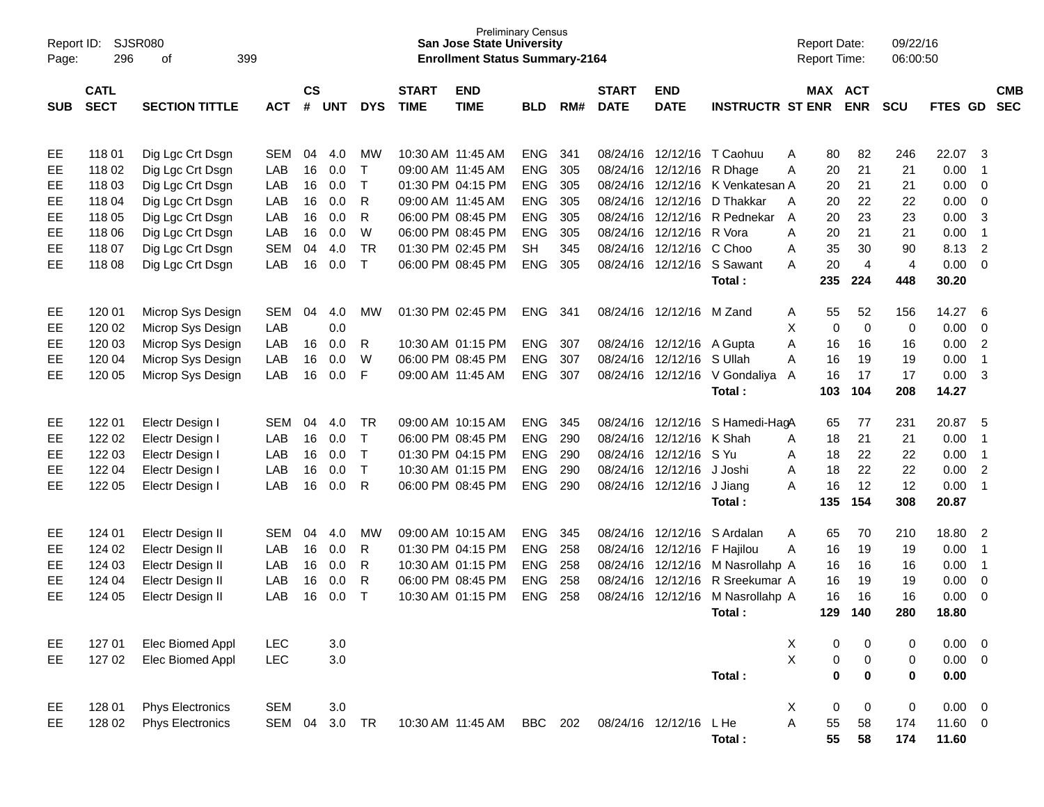Preliminary Census
**San Jose State University**
**Enrollment Status Summary-2164**

Report ID: SJSR080
Page: 296 of 399

Report Date: 09/22/16
Report Time: 06:00:50

| SUB | CATL SECT | SECTION TITTLE | ACT | CS # | UNT | DYS | START TIME | END TIME | BLD | RM# | START DATE | END DATE | INSTRUCTR | ST | MAX ENR | ACT ENR | SCU | FTES | GD | CMB SEC |
|---|---|---|---|---|---|---|---|---|---|---|---|---|---|---|---|---|---|---|---|---|
| EE | 118 01 | Dig Lgc Crt Dsgn | SEM | 04 | 4.0 | MW | 10:30 AM | 11:45 AM | ENG | 341 | 08/24/16 | 12/12/16 | T Caohuu | A | 80 | 82 | 246 | 22.07 | 3 | |
| EE | 118 02 | Dig Lgc Crt Dsgn | LAB | 16 | 0.0 | T | 09:00 AM | 11:45 AM | ENG | 305 | 08/24/16 | 12/12/16 | R Dhage | A | 20 | 21 | 21 | 0.00 | 1 | |
| EE | 118 03 | Dig Lgc Crt Dsgn | LAB | 16 | 0.0 | T | 01:30 PM | 04:15 PM | ENG | 305 | 08/24/16 | 12/12/16 | K Venkatesan | A | 20 | 21 | 21 | 0.00 | 0 | |
| EE | 118 04 | Dig Lgc Crt Dsgn | LAB | 16 | 0.0 | R | 09:00 AM | 11:45 AM | ENG | 305 | 08/24/16 | 12/12/16 | D Thakkar | A | 20 | 22 | 22 | 0.00 | 0 | |
| EE | 118 05 | Dig Lgc Crt Dsgn | LAB | 16 | 0.0 | R | 06:00 PM | 08:45 PM | ENG | 305 | 08/24/16 | 12/12/16 | R Pednekar | A | 20 | 23 | 23 | 0.00 | 3 | |
| EE | 118 06 | Dig Lgc Crt Dsgn | LAB | 16 | 0.0 | W | 06:00 PM | 08:45 PM | ENG | 305 | 08/24/16 | 12/12/16 | R Vora | A | 20 | 21 | 21 | 0.00 | 1 | |
| EE | 118 07 | Dig Lgc Crt Dsgn | SEM | 04 | 4.0 | TR | 01:30 PM | 02:45 PM | SH | 345 | 08/24/16 | 12/12/16 | C Choo | A | 35 | 30 | 90 | 8.13 | 2 | |
| EE | 118 08 | Dig Lgc Crt Dsgn | LAB | 16 | 0.0 | T | 06:00 PM | 08:45 PM | ENG | 305 | 08/24/16 | 12/12/16 | S Sawant | A | 20 | 4 | 4 | 0.00 | 0 | |
| | | | | | | | | | | | | | **Total :** | | **235** | **224** | **448** | **30.20** | | |
| EE | 120 01 | Microp Sys Design | SEM | 04 | 4.0 | MW | 01:30 PM | 02:45 PM | ENG | 341 | 08/24/16 | 12/12/16 | M Zand | A | 55 | 52 | 156 | 14.27 | 6 | |
| EE | 120 02 | Microp Sys Design | LAB | | 0.0 | | | | | | | | | X | 0 | 0 | 0 | 0.00 | 0 | |
| EE | 120 03 | Microp Sys Design | LAB | 16 | 0.0 | R | 10:30 AM | 01:15 PM | ENG | 307 | 08/24/16 | 12/12/16 | A Gupta | A | 16 | 16 | 16 | 0.00 | 2 | |
| EE | 120 04 | Microp Sys Design | LAB | 16 | 0.0 | W | 06:00 PM | 08:45 PM | ENG | 307 | 08/24/16 | 12/12/16 | S Ullah | A | 16 | 19 | 19 | 0.00 | 1 | |
| EE | 120 05 | Microp Sys Design | LAB | 16 | 0.0 | F | 09:00 AM | 11:45 AM | ENG | 307 | 08/24/16 | 12/12/16 | V Gondaliya | A | 16 | 17 | 17 | 0.00 | 3 | |
| | | | | | | | | | | | | | **Total :** | | **103** | **104** | **208** | **14.27** | | |
| EE | 122 01 | Electr Design I | SEM | 04 | 4.0 | TR | 09:00 AM | 10:15 AM | ENG | 345 | 08/24/16 | 12/12/16 | S Hamedi-Hag | A | 65 | 77 | 231 | 20.87 | 5 | |
| EE | 122 02 | Electr Design I | LAB | 16 | 0.0 | T | 06:00 PM | 08:45 PM | ENG | 290 | 08/24/16 | 12/12/16 | K Shah | A | 18 | 21 | 21 | 0.00 | 1 | |
| EE | 122 03 | Electr Design I | LAB | 16 | 0.0 | T | 01:30 PM | 04:15 PM | ENG | 290 | 08/24/16 | 12/12/16 | S Yu | A | 18 | 22 | 22 | 0.00 | 1 | |
| EE | 122 04 | Electr Design I | LAB | 16 | 0.0 | T | 10:30 AM | 01:15 PM | ENG | 290 | 08/24/16 | 12/12/16 | J Joshi | A | 18 | 22 | 22 | 0.00 | 2 | |
| EE | 122 05 | Electr Design I | LAB | 16 | 0.0 | R | 06:00 PM | 08:45 PM | ENG | 290 | 08/24/16 | 12/12/16 | J Jiang | A | 16 | 12 | 12 | 0.00 | 1 | |
| | | | | | | | | | | | | | **Total :** | | **135** | **154** | **308** | **20.87** | | |
| EE | 124 01 | Electr Design II | SEM | 04 | 4.0 | MW | 09:00 AM | 10:15 AM | ENG | 345 | 08/24/16 | 12/12/16 | S Ardalan | A | 65 | 70 | 210 | 18.80 | 2 | |
| EE | 124 02 | Electr Design II | LAB | 16 | 0.0 | R | 01:30 PM | 04:15 PM | ENG | 258 | 08/24/16 | 12/12/16 | F Hajilou | A | 16 | 19 | 19 | 0.00 | 1 | |
| EE | 124 03 | Electr Design II | LAB | 16 | 0.0 | R | 10:30 AM | 01:15 PM | ENG | 258 | 08/24/16 | 12/12/16 | M Nasrollahp | A | 16 | 16 | 16 | 0.00 | 1 | |
| EE | 124 04 | Electr Design II | LAB | 16 | 0.0 | R | 06:00 PM | 08:45 PM | ENG | 258 | 08/24/16 | 12/12/16 | R Sreekumar | A | 16 | 19 | 19 | 0.00 | 0 | |
| EE | 124 05 | Electr Design II | LAB | 16 | 0.0 | T | 10:30 AM | 01:15 PM | ENG | 258 | 08/24/16 | 12/12/16 | M Nasrollahp | A | 16 | 16 | 16 | 0.00 | 0 | |
| | | | | | | | | | | | | | **Total :** | | **129** | **140** | **280** | **18.80** | | |
| EE | 127 01 | Elec Biomed Appl | LEC | | 3.0 | | | | | | | | | X | 0 | 0 | 0 | 0.00 | 0 | |
| EE | 127 02 | Elec Biomed Appl | LEC | | 3.0 | | | | | | | | | X | 0 | 0 | 0 | 0.00 | 0 | |
| | | | | | | | | | | | | | **Total :** | | **0** | **0** | **0** | **0.00** | | |
| EE | 128 01 | Phys Electronics | SEM | | 3.0 | | | | | | | | | X | 0 | 0 | 0 | 0.00 | 0 | |
| EE | 128 02 | Phys Electronics | SEM | 04 | 3.0 | TR | 10:30 AM | 11:45 AM | BBC | 202 | 08/24/16 | 12/12/16 | L He | A | 55 | 58 | 174 | 11.60 | 0 | |
| | | | | | | | | | | | | | **Total :** | | **55** | **58** | **174** | **11.60** | | |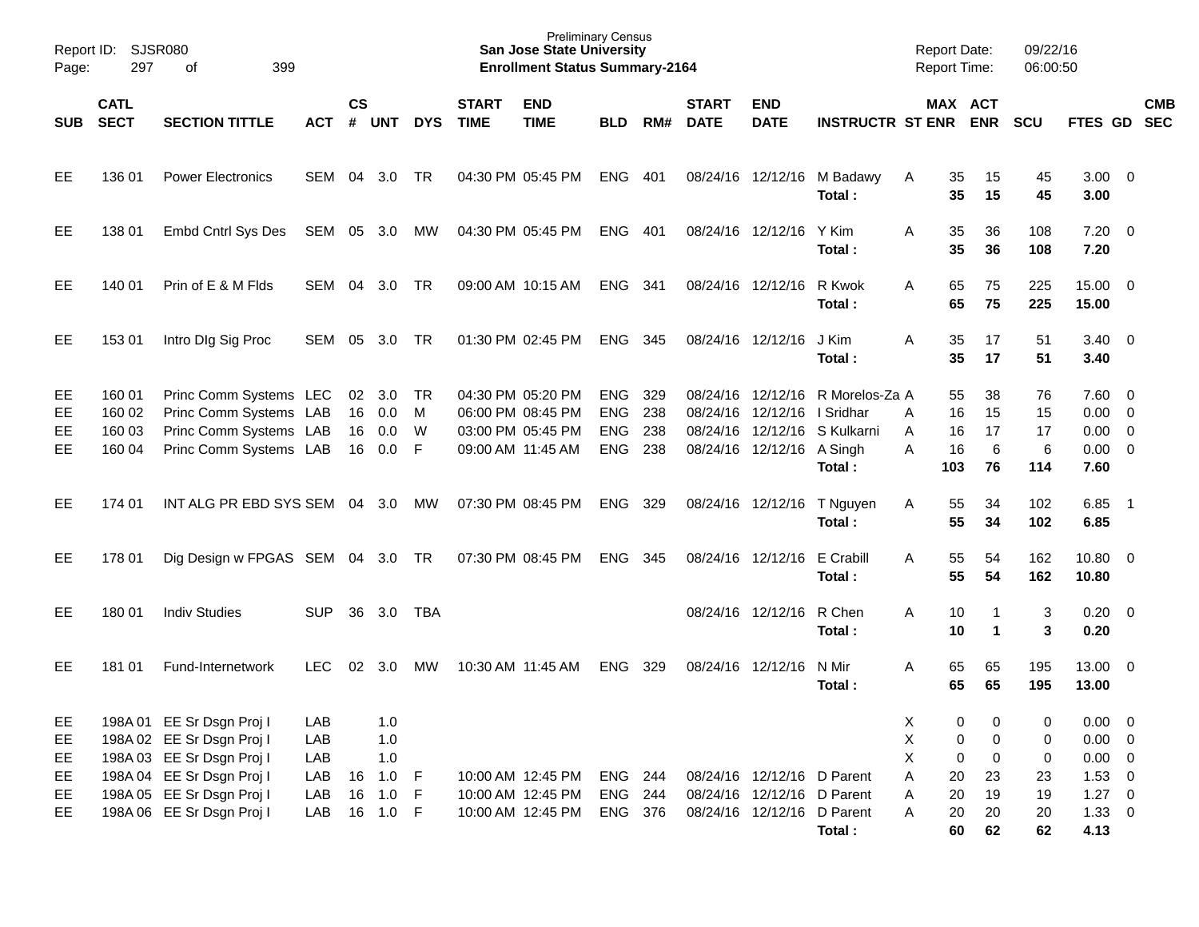Preliminary Census
**San Jose State University**
**Enrollment Status Summary-2164**

Report ID: SJSR080
Report Date: 09/22/16
Report Time: 06:00:50

| SUB | CATL SECT | SECTION TITTLE | ACT | CS # | UNT | DYS | START TIME | END TIME | BLD | RM# | START DATE | END DATE | INSTRUCTR | ST | MAX ENR | ACT ENR | SCU | FTES | GD | CMB SEC |
|---|---|---|---|---|---|---|---|---|---|---|---|---|---|---|---|---|---|---|---|---|
| EE | 136 01 | Power Electronics | SEM | 04 | 3.0 | TR | 04:30 PM | 05:45 PM | ENG | 401 | 08/24/16 | 12/12/16 | M Badawy | A | 35 | 15 | 45 | 3.00 | 0 | |
| | | | | | | | | | | | | | **Total :** | | **35** | **15** | **45** | **3.00** | | |
| EE | 138 01 | Embd Cntrl Sys Des | SEM | 05 | 3.0 | MW | 04:30 PM | 05:45 PM | ENG | 401 | 08/24/16 | 12/12/16 | Y Kim | A | 35 | 36 | 108 | 7.20 | 0 | |
| | | | | | | | | | | | | | **Total :** | | **35** | **36** | **108** | **7.20** | | |
| EE | 140 01 | Prin of E & M Flds | SEM | 04 | 3.0 | TR | 09:00 AM | 10:15 AM | ENG | 341 | 08/24/16 | 12/12/16 | R Kwok | A | 65 | 75 | 225 | 15.00 | 0 | |
| | | | | | | | | | | | | | **Total :** | | **65** | **75** | **225** | **15.00** | | |
| EE | 153 01 | Intro DIg Sig Proc | SEM | 05 | 3.0 | TR | 01:30 PM | 02:45 PM | ENG | 345 | 08/24/16 | 12/12/16 | J Kim | A | 35 | 17 | 51 | 3.40 | 0 | |
| | | | | | | | | | | | | | **Total :** | | **35** | **17** | **51** | **3.40** | | |
| EE | 160 01 | Princ Comm Systems | LEC | 02 | 3.0 | TR | 04:30 PM | 05:20 PM | ENG | 329 | 08/24/16 | 12/12/16 | R Morelos-Za | A | 55 | 38 | 76 | 7.60 | 0 | |
| EE | 160 02 | Princ Comm Systems | LAB | 16 | 0.0 | M | 06:00 PM | 08:45 PM | ENG | 238 | 08/24/16 | 12/12/16 | I Sridhar | A | 16 | 15 | 15 | 0.00 | 0 | |
| EE | 160 03 | Princ Comm Systems | LAB | 16 | 0.0 | W | 03:00 PM | 05:45 PM | ENG | 238 | 08/24/16 | 12/12/16 | S Kulkarni | A | 16 | 17 | 17 | 0.00 | 0 | |
| EE | 160 04 | Princ Comm Systems | LAB | 16 | 0.0 | F | 09:00 AM | 11:45 AM | ENG | 238 | 08/24/16 | 12/12/16 | A Singh | A | 16 | 6 | 6 | 0.00 | 0 | |
| | | | | | | | | | | | | | **Total :** | | **103** | **76** | **114** | **7.60** | | |
| EE | 174 01 | INT ALG PR EBD SYS | SEM | 04 | 3.0 | MW | 07:30 PM | 08:45 PM | ENG | 329 | 08/24/16 | 12/12/16 | T Nguyen | A | 55 | 34 | 102 | 6.85 | 1 | |
| | | | | | | | | | | | | | **Total :** | | **55** | **34** | **102** | **6.85** | | |
| EE | 178 01 | Dig Design w FPGAS | SEM | 04 | 3.0 | TR | 07:30 PM | 08:45 PM | ENG | 345 | 08/24/16 | 12/12/16 | E Crabill | A | 55 | 54 | 162 | 10.80 | 0 | |
| | | | | | | | | | | | | | **Total :** | | **55** | **54** | **162** | **10.80** | | |
| EE | 180 01 | Indiv Studies | SUP | 36 | 3.0 | TBA | | | | | 08/24/16 | 12/12/16 | R Chen | A | 10 | 1 | 3 | 0.20 | 0 | |
| | | | | | | | | | | | | | **Total :** | | **10** | **1** | **3** | **0.20** | | |
| EE | 181 01 | Fund-Internetwork | LEC | 02 | 3.0 | MW | 10:30 AM | 11:45 AM | ENG | 329 | 08/24/16 | 12/12/16 | N Mir | A | 65 | 65 | 195 | 13.00 | 0 | |
| | | | | | | | | | | | | | **Total :** | | **65** | **65** | **195** | **13.00** | | |
| EE | 198A 01 | EE Sr Dsgn Proj I | LAB | | 1.0 | | | | | | | | | X | 0 | 0 | 0 | 0.00 | 0 | |
| EE | 198A 02 | EE Sr Dsgn Proj I | LAB | | 1.0 | | | | | | | | | X | 0 | 0 | 0 | 0.00 | 0 | |
| EE | 198A 03 | EE Sr Dsgn Proj I | LAB | | 1.0 | | | | | | | | | X | 0 | 0 | 0 | 0.00 | 0 | |
| EE | 198A 04 | EE Sr Dsgn Proj I | LAB | 16 | 1.0 | F | 10:00 AM | 12:45 PM | ENG | 244 | 08/24/16 | 12/12/16 | D Parent | A | 20 | 23 | 23 | 1.53 | 0 | |
| EE | 198A 05 | EE Sr Dsgn Proj I | LAB | 16 | 1.0 | F | 10:00 AM | 12:45 PM | ENG | 244 | 08/24/16 | 12/12/16 | D Parent | A | 20 | 19 | 19 | 1.27 | 0 | |
| EE | 198A 06 | EE Sr Dsgn Proj I | LAB | 16 | 1.0 | F | 10:00 AM | 12:45 PM | ENG | 376 | 08/24/16 | 12/12/16 | D Parent | A | 20 | 20 | 20 | 1.33 | 0 | |
| | | | | | | | | | | | | | **Total :** | | **60** | **62** | **62** | **4.13** | | |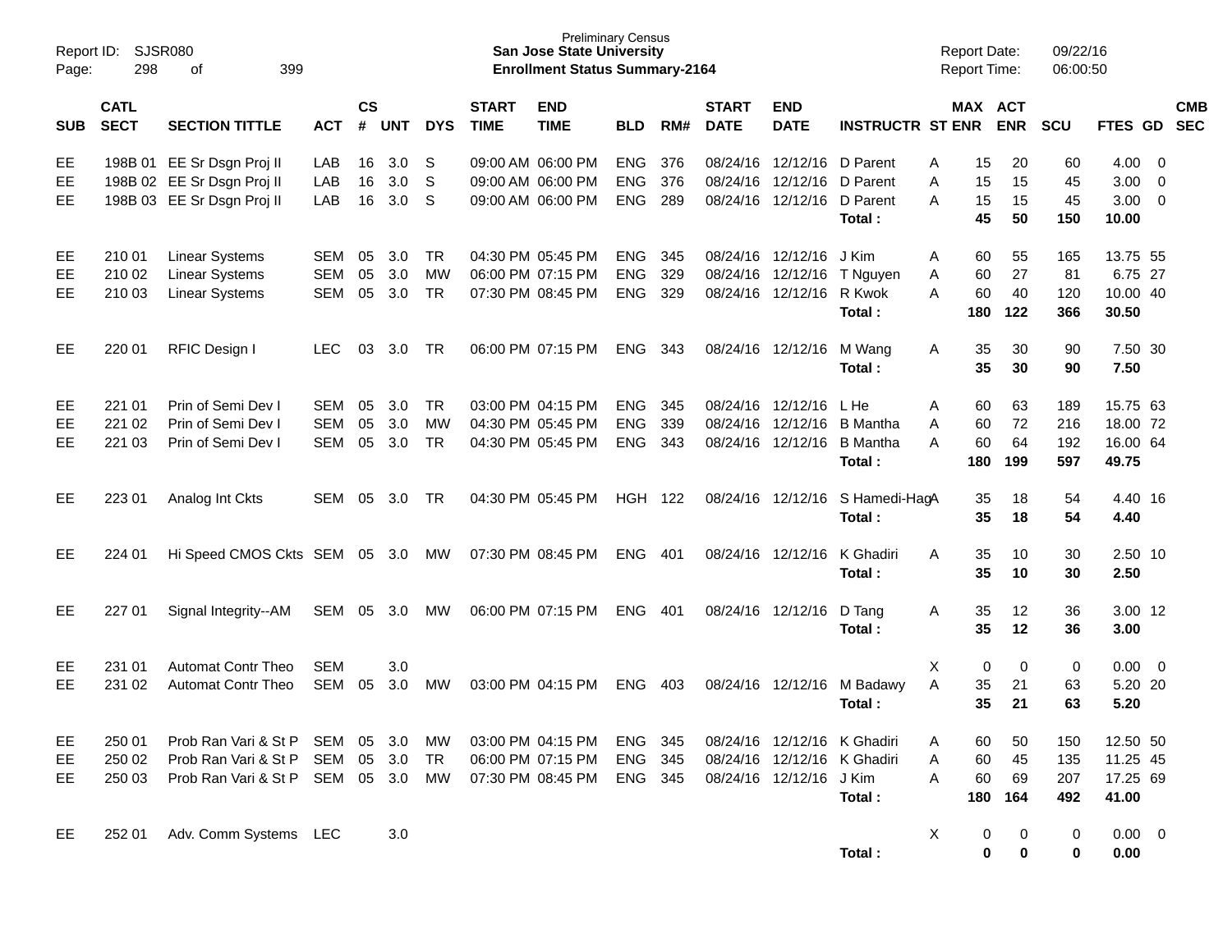Preliminary Census
**San Jose State University**
**Enrollment Status Summary-2164**

Report ID: SJSR080
Report Date: 09/22/16
Report Time: 06:00:50

| SUB | CATL SECT | SECTION TITTLE | ACT | CS # | UNT | DYS | START TIME | END TIME | BLD | RM# | START DATE | END DATE | INSTRUCTR | ST | MAX ENR | ACT ENR | SCU | FTES | GD | CMB SEC |
|---|---|---|---|---|---|---|---|---|---|---|---|---|---|---|---|---|---|---|---|---|
| EE | 198B 01 | EE Sr Dsgn Proj II | LAB | 16 | 3.0 | S | 09:00 AM | 06:00 PM | ENG | 376 | 08/24/16 | 12/12/16 | D Parent | A | 15 | 20 | 60 | 4.00 | 0 | |
| EE | 198B 02 | EE Sr Dsgn Proj II | LAB | 16 | 3.0 | S | 09:00 AM | 06:00 PM | ENG | 376 | 08/24/16 | 12/12/16 | D Parent | A | 15 | 15 | 45 | 3.00 | 0 | |
| EE | 198B 03 | EE Sr Dsgn Proj II | LAB | 16 | 3.0 | S | 09:00 AM | 06:00 PM | ENG | 289 | 08/24/16 | 12/12/16 | D Parent | A | 15 | 15 | 45 | 3.00 | 0 | |
| | | | | | | | | | | | | | **Total :** | | **45** | **50** | **150** | **10.00** | | |
| EE | 210 01 | Linear Systems | SEM | 05 | 3.0 | TR | 04:30 PM | 05:45 PM | ENG | 345 | 08/24/16 | 12/12/16 | J Kim | A | 60 | 55 | 165 | 13.75 | 55 | |
| EE | 210 02 | Linear Systems | SEM | 05 | 3.0 | MW | 06:00 PM | 07:15 PM | ENG | 329 | 08/24/16 | 12/12/16 | T Nguyen | A | 60 | 27 | 81 | 6.75 | 27 | |
| EE | 210 03 | Linear Systems | SEM | 05 | 3.0 | TR | 07:30 PM | 08:45 PM | ENG | 329 | 08/24/16 | 12/12/16 | R Kwok | A | 60 | 40 | 120 | 10.00 | 40 | |
| | | | | | | | | | | | | | **Total :** | | **180** | **122** | **366** | **30.50** | | |
| EE | 220 01 | RFIC Design I | LEC | 03 | 3.0 | TR | 06:00 PM | 07:15 PM | ENG | 343 | 08/24/16 | 12/12/16 | M Wang | A | 35 | 30 | 90 | 7.50 | 30 | |
| | | | | | | | | | | | | | **Total :** | | **35** | **30** | **90** | **7.50** | | |
| EE | 221 01 | Prin of Semi Dev I | SEM | 05 | 3.0 | TR | 03:00 PM | 04:15 PM | ENG | 345 | 08/24/16 | 12/12/16 | L He | A | 60 | 63 | 189 | 15.75 | 63 | |
| EE | 221 02 | Prin of Semi Dev I | SEM | 05 | 3.0 | MW | 04:30 PM | 05:45 PM | ENG | 339 | 08/24/16 | 12/12/16 | B Mantha | A | 60 | 72 | 216 | 18.00 | 72 | |
| EE | 221 03 | Prin of Semi Dev I | SEM | 05 | 3.0 | TR | 04:30 PM | 05:45 PM | ENG | 343 | 08/24/16 | 12/12/16 | B Mantha | A | 60 | 64 | 192 | 16.00 | 64 | |
| | | | | | | | | | | | | | **Total :** | | **180** | **199** | **597** | **49.75** | | |
| EE | 223 01 | Analog Int Ckts | SEM | 05 | 3.0 | TR | 04:30 PM | 05:45 PM | HGH | 122 | 08/24/16 | 12/12/16 | S Hamedi-Hag | A | 35 | 18 | 54 | 4.40 | 16 | |
| | | | | | | | | | | | | | **Total :** | | **35** | **18** | **54** | **4.40** | | |
| EE | 224 01 | Hi Speed CMOS Ckts | SEM | 05 | 3.0 | MW | 07:30 PM | 08:45 PM | ENG | 401 | 08/24/16 | 12/12/16 | K Ghadiri | A | 35 | 10 | 30 | 2.50 | 10 | |
| | | | | | | | | | | | | | **Total :** | | **35** | **10** | **30** | **2.50** | | |
| EE | 227 01 | Signal Integrity--AM | SEM | 05 | 3.0 | MW | 06:00 PM | 07:15 PM | ENG | 401 | 08/24/16 | 12/12/16 | D Tang | A | 35 | 12 | 36 | 3.00 | 12 | |
| | | | | | | | | | | | | | **Total :** | | **35** | **12** | **36** | **3.00** | | |
| EE | 231 01 | Automat Contr Theo | SEM | | 3.0 | | | | | | | | | X | 0 | 0 | 0 | 0.00 | 0 | |
| EE | 231 02 | Automat Contr Theo | SEM | 05 | 3.0 | MW | 03:00 PM | 04:15 PM | ENG | 403 | 08/24/16 | 12/12/16 | M Badawy | A | 35 | 21 | 63 | 5.20 | 20 | |
| | | | | | | | | | | | | | **Total :** | | **35** | **21** | **63** | **5.20** | | |
| EE | 250 01 | Prob Ran Vari & St P | SEM | 05 | 3.0 | MW | 03:00 PM | 04:15 PM | ENG | 345 | 08/24/16 | 12/12/16 | K Ghadiri | A | 60 | 50 | 150 | 12.50 | 50 | |
| EE | 250 02 | Prob Ran Vari & St P | SEM | 05 | 3.0 | TR | 06:00 PM | 07:15 PM | ENG | 345 | 08/24/16 | 12/12/16 | K Ghadiri | A | 60 | 45 | 135 | 11.25 | 45 | |
| EE | 250 03 | Prob Ran Vari & St P | SEM | 05 | 3.0 | MW | 07:30 PM | 08:45 PM | ENG | 345 | 08/24/16 | 12/12/16 | J Kim | A | 60 | 69 | 207 | 17.25 | 69 | |
| | | | | | | | | | | | | | **Total :** | | **180** | **164** | **492** | **41.00** | | |
| EE | 252 01 | Adv. Comm Systems | LEC | | 3.0 | | | | | | | | | X | 0 | 0 | 0 | 0.00 | 0 | |
| | | | | | | | | | | | | | **Total :** | | **0** | **0** | **0** | **0.00** | | |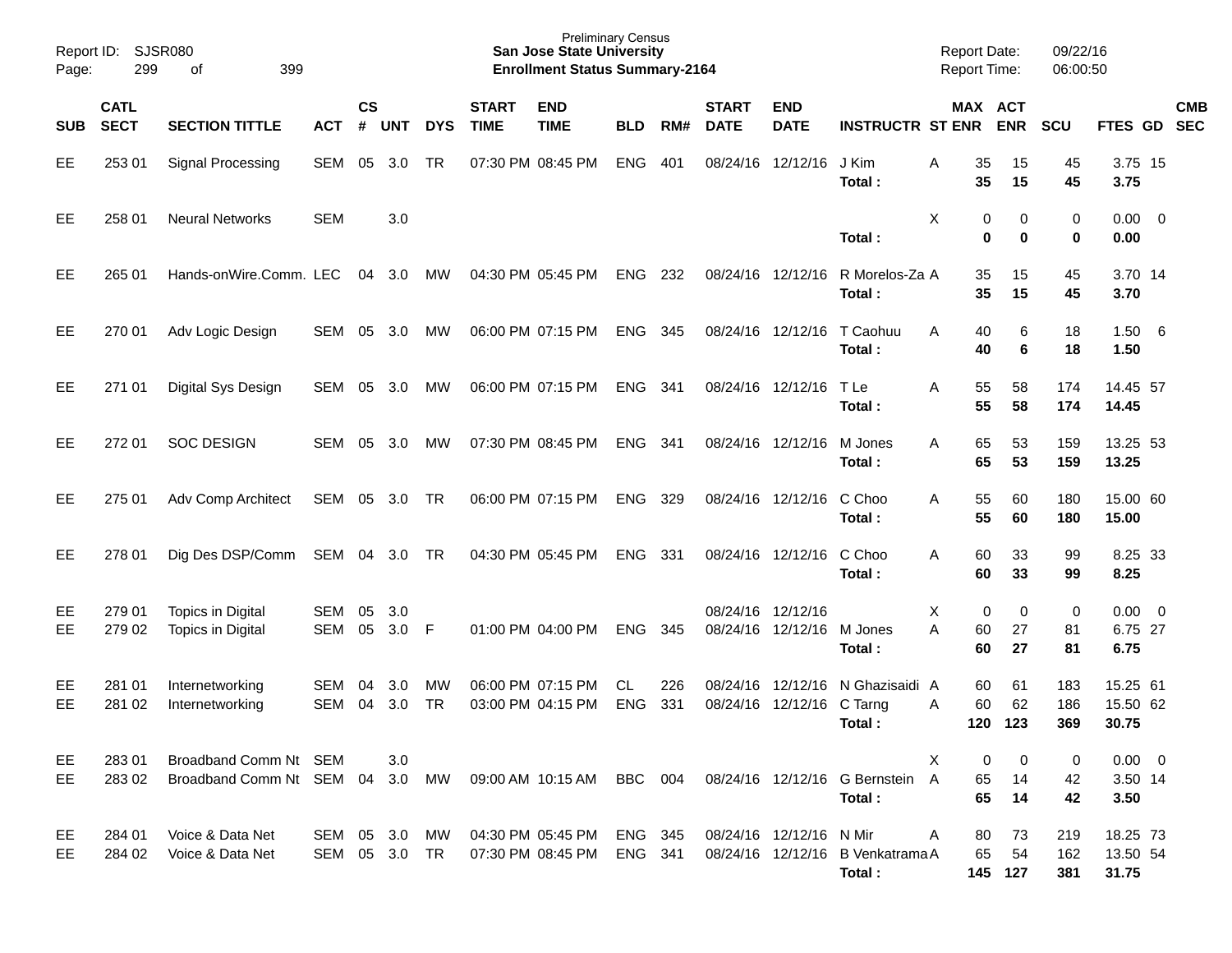Preliminary Census
**San Jose State University**
**Enrollment Status Summary-2164**

Report ID: SJSR080
Report Date: 09/22/16
Report Time: 06:00:50

| SUB | CATL SECT | SECTION TITTLE | ACT | CS # | UNT | DYS | START TIME | END TIME | BLD | RM# | START DATE | END DATE | INSTRUCTR | ST | MAX ENR | ACT ENR | SCU | FTES | GD | CMB SEC |
|---|---|---|---|---|---|---|---|---|---|---|---|---|---|---|---|---|---|---|---|---|
| EE | 253 01 | Signal Processing | SEM | 05 | 3.0 | TR | 07:30 PM | 08:45 PM | ENG | 401 | 08/24/16 | 12/12/16 | J Kim | A | 35 | 15 | 45 | 3.75 | 15 | |
| | | | | | | | | | | | | | **Total :** | | **35** | **15** | **45** | **3.75** | | |
| EE | 258 01 | Neural Networks | SEM | | 3.0 | | | | | | | | | X | 0 | 0 | 0 | 0.00 | 0 | |
| | | | | | | | | | | | | | **Total :** | | **0** | **0** | **0** | **0.00** | | |
| EE | 265 01 | Hands-onWire.Comm. | LEC | 04 | 3.0 | MW | 04:30 PM | 05:45 PM | ENG | 232 | 08/24/16 | 12/12/16 | R Morelos-Za | A | 35 | 15 | 45 | 3.70 | 14 | |
| | | | | | | | | | | | | | **Total :** | | **35** | **15** | **45** | **3.70** | | |
| EE | 270 01 | Adv Logic Design | SEM | 05 | 3.0 | MW | 06:00 PM | 07:15 PM | ENG | 345 | 08/24/16 | 12/12/16 | T Caohuu | A | 40 | 6 | 18 | 1.50 | 6 | |
| | | | | | | | | | | | | | **Total :** | | **40** | **6** | **18** | **1.50** | | |
| EE | 271 01 | Digital Sys Design | SEM | 05 | 3.0 | MW | 06:00 PM | 07:15 PM | ENG | 341 | 08/24/16 | 12/12/16 | T Le | A | 55 | 58 | 174 | 14.45 | 57 | |
| | | | | | | | | | | | | | **Total :** | | **55** | **58** | **174** | **14.45** | | |
| EE | 272 01 | SOC DESIGN | SEM | 05 | 3.0 | MW | 07:30 PM | 08:45 PM | ENG | 341 | 08/24/16 | 12/12/16 | M Jones | A | 65 | 53 | 159 | 13.25 | 53 | |
| | | | | | | | | | | | | | **Total :** | | **65** | **53** | **159** | **13.25** | | |
| EE | 275 01 | Adv Comp Architect | SEM | 05 | 3.0 | TR | 06:00 PM | 07:15 PM | ENG | 329 | 08/24/16 | 12/12/16 | C Choo | A | 55 | 60 | 180 | 15.00 | 60 | |
| | | | | | | | | | | | | | **Total :** | | **55** | **60** | **180** | **15.00** | | |
| EE | 278 01 | Dig Des DSP/Comm | SEM | 04 | 3.0 | TR | 04:30 PM | 05:45 PM | ENG | 331 | 08/24/16 | 12/12/16 | C Choo | A | 60 | 33 | 99 | 8.25 | 33 | |
| | | | | | | | | | | | | | **Total :** | | **60** | **33** | **99** | **8.25** | | |
| EE | 279 01 | Topics in Digital | SEM | 05 | 3.0 | | | | | | 08/24/16 | 12/12/16 | | X | 0 | 0 | 0 | 0.00 | 0 | |
| EE | 279 02 | Topics in Digital | SEM | 05 | 3.0 | F | 01:00 PM | 04:00 PM | ENG | 345 | 08/24/16 | 12/12/16 | M Jones | A | 60 | 27 | 81 | 6.75 | 27 | |
| | | | | | | | | | | | | | **Total :** | | **60** | **27** | **81** | **6.75** | | |
| EE | 281 01 | Internetworking | SEM | 04 | 3.0 | MW | 06:00 PM | 07:15 PM | CL | 226 | 08/24/16 | 12/12/16 | N Ghazisaidi | A | 60 | 61 | 183 | 15.25 | 61 | |
| EE | 281 02 | Internetworking | SEM | 04 | 3.0 | TR | 03:00 PM | 04:15 PM | ENG | 331 | 08/24/16 | 12/12/16 | C Tarng | A | 60 | 62 | 186 | 15.50 | 62 | |
| | | | | | | | | | | | | | **Total :** | | **120** | **123** | **369** | **30.75** | | |
| EE | 283 01 | Broadband Comm Nt | SEM | | 3.0 | | | | | | | | | X | 0 | 0 | 0 | 0.00 | 0 | |
| EE | 283 02 | Broadband Comm Nt | SEM | 04 | 3.0 | MW | 09:00 AM | 10:15 AM | BBC | 004 | 08/24/16 | 12/12/16 | G Bernstein | A | 65 | 14 | 42 | 3.50 | 14 | |
| | | | | | | | | | | | | | **Total :** | | **65** | **14** | **42** | **3.50** | | |
| EE | 284 01 | Voice & Data Net | SEM | 05 | 3.0 | MW | 04:30 PM | 05:45 PM | ENG | 345 | 08/24/16 | 12/12/16 | N Mir | A | 80 | 73 | 219 | 18.25 | 73 | |
| EE | 284 02 | Voice & Data Net | SEM | 05 | 3.0 | TR | 07:30 PM | 08:45 PM | ENG | 341 | 08/24/16 | 12/12/16 | B Venkatrama | A | 65 | 54 | 162 | 13.50 | 54 | |
| | | | | | | | | | | | | | **Total :** | | **145** | **127** | **381** | **31.75** | | |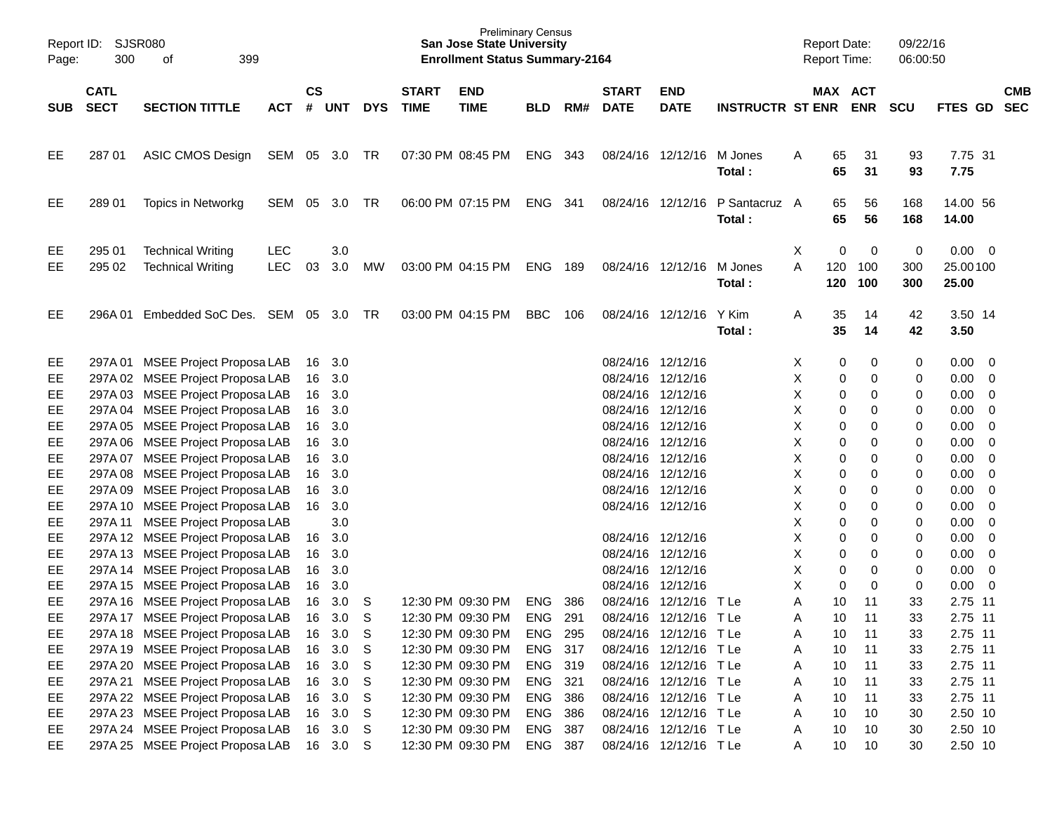Preliminary Census
**San Jose State University**
**Enrollment Status Summary-2164**

Report ID: SJSR080
Report Date: 09/22/16
Report Time: 06:00:50

| SUB | CATL SECT | SECTION TITTLE | ACT | CS # | UNT | DYS | START TIME | END TIME | BLD | RM# | START DATE | END DATE | INSTRUCTR | ST | MAX ENR | ACT ENR | SCU | FTES | GD | CMB SEC |
|---|---|---|---|---|---|---|---|---|---|---|---|---|---|---|---|---|---|---|---|---|
| EE | 287 01 | ASIC CMOS Design | SEM | 05 | 3.0 | TR | 07:30 PM | 08:45 PM | ENG | 343 | 08/24/16 | 12/12/16 | M Jones | A | 65 | 31 | 93 | 7.75 | 31 | |
| | | | | | | | | | | | | | **Total :** | | **65** | **31** | **93** | **7.75** | | |
| EE | 289 01 | Topics in Networkg | SEM | 05 | 3.0 | TR | 06:00 PM | 07:15 PM | ENG | 341 | 08/24/16 | 12/12/16 | P Santacruz | A | 65 | 56 | 168 | 14.00 | 56 | |
| | | | | | | | | | | | | | **Total :** | | **65** | **56** | **168** | **14.00** | | |
| EE | 295 01 | Technical Writing | LEC | | 3.0 | | | | | | | | | X | 0 | 0 | 0 | 0.00 | 0 | |
| EE | 295 02 | Technical Writing | LEC | 03 | 3.0 | MW | 03:00 PM | 04:15 PM | ENG | 189 | 08/24/16 | 12/12/16 | M Jones | A | 120 | 100 | 300 | 25.00 | 100 | |
| | | | | | | | | | | | | | **Total :** | | **120** | **100** | **300** | **25.00** | | |
| EE | 296A 01 | Embedded SoC Des. | SEM | 05 | 3.0 | TR | 03:00 PM | 04:15 PM | BBC | 106 | 08/24/16 | 12/12/16 | Y Kim | A | 35 | 14 | 42 | 3.50 | 14 | |
| | | | | | | | | | | | | | **Total :** | | **35** | **14** | **42** | **3.50** | | |
| EE | 297A 01 | MSEE Project Proposa | LAB | 16 | 3.0 | | | | | | 08/24/16 | 12/12/16 | | X | 0 | 0 | 0 | 0.00 | 0 | |
| EE | 297A 02 | MSEE Project Proposa | LAB | 16 | 3.0 | | | | | | 08/24/16 | 12/12/16 | | X | 0 | 0 | 0 | 0.00 | 0 | |
| EE | 297A 03 | MSEE Project Proposa | LAB | 16 | 3.0 | | | | | | 08/24/16 | 12/12/16 | | X | 0 | 0 | 0 | 0.00 | 0 | |
| EE | 297A 04 | MSEE Project Proposa | LAB | 16 | 3.0 | | | | | | 08/24/16 | 12/12/16 | | X | 0 | 0 | 0 | 0.00 | 0 | |
| EE | 297A 05 | MSEE Project Proposa | LAB | 16 | 3.0 | | | | | | 08/24/16 | 12/12/16 | | X | 0 | 0 | 0 | 0.00 | 0 | |
| EE | 297A 06 | MSEE Project Proposa | LAB | 16 | 3.0 | | | | | | 08/24/16 | 12/12/16 | | X | 0 | 0 | 0 | 0.00 | 0 | |
| EE | 297A 07 | MSEE Project Proposa | LAB | 16 | 3.0 | | | | | | 08/24/16 | 12/12/16 | | X | 0 | 0 | 0 | 0.00 | 0 | |
| EE | 297A 08 | MSEE Project Proposa | LAB | 16 | 3.0 | | | | | | 08/24/16 | 12/12/16 | | X | 0 | 0 | 0 | 0.00 | 0 | |
| EE | 297A 09 | MSEE Project Proposa | LAB | 16 | 3.0 | | | | | | 08/24/16 | 12/12/16 | | X | 0 | 0 | 0 | 0.00 | 0 | |
| EE | 297A 10 | MSEE Project Proposa | LAB | 16 | 3.0 | | | | | | 08/24/16 | 12/12/16 | | X | 0 | 0 | 0 | 0.00 | 0 | |
| EE | 297A 11 | MSEE Project Proposa | LAB | | 3.0 | | | | | | | | | X | 0 | 0 | 0 | 0.00 | 0 | |
| EE | 297A 12 | MSEE Project Proposa | LAB | 16 | 3.0 | | | | | | 08/24/16 | 12/12/16 | | X | 0 | 0 | 0 | 0.00 | 0 | |
| EE | 297A 13 | MSEE Project Proposa | LAB | 16 | 3.0 | | | | | | 08/24/16 | 12/12/16 | | X | 0 | 0 | 0 | 0.00 | 0 | |
| EE | 297A 14 | MSEE Project Proposa | LAB | 16 | 3.0 | | | | | | 08/24/16 | 12/12/16 | | X | 0 | 0 | 0 | 0.00 | 0 | |
| EE | 297A 15 | MSEE Project Proposa | LAB | 16 | 3.0 | | | | | | 08/24/16 | 12/12/16 | | X | 0 | 0 | 0 | 0.00 | 0 | |
| EE | 297A 16 | MSEE Project Proposa | LAB | 16 | 3.0 | S | 12:30 PM | 09:30 PM | ENG | 386 | 08/24/16 | 12/12/16 | T Le | A | 10 | 11 | 33 | 2.75 | 11 | |
| EE | 297A 17 | MSEE Project Proposa | LAB | 16 | 3.0 | S | 12:30 PM | 09:30 PM | ENG | 291 | 08/24/16 | 12/12/16 | T Le | A | 10 | 11 | 33 | 2.75 | 11 | |
| EE | 297A 18 | MSEE Project Proposa | LAB | 16 | 3.0 | S | 12:30 PM | 09:30 PM | ENG | 295 | 08/24/16 | 12/12/16 | T Le | A | 10 | 11 | 33 | 2.75 | 11 | |
| EE | 297A 19 | MSEE Project Proposa | LAB | 16 | 3.0 | S | 12:30 PM | 09:30 PM | ENG | 317 | 08/24/16 | 12/12/16 | T Le | A | 10 | 11 | 33 | 2.75 | 11 | |
| EE | 297A 20 | MSEE Project Proposa | LAB | 16 | 3.0 | S | 12:30 PM | 09:30 PM | ENG | 319 | 08/24/16 | 12/12/16 | T Le | A | 10 | 11 | 33 | 2.75 | 11 | |
| EE | 297A 21 | MSEE Project Proposa | LAB | 16 | 3.0 | S | 12:30 PM | 09:30 PM | ENG | 321 | 08/24/16 | 12/12/16 | T Le | A | 10 | 11 | 33 | 2.75 | 11 | |
| EE | 297A 22 | MSEE Project Proposa | LAB | 16 | 3.0 | S | 12:30 PM | 09:30 PM | ENG | 386 | 08/24/16 | 12/12/16 | T Le | A | 10 | 11 | 33 | 2.75 | 11 | |
| EE | 297A 23 | MSEE Project Proposa | LAB | 16 | 3.0 | S | 12:30 PM | 09:30 PM | ENG | 386 | 08/24/16 | 12/12/16 | T Le | A | 10 | 10 | 30 | 2.50 | 10 | |
| EE | 297A 24 | MSEE Project Proposa | LAB | 16 | 3.0 | S | 12:30 PM | 09:30 PM | ENG | 387 | 08/24/16 | 12/12/16 | T Le | A | 10 | 10 | 30 | 2.50 | 10 | |
| EE | 297A 25 | MSEE Project Proposa | LAB | 16 | 3.0 | S | 12:30 PM | 09:30 PM | ENG | 387 | 08/24/16 | 12/12/16 | T Le | A | 10 | 10 | 30 | 2.50 | 10 | |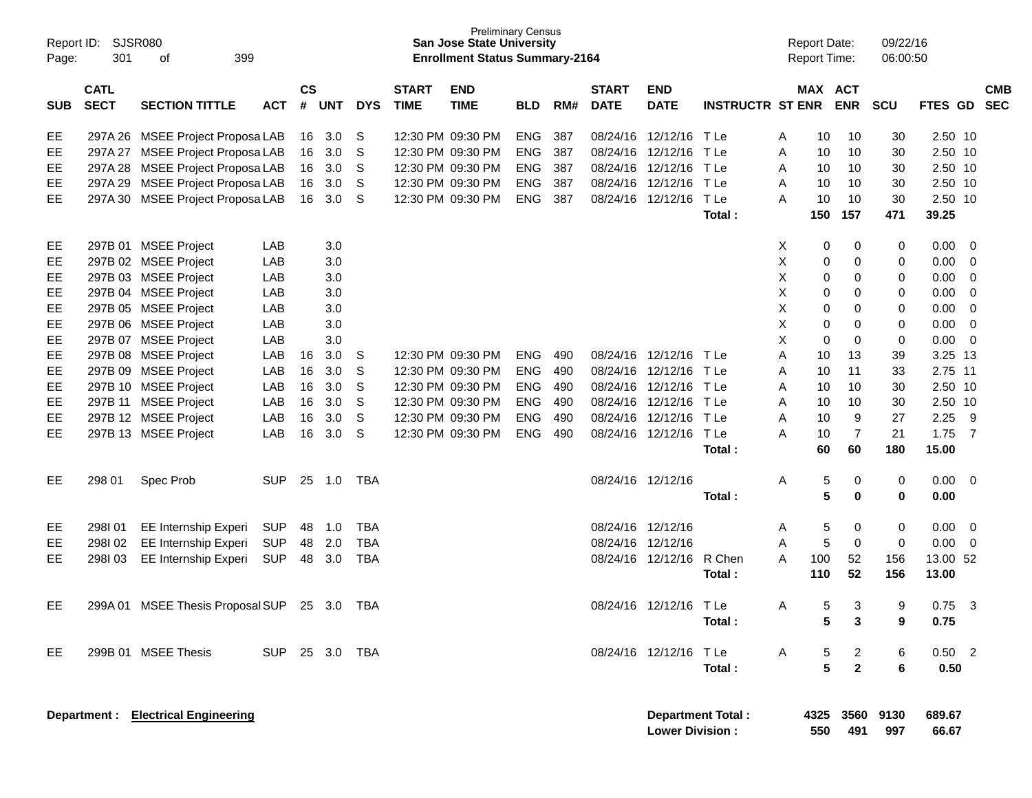Preliminary Census
**San Jose State University**
**Enrollment Status Summary-2164**

Report ID: SJSR080
Report Date: 09/22/16
Report Time: 06:00:50

| SUB | CATL SECT | SECTION TITTLE | ACT | CS # | UNT | DYS | START TIME | END TIME | BLD | RM# | START DATE | END DATE | INSTRUCTR | ST | MAX ENR | ACT ENR | SCU | FTES | GD | CMB SEC |
|---|---|---|---|---|---|---|---|---|---|---|---|---|---|---|---|---|---|---|---|---|
| EE | 297A 26 | MSEE Project Proposa | LAB | 16 | 3.0 | S | 12:30 PM | 09:30 PM | ENG | 387 | 08/24/16 | 12/12/16 | T Le | A | 10 | 10 | 30 | 2.50 | 10 | |
| EE | 297A 27 | MSEE Project Proposa | LAB | 16 | 3.0 | S | 12:30 PM | 09:30 PM | ENG | 387 | 08/24/16 | 12/12/16 | T Le | A | 10 | 10 | 30 | 2.50 | 10 | |
| EE | 297A 28 | MSEE Project Proposa | LAB | 16 | 3.0 | S | 12:30 PM | 09:30 PM | ENG | 387 | 08/24/16 | 12/12/16 | T Le | A | 10 | 10 | 30 | 2.50 | 10 | |
| EE | 297A 29 | MSEE Project Proposa | LAB | 16 | 3.0 | S | 12:30 PM | 09:30 PM | ENG | 387 | 08/24/16 | 12/12/16 | T Le | A | 10 | 10 | 30 | 2.50 | 10 | |
| EE | 297A 30 | MSEE Project Proposa | LAB | 16 | 3.0 | S | 12:30 PM | 09:30 PM | ENG | 387 | 08/24/16 | 12/12/16 | T Le | A | 10 | 10 | 30 | 2.50 | 10 | |
| | | | | | | | | | | | | | **Total :** | | **150** | **157** | **471** | **39.25** | | |
| EE | 297B 01 | MSEE Project | LAB | | 3.0 | | | | | | | | | X | 0 | 0 | 0 | 0.00 | 0 | |
| EE | 297B 02 | MSEE Project | LAB | | 3.0 | | | | | | | | | X | 0 | 0 | 0 | 0.00 | 0 | |
| EE | 297B 03 | MSEE Project | LAB | | 3.0 | | | | | | | | | X | 0 | 0 | 0 | 0.00 | 0 | |
| EE | 297B 04 | MSEE Project | LAB | | 3.0 | | | | | | | | | X | 0 | 0 | 0 | 0.00 | 0 | |
| EE | 297B 05 | MSEE Project | LAB | | 3.0 | | | | | | | | | X | 0 | 0 | 0 | 0.00 | 0 | |
| EE | 297B 06 | MSEE Project | LAB | | 3.0 | | | | | | | | | X | 0 | 0 | 0 | 0.00 | 0 | |
| EE | 297B 07 | MSEE Project | LAB | | 3.0 | | | | | | | | | X | 0 | 0 | 0 | 0.00 | 0 | |
| EE | 297B 08 | MSEE Project | LAB | 16 | 3.0 | S | 12:30 PM | 09:30 PM | ENG | 490 | 08/24/16 | 12/12/16 | T Le | A | 10 | 13 | 39 | 3.25 | 13 | |
| EE | 297B 09 | MSEE Project | LAB | 16 | 3.0 | S | 12:30 PM | 09:30 PM | ENG | 490 | 08/24/16 | 12/12/16 | T Le | A | 10 | 11 | 33 | 2.75 | 11 | |
| EE | 297B 10 | MSEE Project | LAB | 16 | 3.0 | S | 12:30 PM | 09:30 PM | ENG | 490 | 08/24/16 | 12/12/16 | T Le | A | 10 | 10 | 30 | 2.50 | 10 | |
| EE | 297B 11 | MSEE Project | LAB | 16 | 3.0 | S | 12:30 PM | 09:30 PM | ENG | 490 | 08/24/16 | 12/12/16 | T Le | A | 10 | 10 | 30 | 2.50 | 10 | |
| EE | 297B 12 | MSEE Project | LAB | 16 | 3.0 | S | 12:30 PM | 09:30 PM | ENG | 490 | 08/24/16 | 12/12/16 | T Le | A | 10 | 9 | 27 | 2.25 | 9 | |
| EE | 297B 13 | MSEE Project | LAB | 16 | 3.0 | S | 12:30 PM | 09:30 PM | ENG | 490 | 08/24/16 | 12/12/16 | T Le | A | 10 | 7 | 21 | 1.75 | 7 | |
| | | | | | | | | | | | | | **Total :** | | **60** | **60** | **180** | **15.00** | | |
| EE | 298 01 | Spec Prob | SUP | 25 | 1.0 | TBA | | | | | 08/24/16 | 12/12/16 | | A | 5 | 0 | 0 | 0.00 | 0 | |
| | | | | | | | | | | | | | **Total :** | | **5** | **0** | **0** | **0.00** | | |
| EE | 298I 01 | EE Internship Experi | SUP | 48 | 1.0 | TBA | | | | | 08/24/16 | 12/12/16 | | A | 5 | 0 | 0 | 0.00 | 0 | |
| EE | 298I 02 | EE Internship Experi | SUP | 48 | 2.0 | TBA | | | | | 08/24/16 | 12/12/16 | | A | 5 | 0 | 0 | 0.00 | 0 | |
| EE | 298I 03 | EE Internship Experi | SUP | 48 | 3.0 | TBA | | | | | 08/24/16 | 12/12/16 | R Chen | A | 100 | 52 | 156 | 13.00 | 52 | |
| | | | | | | | | | | | | | **Total :** | | **110** | **52** | **156** | **13.00** | | |
| EE | 299A 01 | MSEE Thesis Proposal | SUP | 25 | 3.0 | TBA | | | | | 08/24/16 | 12/12/16 | T Le | A | 5 | 3 | 9 | 0.75 | 3 | |
| | | | | | | | | | | | | | **Total :** | | **5** | **3** | **9** | **0.75** | | |
| EE | 299B 01 | MSEE Thesis | SUP | 25 | 3.0 | TBA | | | | | 08/24/16 | 12/12/16 | T Le | A | 5 | 2 | 6 | 0.50 | 2 | |
| | | | | | | | | | | | | | **Total :** | | **5** | **2** | **6** | **0.50** | | |

**Department :** **Electrical Engineering**

| | MAX ENR | ACT ENR | SCU | FTES |
|---|---|---|---|---|
| **Department Total :** | **4325** | **3560** | **9130** | **689.67** |
| **Lower Division :** | **550** | **491** | **997** | **66.67** |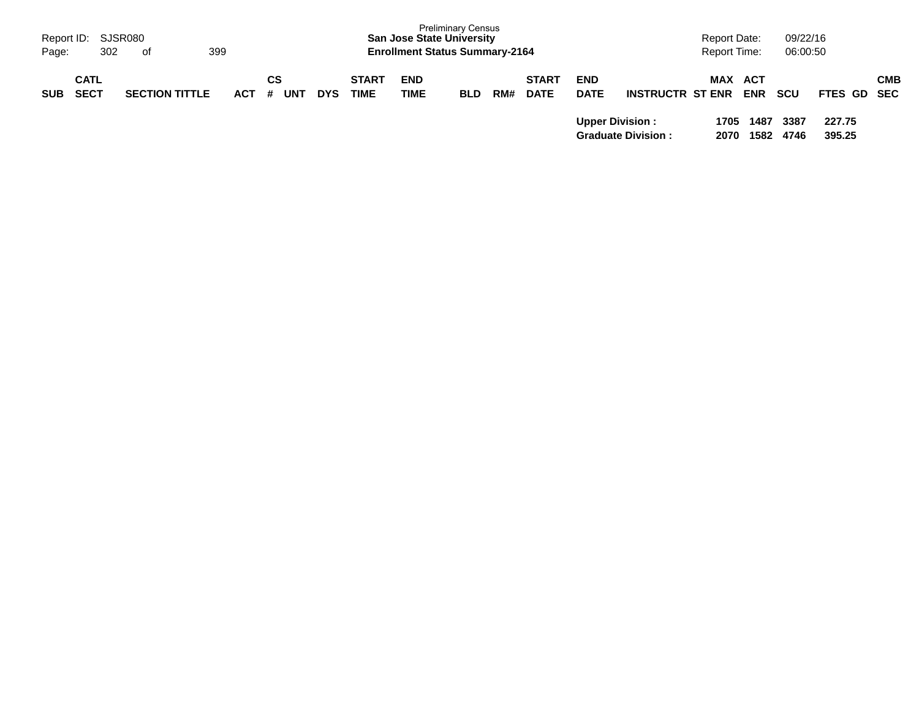| SUB | CATL SECT | SECTION TITTLE | ACT | CS # | UNT | DYS | START TIME | END TIME | BLD | RM# | START DATE | END DATE | INSTRUCTR | ST | MAX ENR | ACT ENR | SCU | FTES | GD | CMB SEC |
|---|---|---|---|---|---|---|---|---|---|---|---|---|---|---|---|---|---|---|---|---|
| | | | | | | | | | | | | **Upper Division :** | | | **1705** | **1487** | **3387** | **227.75** | | |
| | | | | | | | | | | | | **Graduate Division :** | | | **2070** | **1582** | **4746** | **395.25** | | |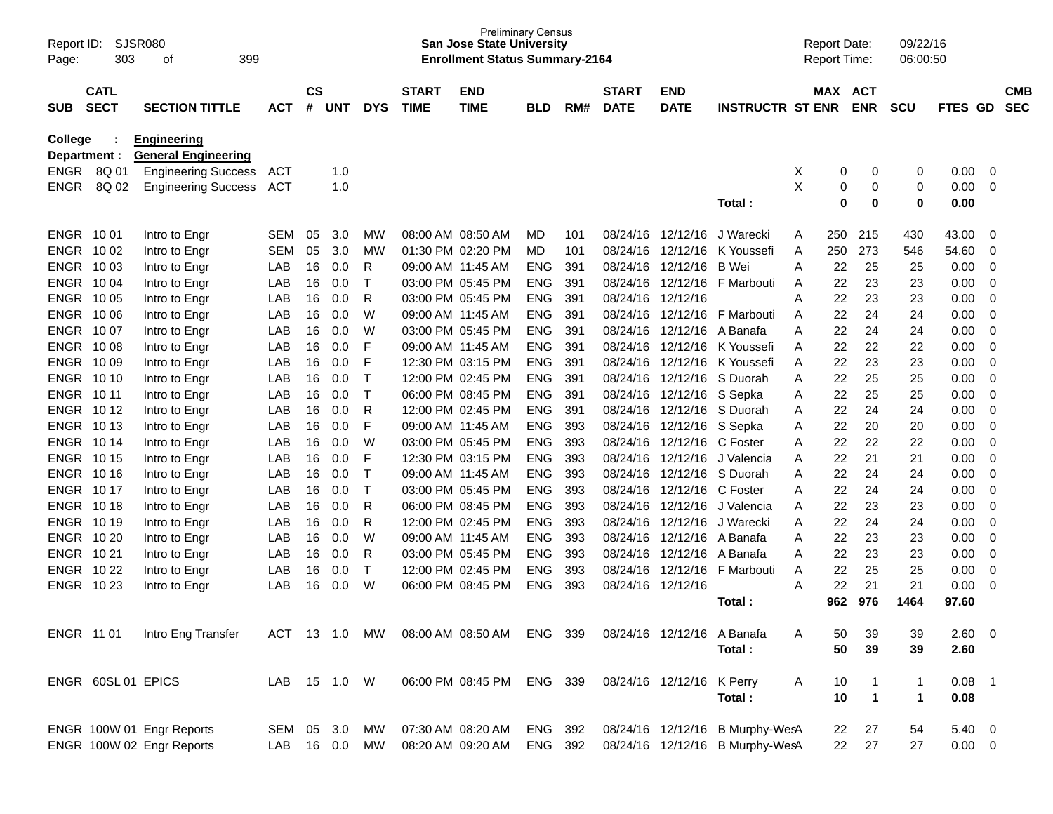Preliminary Census
**San Jose State University**
**Enrollment Status Summary-2164**

Report ID: SJSR080
Report Date: 09/22/16
Report Time: 06:00:50

**College : Engineering**
**Department : General Engineering**

| SUB | CATL SECT | SECTION TITTLE | ACT | CS # | UNT | DYS | START TIME | END TIME | BLD | RM# | START DATE | END DATE | INSTRUCTR | ST | MAX ENR | ACT ENR | SCU | FTES | GD | CMB SEC |
|---|---|---|---|---|---|---|---|---|---|---|---|---|---|---|---|---|---|---|---|---|
| ENGR | 8Q 01 | Engineering Success | ACT | | 1.0 | | | | | | | | | X | 0 | 0 | 0 | 0.00 | 0 | |
| ENGR | 8Q 02 | Engineering Success | ACT | | 1.0 | | | | | | | | | X | 0 | 0 | 0 | 0.00 | 0 | |
| | | | | | | | | | | | | | **Total :** | | **0** | **0** | **0** | **0.00** | | |
| ENGR | 10 01 | Intro to Engr | SEM | 05 | 3.0 | MW | 08:00 AM | 08:50 AM | MD | 101 | 08/24/16 | 12/12/16 | J Warecki | A | 250 | 215 | 430 | 43.00 | 0 | |
| ENGR | 10 02 | Intro to Engr | SEM | 05 | 3.0 | MW | 01:30 PM | 02:20 PM | MD | 101 | 08/24/16 | 12/12/16 | K Youssefi | A | 250 | 273 | 546 | 54.60 | 0 | |
| ENGR | 10 03 | Intro to Engr | LAB | 16 | 0.0 | R | 09:00 AM | 11:45 AM | ENG | 391 | 08/24/16 | 12/12/16 | B Wei | A | 22 | 25 | 25 | 0.00 | 0 | |
| ENGR | 10 04 | Intro to Engr | LAB | 16 | 0.0 | T | 03:00 PM | 05:45 PM | ENG | 391 | 08/24/16 | 12/12/16 | F Marbouti | A | 22 | 23 | 23 | 0.00 | 0 | |
| ENGR | 10 05 | Intro to Engr | LAB | 16 | 0.0 | R | 03:00 PM | 05:45 PM | ENG | 391 | 08/24/16 | 12/12/16 | | A | 22 | 23 | 23 | 0.00 | 0 | |
| ENGR | 10 06 | Intro to Engr | LAB | 16 | 0.0 | W | 09:00 AM | 11:45 AM | ENG | 391 | 08/24/16 | 12/12/16 | F Marbouti | A | 22 | 24 | 24 | 0.00 | 0 | |
| ENGR | 10 07 | Intro to Engr | LAB | 16 | 0.0 | W | 03:00 PM | 05:45 PM | ENG | 391 | 08/24/16 | 12/12/16 | A Banafa | A | 22 | 24 | 24 | 0.00 | 0 | |
| ENGR | 10 08 | Intro to Engr | LAB | 16 | 0.0 | F | 09:00 AM | 11:45 AM | ENG | 391 | 08/24/16 | 12/12/16 | K Youssefi | A | 22 | 22 | 22 | 0.00 | 0 | |
| ENGR | 10 09 | Intro to Engr | LAB | 16 | 0.0 | F | 12:30 PM | 03:15 PM | ENG | 391 | 08/24/16 | 12/12/16 | K Youssefi | A | 22 | 23 | 23 | 0.00 | 0 | |
| ENGR | 10 10 | Intro to Engr | LAB | 16 | 0.0 | T | 12:00 PM | 02:45 PM | ENG | 391 | 08/24/16 | 12/12/16 | S Duorah | A | 22 | 25 | 25 | 0.00 | 0 | |
| ENGR | 10 11 | Intro to Engr | LAB | 16 | 0.0 | T | 06:00 PM | 08:45 PM | ENG | 391 | 08/24/16 | 12/12/16 | S Sepka | A | 22 | 25 | 25 | 0.00 | 0 | |
| ENGR | 10 12 | Intro to Engr | LAB | 16 | 0.0 | R | 12:00 PM | 02:45 PM | ENG | 391 | 08/24/16 | 12/12/16 | S Duorah | A | 22 | 24 | 24 | 0.00 | 0 | |
| ENGR | 10 13 | Intro to Engr | LAB | 16 | 0.0 | F | 09:00 AM | 11:45 AM | ENG | 393 | 08/24/16 | 12/12/16 | S Sepka | A | 22 | 20 | 20 | 0.00 | 0 | |
| ENGR | 10 14 | Intro to Engr | LAB | 16 | 0.0 | W | 03:00 PM | 05:45 PM | ENG | 393 | 08/24/16 | 12/12/16 | C Foster | A | 22 | 22 | 22 | 0.00 | 0 | |
| ENGR | 10 15 | Intro to Engr | LAB | 16 | 0.0 | F | 12:30 PM | 03:15 PM | ENG | 393 | 08/24/16 | 12/12/16 | J Valencia | A | 22 | 21 | 21 | 0.00 | 0 | |
| ENGR | 10 16 | Intro to Engr | LAB | 16 | 0.0 | T | 09:00 AM | 11:45 AM | ENG | 393 | 08/24/16 | 12/12/16 | S Duorah | A | 22 | 24 | 24 | 0.00 | 0 | |
| ENGR | 10 17 | Intro to Engr | LAB | 16 | 0.0 | T | 03:00 PM | 05:45 PM | ENG | 393 | 08/24/16 | 12/12/16 | C Foster | A | 22 | 24 | 24 | 0.00 | 0 | |
| ENGR | 10 18 | Intro to Engr | LAB | 16 | 0.0 | R | 06:00 PM | 08:45 PM | ENG | 393 | 08/24/16 | 12/12/16 | J Valencia | A | 22 | 23 | 23 | 0.00 | 0 | |
| ENGR | 10 19 | Intro to Engr | LAB | 16 | 0.0 | R | 12:00 PM | 02:45 PM | ENG | 393 | 08/24/16 | 12/12/16 | J Warecki | A | 22 | 24 | 24 | 0.00 | 0 | |
| ENGR | 10 20 | Intro to Engr | LAB | 16 | 0.0 | W | 09:00 AM | 11:45 AM | ENG | 393 | 08/24/16 | 12/12/16 | A Banafa | A | 22 | 23 | 23 | 0.00 | 0 | |
| ENGR | 10 21 | Intro to Engr | LAB | 16 | 0.0 | R | 03:00 PM | 05:45 PM | ENG | 393 | 08/24/16 | 12/12/16 | A Banafa | A | 22 | 23 | 23 | 0.00 | 0 | |
| ENGR | 10 22 | Intro to Engr | LAB | 16 | 0.0 | T | 12:00 PM | 02:45 PM | ENG | 393 | 08/24/16 | 12/12/16 | F Marbouti | A | 22 | 25 | 25 | 0.00 | 0 | |
| ENGR | 10 23 | Intro to Engr | LAB | 16 | 0.0 | W | 06:00 PM | 08:45 PM | ENG | 393 | 08/24/16 | 12/12/16 | | A | 22 | 21 | 21 | 0.00 | 0 | |
| | | | | | | | | | | | | | **Total :** | | **962** | **976** | **1464** | **97.60** | | |
| ENGR | 11 01 | Intro Eng Transfer | ACT | 13 | 1.0 | MW | 08:00 AM | 08:50 AM | ENG | 339 | 08/24/16 | 12/12/16 | A Banafa | A | 50 | 39 | 39 | 2.60 | 0 | |
| | | | | | | | | | | | | | **Total :** | | **50** | **39** | **39** | **2.60** | | |
| ENGR | 60SL 01 | EPICS | LAB | 15 | 1.0 | W | 06:00 PM | 08:45 PM | ENG | 339 | 08/24/16 | 12/12/16 | K Perry | A | 10 | 1 | 1 | 0.08 | 1 | |
| | | | | | | | | | | | | | **Total :** | | **10** | **1** | **1** | **0.08** | | |
| ENGR | 100W 01 | Engr Reports | SEM | 05 | 3.0 | MW | 07:30 AM | 08:20 AM | ENG | 392 | 08/24/16 | 12/12/16 | B Murphy-Wes | A | 22 | 27 | 54 | 5.40 | 0 | |
| ENGR | 100W 02 | Engr Reports | LAB | 16 | 0.0 | MW | 08:20 AM | 09:20 AM | ENG | 392 | 08/24/16 | 12/12/16 | B Murphy-Wes | A | 22 | 27 | 27 | 0.00 | 0 | |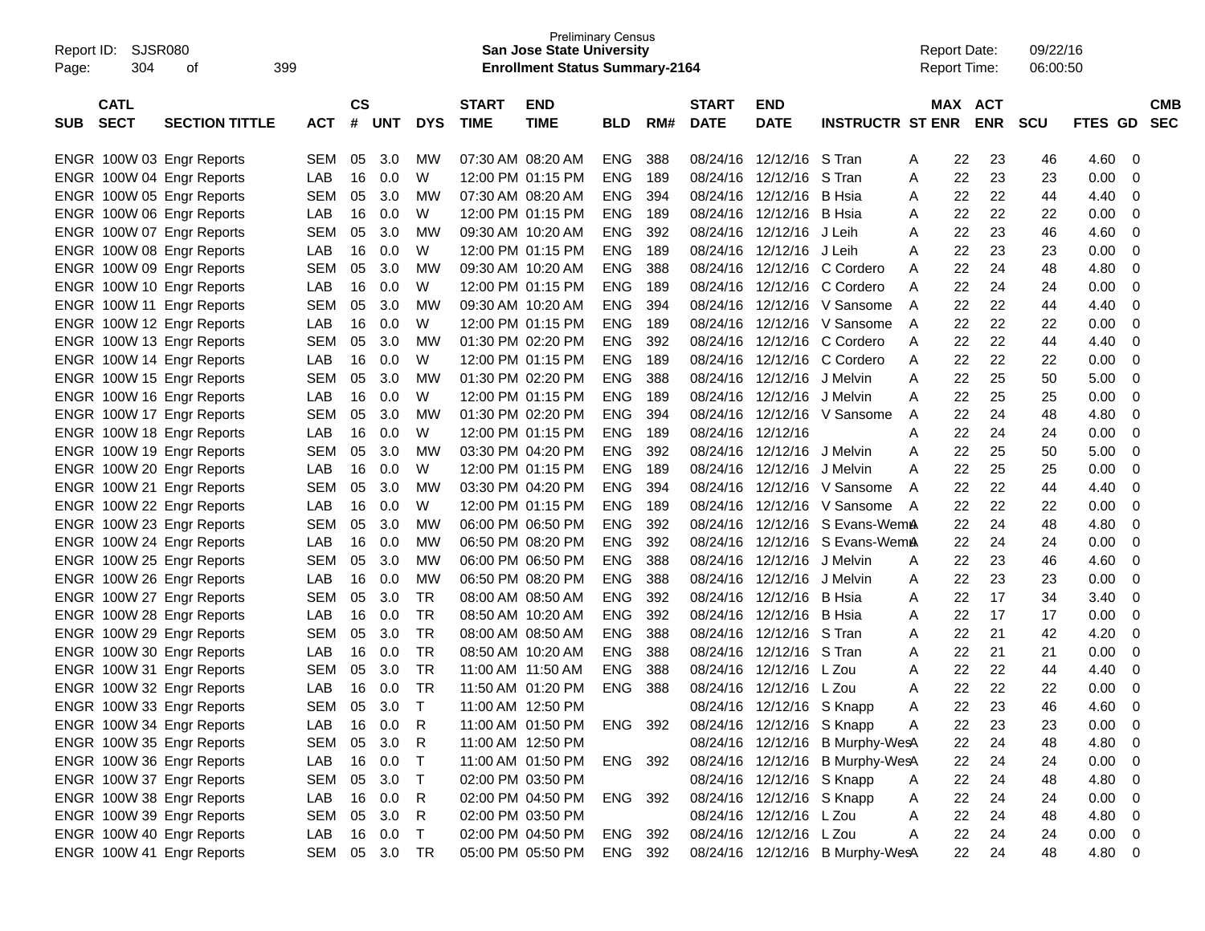Preliminary Census

**San Jose State University**

**Enrollment Status Summary-2164**

Report ID: SJSR080
Report Date: 09/22/16
Report Time: 06:00:50

| SUB | CATL SECT | SECTION TITTLE | ACT | CS # | UNT | DYS | START TIME | END TIME | BLD | RM# | START DATE | END DATE | INSTRUCTR | ST | MAX ENR | ACT ENR | SCU | FTES | GD | CMB SEC |
|---|---|---|---|---|---|---|---|---|---|---|---|---|---|---|---|---|---|---|---|---|
| ENGR | 100W 03 | Engr Reports | SEM | 05 | 3.0 | MW | 07:30 AM | 08:20 AM | ENG | 388 | 08/24/16 | 12/12/16 | S Tran | A | 22 | 23 | 46 | 4.60 | 0 | |
| ENGR | 100W 04 | Engr Reports | LAB | 16 | 0.0 | W | 12:00 PM | 01:15 PM | ENG | 189 | 08/24/16 | 12/12/16 | S Tran | A | 22 | 23 | 23 | 0.00 | 0 | |
| ENGR | 100W 05 | Engr Reports | SEM | 05 | 3.0 | MW | 07:30 AM | 08:20 AM | ENG | 394 | 08/24/16 | 12/12/16 | B Hsia | A | 22 | 22 | 44 | 4.40 | 0 | |
| ENGR | 100W 06 | Engr Reports | LAB | 16 | 0.0 | W | 12:00 PM | 01:15 PM | ENG | 189 | 08/24/16 | 12/12/16 | B Hsia | A | 22 | 22 | 22 | 0.00 | 0 | |
| ENGR | 100W 07 | Engr Reports | SEM | 05 | 3.0 | MW | 09:30 AM | 10:20 AM | ENG | 392 | 08/24/16 | 12/12/16 | J Leih | A | 22 | 23 | 46 | 4.60 | 0 | |
| ENGR | 100W 08 | Engr Reports | LAB | 16 | 0.0 | W | 12:00 PM | 01:15 PM | ENG | 189 | 08/24/16 | 12/12/16 | J Leih | A | 22 | 23 | 23 | 0.00 | 0 | |
| ENGR | 100W 09 | Engr Reports | SEM | 05 | 3.0 | MW | 09:30 AM | 10:20 AM | ENG | 388 | 08/24/16 | 12/12/16 | C Cordero | A | 22 | 24 | 48 | 4.80 | 0 | |
| ENGR | 100W 10 | Engr Reports | LAB | 16 | 0.0 | W | 12:00 PM | 01:15 PM | ENG | 189 | 08/24/16 | 12/12/16 | C Cordero | A | 22 | 24 | 24 | 0.00 | 0 | |
| ENGR | 100W 11 | Engr Reports | SEM | 05 | 3.0 | MW | 09:30 AM | 10:20 AM | ENG | 394 | 08/24/16 | 12/12/16 | V Sansome | A | 22 | 22 | 44 | 4.40 | 0 | |
| ENGR | 100W 12 | Engr Reports | LAB | 16 | 0.0 | W | 12:00 PM | 01:15 PM | ENG | 189 | 08/24/16 | 12/12/16 | V Sansome | A | 22 | 22 | 22 | 0.00 | 0 | |
| ENGR | 100W 13 | Engr Reports | SEM | 05 | 3.0 | MW | 01:30 PM | 02:20 PM | ENG | 392 | 08/24/16 | 12/12/16 | C Cordero | A | 22 | 22 | 44 | 4.40 | 0 | |
| ENGR | 100W 14 | Engr Reports | LAB | 16 | 0.0 | W | 12:00 PM | 01:15 PM | ENG | 189 | 08/24/16 | 12/12/16 | C Cordero | A | 22 | 22 | 22 | 0.00 | 0 | |
| ENGR | 100W 15 | Engr Reports | SEM | 05 | 3.0 | MW | 01:30 PM | 02:20 PM | ENG | 388 | 08/24/16 | 12/12/16 | J Melvin | A | 22 | 25 | 50 | 5.00 | 0 | |
| ENGR | 100W 16 | Engr Reports | LAB | 16 | 0.0 | W | 12:00 PM | 01:15 PM | ENG | 189 | 08/24/16 | 12/12/16 | J Melvin | A | 22 | 25 | 25 | 0.00 | 0 | |
| ENGR | 100W 17 | Engr Reports | SEM | 05 | 3.0 | MW | 01:30 PM | 02:20 PM | ENG | 394 | 08/24/16 | 12/12/16 | V Sansome | A | 22 | 24 | 48 | 4.80 | 0 | |
| ENGR | 100W 18 | Engr Reports | LAB | 16 | 0.0 | W | 12:00 PM | 01:15 PM | ENG | 189 | 08/24/16 | 12/12/16 | | A | 22 | 24 | 24 | 0.00 | 0 | |
| ENGR | 100W 19 | Engr Reports | SEM | 05 | 3.0 | MW | 03:30 PM | 04:20 PM | ENG | 392 | 08/24/16 | 12/12/16 | J Melvin | A | 22 | 25 | 50 | 5.00 | 0 | |
| ENGR | 100W 20 | Engr Reports | LAB | 16 | 0.0 | W | 12:00 PM | 01:15 PM | ENG | 189 | 08/24/16 | 12/12/16 | J Melvin | A | 22 | 25 | 25 | 0.00 | 0 | |
| ENGR | 100W 21 | Engr Reports | SEM | 05 | 3.0 | MW | 03:30 PM | 04:20 PM | ENG | 394 | 08/24/16 | 12/12/16 | V Sansome | A | 22 | 22 | 44 | 4.40 | 0 | |
| ENGR | 100W 22 | Engr Reports | LAB | 16 | 0.0 | W | 12:00 PM | 01:15 PM | ENG | 189 | 08/24/16 | 12/12/16 | V Sansome | A | 22 | 22 | 22 | 0.00 | 0 | |
| ENGR | 100W 23 | Engr Reports | SEM | 05 | 3.0 | MW | 06:00 PM | 06:50 PM | ENG | 392 | 08/24/16 | 12/12/16 | S Evans-Wem | A | 22 | 24 | 48 | 4.80 | 0 | |
| ENGR | 100W 24 | Engr Reports | LAB | 16 | 0.0 | MW | 06:50 PM | 08:20 PM | ENG | 392 | 08/24/16 | 12/12/16 | S Evans-Wem | A | 22 | 24 | 24 | 0.00 | 0 | |
| ENGR | 100W 25 | Engr Reports | SEM | 05 | 3.0 | MW | 06:00 PM | 06:50 PM | ENG | 388 | 08/24/16 | 12/12/16 | J Melvin | A | 22 | 23 | 46 | 4.60 | 0 | |
| ENGR | 100W 26 | Engr Reports | LAB | 16 | 0.0 | MW | 06:50 PM | 08:20 PM | ENG | 388 | 08/24/16 | 12/12/16 | J Melvin | A | 22 | 23 | 23 | 0.00 | 0 | |
| ENGR | 100W 27 | Engr Reports | SEM | 05 | 3.0 | TR | 08:00 AM | 08:50 AM | ENG | 392 | 08/24/16 | 12/12/16 | B Hsia | A | 22 | 17 | 34 | 3.40 | 0 | |
| ENGR | 100W 28 | Engr Reports | LAB | 16 | 0.0 | TR | 08:50 AM | 10:20 AM | ENG | 392 | 08/24/16 | 12/12/16 | B Hsia | A | 22 | 17 | 17 | 0.00 | 0 | |
| ENGR | 100W 29 | Engr Reports | SEM | 05 | 3.0 | TR | 08:00 AM | 08:50 AM | ENG | 388 | 08/24/16 | 12/12/16 | S Tran | A | 22 | 21 | 42 | 4.20 | 0 | |
| ENGR | 100W 30 | Engr Reports | LAB | 16 | 0.0 | TR | 08:50 AM | 10:20 AM | ENG | 388 | 08/24/16 | 12/12/16 | S Tran | A | 22 | 21 | 21 | 0.00 | 0 | |
| ENGR | 100W 31 | Engr Reports | SEM | 05 | 3.0 | TR | 11:00 AM | 11:50 AM | ENG | 388 | 08/24/16 | 12/12/16 | L Zou | A | 22 | 22 | 44 | 4.40 | 0 | |
| ENGR | 100W 32 | Engr Reports | LAB | 16 | 0.0 | TR | 11:50 AM | 01:20 PM | ENG | 388 | 08/24/16 | 12/12/16 | L Zou | A | 22 | 22 | 22 | 0.00 | 0 | |
| ENGR | 100W 33 | Engr Reports | SEM | 05 | 3.0 | T | 11:00 AM | 12:50 PM | | | 08/24/16 | 12/12/16 | S Knapp | A | 22 | 23 | 46 | 4.60 | 0 | |
| ENGR | 100W 34 | Engr Reports | LAB | 16 | 0.0 | R | 11:00 AM | 01:50 PM | ENG | 392 | 08/24/16 | 12/12/16 | S Knapp | A | 22 | 23 | 23 | 0.00 | 0 | |
| ENGR | 100W 35 | Engr Reports | SEM | 05 | 3.0 | R | 11:00 AM | 12:50 PM | | | 08/24/16 | 12/12/16 | B Murphy-Wes | A | 22 | 24 | 48 | 4.80 | 0 | |
| ENGR | 100W 36 | Engr Reports | LAB | 16 | 0.0 | T | 11:00 AM | 01:50 PM | ENG | 392 | 08/24/16 | 12/12/16 | B Murphy-Wes | A | 22 | 24 | 24 | 0.00 | 0 | |
| ENGR | 100W 37 | Engr Reports | SEM | 05 | 3.0 | T | 02:00 PM | 03:50 PM | | | 08/24/16 | 12/12/16 | S Knapp | A | 22 | 24 | 48 | 4.80 | 0 | |
| ENGR | 100W 38 | Engr Reports | LAB | 16 | 0.0 | R | 02:00 PM | 04:50 PM | ENG | 392 | 08/24/16 | 12/12/16 | S Knapp | A | 22 | 24 | 24 | 0.00 | 0 | |
| ENGR | 100W 39 | Engr Reports | SEM | 05 | 3.0 | R | 02:00 PM | 03:50 PM | | | 08/24/16 | 12/12/16 | L Zou | A | 22 | 24 | 48 | 4.80 | 0 | |
| ENGR | 100W 40 | Engr Reports | LAB | 16 | 0.0 | T | 02:00 PM | 04:50 PM | ENG | 392 | 08/24/16 | 12/12/16 | L Zou | A | 22 | 24 | 24 | 0.00 | 0 | |
| ENGR | 100W 41 | Engr Reports | SEM | 05 | 3.0 | TR | 05:00 PM | 05:50 PM | ENG | 392 | 08/24/16 | 12/12/16 | B Murphy-Wes | A | 22 | 24 | 48 | 4.80 | 0 | |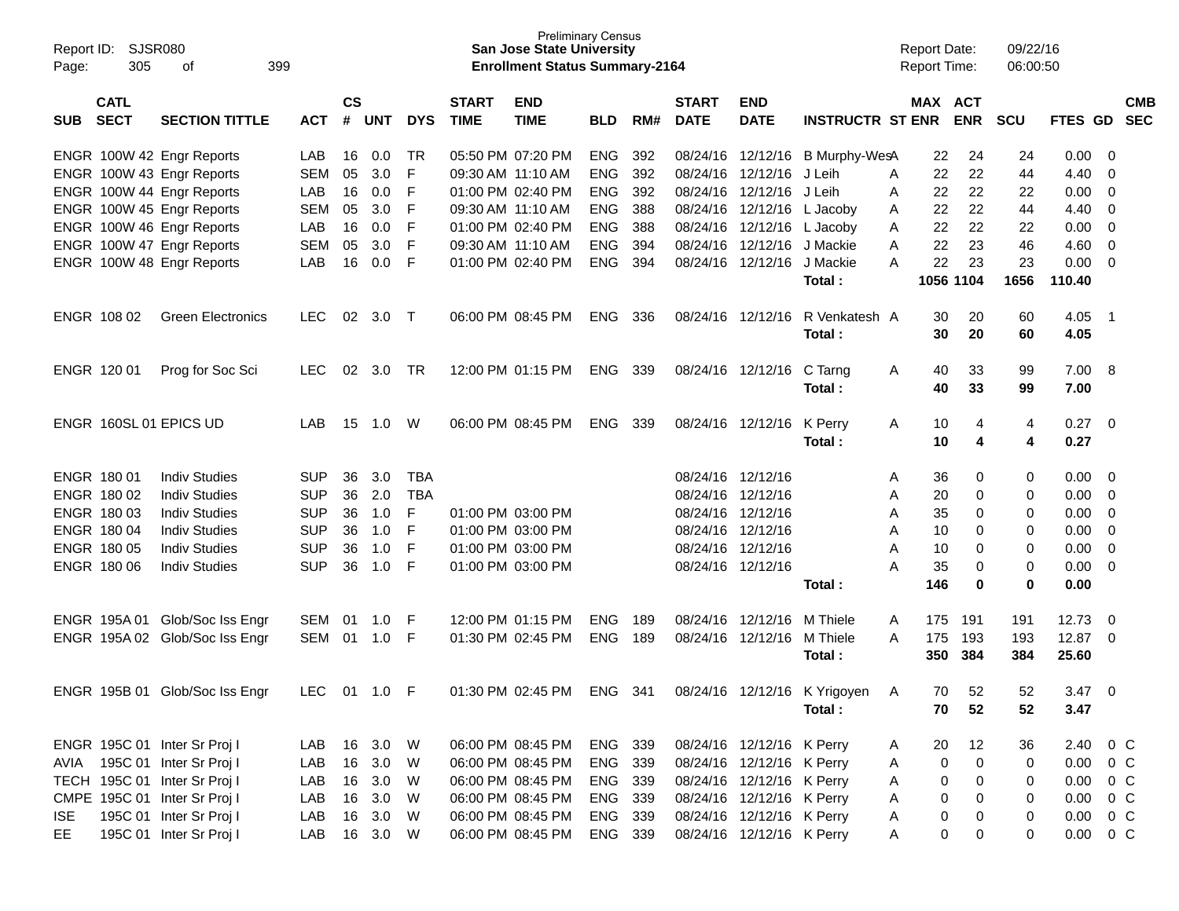Preliminary Census
**San Jose State University**
**Enrollment Status Summary-2164**

Report ID: SJSR080
Report Date: 09/22/16
Report Time: 06:00:50

| SUB | CATL SECT | SECTION TITTLE | ACT | CS # | UNT | DYS | START TIME | END TIME | BLD | RM# | START DATE | END DATE | INSTRUCTR | ST | MAX ENR | ACT ENR | SCU | FTES | GD | CMB SEC |
|---|---|---|---|---|---|---|---|---|---|---|---|---|---|---|---|---|---|---|---|---|
| ENGR | 100W 42 | Engr Reports | LAB | 16 | 0.0 | TR | 05:50 PM | 07:20 PM | ENG | 392 | 08/24/16 | 12/12/16 | B Murphy-Wes | A | 22 | 24 | 24 | 0.00 | 0 | |
| ENGR | 100W 43 | Engr Reports | SEM | 05 | 3.0 | F | 09:30 AM | 11:10 AM | ENG | 392 | 08/24/16 | 12/12/16 | J Leih | A | 22 | 22 | 44 | 4.40 | 0 | |
| ENGR | 100W 44 | Engr Reports | LAB | 16 | 0.0 | F | 01:00 PM | 02:40 PM | ENG | 392 | 08/24/16 | 12/12/16 | J Leih | A | 22 | 22 | 22 | 0.00 | 0 | |
| ENGR | 100W 45 | Engr Reports | SEM | 05 | 3.0 | F | 09:30 AM | 11:10 AM | ENG | 388 | 08/24/16 | 12/12/16 | L Jacoby | A | 22 | 22 | 44 | 4.40 | 0 | |
| ENGR | 100W 46 | Engr Reports | LAB | 16 | 0.0 | F | 01:00 PM | 02:40 PM | ENG | 388 | 08/24/16 | 12/12/16 | L Jacoby | A | 22 | 22 | 22 | 0.00 | 0 | |
| ENGR | 100W 47 | Engr Reports | SEM | 05 | 3.0 | F | 09:30 AM | 11:10 AM | ENG | 394 | 08/24/16 | 12/12/16 | J Mackie | A | 22 | 23 | 46 | 4.60 | 0 | |
| ENGR | 100W 48 | Engr Reports | LAB | 16 | 0.0 | F | 01:00 PM | 02:40 PM | ENG | 394 | 08/24/16 | 12/12/16 | J Mackie | A | 22 | 23 | 23 | 0.00 | 0 | |
| | | | | | | | | | | | | | **Total :** | | **1056** | **1104** | **1656** | **110.40** | | |
| ENGR | 108 02 | Green Electronics | LEC | 02 | 3.0 | T | 06:00 PM | 08:45 PM | ENG | 336 | 08/24/16 | 12/12/16 | R Venkatesh | A | 30 | 20 | 60 | 4.05 | 1 | |
| | | | | | | | | | | | | | **Total :** | | **30** | **20** | **60** | **4.05** | | |
| ENGR | 120 01 | Prog for Soc Sci | LEC | 02 | 3.0 | TR | 12:00 PM | 01:15 PM | ENG | 339 | 08/24/16 | 12/12/16 | C Tarng | A | 40 | 33 | 99 | 7.00 | 8 | |
| | | | | | | | | | | | | | **Total :** | | **40** | **33** | **99** | **7.00** | | |
| ENGR | 160SL 01 | EPICS UD | LAB | 15 | 1.0 | W | 06:00 PM | 08:45 PM | ENG | 339 | 08/24/16 | 12/12/16 | K Perry | A | 10 | 4 | 4 | 0.27 | 0 | |
| | | | | | | | | | | | | | **Total :** | | **10** | **4** | **4** | **0.27** | | |
| ENGR | 180 01 | Indiv Studies | SUP | 36 | 3.0 | TBA | | | | | 08/24/16 | 12/12/16 | | A | 36 | 0 | 0 | 0.00 | 0 | |
| ENGR | 180 02 | Indiv Studies | SUP | 36 | 2.0 | TBA | | | | | 08/24/16 | 12/12/16 | | A | 20 | 0 | 0 | 0.00 | 0 | |
| ENGR | 180 03 | Indiv Studies | SUP | 36 | 1.0 | F | 01:00 PM | 03:00 PM | | | 08/24/16 | 12/12/16 | | A | 35 | 0 | 0 | 0.00 | 0 | |
| ENGR | 180 04 | Indiv Studies | SUP | 36 | 1.0 | F | 01:00 PM | 03:00 PM | | | 08/24/16 | 12/12/16 | | A | 10 | 0 | 0 | 0.00 | 0 | |
| ENGR | 180 05 | Indiv Studies | SUP | 36 | 1.0 | F | 01:00 PM | 03:00 PM | | | 08/24/16 | 12/12/16 | | A | 10 | 0 | 0 | 0.00 | 0 | |
| ENGR | 180 06 | Indiv Studies | SUP | 36 | 1.0 | F | 01:00 PM | 03:00 PM | | | 08/24/16 | 12/12/16 | | A | 35 | 0 | 0 | 0.00 | 0 | |
| | | | | | | | | | | | | | **Total :** | | **146** | **0** | **0** | **0.00** | | |
| ENGR | 195A 01 | Glob/Soc Iss Engr | SEM | 01 | 1.0 | F | 12:00 PM | 01:15 PM | ENG | 189 | 08/24/16 | 12/12/16 | M Thiele | A | 175 | 191 | 191 | 12.73 | 0 | |
| ENGR | 195A 02 | Glob/Soc Iss Engr | SEM | 01 | 1.0 | F | 01:30 PM | 02:45 PM | ENG | 189 | 08/24/16 | 12/12/16 | M Thiele | A | 175 | 193 | 193 | 12.87 | 0 | |
| | | | | | | | | | | | | | **Total :** | | **350** | **384** | **384** | **25.60** | | |
| ENGR | 195B 01 | Glob/Soc Iss Engr | LEC | 01 | 1.0 | F | 01:30 PM | 02:45 PM | ENG | 341 | 08/24/16 | 12/12/16 | K Yrigoyen | A | 70 | 52 | 52 | 3.47 | 0 | |
| | | | | | | | | | | | | | **Total :** | | **70** | **52** | **52** | **3.47** | | |
| ENGR | 195C 01 | Inter Sr Proj I | LAB | 16 | 3.0 | W | 06:00 PM | 08:45 PM | ENG | 339 | 08/24/16 | 12/12/16 | K Perry | A | 20 | 12 | 36 | 2.40 | 0 | C |
| AVIA | 195C 01 | Inter Sr Proj I | LAB | 16 | 3.0 | W | 06:00 PM | 08:45 PM | ENG | 339 | 08/24/16 | 12/12/16 | K Perry | A | 0 | 0 | 0 | 0.00 | 0 | C |
| TECH | 195C 01 | Inter Sr Proj I | LAB | 16 | 3.0 | W | 06:00 PM | 08:45 PM | ENG | 339 | 08/24/16 | 12/12/16 | K Perry | A | 0 | 0 | 0 | 0.00 | 0 | C |
| CMPE | 195C 01 | Inter Sr Proj I | LAB | 16 | 3.0 | W | 06:00 PM | 08:45 PM | ENG | 339 | 08/24/16 | 12/12/16 | K Perry | A | 0 | 0 | 0 | 0.00 | 0 | C |
| ISE | 195C 01 | Inter Sr Proj I | LAB | 16 | 3.0 | W | 06:00 PM | 08:45 PM | ENG | 339 | 08/24/16 | 12/12/16 | K Perry | A | 0 | 0 | 0 | 0.00 | 0 | C |
| EE | 195C 01 | Inter Sr Proj I | LAB | 16 | 3.0 | W | 06:00 PM | 08:45 PM | ENG | 339 | 08/24/16 | 12/12/16 | K Perry | A | 0 | 0 | 0 | 0.00 | 0 | C |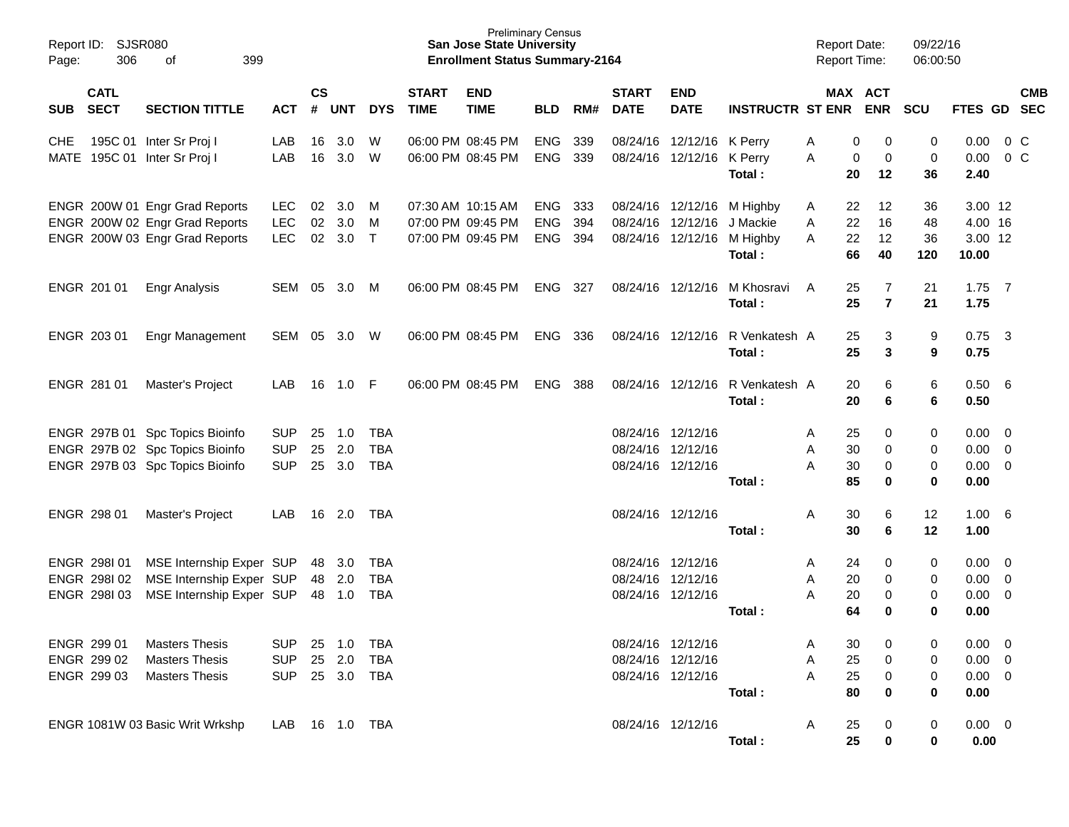Preliminary Census
**San Jose State University**
**Enrollment Status Summary-2164**

Report ID: SJSR080
Report Date: 09/22/16
Report Time: 06:00:50

| SUB | CATL SECT | SECTION TITTLE | ACT | CS # | UNT | DYS | START TIME | END TIME | BLD | RM# | START DATE | END DATE | INSTRUCTR | ST | MAX ENR | ACT ENR | SCU | FTES | GD | CMB SEC |
|---|---|---|---|---|---|---|---|---|---|---|---|---|---|---|---|---|---|---|---|---|
| CHE | 195C 01 | Inter Sr Proj I | LAB | 16 | 3.0 | W | 06:00 PM | 08:45 PM | ENG | 339 | 08/24/16 | 12/12/16 | K Perry | A | 0 | 0 | 0 | 0.00 | 0 | C |
| MATE | 195C 01 | Inter Sr Proj I | LAB | 16 | 3.0 | W | 06:00 PM | 08:45 PM | ENG | 339 | 08/24/16 | 12/12/16 | K Perry | A | 0 | 0 | 0 | 0.00 | 0 | C |
| | | | | | | | | | | | | | **Total :** | | **20** | **12** | **36** | **2.40** | | |
| ENGR | 200W 01 | Engr Grad Reports | LEC | 02 | 3.0 | M | 07:30 AM | 10:15 AM | ENG | 333 | 08/24/16 | 12/12/16 | M Highby | A | 22 | 12 | 36 | 3.00 | 12 | |
| ENGR | 200W 02 | Engr Grad Reports | LEC | 02 | 3.0 | M | 07:00 PM | 09:45 PM | ENG | 394 | 08/24/16 | 12/12/16 | J Mackie | A | 22 | 16 | 48 | 4.00 | 16 | |
| ENGR | 200W 03 | Engr Grad Reports | LEC | 02 | 3.0 | T | 07:00 PM | 09:45 PM | ENG | 394 | 08/24/16 | 12/12/16 | M Highby | A | 22 | 12 | 36 | 3.00 | 12 | |
| | | | | | | | | | | | | | **Total :** | | **66** | **40** | **120** | **10.00** | | |
| ENGR | 201 01 | Engr Analysis | SEM | 05 | 3.0 | M | 06:00 PM | 08:45 PM | ENG | 327 | 08/24/16 | 12/12/16 | M Khosravi | A | 25 | 7 | 21 | 1.75 | 7 | |
| | | | | | | | | | | | | | **Total :** | | **25** | **7** | **21** | **1.75** | | |
| ENGR | 203 01 | Engr Management | SEM | 05 | 3.0 | W | 06:00 PM | 08:45 PM | ENG | 336 | 08/24/16 | 12/12/16 | R Venkatesh | A | 25 | 3 | 9 | 0.75 | 3 | |
| | | | | | | | | | | | | | **Total :** | | **25** | **3** | **9** | **0.75** | | |
| ENGR | 281 01 | Master's Project | LAB | 16 | 1.0 | F | 06:00 PM | 08:45 PM | ENG | 388 | 08/24/16 | 12/12/16 | R Venkatesh | A | 20 | 6 | 6 | 0.50 | 6 | |
| | | | | | | | | | | | | | **Total :** | | **20** | **6** | **6** | **0.50** | | |
| ENGR | 297B 01 | Spc Topics Bioinfo | SUP | 25 | 1.0 | TBA | | | | | 08/24/16 | 12/12/16 | | A | 25 | 0 | 0 | 0.00 | 0 | |
| ENGR | 297B 02 | Spc Topics Bioinfo | SUP | 25 | 2.0 | TBA | | | | | 08/24/16 | 12/12/16 | | A | 30 | 0 | 0 | 0.00 | 0 | |
| ENGR | 297B 03 | Spc Topics Bioinfo | SUP | 25 | 3.0 | TBA | | | | | 08/24/16 | 12/12/16 | | A | 30 | 0 | 0 | 0.00 | 0 | |
| | | | | | | | | | | | | | **Total :** | | **85** | **0** | **0** | **0.00** | | |
| ENGR | 298 01 | Master's Project | LAB | 16 | 2.0 | TBA | | | | | 08/24/16 | 12/12/16 | | A | 30 | 6 | 12 | 1.00 | 6 | |
| | | | | | | | | | | | | | **Total :** | | **30** | **6** | **12** | **1.00** | | |
| ENGR | 298I 01 | MSE Internship Exper | SUP | 48 | 3.0 | TBA | | | | | 08/24/16 | 12/12/16 | | A | 24 | 0 | 0 | 0.00 | 0 | |
| ENGR | 298I 02 | MSE Internship Exper | SUP | 48 | 2.0 | TBA | | | | | 08/24/16 | 12/12/16 | | A | 20 | 0 | 0 | 0.00 | 0 | |
| ENGR | 298I 03 | MSE Internship Exper | SUP | 48 | 1.0 | TBA | | | | | 08/24/16 | 12/12/16 | | A | 20 | 0 | 0 | 0.00 | 0 | |
| | | | | | | | | | | | | | **Total :** | | **64** | **0** | **0** | **0.00** | | |
| ENGR | 299 01 | Masters Thesis | SUP | 25 | 1.0 | TBA | | | | | 08/24/16 | 12/12/16 | | A | 30 | 0 | 0 | 0.00 | 0 | |
| ENGR | 299 02 | Masters Thesis | SUP | 25 | 2.0 | TBA | | | | | 08/24/16 | 12/12/16 | | A | 25 | 0 | 0 | 0.00 | 0 | |
| ENGR | 299 03 | Masters Thesis | SUP | 25 | 3.0 | TBA | | | | | 08/24/16 | 12/12/16 | | A | 25 | 0 | 0 | 0.00 | 0 | |
| | | | | | | | | | | | | | **Total :** | | **80** | **0** | **0** | **0.00** | | |
| ENGR | 1081W 03 | Basic Writ Wrkshp | LAB | 16 | 1.0 | TBA | | | | | 08/24/16 | 12/12/16 | | A | 25 | 0 | 0 | 0.00 | 0 | |
| | | | | | | | | | | | | | **Total :** | | **25** | **0** | **0** | **0.00** | | |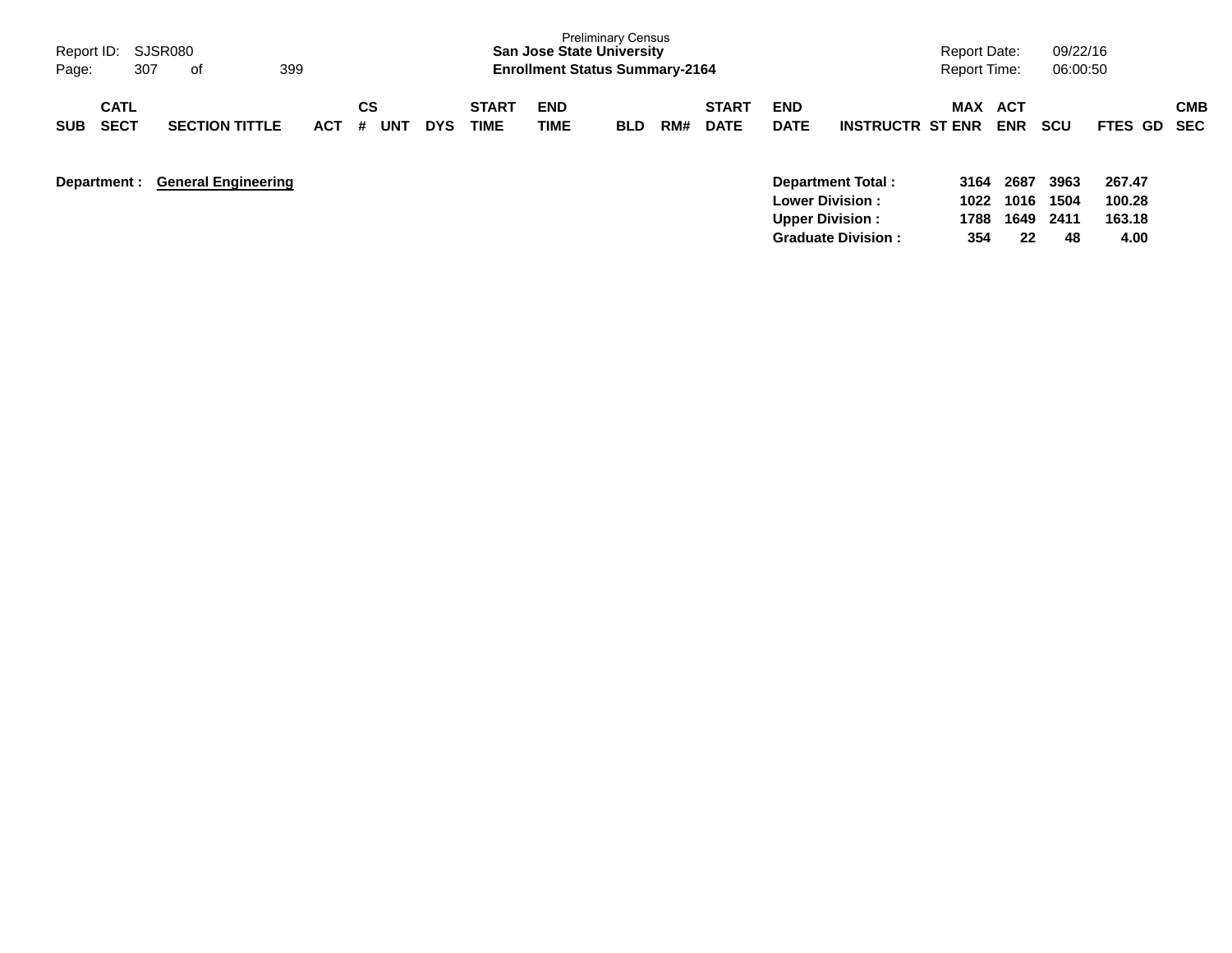Preliminary Census
**San Jose State University**
**Enrollment Status Summary-2164**

Report ID: SJSR080
Report Date: 09/22/16
Report Time: 06:00:50

| SUB | CATL SECT | SECTION TITTLE | ACT | CS # | UNT | DYS | START TIME | END TIME | BLD | RM# | START DATE | END DATE | INSTRUCTR | MAX ST ENR | ACT ENR | SCU | FTES | GD | CMB SEC |
|---|---|---|---|---|---|---|---|---|---|---|---|---|---|---|---|---|---|---|---|

**Department :** **General Engineering**

| | MAX ST ENR | ACT ENR | SCU | FTES |
|---|---|---|---|---|
| **Department Total :** | **3164** | **2687** | **3963** | **267.47** |
| **Lower Division :** | **1022** | **1016** | **1504** | **100.28** |
| **Upper Division :** | **1788** | **1649** | **2411** | **163.18** |
| **Graduate Division :** | **354** | **22** | **48** | **4.00** |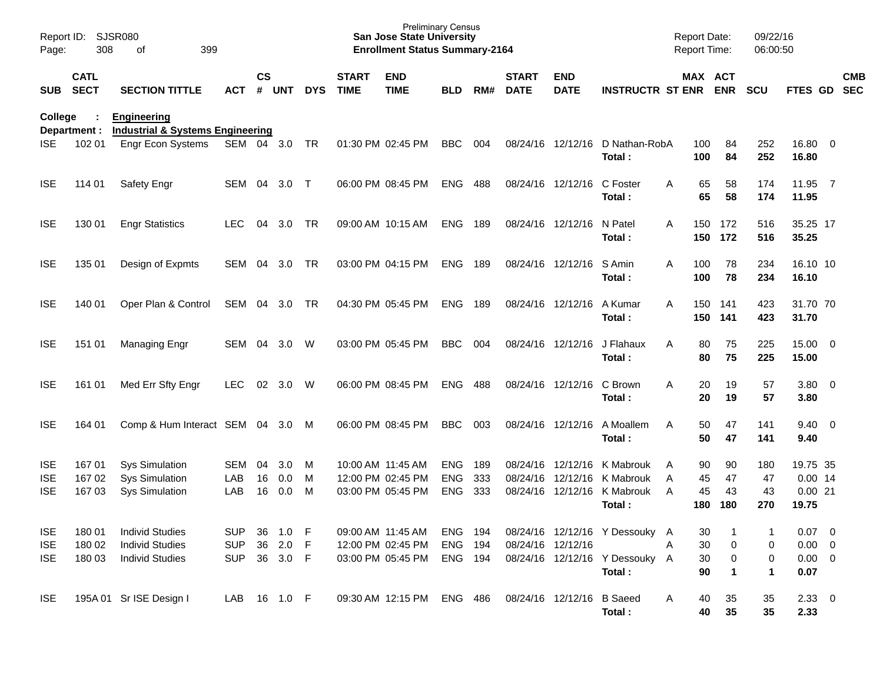Report ID: SJSR080
Page: 308 of 399

**Preliminary Census**
**San Jose State University**
**Enrollment Status Summary-2164**

Report Date: 09/22/16
Report Time: 06:00:50

**College : Engineering**
**Department : Industrial & Systems Engineering**

| SUB | CATL SECT | SECTION TITTLE | ACT | CS # | UNT | DYS | START TIME | END TIME | BLD | RM# | START DATE | END DATE | INSTRUCTR | ST | MAX ENR | ACT ENR | SCU | FTES | GD | CMB SEC |
|---|---|---|---|---|---|---|---|---|---|---|---|---|---|---|---|---|---|---|---|---|
| ISE | 102 01 | Engr Econ Systems | SEM | 04 | 3.0 | TR | 01:30 PM | 02:45 PM | BBC | 004 | 08/24/16 | 12/12/16 | D Nathan-Rob | A | 100 | 84 | 252 | 16.80 | 0 | |
| | | | | | | | | | | | | | **Total :** | | **100** | **84** | **252** | **16.80** | | |
| ISE | 114 01 | Safety Engr | SEM | 04 | 3.0 | T | 06:00 PM | 08:45 PM | ENG | 488 | 08/24/16 | 12/12/16 | C Foster | A | 65 | 58 | 174 | 11.95 | 7 | |
| | | | | | | | | | | | | | **Total :** | | **65** | **58** | **174** | **11.95** | | |
| ISE | 130 01 | Engr Statistics | LEC | 04 | 3.0 | TR | 09:00 AM | 10:15 AM | ENG | 189 | 08/24/16 | 12/12/16 | N Patel | A | 150 | 172 | 516 | 35.25 | 17 | |
| | | | | | | | | | | | | | **Total :** | | **150** | **172** | **516** | **35.25** | | |
| ISE | 135 01 | Design of Expmts | SEM | 04 | 3.0 | TR | 03:00 PM | 04:15 PM | ENG | 189 | 08/24/16 | 12/12/16 | S Amin | A | 100 | 78 | 234 | 16.10 | 10 | |
| | | | | | | | | | | | | | **Total :** | | **100** | **78** | **234** | **16.10** | | |
| ISE | 140 01 | Oper Plan & Control | SEM | 04 | 3.0 | TR | 04:30 PM | 05:45 PM | ENG | 189 | 08/24/16 | 12/12/16 | A Kumar | A | 150 | 141 | 423 | 31.70 | 70 | |
| | | | | | | | | | | | | | **Total :** | | **150** | **141** | **423** | **31.70** | | |
| ISE | 151 01 | Managing Engr | SEM | 04 | 3.0 | W | 03:00 PM | 05:45 PM | BBC | 004 | 08/24/16 | 12/12/16 | J Flahaux | A | 80 | 75 | 225 | 15.00 | 0 | |
| | | | | | | | | | | | | | **Total :** | | **80** | **75** | **225** | **15.00** | | |
| ISE | 161 01 | Med Err Sfty Engr | LEC | 02 | 3.0 | W | 06:00 PM | 08:45 PM | ENG | 488 | 08/24/16 | 12/12/16 | C Brown | A | 20 | 19 | 57 | 3.80 | 0 | |
| | | | | | | | | | | | | | **Total :** | | **20** | **19** | **57** | **3.80** | | |
| ISE | 164 01 | Comp & Hum Interact | SEM | 04 | 3.0 | M | 06:00 PM | 08:45 PM | BBC | 003 | 08/24/16 | 12/12/16 | A Moallem | A | 50 | 47 | 141 | 9.40 | 0 | |
| | | | | | | | | | | | | | **Total :** | | **50** | **47** | **141** | **9.40** | | |
| ISE | 167 01 | Sys Simulation | SEM | 04 | 3.0 | M | 10:00 AM | 11:45 AM | ENG | 189 | 08/24/16 | 12/12/16 | K Mabrouk | A | 90 | 90 | 180 | 19.75 | 35 | |
| ISE | 167 02 | Sys Simulation | LAB | 16 | 0.0 | M | 12:00 PM | 02:45 PM | ENG | 333 | 08/24/16 | 12/12/16 | K Mabrouk | A | 45 | 47 | 47 | 0.00 | 14 | |
| ISE | 167 03 | Sys Simulation | LAB | 16 | 0.0 | M | 03:00 PM | 05:45 PM | ENG | 333 | 08/24/16 | 12/12/16 | K Mabrouk | A | 45 | 43 | 43 | 0.00 | 21 | |
| | | | | | | | | | | | | | **Total :** | | **180** | **180** | **270** | **19.75** | | |
| ISE | 180 01 | Individ Studies | SUP | 36 | 1.0 | F | 09:00 AM | 11:45 AM | ENG | 194 | 08/24/16 | 12/12/16 | Y Dessouky | A | 30 | 1 | 1 | 0.07 | 0 | |
| ISE | 180 02 | Individ Studies | SUP | 36 | 2.0 | F | 12:00 PM | 02:45 PM | ENG | 194 | 08/24/16 | 12/12/16 | | A | 30 | 0 | 0 | 0.00 | 0 | |
| ISE | 180 03 | Individ Studies | SUP | 36 | 3.0 | F | 03:00 PM | 05:45 PM | ENG | 194 | 08/24/16 | 12/12/16 | Y Dessouky | A | 30 | 0 | 0 | 0.00 | 0 | |
| | | | | | | | | | | | | | **Total :** | | **90** | **1** | **1** | **0.07** | | |
| ISE | 195A 01 | Sr ISE Design I | LAB | 16 | 1.0 | F | 09:30 AM | 12:15 PM | ENG | 486 | 08/24/16 | 12/12/16 | B Saeed | A | 40 | 35 | 35 | 2.33 | 0 | |
| | | | | | | | | | | | | | **Total :** | | **40** | **35** | **35** | **2.33** | | |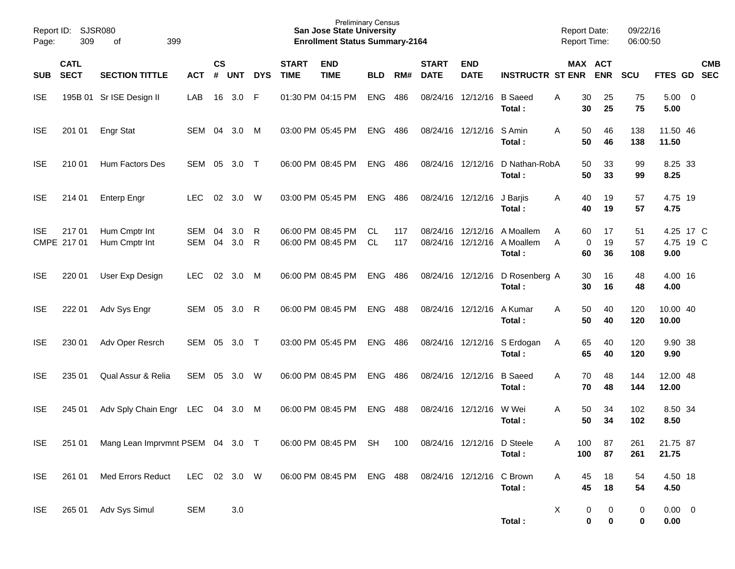Preliminary Census
**San Jose State University**
**Enrollment Status Summary-2164**

Report ID: SJSR080
Report Date: 09/22/16
Report Time: 06:00:50

| SUB | CATL SECT | SECTION TITTLE | ACT | CS # | UNT | DYS | START TIME | END TIME | BLD | RM# | START DATE | END DATE | INSTRUCTR | ST | MAX ENR | ACT ENR | SCU | FTES | GD | CMB SEC |
|---|---|---|---|---|---|---|---|---|---|---|---|---|---|---|---|---|---|---|---|---|
| ISE | 195B 01 | Sr ISE Design II | LAB | 16 | 3.0 | F | 01:30 PM | 04:15 PM | ENG | 486 | 08/24/16 | 12/12/16 | B Saeed | A | 30 | 25 | 75 | 5.00 | 0 | |
| | | | | | | | | | | | | | **Total :** | | **30** | **25** | **75** | **5.00** | | |
| ISE | 201 01 | Engr Stat | SEM | 04 | 3.0 | M | 03:00 PM | 05:45 PM | ENG | 486 | 08/24/16 | 12/12/16 | S Amin | A | 50 | 46 | 138 | 11.50 | 46 | |
| | | | | | | | | | | | | | **Total :** | | **50** | **46** | **138** | **11.50** | | |
| ISE | 210 01 | Hum Factors Des | SEM | 05 | 3.0 | T | 06:00 PM | 08:45 PM | ENG | 486 | 08/24/16 | 12/12/16 | D Nathan-Rob | A | 50 | 33 | 99 | 8.25 | 33 | |
| | | | | | | | | | | | | | **Total :** | | **50** | **33** | **99** | **8.25** | | |
| ISE | 214 01 | Enterp Engr | LEC | 02 | 3.0 | W | 03:00 PM | 05:45 PM | ENG | 486 | 08/24/16 | 12/12/16 | J Barjis | A | 40 | 19 | 57 | 4.75 | 19 | |
| | | | | | | | | | | | | | **Total :** | | **40** | **19** | **57** | **4.75** | | |
| ISE | 217 01 | Hum Cmptr Int | SEM | 04 | 3.0 | R | 06:00 PM | 08:45 PM | CL | 117 | 08/24/16 | 12/12/16 | A Moallem | A | 60 | 17 | 51 | 4.25 | 17 | C |
| CMPE | 217 01 | Hum Cmptr Int | SEM | 04 | 3.0 | R | 06:00 PM | 08:45 PM | CL | 117 | 08/24/16 | 12/12/16 | A Moallem | A | 0 | 19 | 57 | 4.75 | 19 | C |
| | | | | | | | | | | | | | **Total :** | | **60** | **36** | **108** | **9.00** | | |
| ISE | 220 01 | User Exp Design | LEC | 02 | 3.0 | M | 06:00 PM | 08:45 PM | ENG | 486 | 08/24/16 | 12/12/16 | D Rosenberg | A | 30 | 16 | 48 | 4.00 | 16 | |
| | | | | | | | | | | | | | **Total :** | | **30** | **16** | **48** | **4.00** | | |
| ISE | 222 01 | Adv Sys Engr | SEM | 05 | 3.0 | R | 06:00 PM | 08:45 PM | ENG | 488 | 08/24/16 | 12/12/16 | A Kumar | A | 50 | 40 | 120 | 10.00 | 40 | |
| | | | | | | | | | | | | | **Total :** | | **50** | **40** | **120** | **10.00** | | |
| ISE | 230 01 | Adv Oper Resrch | SEM | 05 | 3.0 | T | 03:00 PM | 05:45 PM | ENG | 486 | 08/24/16 | 12/12/16 | S Erdogan | A | 65 | 40 | 120 | 9.90 | 38 | |
| | | | | | | | | | | | | | **Total :** | | **65** | **40** | **120** | **9.90** | | |
| ISE | 235 01 | Qual Assur & Relia | SEM | 05 | 3.0 | W | 06:00 PM | 08:45 PM | ENG | 486 | 08/24/16 | 12/12/16 | B Saeed | A | 70 | 48 | 144 | 12.00 | 48 | |
| | | | | | | | | | | | | | **Total :** | | **70** | **48** | **144** | **12.00** | | |
| ISE | 245 01 | Adv Sply Chain Engr | LEC | 04 | 3.0 | M | 06:00 PM | 08:45 PM | ENG | 488 | 08/24/16 | 12/12/16 | W Wei | A | 50 | 34 | 102 | 8.50 | 34 | |
| | | | | | | | | | | | | | **Total :** | | **50** | **34** | **102** | **8.50** | | |
| ISE | 251 01 | Mang Lean Imprvmnt P | SEM | 04 | 3.0 | T | 06:00 PM | 08:45 PM | SH | 100 | 08/24/16 | 12/12/16 | D Steele | A | 100 | 87 | 261 | 21.75 | 87 | |
| | | | | | | | | | | | | | **Total :** | | **100** | **87** | **261** | **21.75** | | |
| ISE | 261 01 | Med Errors Reduct | LEC | 02 | 3.0 | W | 06:00 PM | 08:45 PM | ENG | 488 | 08/24/16 | 12/12/16 | C Brown | A | 45 | 18 | 54 | 4.50 | 18 | |
| | | | | | | | | | | | | | **Total :** | | **45** | **18** | **54** | **4.50** | | |
| ISE | 265 01 | Adv Sys Simul | SEM | | 3.0 | | | | | | | | | X | 0 | 0 | 0 | 0.00 | 0 | |
| | | | | | | | | | | | | | **Total :** | | **0** | **0** | **0** | **0.00** | | |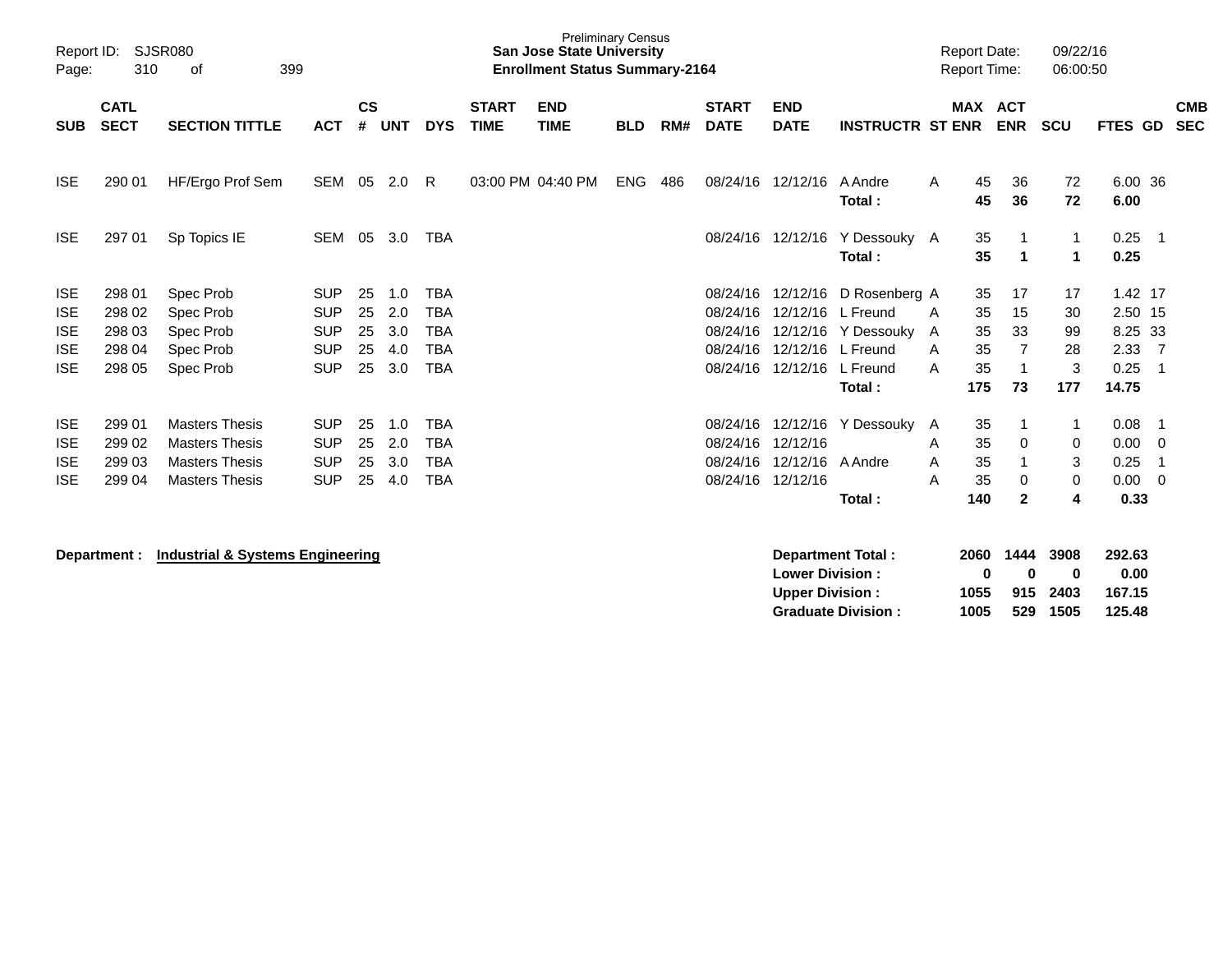Preliminary Census
**San Jose State University**
**Enrollment Status Summary-2164**

Report ID: SJSR080
Report Date: 09/22/16
Report Time: 06:00:50

| SUB | CATL SECT | SECTION TITTLE | ACT | CS # | UNT | DYS | START TIME | END TIME | BLD | RM# | START DATE | END DATE | INSTRUCTR | ST | MAX ENR | ACT ENR | SCU | FTES | GD | CMB SEC |
|---|---|---|---|---|---|---|---|---|---|---|---|---|---|---|---|---|---|---|---|---|
| ISE | 290 01 | HF/Ergo Prof Sem | SEM | 05 | 2.0 | R | 03:00 PM | 04:40 PM | ENG | 486 | 08/24/16 | 12/12/16 | A Andre | A | 45 | 36 | 72 | 6.00 | 36 | |
| | | | | | | | | | | | | | **Total :** | | **45** | **36** | **72** | **6.00** | | |
| ISE | 297 01 | Sp Topics IE | SEM | 05 | 3.0 | TBA | | | | | 08/24/16 | 12/12/16 | Y Dessouky | A | 35 | 1 | 1 | 0.25 | 1 | |
| | | | | | | | | | | | | | **Total :** | | **35** | **1** | **1** | **0.25** | | |
| ISE | 298 01 | Spec Prob | SUP | 25 | 1.0 | TBA | | | | | 08/24/16 | 12/12/16 | D Rosenberg | A | 35 | 17 | 17 | 1.42 | 17 | |
| ISE | 298 02 | Spec Prob | SUP | 25 | 2.0 | TBA | | | | | 08/24/16 | 12/12/16 | L Freund | A | 35 | 15 | 30 | 2.50 | 15 | |
| ISE | 298 03 | Spec Prob | SUP | 25 | 3.0 | TBA | | | | | 08/24/16 | 12/12/16 | Y Dessouky | A | 35 | 33 | 99 | 8.25 | 33 | |
| ISE | 298 04 | Spec Prob | SUP | 25 | 4.0 | TBA | | | | | 08/24/16 | 12/12/16 | L Freund | A | 35 | 7 | 28 | 2.33 | 7 | |
| ISE | 298 05 | Spec Prob | SUP | 25 | 3.0 | TBA | | | | | 08/24/16 | 12/12/16 | L Freund | A | 35 | 1 | 3 | 0.25 | 1 | |
| | | | | | | | | | | | | | **Total :** | | **175** | **73** | **177** | **14.75** | | |
| ISE | 299 01 | Masters Thesis | SUP | 25 | 1.0 | TBA | | | | | 08/24/16 | 12/12/16 | Y Dessouky | A | 35 | 1 | 1 | 0.08 | 1 | |
| ISE | 299 02 | Masters Thesis | SUP | 25 | 2.0 | TBA | | | | | 08/24/16 | 12/12/16 | | A | 35 | 0 | 0 | 0.00 | 0 | |
| ISE | 299 03 | Masters Thesis | SUP | 25 | 3.0 | TBA | | | | | 08/24/16 | 12/12/16 | A Andre | A | 35 | 1 | 3 | 0.25 | 1 | |
| ISE | 299 04 | Masters Thesis | SUP | 25 | 4.0 | TBA | | | | | 08/24/16 | 12/12/16 | | A | 35 | 0 | 0 | 0.00 | 0 | |
| | | | | | | | | | | | | | **Total :** | | **140** | **2** | **4** | **0.33** | | |

**Department :** **Industrial & Systems Engineering**

| | MAX ENR | ACT ENR | SCU | FTES |
|---|---|---|---|---|
| **Department Total :** | **2060** | **1444** | **3908** | **292.63** |
| **Lower Division :** | **0** | **0** | **0** | **0.00** |
| **Upper Division :** | **1055** | **915** | **2403** | **167.15** |
| **Graduate Division :** | **1005** | **529** | **1505** | **125.48** |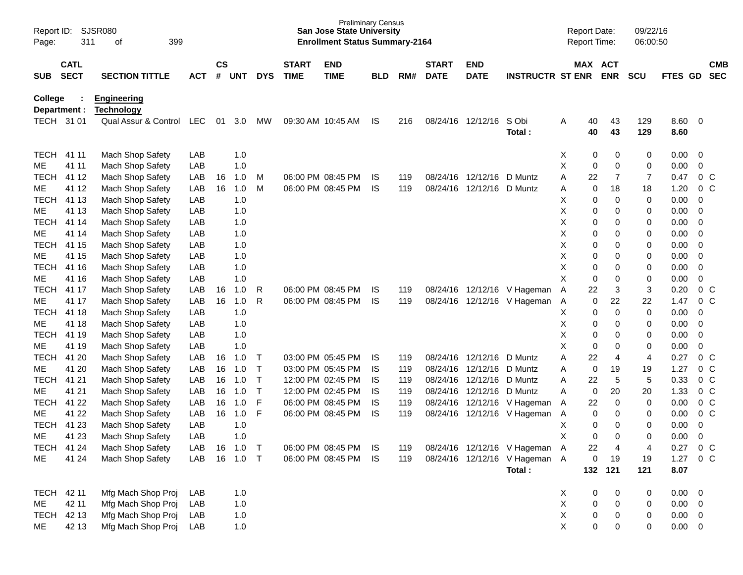Preliminary Census
**San Jose State University**
**Enrollment Status Summary-2164**

Report ID: SJSR080
Report Date: 09/22/16
Report Time: 06:00:50

**College : Engineering**
**Department : Technology**

| SUB | CATL SECT | SECTION TITTLE | ACT | CS # | UNT | DYS | START TIME | END TIME | BLD | RM# | START DATE | END DATE | INSTRUCTR | ST | MAX ENR | ACT ENR | SCU | FTES | GD | CMB SEC |
|---|---|---|---|---|---|---|---|---|---|---|---|---|---|---|---|---|---|---|---|---|
| TECH | 31 01 | Qual Assur & Control | LEC | 01 | 3.0 | MW | 09:30 AM | 10:45 AM | IS | 216 | 08/24/16 | 12/12/16 | S Obi | A | 40 | 43 | 129 | 8.60 | 0 | |
| | | | | | | | | | | | | | **Total :** | | **40** | **43** | **129** | **8.60** | | |
| TECH | 41 11 | Mach Shop Safety | LAB | | 1.0 | | | | | | | | | X | 0 | 0 | 0 | 0.00 | 0 | |
| ME | 41 11 | Mach Shop Safety | LAB | | 1.0 | | | | | | | | | X | 0 | 0 | 0 | 0.00 | 0 | |
| TECH | 41 12 | Mach Shop Safety | LAB | 16 | 1.0 | M | 06:00 PM | 08:45 PM | IS | 119 | 08/24/16 | 12/12/16 | D Muntz | A | 22 | 7 | 7 | 0.47 | 0 | C |
| ME | 41 12 | Mach Shop Safety | LAB | 16 | 1.0 | M | 06:00 PM | 08:45 PM | IS | 119 | 08/24/16 | 12/12/16 | D Muntz | A | 0 | 18 | 18 | 1.20 | 0 | C |
| TECH | 41 13 | Mach Shop Safety | LAB | | 1.0 | | | | | | | | | X | 0 | 0 | 0 | 0.00 | 0 | |
| ME | 41 13 | Mach Shop Safety | LAB | | 1.0 | | | | | | | | | X | 0 | 0 | 0 | 0.00 | 0 | |
| TECH | 41 14 | Mach Shop Safety | LAB | | 1.0 | | | | | | | | | X | 0 | 0 | 0 | 0.00 | 0 | |
| ME | 41 14 | Mach Shop Safety | LAB | | 1.0 | | | | | | | | | X | 0 | 0 | 0 | 0.00 | 0 | |
| TECH | 41 15 | Mach Shop Safety | LAB | | 1.0 | | | | | | | | | X | 0 | 0 | 0 | 0.00 | 0 | |
| ME | 41 15 | Mach Shop Safety | LAB | | 1.0 | | | | | | | | | X | 0 | 0 | 0 | 0.00 | 0 | |
| TECH | 41 16 | Mach Shop Safety | LAB | | 1.0 | | | | | | | | | X | 0 | 0 | 0 | 0.00 | 0 | |
| ME | 41 16 | Mach Shop Safety | LAB | | 1.0 | | | | | | | | | X | 0 | 0 | 0 | 0.00 | 0 | |
| TECH | 41 17 | Mach Shop Safety | LAB | 16 | 1.0 | R | 06:00 PM | 08:45 PM | IS | 119 | 08/24/16 | 12/12/16 | V Hageman | A | 22 | 3 | 3 | 0.20 | 0 | C |
| ME | 41 17 | Mach Shop Safety | LAB | 16 | 1.0 | R | 06:00 PM | 08:45 PM | IS | 119 | 08/24/16 | 12/12/16 | V Hageman | A | 0 | 22 | 22 | 1.47 | 0 | C |
| TECH | 41 18 | Mach Shop Safety | LAB | | 1.0 | | | | | | | | | X | 0 | 0 | 0 | 0.00 | 0 | |
| ME | 41 18 | Mach Shop Safety | LAB | | 1.0 | | | | | | | | | X | 0 | 0 | 0 | 0.00 | 0 | |
| TECH | 41 19 | Mach Shop Safety | LAB | | 1.0 | | | | | | | | | X | 0 | 0 | 0 | 0.00 | 0 | |
| ME | 41 19 | Mach Shop Safety | LAB | | 1.0 | | | | | | | | | X | 0 | 0 | 0 | 0.00 | 0 | |
| TECH | 41 20 | Mach Shop Safety | LAB | 16 | 1.0 | T | 03:00 PM | 05:45 PM | IS | 119 | 08/24/16 | 12/12/16 | D Muntz | A | 22 | 4 | 4 | 0.27 | 0 | C |
| ME | 41 20 | Mach Shop Safety | LAB | 16 | 1.0 | T | 03:00 PM | 05:45 PM | IS | 119 | 08/24/16 | 12/12/16 | D Muntz | A | 0 | 19 | 19 | 1.27 | 0 | C |
| TECH | 41 21 | Mach Shop Safety | LAB | 16 | 1.0 | T | 12:00 PM | 02:45 PM | IS | 119 | 08/24/16 | 12/12/16 | D Muntz | A | 22 | 5 | 5 | 0.33 | 0 | C |
| ME | 41 21 | Mach Shop Safety | LAB | 16 | 1.0 | T | 12:00 PM | 02:45 PM | IS | 119 | 08/24/16 | 12/12/16 | D Muntz | A | 0 | 20 | 20 | 1.33 | 0 | C |
| TECH | 41 22 | Mach Shop Safety | LAB | 16 | 1.0 | F | 06:00 PM | 08:45 PM | IS | 119 | 08/24/16 | 12/12/16 | V Hageman | A | 22 | 0 | 0 | 0.00 | 0 | C |
| ME | 41 22 | Mach Shop Safety | LAB | 16 | 1.0 | F | 06:00 PM | 08:45 PM | IS | 119 | 08/24/16 | 12/12/16 | V Hageman | A | 0 | 0 | 0 | 0.00 | 0 | C |
| TECH | 41 23 | Mach Shop Safety | LAB | | 1.0 | | | | | | | | | X | 0 | 0 | 0 | 0.00 | 0 | |
| ME | 41 23 | Mach Shop Safety | LAB | | 1.0 | | | | | | | | | X | 0 | 0 | 0 | 0.00 | 0 | |
| TECH | 41 24 | Mach Shop Safety | LAB | 16 | 1.0 | T | 06:00 PM | 08:45 PM | IS | 119 | 08/24/16 | 12/12/16 | V Hageman | A | 22 | 4 | 4 | 0.27 | 0 | C |
| ME | 41 24 | Mach Shop Safety | LAB | 16 | 1.0 | T | 06:00 PM | 08:45 PM | IS | 119 | 08/24/16 | 12/12/16 | V Hageman | A | 0 | 19 | 19 | 1.27 | 0 | C |
| | | | | | | | | | | | | | **Total :** | | **132** | **121** | **121** | **8.07** | | |
| TECH | 42 11 | Mfg Mach Shop Proj | LAB | | 1.0 | | | | | | | | | X | 0 | 0 | 0 | 0.00 | 0 | |
| ME | 42 11 | Mfg Mach Shop Proj | LAB | | 1.0 | | | | | | | | | X | 0 | 0 | 0 | 0.00 | 0 | |
| TECH | 42 13 | Mfg Mach Shop Proj | LAB | | 1.0 | | | | | | | | | X | 0 | 0 | 0 | 0.00 | 0 | |
| ME | 42 13 | Mfg Mach Shop Proj | LAB | | 1.0 | | | | | | | | | X | 0 | 0 | 0 | 0.00 | 0 | |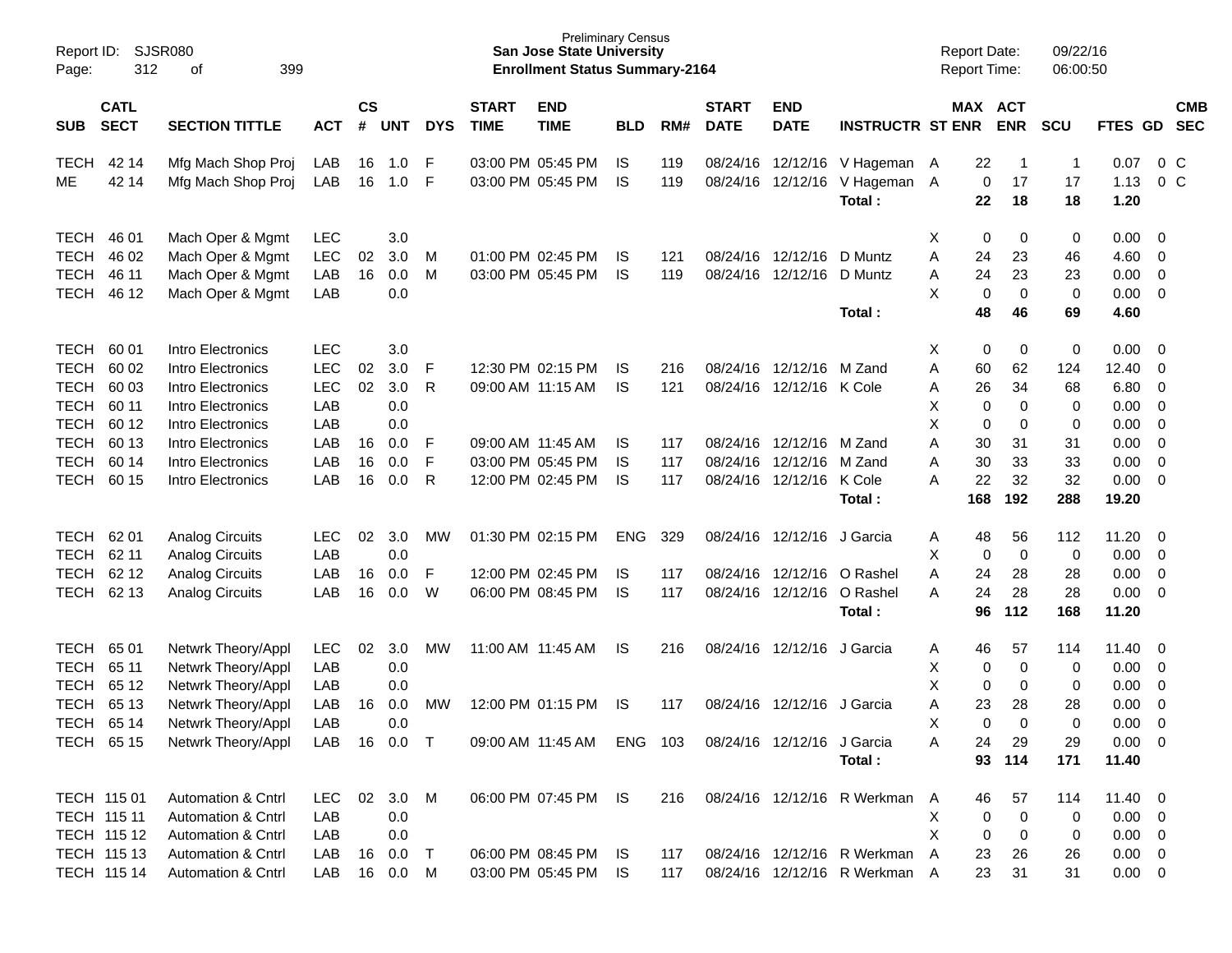Preliminary Census
**San Jose State University**
**Enrollment Status Summary-2164**

Report ID: SJSR080
Page: 312 of 399

Report Date: 09/22/16
Report Time: 06:00:50

| SUB | CATL SECT | SECTION TITTLE | ACT | CS # | UNT | DYS | START TIME | END TIME | BLD | RM# | START DATE | END DATE | INSTRUCTR | ST | MAX ENR | ACT ENR | SCU | FTES | GD | CMB SEC |
|---|---|---|---|---|---|---|---|---|---|---|---|---|---|---|---|---|---|---|---|---|
| TECH | 42 14 | Mfg Mach Shop Proj | LAB | 16 | 1.0 | F | 03:00 PM | 05:45 PM | IS | 119 | 08/24/16 | 12/12/16 | V Hageman | A | 22 | 1 | 1 | 0.07 | 0 | C |
| ME | 42 14 | Mfg Mach Shop Proj | LAB | 16 | 1.0 | F | 03:00 PM | 05:45 PM | IS | 119 | 08/24/16 | 12/12/16 | V Hageman | A | 0 | 17 | 17 | 1.13 | 0 | C |
| | | | | | | | | | | | | | **Total :** | | **22** | **18** | **18** | **1.20** | | |
| TECH | 46 01 | Mach Oper & Mgmt | LEC | | 3.0 | | | | | | | | | X | 0 | 0 | 0 | 0.00 | 0 | |
| TECH | 46 02 | Mach Oper & Mgmt | LEC | 02 | 3.0 | M | 01:00 PM | 02:45 PM | IS | 121 | 08/24/16 | 12/12/16 | D Muntz | A | 24 | 23 | 46 | 4.60 | 0 | |
| TECH | 46 11 | Mach Oper & Mgmt | LAB | 16 | 0.0 | M | 03:00 PM | 05:45 PM | IS | 119 | 08/24/16 | 12/12/16 | D Muntz | A | 24 | 23 | 23 | 0.00 | 0 | |
| TECH | 46 12 | Mach Oper & Mgmt | LAB | | 0.0 | | | | | | | | | X | 0 | 0 | 0 | 0.00 | 0 | |
| | | | | | | | | | | | | | **Total :** | | **48** | **46** | **69** | **4.60** | | |
| TECH | 60 01 | Intro Electronics | LEC | | 3.0 | | | | | | | | | X | 0 | 0 | 0 | 0.00 | 0 | |
| TECH | 60 02 | Intro Electronics | LEC | 02 | 3.0 | F | 12:30 PM | 02:15 PM | IS | 216 | 08/24/16 | 12/12/16 | M Zand | A | 60 | 62 | 124 | 12.40 | 0 | |
| TECH | 60 03 | Intro Electronics | LEC | 02 | 3.0 | R | 09:00 AM | 11:15 AM | IS | 121 | 08/24/16 | 12/12/16 | K Cole | A | 26 | 34 | 68 | 6.80 | 0 | |
| TECH | 60 11 | Intro Electronics | LAB | | 0.0 | | | | | | | | | X | 0 | 0 | 0 | 0.00 | 0 | |
| TECH | 60 12 | Intro Electronics | LAB | | 0.0 | | | | | | | | | X | 0 | 0 | 0 | 0.00 | 0 | |
| TECH | 60 13 | Intro Electronics | LAB | 16 | 0.0 | F | 09:00 AM | 11:45 AM | IS | 117 | 08/24/16 | 12/12/16 | M Zand | A | 30 | 31 | 31 | 0.00 | 0 | |
| TECH | 60 14 | Intro Electronics | LAB | 16 | 0.0 | F | 03:00 PM | 05:45 PM | IS | 117 | 08/24/16 | 12/12/16 | M Zand | A | 30 | 33 | 33 | 0.00 | 0 | |
| TECH | 60 15 | Intro Electronics | LAB | 16 | 0.0 | R | 12:00 PM | 02:45 PM | IS | 117 | 08/24/16 | 12/12/16 | K Cole | A | 22 | 32 | 32 | 0.00 | 0 | |
| | | | | | | | | | | | | | **Total :** | | **168** | **192** | **288** | **19.20** | | |
| TECH | 62 01 | Analog Circuits | LEC | 02 | 3.0 | MW | 01:30 PM | 02:15 PM | ENG | 329 | 08/24/16 | 12/12/16 | J Garcia | A | 48 | 56 | 112 | 11.20 | 0 | |
| TECH | 62 11 | Analog Circuits | LAB | | 0.0 | | | | | | | | | X | 0 | 0 | 0 | 0.00 | 0 | |
| TECH | 62 12 | Analog Circuits | LAB | 16 | 0.0 | F | 12:00 PM | 02:45 PM | IS | 117 | 08/24/16 | 12/12/16 | O Rashel | A | 24 | 28 | 28 | 0.00 | 0 | |
| TECH | 62 13 | Analog Circuits | LAB | 16 | 0.0 | W | 06:00 PM | 08:45 PM | IS | 117 | 08/24/16 | 12/12/16 | O Rashel | A | 24 | 28 | 28 | 0.00 | 0 | |
| | | | | | | | | | | | | | **Total :** | | **96** | **112** | **168** | **11.20** | | |
| TECH | 65 01 | Netwrk Theory/Appl | LEC | 02 | 3.0 | MW | 11:00 AM | 11:45 AM | IS | 216 | 08/24/16 | 12/12/16 | J Garcia | A | 46 | 57 | 114 | 11.40 | 0 | |
| TECH | 65 11 | Netwrk Theory/Appl | LAB | | 0.0 | | | | | | | | | X | 0 | 0 | 0 | 0.00 | 0 | |
| TECH | 65 12 | Netwrk Theory/Appl | LAB | | 0.0 | | | | | | | | | X | 0 | 0 | 0 | 0.00 | 0 | |
| TECH | 65 13 | Netwrk Theory/Appl | LAB | 16 | 0.0 | MW | 12:00 PM | 01:15 PM | IS | 117 | 08/24/16 | 12/12/16 | J Garcia | A | 23 | 28 | 28 | 0.00 | 0 | |
| TECH | 65 14 | Netwrk Theory/Appl | LAB | | 0.0 | | | | | | | | | X | 0 | 0 | 0 | 0.00 | 0 | |
| TECH | 65 15 | Netwrk Theory/Appl | LAB | 16 | 0.0 | T | 09:00 AM | 11:45 AM | ENG | 103 | 08/24/16 | 12/12/16 | J Garcia | A | 24 | 29 | 29 | 0.00 | 0 | |
| | | | | | | | | | | | | | **Total :** | | **93** | **114** | **171** | **11.40** | | |
| TECH | 115 01 | Automation & Cntrl | LEC | 02 | 3.0 | M | 06:00 PM | 07:45 PM | IS | 216 | 08/24/16 | 12/12/16 | R Werkman | A | 46 | 57 | 114 | 11.40 | 0 | |
| TECH | 115 11 | Automation & Cntrl | LAB | | 0.0 | | | | | | | | | X | 0 | 0 | 0 | 0.00 | 0 | |
| TECH | 115 12 | Automation & Cntrl | LAB | | 0.0 | | | | | | | | | X | 0 | 0 | 0 | 0.00 | 0 | |
| TECH | 115 13 | Automation & Cntrl | LAB | 16 | 0.0 | T | 06:00 PM | 08:45 PM | IS | 117 | 08/24/16 | 12/12/16 | R Werkman | A | 23 | 26 | 26 | 0.00 | 0 | |
| TECH | 115 14 | Automation & Cntrl | LAB | 16 | 0.0 | M | 03:00 PM | 05:45 PM | IS | 117 | 08/24/16 | 12/12/16 | R Werkman | A | 23 | 31 | 31 | 0.00 | 0 | |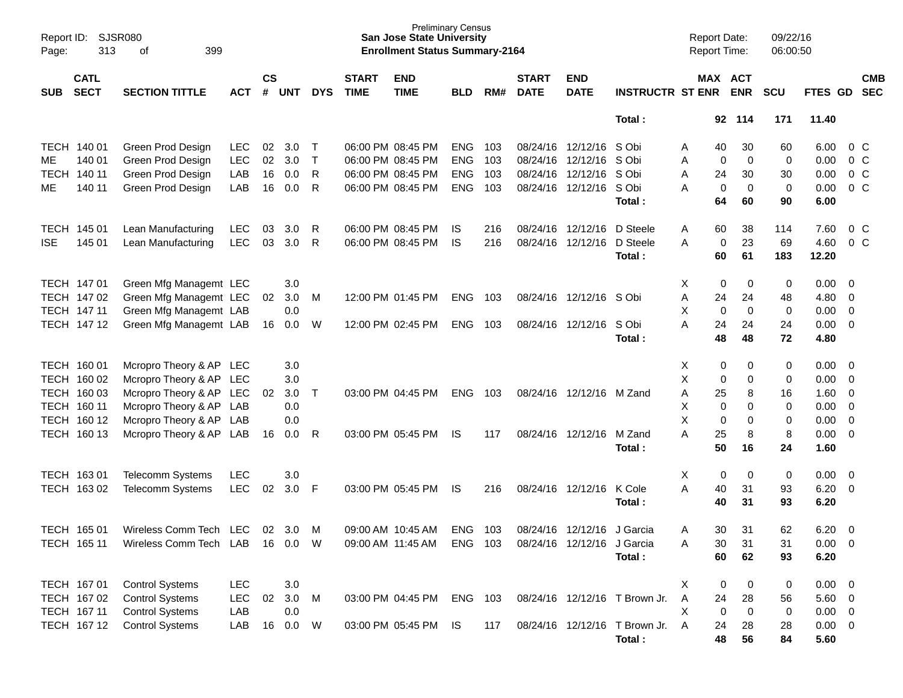Preliminary Census
**San Jose State University**
**Enrollment Status Summary-2164**

Report ID: SJSR080
Page: 313 of 399

Report Date: 09/22/16
Report Time: 06:00:50

| SUB | CATL SECT | SECTION TITTLE | ACT | CS # | UNT | DYS | START TIME | END TIME | BLD | RM# | START DATE | END DATE | INSTRUCTR | ST | MAX ENR | ACT ENR | SCU | FTES | GD | CMB SEC |
|---|---|---|---|---|---|---|---|---|---|---|---|---|---|---|---|---|---|---|---|---|
| | | | | | | | | | | | | | **Total :** | | **92** | **114** | **171** | **11.40** | | |
| TECH | 140 01 | Green Prod Design | LEC | 02 | 3.0 | T | 06:00 PM | 08:45 PM | ENG | 103 | 08/24/16 | 12/12/16 | S Obi | A | 40 | 30 | 60 | 6.00 | 0 | C |
| ME | 140 01 | Green Prod Design | LEC | 02 | 3.0 | T | 06:00 PM | 08:45 PM | ENG | 103 | 08/24/16 | 12/12/16 | S Obi | A | 0 | 0 | 0 | 0.00 | 0 | C |
| TECH | 140 11 | Green Prod Design | LAB | 16 | 0.0 | R | 06:00 PM | 08:45 PM | ENG | 103 | 08/24/16 | 12/12/16 | S Obi | A | 24 | 30 | 30 | 0.00 | 0 | C |
| ME | 140 11 | Green Prod Design | LAB | 16 | 0.0 | R | 06:00 PM | 08:45 PM | ENG | 103 | 08/24/16 | 12/12/16 | S Obi | A | 0 | 0 | 0 | 0.00 | 0 | C |
| | | | | | | | | | | | | | **Total :** | | **64** | **60** | **90** | **6.00** | | |
| TECH | 145 01 | Lean Manufacturing | LEC | 03 | 3.0 | R | 06:00 PM | 08:45 PM | IS | 216 | 08/24/16 | 12/12/16 | D Steele | A | 60 | 38 | 114 | 7.60 | 0 | C |
| ISE | 145 01 | Lean Manufacturing | LEC | 03 | 3.0 | R | 06:00 PM | 08:45 PM | IS | 216 | 08/24/16 | 12/12/16 | D Steele | A | 0 | 23 | 69 | 4.60 | 0 | C |
| | | | | | | | | | | | | | **Total :** | | **60** | **61** | **183** | **12.20** | | |
| TECH | 147 01 | Green Mfg Managemt | LEC | | 3.0 | | | | | | | | | X | 0 | 0 | 0 | 0.00 | 0 | |
| TECH | 147 02 | Green Mfg Managemt | LEC | 02 | 3.0 | M | 12:00 PM | 01:45 PM | ENG | 103 | 08/24/16 | 12/12/16 | S Obi | A | 24 | 24 | 48 | 4.80 | 0 | |
| TECH | 147 11 | Green Mfg Managemt | LAB | | 0.0 | | | | | | | | | X | 0 | 0 | 0 | 0.00 | 0 | |
| TECH | 147 12 | Green Mfg Managemt | LAB | 16 | 0.0 | W | 12:00 PM | 02:45 PM | ENG | 103 | 08/24/16 | 12/12/16 | S Obi | A | 24 | 24 | 24 | 0.00 | 0 | |
| | | | | | | | | | | | | | **Total :** | | **48** | **48** | **72** | **4.80** | | |
| TECH | 160 01 | Mcropro Theory & AP | LEC | | 3.0 | | | | | | | | | X | 0 | 0 | 0 | 0.00 | 0 | |
| TECH | 160 02 | Mcropro Theory & AP | LEC | | 3.0 | | | | | | | | | X | 0 | 0 | 0 | 0.00 | 0 | |
| TECH | 160 03 | Mcropro Theory & AP | LEC | 02 | 3.0 | T | 03:00 PM | 04:45 PM | ENG | 103 | 08/24/16 | 12/12/16 | M Zand | A | 25 | 8 | 16 | 1.60 | 0 | |
| TECH | 160 11 | Mcropro Theory & AP | LAB | | 0.0 | | | | | | | | | X | 0 | 0 | 0 | 0.00 | 0 | |
| TECH | 160 12 | Mcropro Theory & AP | LAB | | 0.0 | | | | | | | | | X | 0 | 0 | 0 | 0.00 | 0 | |
| TECH | 160 13 | Mcropro Theory & AP | LAB | 16 | 0.0 | R | 03:00 PM | 05:45 PM | IS | 117 | 08/24/16 | 12/12/16 | M Zand | A | 25 | 8 | 8 | 0.00 | 0 | |
| | | | | | | | | | | | | | **Total :** | | **50** | **16** | **24** | **1.60** | | |
| TECH | 163 01 | Telecomm Systems | LEC | | 3.0 | | | | | | | | | X | 0 | 0 | 0 | 0.00 | 0 | |
| TECH | 163 02 | Telecomm Systems | LEC | 02 | 3.0 | F | 03:00 PM | 05:45 PM | IS | 216 | 08/24/16 | 12/12/16 | K Cole | A | 40 | 31 | 93 | 6.20 | 0 | |
| | | | | | | | | | | | | | **Total :** | | **40** | **31** | **93** | **6.20** | | |
| TECH | 165 01 | Wireless Comm Tech | LEC | 02 | 3.0 | M | 09:00 AM | 10:45 AM | ENG | 103 | 08/24/16 | 12/12/16 | J Garcia | A | 30 | 31 | 62 | 6.20 | 0 | |
| TECH | 165 11 | Wireless Comm Tech | LAB | 16 | 0.0 | W | 09:00 AM | 11:45 AM | ENG | 103 | 08/24/16 | 12/12/16 | J Garcia | A | 30 | 31 | 31 | 0.00 | 0 | |
| | | | | | | | | | | | | | **Total :** | | **60** | **62** | **93** | **6.20** | | |
| TECH | 167 01 | Control Systems | LEC | | 3.0 | | | | | | | | | X | 0 | 0 | 0 | 0.00 | 0 | |
| TECH | 167 02 | Control Systems | LEC | 02 | 3.0 | M | 03:00 PM | 04:45 PM | ENG | 103 | 08/24/16 | 12/12/16 | T Brown Jr. | A | 24 | 28 | 56 | 5.60 | 0 | |
| TECH | 167 11 | Control Systems | LAB | | 0.0 | | | | | | | | | X | 0 | 0 | 0 | 0.00 | 0 | |
| TECH | 167 12 | Control Systems | LAB | 16 | 0.0 | W | 03:00 PM | 05:45 PM | IS | 117 | 08/24/16 | 12/12/16 | T Brown Jr. | A | 24 | 28 | 28 | 0.00 | 0 | |
| | | | | | | | | | | | | | **Total :** | | **48** | **56** | **84** | **5.60** | | |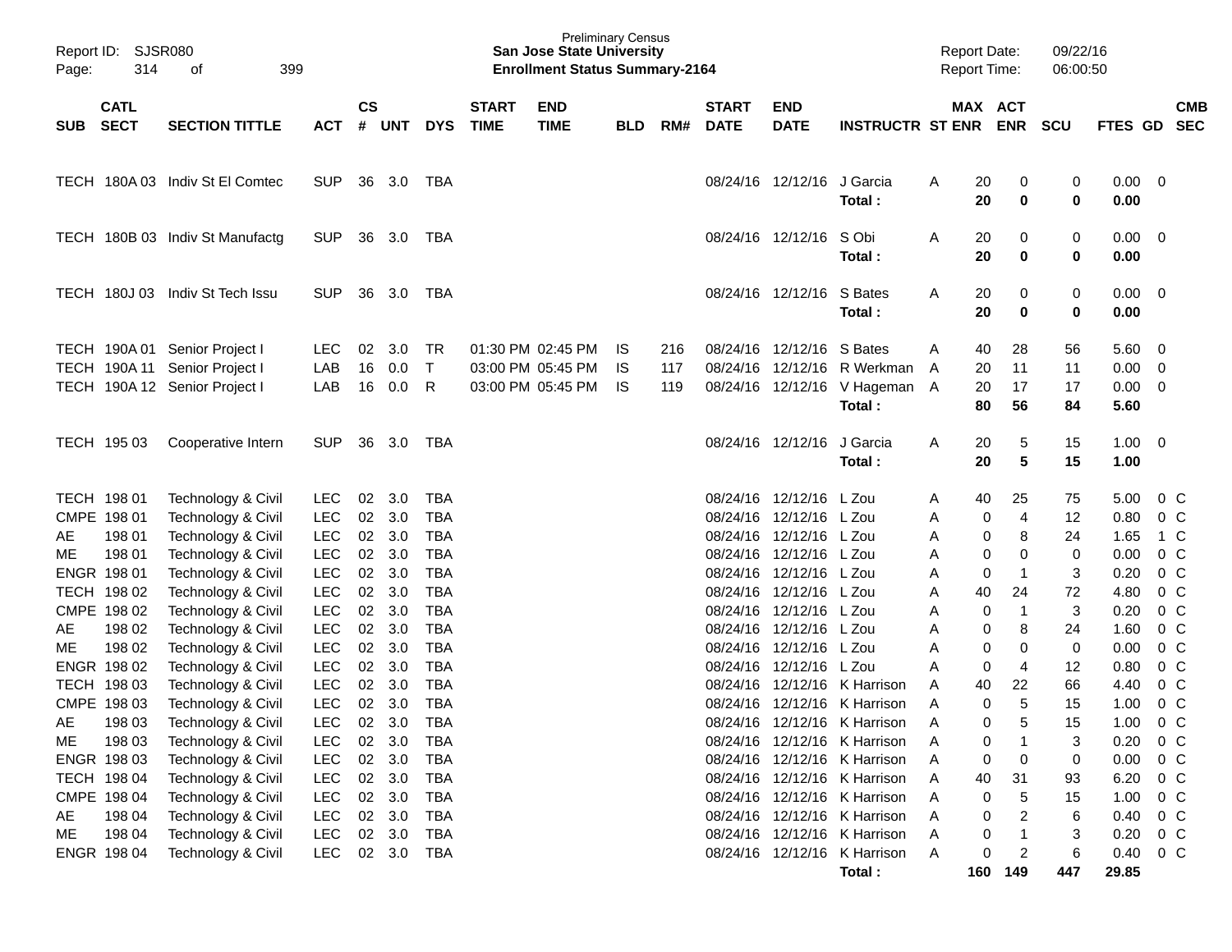Preliminary Census

**San Jose State University**

**Enrollment Status Summary-2164**

Report ID: SJSR080

Report Date: 09/22/16

Report Time: 06:00:50

| SUB | CATL SECT | SECTION TITTLE | ACT | CS # | UNT | DYS | START TIME | END TIME | BLD | RM# | START DATE | END DATE | INSTRUCTR | ST | MAX ENR | ACT ENR | SCU | FTES | GD | CMB SEC |
|---|---|---|---|---|---|---|---|---|---|---|---|---|---|---|---|---|---|---|---|---|
| TECH | 180A 03 | Indiv St El Comtec | SUP | 36 | 3.0 | TBA | | | | | 08/24/16 | 12/12/16 | J Garcia | A | 20 | 0 | 0 | 0.00 | 0 | |
| | | | | | | | | | | | | | **Total :** | | **20** | **0** | **0** | **0.00** | | |
| TECH | 180B 03 | Indiv St Manufactg | SUP | 36 | 3.0 | TBA | | | | | 08/24/16 | 12/12/16 | S Obi | A | 20 | 0 | 0 | 0.00 | 0 | |
| | | | | | | | | | | | | | **Total :** | | **20** | **0** | **0** | **0.00** | | |
| TECH | 180J 03 | Indiv St Tech Issu | SUP | 36 | 3.0 | TBA | | | | | 08/24/16 | 12/12/16 | S Bates | A | 20 | 0 | 0 | 0.00 | 0 | |
| | | | | | | | | | | | | | **Total :** | | **20** | **0** | **0** | **0.00** | | |
| TECH | 190A 01 | Senior Project I | LEC | 02 | 3.0 | TR | 01:30 PM | 02:45 PM | IS | 216 | 08/24/16 | 12/12/16 | S Bates | A | 40 | 28 | 56 | 5.60 | 0 | |
| TECH | 190A 11 | Senior Project I | LAB | 16 | 0.0 | T | 03:00 PM | 05:45 PM | IS | 117 | 08/24/16 | 12/12/16 | R Werkman | A | 20 | 11 | 11 | 0.00 | 0 | |
| TECH | 190A 12 | Senior Project I | LAB | 16 | 0.0 | R | 03:00 PM | 05:45 PM | IS | 119 | 08/24/16 | 12/12/16 | V Hageman | A | 20 | 17 | 17 | 0.00 | 0 | |
| | | | | | | | | | | | | | **Total :** | | **80** | **56** | **84** | **5.60** | | |
| TECH | 195 03 | Cooperative Intern | SUP | 36 | 3.0 | TBA | | | | | 08/24/16 | 12/12/16 | J Garcia | A | 20 | 5 | 15 | 1.00 | 0 | |
| | | | | | | | | | | | | | **Total :** | | **20** | **5** | **15** | **1.00** | | |
| TECH | 198 01 | Technology & Civil | LEC | 02 | 3.0 | TBA | | | | | 08/24/16 | 12/12/16 | L Zou | A | 40 | 25 | 75 | 5.00 | 0 | C |
| CMPE | 198 01 | Technology & Civil | LEC | 02 | 3.0 | TBA | | | | | 08/24/16 | 12/12/16 | L Zou | A | 0 | 4 | 12 | 0.80 | 0 | C |
| AE | 198 01 | Technology & Civil | LEC | 02 | 3.0 | TBA | | | | | 08/24/16 | 12/12/16 | L Zou | A | 0 | 8 | 24 | 1.65 | 1 | C |
| ME | 198 01 | Technology & Civil | LEC | 02 | 3.0 | TBA | | | | | 08/24/16 | 12/12/16 | L Zou | A | 0 | 0 | 0 | 0.00 | 0 | C |
| ENGR | 198 01 | Technology & Civil | LEC | 02 | 3.0 | TBA | | | | | 08/24/16 | 12/12/16 | L Zou | A | 0 | 1 | 3 | 0.20 | 0 | C |
| TECH | 198 02 | Technology & Civil | LEC | 02 | 3.0 | TBA | | | | | 08/24/16 | 12/12/16 | L Zou | A | 40 | 24 | 72 | 4.80 | 0 | C |
| CMPE | 198 02 | Technology & Civil | LEC | 02 | 3.0 | TBA | | | | | 08/24/16 | 12/12/16 | L Zou | A | 0 | 1 | 3 | 0.20 | 0 | C |
| AE | 198 02 | Technology & Civil | LEC | 02 | 3.0 | TBA | | | | | 08/24/16 | 12/12/16 | L Zou | A | 0 | 8 | 24 | 1.60 | 0 | C |
| ME | 198 02 | Technology & Civil | LEC | 02 | 3.0 | TBA | | | | | 08/24/16 | 12/12/16 | L Zou | A | 0 | 0 | 0 | 0.00 | 0 | C |
| ENGR | 198 02 | Technology & Civil | LEC | 02 | 3.0 | TBA | | | | | 08/24/16 | 12/12/16 | L Zou | A | 0 | 4 | 12 | 0.80 | 0 | C |
| TECH | 198 03 | Technology & Civil | LEC | 02 | 3.0 | TBA | | | | | 08/24/16 | 12/12/16 | K Harrison | A | 40 | 22 | 66 | 4.40 | 0 | C |
| CMPE | 198 03 | Technology & Civil | LEC | 02 | 3.0 | TBA | | | | | 08/24/16 | 12/12/16 | K Harrison | A | 0 | 5 | 15 | 1.00 | 0 | C |
| AE | 198 03 | Technology & Civil | LEC | 02 | 3.0 | TBA | | | | | 08/24/16 | 12/12/16 | K Harrison | A | 0 | 5 | 15 | 1.00 | 0 | C |
| ME | 198 03 | Technology & Civil | LEC | 02 | 3.0 | TBA | | | | | 08/24/16 | 12/12/16 | K Harrison | A | 0 | 1 | 3 | 0.20 | 0 | C |
| ENGR | 198 03 | Technology & Civil | LEC | 02 | 3.0 | TBA | | | | | 08/24/16 | 12/12/16 | K Harrison | A | 0 | 0 | 0 | 0.00 | 0 | C |
| TECH | 198 04 | Technology & Civil | LEC | 02 | 3.0 | TBA | | | | | 08/24/16 | 12/12/16 | K Harrison | A | 40 | 31 | 93 | 6.20 | 0 | C |
| CMPE | 198 04 | Technology & Civil | LEC | 02 | 3.0 | TBA | | | | | 08/24/16 | 12/12/16 | K Harrison | A | 0 | 5 | 15 | 1.00 | 0 | C |
| AE | 198 04 | Technology & Civil | LEC | 02 | 3.0 | TBA | | | | | 08/24/16 | 12/12/16 | K Harrison | A | 0 | 2 | 6 | 0.40 | 0 | C |
| ME | 198 04 | Technology & Civil | LEC | 02 | 3.0 | TBA | | | | | 08/24/16 | 12/12/16 | K Harrison | A | 0 | 1 | 3 | 0.20 | 0 | C |
| ENGR | 198 04 | Technology & Civil | LEC | 02 | 3.0 | TBA | | | | | 08/24/16 | 12/12/16 | K Harrison | A | 0 | 2 | 6 | 0.40 | 0 | C |
| | | | | | | | | | | | | | **Total :** | | **160** | **149** | **447** | **29.85** | | |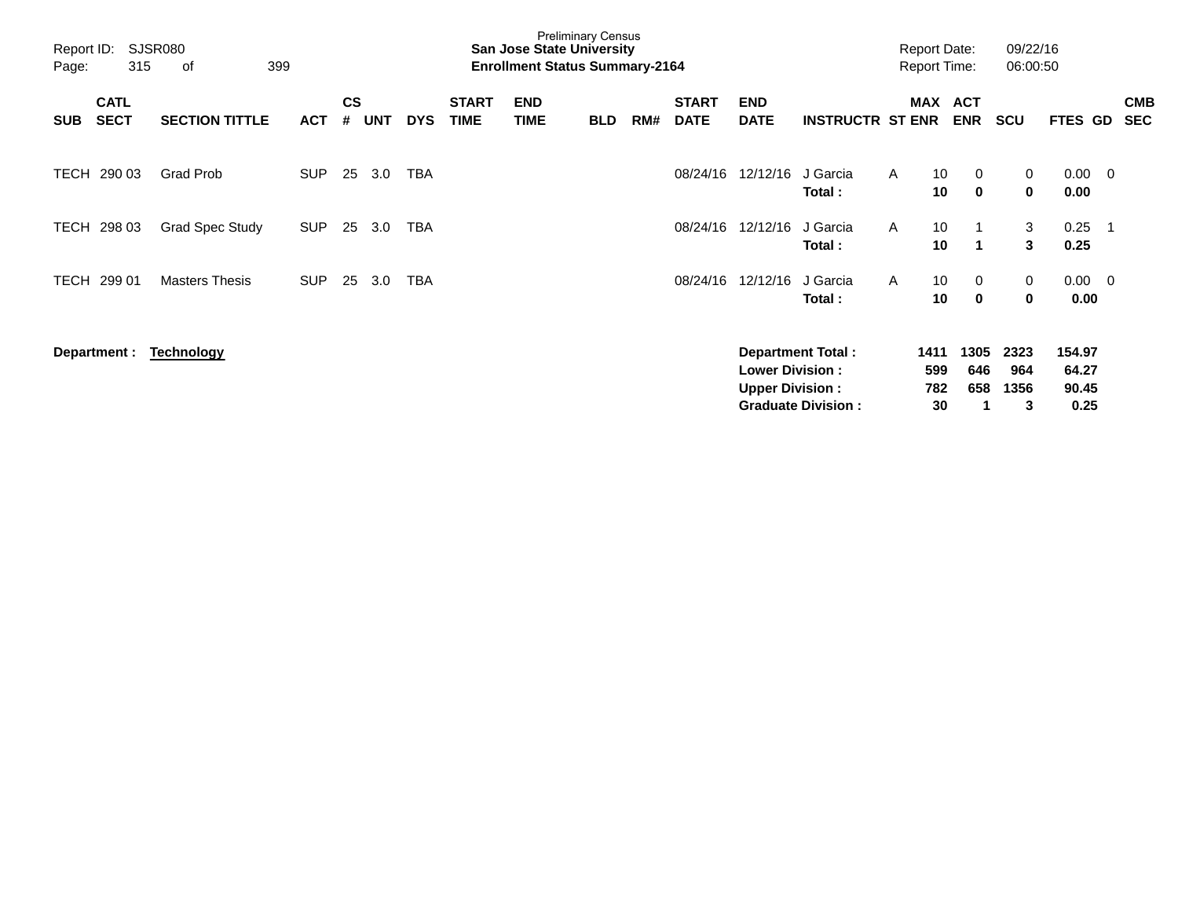Preliminary Census
**San Jose State University**
**Enrollment Status Summary-2164**

Report ID: SJSR080
Report Date: 09/22/16
Report Time: 06:00:50

| SUB | CATL SECT | SECTION TITTLE | ACT | CS # | UNT | DYS | START TIME | END TIME | BLD | RM# | START DATE | END DATE | INSTRUCTR | ST | MAX ENR | ACT ENR | SCU | FTES | GD | CMB SEC |
|---|---|---|---|---|---|---|---|---|---|---|---|---|---|---|---|---|---|---|---|---|
| TECH | 290 03 | Grad Prob | SUP | 25 | 3.0 | TBA | | | | | 08/24/16 | 12/12/16 | J Garcia | A | 10 | 0 | 0 | 0.00 | 0 | |
| | | | | | | | | | | | | | **Total :** | | **10** | **0** | **0** | **0.00** | | |
| TECH | 298 03 | Grad Spec Study | SUP | 25 | 3.0 | TBA | | | | | 08/24/16 | 12/12/16 | J Garcia | A | 10 | 1 | 3 | 0.25 | 1 | |
| | | | | | | | | | | | | | **Total :** | | **10** | **1** | **3** | **0.25** | | |
| TECH | 299 01 | Masters Thesis | SUP | 25 | 3.0 | TBA | | | | | 08/24/16 | 12/12/16 | J Garcia | A | 10 | 0 | 0 | 0.00 | 0 | |
| | | | | | | | | | | | | | **Total :** | | **10** | **0** | **0** | **0.00** | | |

**Department :** **Technology**

| | MAX ENR | ACT ENR | SCU | FTES |
|---|---|---|---|---|
| **Department Total :** | **1411** | **1305** | **2323** | **154.97** |
| **Lower Division :** | **599** | **646** | **964** | **64.27** |
| **Upper Division :** | **782** | **658** | **1356** | **90.45** |
| **Graduate Division :** | **30** | **1** | **3** | **0.25** |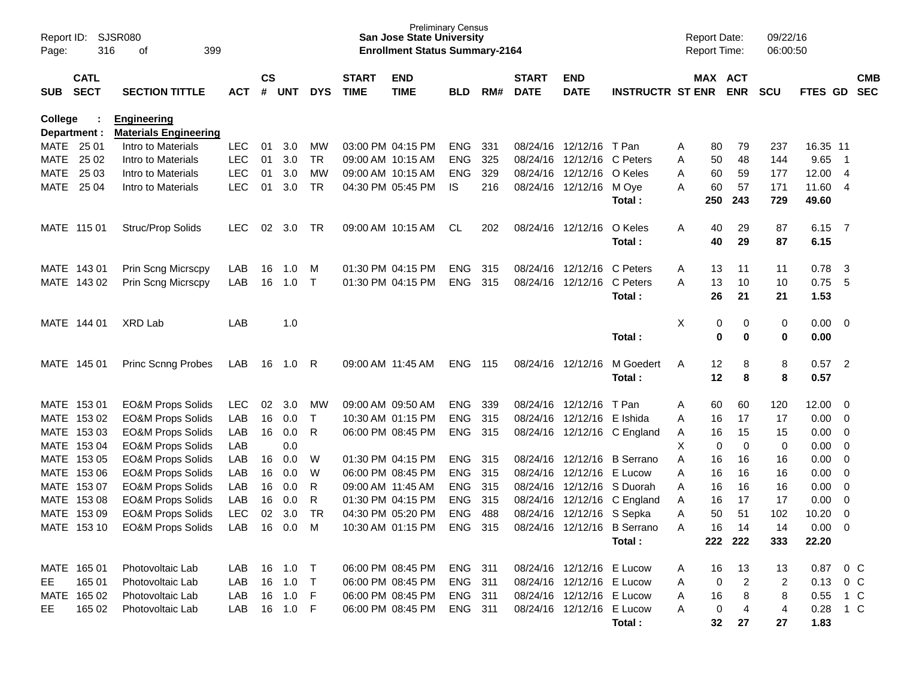Preliminary Census
**San Jose State University**
**Enrollment Status Summary-2164**

Report ID: SJSR080
Report Date: 09/22/16
Report Time: 06:00:50

**College : Engineering**
**Department : Materials Engineering**

| SUB | CATL SECT | SECTION TITTLE | ACT | CS # | UNT | DYS | START TIME | END TIME | BLD | RM# | START DATE | END DATE | INSTRUCTR | ST | MAX ENR | ACT ENR | SCU | FTES | GD | CMB SEC |
|---|---|---|---|---|---|---|---|---|---|---|---|---|---|---|---|---|---|---|---|---|
| MATE | 25 01 | Intro to Materials | LEC | 01 | 3.0 | MW | 03:00 PM | 04:15 PM | ENG | 331 | 08/24/16 | 12/12/16 | T Pan | A | 80 | 79 | 237 | 16.35 | 11 | |
| MATE | 25 02 | Intro to Materials | LEC | 01 | 3.0 | TR | 09:00 AM | 10:15 AM | ENG | 325 | 08/24/16 | 12/12/16 | C Peters | A | 50 | 48 | 144 | 9.65 | 1 | |
| MATE | 25 03 | Intro to Materials | LEC | 01 | 3.0 | MW | 09:00 AM | 10:15 AM | ENG | 329 | 08/24/16 | 12/12/16 | O Keles | A | 60 | 59 | 177 | 12.00 | 4 | |
| MATE | 25 04 | Intro to Materials | LEC | 01 | 3.0 | TR | 04:30 PM | 05:45 PM | IS | 216 | 08/24/16 | 12/12/16 | M Oye | A | 60 | 57 | 171 | 11.60 | 4 | |
| | | | | | | | | | | | | | **Total :** | | **250** | **243** | **729** | **49.60** | | |
| MATE | 115 01 | Struc/Prop Solids | LEC | 02 | 3.0 | TR | 09:00 AM | 10:15 AM | CL | 202 | 08/24/16 | 12/12/16 | O Keles | A | 40 | 29 | 87 | 6.15 | 7 | |
| | | | | | | | | | | | | | **Total :** | | **40** | **29** | **87** | **6.15** | | |
| MATE | 143 01 | Prin Scng Micrscpy | LAB | 16 | 1.0 | M | 01:30 PM | 04:15 PM | ENG | 315 | 08/24/16 | 12/12/16 | C Peters | A | 13 | 11 | 11 | 0.78 | 3 | |
| MATE | 143 02 | Prin Scng Micrscpy | LAB | 16 | 1.0 | T | 01:30 PM | 04:15 PM | ENG | 315 | 08/24/16 | 12/12/16 | C Peters | A | 13 | 10 | 10 | 0.75 | 5 | |
| | | | | | | | | | | | | | **Total :** | | **26** | **21** | **21** | **1.53** | | |
| MATE | 144 01 | XRD Lab | LAB | | 1.0 | | | | | | | | | X | 0 | 0 | 0 | 0.00 | 0 | |
| | | | | | | | | | | | | | **Total :** | | **0** | **0** | **0** | **0.00** | | |
| MATE | 145 01 | Princ Scnng Probes | LAB | 16 | 1.0 | R | 09:00 AM | 11:45 AM | ENG | 115 | 08/24/16 | 12/12/16 | M Goedert | A | 12 | 8 | 8 | 0.57 | 2 | |
| | | | | | | | | | | | | | **Total :** | | **12** | **8** | **8** | **0.57** | | |
| MATE | 153 01 | EO&M Props Solids | LEC | 02 | 3.0 | MW | 09:00 AM | 09:50 AM | ENG | 339 | 08/24/16 | 12/12/16 | T Pan | A | 60 | 60 | 120 | 12.00 | 0 | |
| MATE | 153 02 | EO&M Props Solids | LAB | 16 | 0.0 | T | 10:30 AM | 01:15 PM | ENG | 315 | 08/24/16 | 12/12/16 | E Ishida | A | 16 | 17 | 17 | 0.00 | 0 | |
| MATE | 153 03 | EO&M Props Solids | LAB | 16 | 0.0 | R | 06:00 PM | 08:45 PM | ENG | 315 | 08/24/16 | 12/12/16 | C England | A | 16 | 15 | 15 | 0.00 | 0 | |
| MATE | 153 04 | EO&M Props Solids | LAB | | 0.0 | | | | | | | | | X | 0 | 0 | 0 | 0.00 | 0 | |
| MATE | 153 05 | EO&M Props Solids | LAB | 16 | 0.0 | W | 01:30 PM | 04:15 PM | ENG | 315 | 08/24/16 | 12/12/16 | B Serrano | A | 16 | 16 | 16 | 0.00 | 0 | |
| MATE | 153 06 | EO&M Props Solids | LAB | 16 | 0.0 | W | 06:00 PM | 08:45 PM | ENG | 315 | 08/24/16 | 12/12/16 | E Lucow | A | 16 | 16 | 16 | 0.00 | 0 | |
| MATE | 153 07 | EO&M Props Solids | LAB | 16 | 0.0 | R | 09:00 AM | 11:45 AM | ENG | 315 | 08/24/16 | 12/12/16 | S Duorah | A | 16 | 16 | 16 | 0.00 | 0 | |
| MATE | 153 08 | EO&M Props Solids | LAB | 16 | 0.0 | R | 01:30 PM | 04:15 PM | ENG | 315 | 08/24/16 | 12/12/16 | C England | A | 16 | 17 | 17 | 0.00 | 0 | |
| MATE | 153 09 | EO&M Props Solids | LEC | 02 | 3.0 | TR | 04:30 PM | 05:20 PM | ENG | 488 | 08/24/16 | 12/12/16 | S Sepka | A | 50 | 51 | 102 | 10.20 | 0 | |
| MATE | 153 10 | EO&M Props Solids | LAB | 16 | 0.0 | M | 10:30 AM | 01:15 PM | ENG | 315 | 08/24/16 | 12/12/16 | B Serrano | A | 16 | 14 | 14 | 0.00 | 0 | |
| | | | | | | | | | | | | | **Total :** | | **222** | **222** | **333** | **22.20** | | |
| MATE | 165 01 | Photovoltaic Lab | LAB | 16 | 1.0 | T | 06:00 PM | 08:45 PM | ENG | 311 | 08/24/16 | 12/12/16 | E Lucow | A | 16 | 13 | 13 | 0.87 | 0 | C |
| EE | 165 01 | Photovoltaic Lab | LAB | 16 | 1.0 | T | 06:00 PM | 08:45 PM | ENG | 311 | 08/24/16 | 12/12/16 | E Lucow | A | 0 | 2 | 2 | 0.13 | 0 | C |
| MATE | 165 02 | Photovoltaic Lab | LAB | 16 | 1.0 | F | 06:00 PM | 08:45 PM | ENG | 311 | 08/24/16 | 12/12/16 | E Lucow | A | 16 | 8 | 8 | 0.55 | 1 | C |
| EE | 165 02 | Photovoltaic Lab | LAB | 16 | 1.0 | F | 06:00 PM | 08:45 PM | ENG | 311 | 08/24/16 | 12/12/16 | E Lucow | A | 0 | 4 | 4 | 0.28 | 1 | C |
| | | | | | | | | | | | | | **Total :** | | **32** | **27** | **27** | **1.83** | | |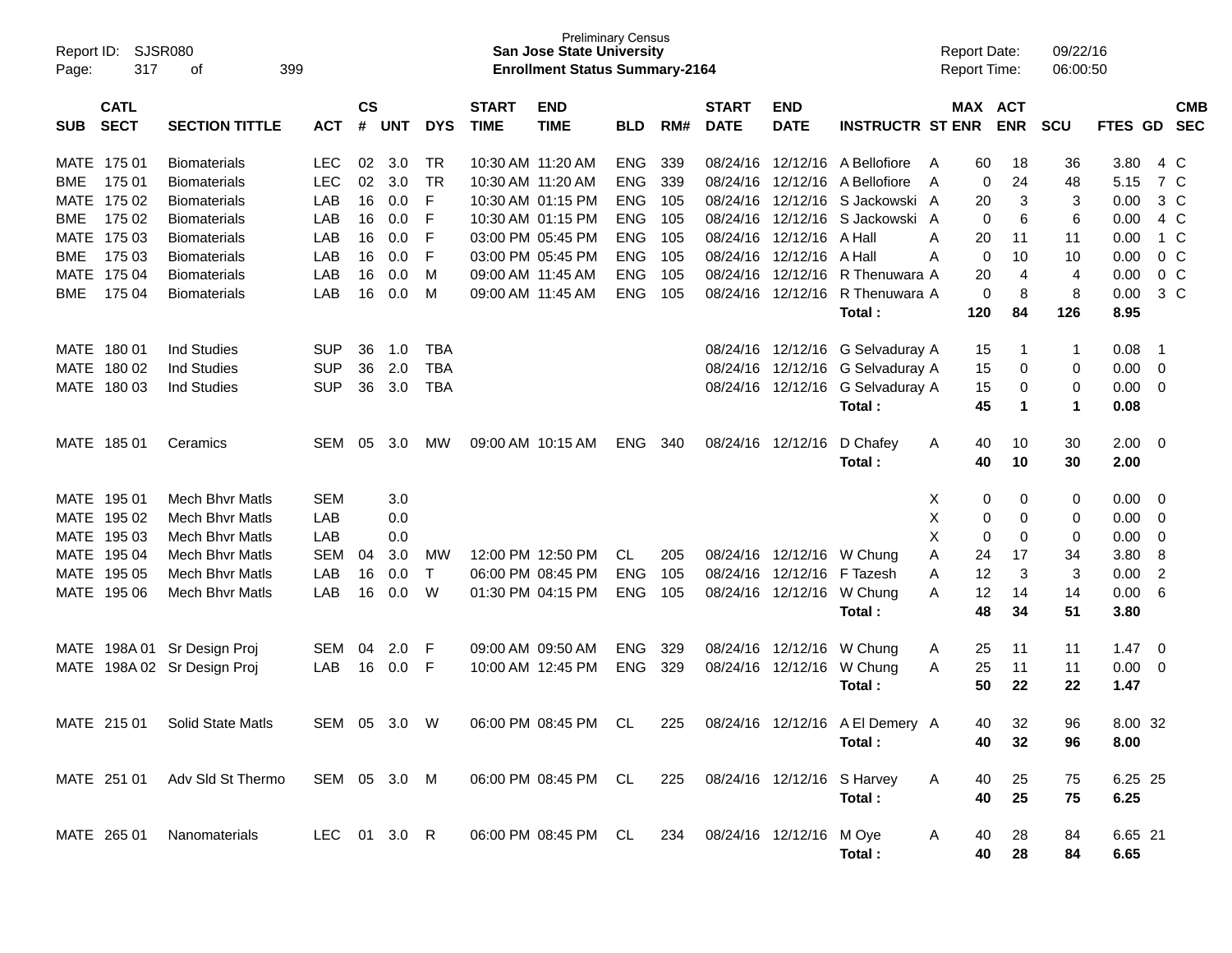Preliminary Census
**San Jose State University**
**Enrollment Status Summary-2164**

Report ID: SJSR080
Page: 317 of 399

Report Date: 09/22/16
Report Time: 06:00:50

| SUB | CATL SECT | SECTION TITTLE | ACT | CS # | UNT | DYS | START TIME | END TIME | BLD | RM# | START DATE | END DATE | INSTRUCTR | ST | MAX ENR | ACT ENR | SCU | FTES | GD | CMB SEC |
|---|---|---|---|---|---|---|---|---|---|---|---|---|---|---|---|---|---|---|---|---|
| MATE | 175 01 | Biomaterials | LEC | 02 | 3.0 | TR | 10:30 AM | 11:20 AM | ENG | 339 | 08/24/16 | 12/12/16 | A Bellofiore | A | 60 | 18 | 36 | 3.80 | 4 | C |
| BME | 175 01 | Biomaterials | LEC | 02 | 3.0 | TR | 10:30 AM | 11:20 AM | ENG | 339 | 08/24/16 | 12/12/16 | A Bellofiore | A | 0 | 24 | 48 | 5.15 | 7 | C |
| MATE | 175 02 | Biomaterials | LAB | 16 | 0.0 | F | 10:30 AM | 01:15 PM | ENG | 105 | 08/24/16 | 12/12/16 | S Jackowski | A | 20 | 3 | 3 | 0.00 | 3 | C |
| BME | 175 02 | Biomaterials | LAB | 16 | 0.0 | F | 10:30 AM | 01:15 PM | ENG | 105 | 08/24/16 | 12/12/16 | S Jackowski | A | 0 | 6 | 6 | 0.00 | 4 | C |
| MATE | 175 03 | Biomaterials | LAB | 16 | 0.0 | F | 03:00 PM | 05:45 PM | ENG | 105 | 08/24/16 | 12/12/16 | A Hall | A | 20 | 11 | 11 | 0.00 | 1 | C |
| BME | 175 03 | Biomaterials | LAB | 16 | 0.0 | F | 03:00 PM | 05:45 PM | ENG | 105 | 08/24/16 | 12/12/16 | A Hall | A | 0 | 10 | 10 | 0.00 | 0 | C |
| MATE | 175 04 | Biomaterials | LAB | 16 | 0.0 | M | 09:00 AM | 11:45 AM | ENG | 105 | 08/24/16 | 12/12/16 | R Thenuwara | A | 20 | 4 | 4 | 0.00 | 0 | C |
| BME | 175 04 | Biomaterials | LAB | 16 | 0.0 | M | 09:00 AM | 11:45 AM | ENG | 105 | 08/24/16 | 12/12/16 | R Thenuwara | A | 0 | 8 | 8 | 0.00 | 3 | C |
| | | | | | | | | | | | | | **Total :** | | **120** | **84** | **126** | **8.95** | | |
| MATE | 180 01 | Ind Studies | SUP | 36 | 1.0 | TBA | | | | | 08/24/16 | 12/12/16 | G Selvaduray | A | 15 | 1 | 1 | 0.08 | 1 | |
| MATE | 180 02 | Ind Studies | SUP | 36 | 2.0 | TBA | | | | | 08/24/16 | 12/12/16 | G Selvaduray | A | 15 | 0 | 0 | 0.00 | 0 | |
| MATE | 180 03 | Ind Studies | SUP | 36 | 3.0 | TBA | | | | | 08/24/16 | 12/12/16 | G Selvaduray | A | 15 | 0 | 0 | 0.00 | 0 | |
| | | | | | | | | | | | | | **Total :** | | **45** | **1** | **1** | **0.08** | | |
| MATE | 185 01 | Ceramics | SEM | 05 | 3.0 | MW | 09:00 AM | 10:15 AM | ENG | 340 | 08/24/16 | 12/12/16 | D Chafey | A | 40 | 10 | 30 | 2.00 | 0 | |
| | | | | | | | | | | | | | **Total :** | | **40** | **10** | **30** | **2.00** | | |
| MATE | 195 01 | Mech Bhvr Matls | SEM | | 3.0 | | | | | | | | | X | 0 | 0 | 0 | 0.00 | 0 | |
| MATE | 195 02 | Mech Bhvr Matls | LAB | | 0.0 | | | | | | | | | X | 0 | 0 | 0 | 0.00 | 0 | |
| MATE | 195 03 | Mech Bhvr Matls | LAB | | 0.0 | | | | | | | | | X | 0 | 0 | 0 | 0.00 | 0 | |
| MATE | 195 04 | Mech Bhvr Matls | SEM | 04 | 3.0 | MW | 12:00 PM | 12:50 PM | CL | 205 | 08/24/16 | 12/12/16 | W Chung | A | 24 | 17 | 34 | 3.80 | 8 | |
| MATE | 195 05 | Mech Bhvr Matls | LAB | 16 | 0.0 | T | 06:00 PM | 08:45 PM | ENG | 105 | 08/24/16 | 12/12/16 | F Tazesh | A | 12 | 3 | 3 | 0.00 | 2 | |
| MATE | 195 06 | Mech Bhvr Matls | LAB | 16 | 0.0 | W | 01:30 PM | 04:15 PM | ENG | 105 | 08/24/16 | 12/12/16 | W Chung | A | 12 | 14 | 14 | 0.00 | 6 | |
| | | | | | | | | | | | | | **Total :** | | **48** | **34** | **51** | **3.80** | | |
| MATE | 198A 01 | Sr Design Proj | SEM | 04 | 2.0 | F | 09:00 AM | 09:50 AM | ENG | 329 | 08/24/16 | 12/12/16 | W Chung | A | 25 | 11 | 11 | 1.47 | 0 | |
| MATE | 198A 02 | Sr Design Proj | LAB | 16 | 0.0 | F | 10:00 AM | 12:45 PM | ENG | 329 | 08/24/16 | 12/12/16 | W Chung | A | 25 | 11 | 11 | 0.00 | 0 | |
| | | | | | | | | | | | | | **Total :** | | **50** | **22** | **22** | **1.47** | | |
| MATE | 215 01 | Solid State Matls | SEM | 05 | 3.0 | W | 06:00 PM | 08:45 PM | CL | 225 | 08/24/16 | 12/12/16 | A El Demery | A | 40 | 32 | 96 | 8.00 | 32 | |
| | | | | | | | | | | | | | **Total :** | | **40** | **32** | **96** | **8.00** | | |
| MATE | 251 01 | Adv Sld St Thermo | SEM | 05 | 3.0 | M | 06:00 PM | 08:45 PM | CL | 225 | 08/24/16 | 12/12/16 | S Harvey | A | 40 | 25 | 75 | 6.25 | 25 | |
| | | | | | | | | | | | | | **Total :** | | **40** | **25** | **75** | **6.25** | | |
| MATE | 265 01 | Nanomaterials | LEC | 01 | 3.0 | R | 06:00 PM | 08:45 PM | CL | 234 | 08/24/16 | 12/12/16 | M Oye | A | 40 | 28 | 84 | 6.65 | 21 | |
| | | | | | | | | | | | | | **Total :** | | **40** | **28** | **84** | **6.65** | | |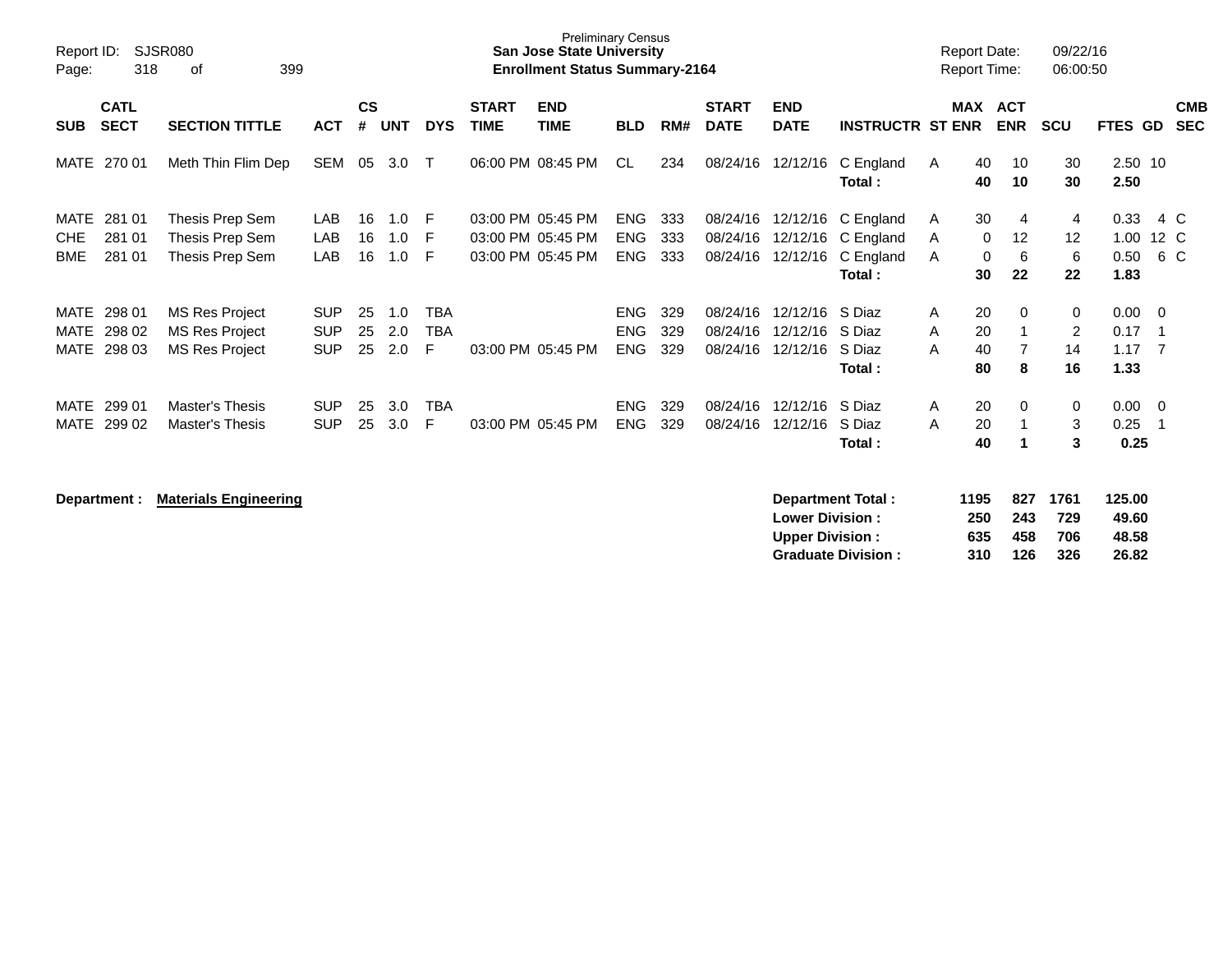Preliminary Census
**San Jose State University**
**Enrollment Status Summary-2164**

Report ID: SJSR080
Page: 318 of 399

Report Date: 09/22/16
Report Time: 06:00:50

| SUB | CATL SECT | SECTION TITTLE | ACT | CS # | UNT | DYS | START TIME | END TIME | BLD | RM# | START DATE | END DATE | INSTRUCTR | ST | MAX ENR | ACT ENR | SCU | FTES | GD | CMB SEC |
|---|---|---|---|---|---|---|---|---|---|---|---|---|---|---|---|---|---|---|---|---|
| MATE | 270 01 | Meth Thin Flim Dep | SEM | 05 | 3.0 | T | 06:00 PM | 08:45 PM | CL | 234 | 08/24/16 | 12/12/16 | C England | A | 40 | 10 | 30 | 2.50 | 10 | |
| | | | | | | | | | | | | | **Total :** | | **40** | **10** | **30** | **2.50** | | |
| MATE | 281 01 | Thesis Prep Sem | LAB | 16 | 1.0 | F | 03:00 PM | 05:45 PM | ENG | 333 | 08/24/16 | 12/12/16 | C England | A | 30 | 4 | 4 | 0.33 | 4 | C |
| CHE | 281 01 | Thesis Prep Sem | LAB | 16 | 1.0 | F | 03:00 PM | 05:45 PM | ENG | 333 | 08/24/16 | 12/12/16 | C England | A | 0 | 12 | 12 | 1.00 | 12 | C |
| BME | 281 01 | Thesis Prep Sem | LAB | 16 | 1.0 | F | 03:00 PM | 05:45 PM | ENG | 333 | 08/24/16 | 12/12/16 | C England | A | 0 | 6 | 6 | 0.50 | 6 | C |
| | | | | | | | | | | | | | **Total :** | | **30** | **22** | **22** | **1.83** | | |
| MATE | 298 01 | MS Res Project | SUP | 25 | 1.0 | TBA | | | ENG | 329 | 08/24/16 | 12/12/16 | S Diaz | A | 20 | 0 | 0 | 0.00 | 0 | |
| MATE | 298 02 | MS Res Project | SUP | 25 | 2.0 | TBA | | | ENG | 329 | 08/24/16 | 12/12/16 | S Diaz | A | 20 | 1 | 2 | 0.17 | 1 | |
| MATE | 298 03 | MS Res Project | SUP | 25 | 2.0 | F | 03:00 PM | 05:45 PM | ENG | 329 | 08/24/16 | 12/12/16 | S Diaz | A | 40 | 7 | 14 | 1.17 | 7 | |
| | | | | | | | | | | | | | **Total :** | | **80** | **8** | **16** | **1.33** | | |
| MATE | 299 01 | Master's Thesis | SUP | 25 | 3.0 | TBA | | | ENG | 329 | 08/24/16 | 12/12/16 | S Diaz | A | 20 | 0 | 0 | 0.00 | 0 | |
| MATE | 299 02 | Master's Thesis | SUP | 25 | 3.0 | F | 03:00 PM | 05:45 PM | ENG | 329 | 08/24/16 | 12/12/16 | S Diaz | A | 20 | 1 | 3 | 0.25 | 1 | |
| | | | | | | | | | | | | | **Total :** | | **40** | **1** | **3** | **0.25** | | |

**Department :** **Materials Engineering**

| | MAX ENR | ACT ENR | SCU | FTES |
|---|---|---|---|---|
| **Department Total :** | **1195** | **827** | **1761** | **125.00** |
| **Lower Division :** | **250** | **243** | **729** | **49.60** |
| **Upper Division :** | **635** | **458** | **706** | **48.58** |
| **Graduate Division :** | **310** | **126** | **326** | **26.82** |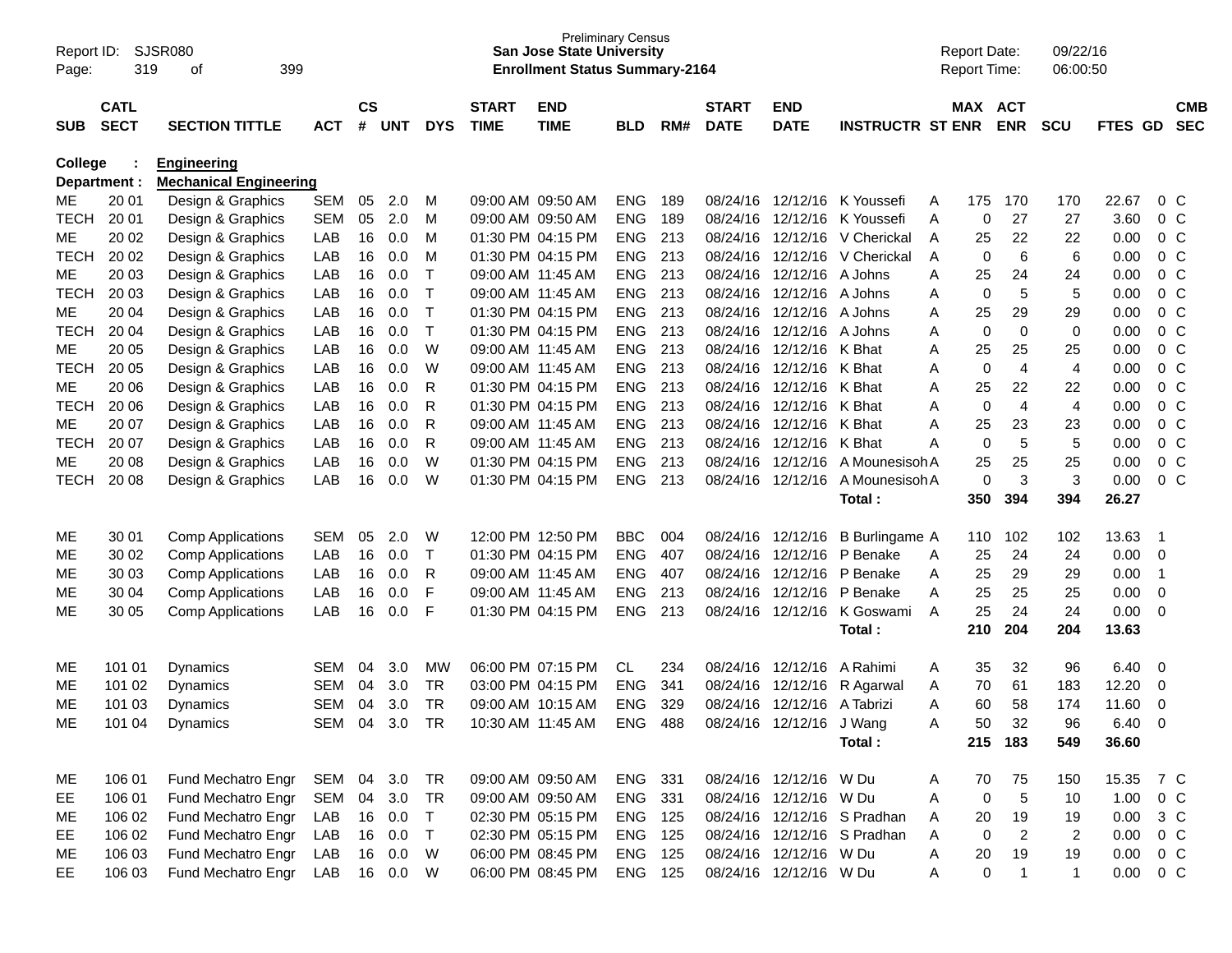Preliminary Census
**San Jose State University**
**Enrollment Status Summary-2164**

Report ID: SJSR080
Report Date: 09/22/16
Report Time: 06:00:50

**College : Engineering**
**Department : Mechanical Engineering**

| SUB | CATL SECT | SECTION TITTLE | ACT | CS # | UNT | DYS | START TIME | END TIME | BLD | RM# | START DATE | END DATE | INSTRUCTR | ST | MAX ENR | ACT ENR | SCU | FTES | GD | CMB SEC |
|---|---|---|---|---|---|---|---|---|---|---|---|---|---|---|---|---|---|---|---|---|
| ME | 20 01 | Design & Graphics | SEM | 05 | 2.0 | M | 09:00 AM | 09:50 AM | ENG | 189 | 08/24/16 | 12/12/16 | K Youssefi | A | 175 | 170 | 170 | 22.67 | 0 | C |
| TECH | 20 01 | Design & Graphics | SEM | 05 | 2.0 | M | 09:00 AM | 09:50 AM | ENG | 189 | 08/24/16 | 12/12/16 | K Youssefi | A | 0 | 27 | 27 | 3.60 | 0 | C |
| ME | 20 02 | Design & Graphics | LAB | 16 | 0.0 | M | 01:30 PM | 04:15 PM | ENG | 213 | 08/24/16 | 12/12/16 | V Cherickal | A | 25 | 22 | 22 | 0.00 | 0 | C |
| TECH | 20 02 | Design & Graphics | LAB | 16 | 0.0 | M | 01:30 PM | 04:15 PM | ENG | 213 | 08/24/16 | 12/12/16 | V Cherickal | A | 0 | 6 | 6 | 0.00 | 0 | C |
| ME | 20 03 | Design & Graphics | LAB | 16 | 0.0 | T | 09:00 AM | 11:45 AM | ENG | 213 | 08/24/16 | 12/12/16 | A Johns | A | 25 | 24 | 24 | 0.00 | 0 | C |
| TECH | 20 03 | Design & Graphics | LAB | 16 | 0.0 | T | 09:00 AM | 11:45 AM | ENG | 213 | 08/24/16 | 12/12/16 | A Johns | A | 0 | 5 | 5 | 0.00 | 0 | C |
| ME | 20 04 | Design & Graphics | LAB | 16 | 0.0 | T | 01:30 PM | 04:15 PM | ENG | 213 | 08/24/16 | 12/12/16 | A Johns | A | 25 | 29 | 29 | 0.00 | 0 | C |
| TECH | 20 04 | Design & Graphics | LAB | 16 | 0.0 | T | 01:30 PM | 04:15 PM | ENG | 213 | 08/24/16 | 12/12/16 | A Johns | A | 0 | 0 | 0 | 0.00 | 0 | C |
| ME | 20 05 | Design & Graphics | LAB | 16 | 0.0 | W | 09:00 AM | 11:45 AM | ENG | 213 | 08/24/16 | 12/12/16 | K Bhat | A | 25 | 25 | 25 | 0.00 | 0 | C |
| TECH | 20 05 | Design & Graphics | LAB | 16 | 0.0 | W | 09:00 AM | 11:45 AM | ENG | 213 | 08/24/16 | 12/12/16 | K Bhat | A | 0 | 4 | 4 | 0.00 | 0 | C |
| ME | 20 06 | Design & Graphics | LAB | 16 | 0.0 | R | 01:30 PM | 04:15 PM | ENG | 213 | 08/24/16 | 12/12/16 | K Bhat | A | 25 | 22 | 22 | 0.00 | 0 | C |
| TECH | 20 06 | Design & Graphics | LAB | 16 | 0.0 | R | 01:30 PM | 04:15 PM | ENG | 213 | 08/24/16 | 12/12/16 | K Bhat | A | 0 | 4 | 4 | 0.00 | 0 | C |
| ME | 20 07 | Design & Graphics | LAB | 16 | 0.0 | R | 09:00 AM | 11:45 AM | ENG | 213 | 08/24/16 | 12/12/16 | K Bhat | A | 25 | 23 | 23 | 0.00 | 0 | C |
| TECH | 20 07 | Design & Graphics | LAB | 16 | 0.0 | R | 09:00 AM | 11:45 AM | ENG | 213 | 08/24/16 | 12/12/16 | K Bhat | A | 0 | 5 | 5 | 0.00 | 0 | C |
| ME | 20 08 | Design & Graphics | LAB | 16 | 0.0 | W | 01:30 PM | 04:15 PM | ENG | 213 | 08/24/16 | 12/12/16 | A Mounesisoh | A | 25 | 25 | 25 | 0.00 | 0 | C |
| TECH | 20 08 | Design & Graphics | LAB | 16 | 0.0 | W | 01:30 PM | 04:15 PM | ENG | 213 | 08/24/16 | 12/12/16 | A Mounesisoh | A | 0 | 3 | 3 | 0.00 | 0 | C |
| | | | | | | | | | | | | | **Total :** | | **350** | **394** | **394** | **26.27** | | |
| ME | 30 01 | Comp Applications | SEM | 05 | 2.0 | W | 12:00 PM | 12:50 PM | BBC | 004 | 08/24/16 | 12/12/16 | B Burlingame | A | 110 | 102 | 102 | 13.63 | 1 | |
| ME | 30 02 | Comp Applications | LAB | 16 | 0.0 | T | 01:30 PM | 04:15 PM | ENG | 407 | 08/24/16 | 12/12/16 | P Benake | A | 25 | 24 | 24 | 0.00 | 0 | |
| ME | 30 03 | Comp Applications | LAB | 16 | 0.0 | R | 09:00 AM | 11:45 AM | ENG | 407 | 08/24/16 | 12/12/16 | P Benake | A | 25 | 29 | 29 | 0.00 | 1 | |
| ME | 30 04 | Comp Applications | LAB | 16 | 0.0 | F | 09:00 AM | 11:45 AM | ENG | 213 | 08/24/16 | 12/12/16 | P Benake | A | 25 | 25 | 25 | 0.00 | 0 | |
| ME | 30 05 | Comp Applications | LAB | 16 | 0.0 | F | 01:30 PM | 04:15 PM | ENG | 213 | 08/24/16 | 12/12/16 | K Goswami | A | 25 | 24 | 24 | 0.00 | 0 | |
| | | | | | | | | | | | | | **Total :** | | **210** | **204** | **204** | **13.63** | | |
| ME | 101 01 | Dynamics | SEM | 04 | 3.0 | MW | 06:00 PM | 07:15 PM | CL | 234 | 08/24/16 | 12/12/16 | A Rahimi | A | 35 | 32 | 96 | 6.40 | 0 | |
| ME | 101 02 | Dynamics | SEM | 04 | 3.0 | TR | 03:00 PM | 04:15 PM | ENG | 341 | 08/24/16 | 12/12/16 | R Agarwal | A | 70 | 61 | 183 | 12.20 | 0 | |
| ME | 101 03 | Dynamics | SEM | 04 | 3.0 | TR | 09:00 AM | 10:15 AM | ENG | 329 | 08/24/16 | 12/12/16 | A Tabrizi | A | 60 | 58 | 174 | 11.60 | 0 | |
| ME | 101 04 | Dynamics | SEM | 04 | 3.0 | TR | 10:30 AM | 11:45 AM | ENG | 488 | 08/24/16 | 12/12/16 | J Wang | A | 50 | 32 | 96 | 6.40 | 0 | |
| | | | | | | | | | | | | | **Total :** | | **215** | **183** | **549** | **36.60** | | |
| ME | 106 01 | Fund Mechatro Engr | SEM | 04 | 3.0 | TR | 09:00 AM | 09:50 AM | ENG | 331 | 08/24/16 | 12/12/16 | W Du | A | 70 | 75 | 150 | 15.35 | 7 | C |
| EE | 106 01 | Fund Mechatro Engr | SEM | 04 | 3.0 | TR | 09:00 AM | 09:50 AM | ENG | 331 | 08/24/16 | 12/12/16 | W Du | A | 0 | 5 | 10 | 1.00 | 0 | C |
| ME | 106 02 | Fund Mechatro Engr | LAB | 16 | 0.0 | T | 02:30 PM | 05:15 PM | ENG | 125 | 08/24/16 | 12/12/16 | S Pradhan | A | 20 | 19 | 19 | 0.00 | 3 | C |
| EE | 106 02 | Fund Mechatro Engr | LAB | 16 | 0.0 | T | 02:30 PM | 05:15 PM | ENG | 125 | 08/24/16 | 12/12/16 | S Pradhan | A | 0 | 2 | 2 | 0.00 | 0 | C |
| ME | 106 03 | Fund Mechatro Engr | LAB | 16 | 0.0 | W | 06:00 PM | 08:45 PM | ENG | 125 | 08/24/16 | 12/12/16 | W Du | A | 20 | 19 | 19 | 0.00 | 0 | C |
| EE | 106 03 | Fund Mechatro Engr | LAB | 16 | 0.0 | W | 06:00 PM | 08:45 PM | ENG | 125 | 08/24/16 | 12/12/16 | W Du | A | 0 | 1 | 1 | 0.00 | 0 | C |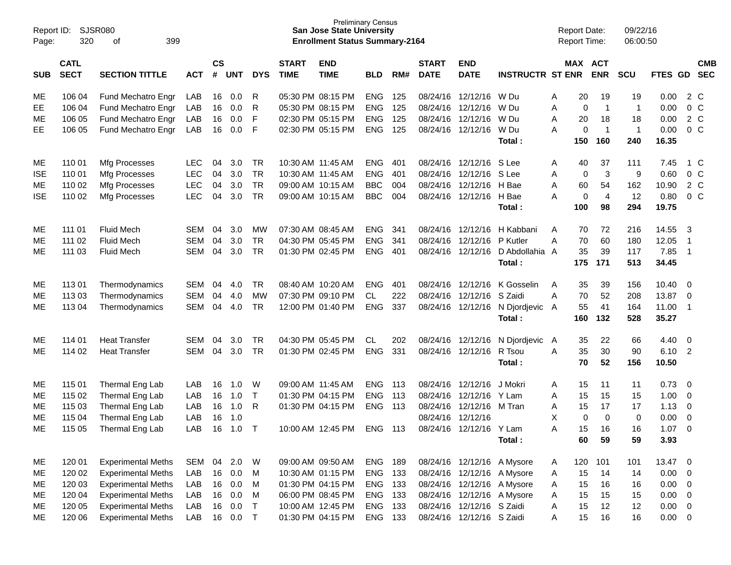Preliminary Census
**San Jose State University**
**Enrollment Status Summary-2164**

Report ID: SJSR080
Report Date: 09/22/16
Report Time: 06:00:50

| SUB | CATL SECT | SECTION TITTLE | ACT | CS # | UNT | DYS | START TIME | END TIME | BLD | RM# | START DATE | END DATE | INSTRUCTR | ST | MAX ENR | ACT ENR | SCU | FTES | GD | CMB SEC |
|---|---|---|---|---|---|---|---|---|---|---|---|---|---|---|---|---|---|---|---|---|
| ME | 106 04 | Fund Mechatro Engr | LAB | 16 | 0.0 | R | 05:30 PM | 08:15 PM | ENG | 125 | 08/24/16 | 12/12/16 | W Du | A | 20 | 19 | 19 | 0.00 | 2 | C |
| EE | 106 04 | Fund Mechatro Engr | LAB | 16 | 0.0 | R | 05:30 PM | 08:15 PM | ENG | 125 | 08/24/16 | 12/12/16 | W Du | A | 0 | 1 | 1 | 0.00 | 0 | C |
| ME | 106 05 | Fund Mechatro Engr | LAB | 16 | 0.0 | F | 02:30 PM | 05:15 PM | ENG | 125 | 08/24/16 | 12/12/16 | W Du | A | 20 | 18 | 18 | 0.00 | 2 | C |
| EE | 106 05 | Fund Mechatro Engr | LAB | 16 | 0.0 | F | 02:30 PM | 05:15 PM | ENG | 125 | 08/24/16 | 12/12/16 | W Du | A | 0 | 1 | 1 | 0.00 | 0 | C |
| | | | | | | | | | | | | | **Total :** | | **150** | **160** | **240** | **16.35** | | |
| ME | 110 01 | Mfg Processes | LEC | 04 | 3.0 | TR | 10:30 AM | 11:45 AM | ENG | 401 | 08/24/16 | 12/12/16 | S Lee | A | 40 | 37 | 111 | 7.45 | 1 | C |
| ISE | 110 01 | Mfg Processes | LEC | 04 | 3.0 | TR | 10:30 AM | 11:45 AM | ENG | 401 | 08/24/16 | 12/12/16 | S Lee | A | 0 | 3 | 9 | 0.60 | 0 | C |
| ME | 110 02 | Mfg Processes | LEC | 04 | 3.0 | TR | 09:00 AM | 10:15 AM | BBC | 004 | 08/24/16 | 12/12/16 | H Bae | A | 60 | 54 | 162 | 10.90 | 2 | C |
| ISE | 110 02 | Mfg Processes | LEC | 04 | 3.0 | TR | 09:00 AM | 10:15 AM | BBC | 004 | 08/24/16 | 12/12/16 | H Bae | A | 0 | 4 | 12 | 0.80 | 0 | C |
| | | | | | | | | | | | | | **Total :** | | **100** | **98** | **294** | **19.75** | | |
| ME | 111 01 | Fluid Mech | SEM | 04 | 3.0 | MW | 07:30 AM | 08:45 AM | ENG | 341 | 08/24/16 | 12/12/16 | H Kabbani | A | 70 | 72 | 216 | 14.55 | 3 | |
| ME | 111 02 | Fluid Mech | SEM | 04 | 3.0 | TR | 04:30 PM | 05:45 PM | ENG | 341 | 08/24/16 | 12/12/16 | P Kutler | A | 70 | 60 | 180 | 12.05 | 1 | |
| ME | 111 03 | Fluid Mech | SEM | 04 | 3.0 | TR | 01:30 PM | 02:45 PM | ENG | 401 | 08/24/16 | 12/12/16 | D Abdollahia | A | 35 | 39 | 117 | 7.85 | 1 | |
| | | | | | | | | | | | | | **Total :** | | **175** | **171** | **513** | **34.45** | | |
| ME | 113 01 | Thermodynamics | SEM | 04 | 4.0 | TR | 08:40 AM | 10:20 AM | ENG | 401 | 08/24/16 | 12/12/16 | K Gosselin | A | 35 | 39 | 156 | 10.40 | 0 | |
| ME | 113 03 | Thermodynamics | SEM | 04 | 4.0 | MW | 07:30 PM | 09:10 PM | CL | 222 | 08/24/16 | 12/12/16 | S Zaidi | A | 70 | 52 | 208 | 13.87 | 0 | |
| ME | 113 04 | Thermodynamics | SEM | 04 | 4.0 | TR | 12:00 PM | 01:40 PM | ENG | 337 | 08/24/16 | 12/12/16 | N Djordjevic | A | 55 | 41 | 164 | 11.00 | 1 | |
| | | | | | | | | | | | | | **Total :** | | **160** | **132** | **528** | **35.27** | | |
| ME | 114 01 | Heat Transfer | SEM | 04 | 3.0 | TR | 04:30 PM | 05:45 PM | CL | 202 | 08/24/16 | 12/12/16 | N Djordjevic | A | 35 | 22 | 66 | 4.40 | 0 | |
| ME | 114 02 | Heat Transfer | SEM | 04 | 3.0 | TR | 01:30 PM | 02:45 PM | ENG | 331 | 08/24/16 | 12/12/16 | R Tsou | A | 35 | 30 | 90 | 6.10 | 2 | |
| | | | | | | | | | | | | | **Total :** | | **70** | **52** | **156** | **10.50** | | |
| ME | 115 01 | Thermal Eng Lab | LAB | 16 | 1.0 | W | 09:00 AM | 11:45 AM | ENG | 113 | 08/24/16 | 12/12/16 | J Mokri | A | 15 | 11 | 11 | 0.73 | 0 | |
| ME | 115 02 | Thermal Eng Lab | LAB | 16 | 1.0 | T | 01:30 PM | 04:15 PM | ENG | 113 | 08/24/16 | 12/12/16 | Y Lam | A | 15 | 15 | 15 | 1.00 | 0 | |
| ME | 115 03 | Thermal Eng Lab | LAB | 16 | 1.0 | R | 01:30 PM | 04:15 PM | ENG | 113 | 08/24/16 | 12/12/16 | M Tran | A | 15 | 17 | 17 | 1.13 | 0 | |
| ME | 115 04 | Thermal Eng Lab | LAB | 16 | 1.0 | | | | | | 08/24/16 | 12/12/16 | | X | 0 | 0 | 0 | 0.00 | 0 | |
| ME | 115 05 | Thermal Eng Lab | LAB | 16 | 1.0 | T | 10:00 AM | 12:45 PM | ENG | 113 | 08/24/16 | 12/12/16 | Y Lam | A | 15 | 16 | 16 | 1.07 | 0 | |
| | | | | | | | | | | | | | **Total :** | | **60** | **59** | **59** | **3.93** | | |
| ME | 120 01 | Experimental Meths | SEM | 04 | 2.0 | W | 09:00 AM | 09:50 AM | ENG | 189 | 08/24/16 | 12/12/16 | A Mysore | A | 120 | 101 | 101 | 13.47 | 0 | |
| ME | 120 02 | Experimental Meths | LAB | 16 | 0.0 | M | 10:30 AM | 01:15 PM | ENG | 133 | 08/24/16 | 12/12/16 | A Mysore | A | 15 | 14 | 14 | 0.00 | 0 | |
| ME | 120 03 | Experimental Meths | LAB | 16 | 0.0 | M | 01:30 PM | 04:15 PM | ENG | 133 | 08/24/16 | 12/12/16 | A Mysore | A | 15 | 16 | 16 | 0.00 | 0 | |
| ME | 120 04 | Experimental Meths | LAB | 16 | 0.0 | M | 06:00 PM | 08:45 PM | ENG | 133 | 08/24/16 | 12/12/16 | A Mysore | A | 15 | 15 | 15 | 0.00 | 0 | |
| ME | 120 05 | Experimental Meths | LAB | 16 | 0.0 | T | 10:00 AM | 12:45 PM | ENG | 133 | 08/24/16 | 12/12/16 | S Zaidi | A | 15 | 12 | 12 | 0.00 | 0 | |
| ME | 120 06 | Experimental Meths | LAB | 16 | 0.0 | T | 01:30 PM | 04:15 PM | ENG | 133 | 08/24/16 | 12/12/16 | S Zaidi | A | 15 | 16 | 16 | 0.00 | 0 | |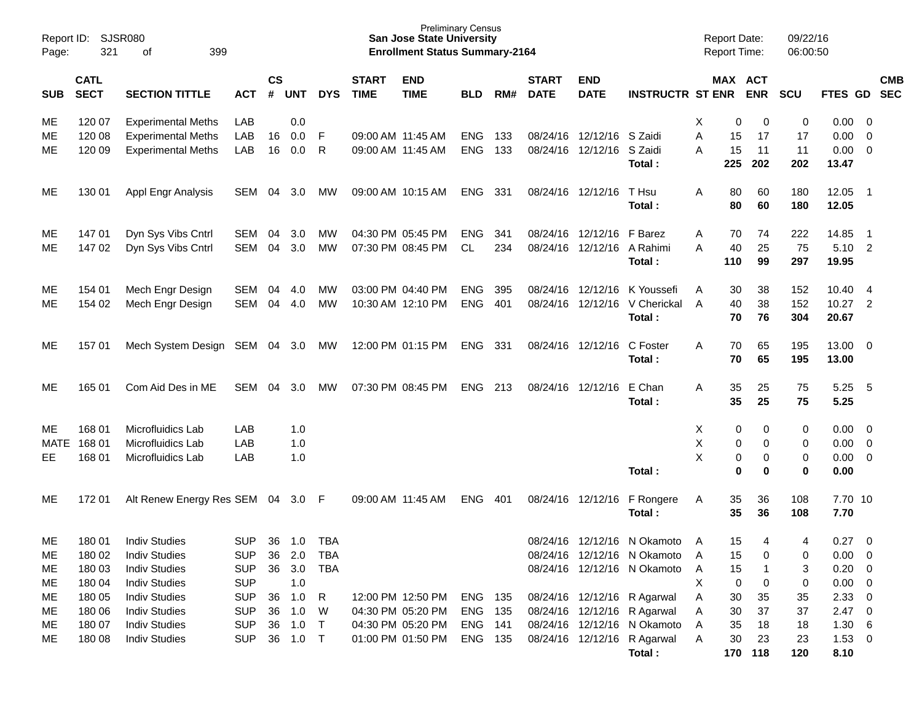Preliminary Census
**San Jose State University**
**Enrollment Status Summary-2164**

Report ID: SJSR080
Report Date: 09/22/16
Report Time: 06:00:50

| SUB | CATL SECT | SECTION TITTLE | ACT | CS # | UNT | DYS | START TIME | END TIME | BLD | RM# | START DATE | END DATE | INSTRUCTR | ST | MAX ENR | ACT ENR | SCU | FTES | GD | CMB SEC |
|---|---|---|---|---|---|---|---|---|---|---|---|---|---|---|---|---|---|---|---|---|
| ME | 120 07 | Experimental Meths | LAB | | 0.0 | | | | | | | | | X | 0 | 0 | 0 | 0.00 | 0 | |
| ME | 120 08 | Experimental Meths | LAB | 16 | 0.0 | F | 09:00 AM | 11:45 AM | ENG | 133 | 08/24/16 | 12/12/16 | S Zaidi | A | 15 | 17 | 17 | 0.00 | 0 | |
| ME | 120 09 | Experimental Meths | LAB | 16 | 0.0 | R | 09:00 AM | 11:45 AM | ENG | 133 | 08/24/16 | 12/12/16 | S Zaidi | A | 15 | 11 | 11 | 0.00 | 0 | |
| | | | | | | | | | | | | | **Total :** | | **225** | **202** | **202** | **13.47** | | |
| ME | 130 01 | Appl Engr Analysis | SEM | 04 | 3.0 | MW | 09:00 AM | 10:15 AM | ENG | 331 | 08/24/16 | 12/12/16 | T Hsu | A | 80 | 60 | 180 | 12.05 | 1 | |
| | | | | | | | | | | | | | **Total :** | | **80** | **60** | **180** | **12.05** | | |
| ME | 147 01 | Dyn Sys Vibs Cntrl | SEM | 04 | 3.0 | MW | 04:30 PM | 05:45 PM | ENG | 341 | 08/24/16 | 12/12/16 | F Barez | A | 70 | 74 | 222 | 14.85 | 1 | |
| ME | 147 02 | Dyn Sys Vibs Cntrl | SEM | 04 | 3.0 | MW | 07:30 PM | 08:45 PM | CL | 234 | 08/24/16 | 12/12/16 | A Rahimi | A | 40 | 25 | 75 | 5.10 | 2 | |
| | | | | | | | | | | | | | **Total :** | | **110** | **99** | **297** | **19.95** | | |
| ME | 154 01 | Mech Engr Design | SEM | 04 | 4.0 | MW | 03:00 PM | 04:40 PM | ENG | 395 | 08/24/16 | 12/12/16 | K Youssefi | A | 30 | 38 | 152 | 10.40 | 4 | |
| ME | 154 02 | Mech Engr Design | SEM | 04 | 4.0 | MW | 10:30 AM | 12:10 PM | ENG | 401 | 08/24/16 | 12/12/16 | V Cherickal | A | 40 | 38 | 152 | 10.27 | 2 | |
| | | | | | | | | | | | | | **Total :** | | **70** | **76** | **304** | **20.67** | | |
| ME | 157 01 | Mech System Design | SEM | 04 | 3.0 | MW | 12:00 PM | 01:15 PM | ENG | 331 | 08/24/16 | 12/12/16 | C Foster | A | 70 | 65 | 195 | 13.00 | 0 | |
| | | | | | | | | | | | | | **Total :** | | **70** | **65** | **195** | **13.00** | | |
| ME | 165 01 | Com Aid Des in ME | SEM | 04 | 3.0 | MW | 07:30 PM | 08:45 PM | ENG | 213 | 08/24/16 | 12/12/16 | E Chan | A | 35 | 25 | 75 | 5.25 | 5 | |
| | | | | | | | | | | | | | **Total :** | | **35** | **25** | **75** | **5.25** | | |
| ME | 168 01 | Microfluidics Lab | LAB | | 1.0 | | | | | | | | | X | 0 | 0 | 0 | 0.00 | 0 | |
| MATE | 168 01 | Microfluidics Lab | LAB | | 1.0 | | | | | | | | | X | 0 | 0 | 0 | 0.00 | 0 | |
| EE | 168 01 | Microfluidics Lab | LAB | | 1.0 | | | | | | | | | X | 0 | 0 | 0 | 0.00 | 0 | |
| | | | | | | | | | | | | | **Total :** | | **0** | **0** | **0** | **0.00** | | |
| ME | 172 01 | Alt Renew Energy Res | SEM | 04 | 3.0 | F | 09:00 AM | 11:45 AM | ENG | 401 | 08/24/16 | 12/12/16 | F Rongere | A | 35 | 36 | 108 | 7.70 | 10 | |
| | | | | | | | | | | | | | **Total :** | | **35** | **36** | **108** | **7.70** | | |
| ME | 180 01 | Indiv Studies | SUP | 36 | 1.0 | TBA | | | | | 08/24/16 | 12/12/16 | N Okamoto | A | 15 | 4 | 4 | 0.27 | 0 | |
| ME | 180 02 | Indiv Studies | SUP | 36 | 2.0 | TBA | | | | | 08/24/16 | 12/12/16 | N Okamoto | A | 15 | 0 | 0 | 0.00 | 0 | |
| ME | 180 03 | Indiv Studies | SUP | 36 | 3.0 | TBA | | | | | 08/24/16 | 12/12/16 | N Okamoto | A | 15 | 1 | 3 | 0.20 | 0 | |
| ME | 180 04 | Indiv Studies | SUP | | 1.0 | | | | | | | | | X | 0 | 0 | 0 | 0.00 | 0 | |
| ME | 180 05 | Indiv Studies | SUP | 36 | 1.0 | R | 12:00 PM | 12:50 PM | ENG | 135 | 08/24/16 | 12/12/16 | R Agarwal | A | 30 | 35 | 35 | 2.33 | 0 | |
| ME | 180 06 | Indiv Studies | SUP | 36 | 1.0 | W | 04:30 PM | 05:20 PM | ENG | 135 | 08/24/16 | 12/12/16 | R Agarwal | A | 30 | 37 | 37 | 2.47 | 0 | |
| ME | 180 07 | Indiv Studies | SUP | 36 | 1.0 | T | 04:30 PM | 05:20 PM | ENG | 141 | 08/24/16 | 12/12/16 | N Okamoto | A | 35 | 18 | 18 | 1.30 | 6 | |
| ME | 180 08 | Indiv Studies | SUP | 36 | 1.0 | T | 01:00 PM | 01:50 PM | ENG | 135 | 08/24/16 | 12/12/16 | R Agarwal | A | 30 | 23 | 23 | 1.53 | 0 | |
| | | | | | | | | | | | | | **Total :** | | **170** | **118** | **120** | **8.10** | | |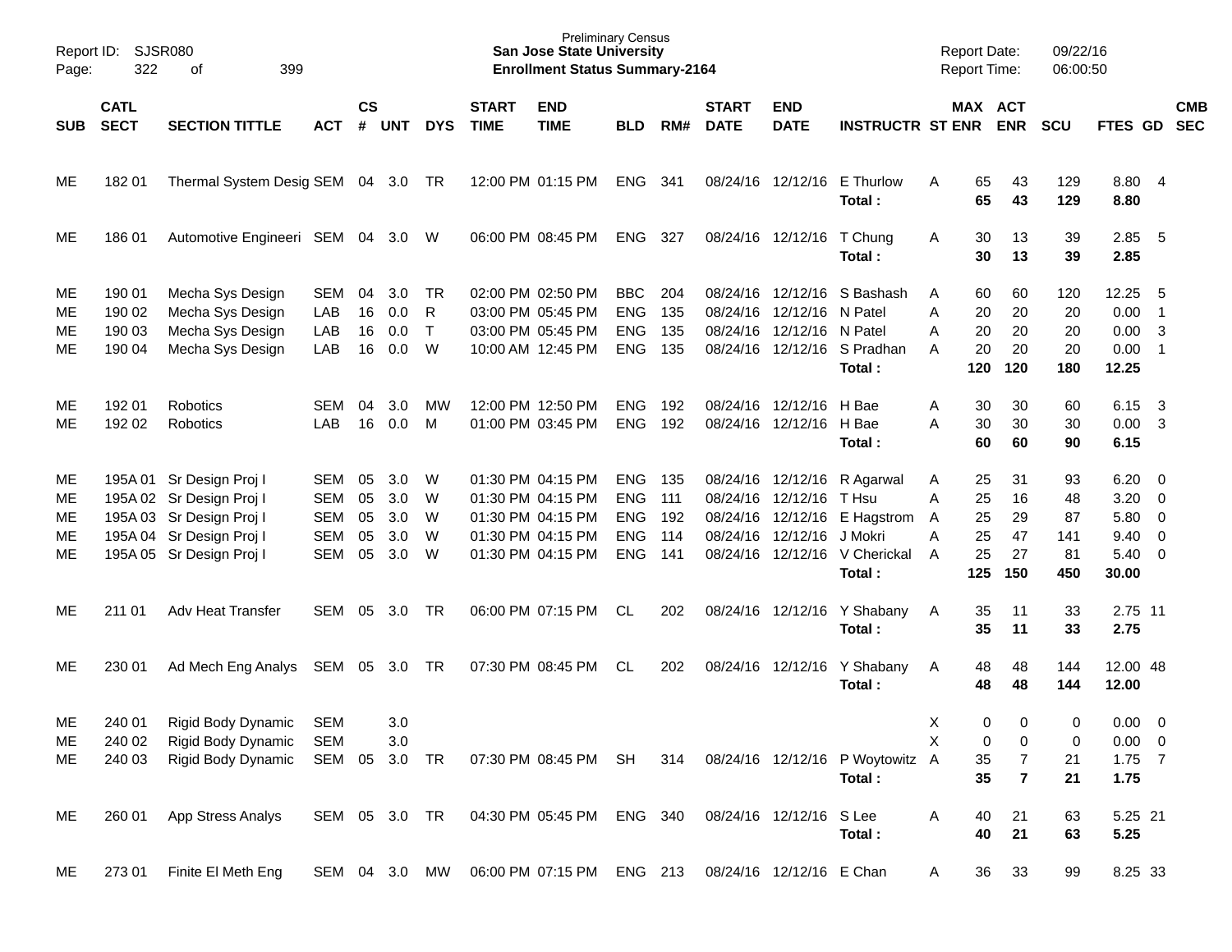Report ID: SJSR080 | Preliminary Census
San Jose State University
Enrollment Status Summary-2164

Report Date: 09/22/16
Report Time: 06:00:50

| SUB | CATL SECT | SECTION TITTLE | ACT | CS # | UNT | DYS | START TIME | END TIME | BLD | RM# | START DATE | END DATE | INSTRUCTR | ST | MAX ENR | ACT ENR | SCU | FTES | GD | CMB SEC |
|---|---|---|---|---|---|---|---|---|---|---|---|---|---|---|---|---|---|---|---|---|
| ME | 182 01 | Thermal System Desig | SEM | 04 | 3.0 | TR | 12:00 PM | 01:15 PM | ENG | 341 | 08/24/16 | 12/12/16 | E Thurlow | A | 65 | 43 | 129 | 8.80 | 4 | |
| | | | | | | | | | | | | | **Total :** | | **65** | **43** | **129** | **8.80** | | |
| ME | 186 01 | Automotive Engineeri | SEM | 04 | 3.0 | W | 06:00 PM | 08:45 PM | ENG | 327 | 08/24/16 | 12/12/16 | T Chung | A | 30 | 13 | 39 | 2.85 | 5 | |
| | | | | | | | | | | | | | **Total :** | | **30** | **13** | **39** | **2.85** | | |
| ME | 190 01 | Mecha Sys Design | SEM | 04 | 3.0 | TR | 02:00 PM | 02:50 PM | BBC | 204 | 08/24/16 | 12/12/16 | S Bashash | A | 60 | 60 | 120 | 12.25 | 5 | |
| ME | 190 02 | Mecha Sys Design | LAB | 16 | 0.0 | R | 03:00 PM | 05:45 PM | ENG | 135 | 08/24/16 | 12/12/16 | N Patel | A | 20 | 20 | 20 | 0.00 | 1 | |
| ME | 190 03 | Mecha Sys Design | LAB | 16 | 0.0 | T | 03:00 PM | 05:45 PM | ENG | 135 | 08/24/16 | 12/12/16 | N Patel | A | 20 | 20 | 20 | 0.00 | 3 | |
| ME | 190 04 | Mecha Sys Design | LAB | 16 | 0.0 | W | 10:00 AM | 12:45 PM | ENG | 135 | 08/24/16 | 12/12/16 | S Pradhan | A | 20 | 20 | 20 | 0.00 | 1 | |
| | | | | | | | | | | | | | **Total :** | | **120** | **120** | **180** | **12.25** | | |
| ME | 192 01 | Robotics | SEM | 04 | 3.0 | MW | 12:00 PM | 12:50 PM | ENG | 192 | 08/24/16 | 12/12/16 | H Bae | A | 30 | 30 | 60 | 6.15 | 3 | |
| ME | 192 02 | Robotics | LAB | 16 | 0.0 | M | 01:00 PM | 03:45 PM | ENG | 192 | 08/24/16 | 12/12/16 | H Bae | A | 30 | 30 | 30 | 0.00 | 3 | |
| | | | | | | | | | | | | | **Total :** | | **60** | **60** | **90** | **6.15** | | |
| ME | 195A 01 | Sr Design Proj I | SEM | 05 | 3.0 | W | 01:30 PM | 04:15 PM | ENG | 135 | 08/24/16 | 12/12/16 | R Agarwal | A | 25 | 31 | 93 | 6.20 | 0 | |
| ME | 195A 02 | Sr Design Proj I | SEM | 05 | 3.0 | W | 01:30 PM | 04:15 PM | ENG | 111 | 08/24/16 | 12/12/16 | T Hsu | A | 25 | 16 | 48 | 3.20 | 0 | |
| ME | 195A 03 | Sr Design Proj I | SEM | 05 | 3.0 | W | 01:30 PM | 04:15 PM | ENG | 192 | 08/24/16 | 12/12/16 | E Hagstrom | A | 25 | 29 | 87 | 5.80 | 0 | |
| ME | 195A 04 | Sr Design Proj I | SEM | 05 | 3.0 | W | 01:30 PM | 04:15 PM | ENG | 114 | 08/24/16 | 12/12/16 | J Mokri | A | 25 | 47 | 141 | 9.40 | 0 | |
| ME | 195A 05 | Sr Design Proj I | SEM | 05 | 3.0 | W | 01:30 PM | 04:15 PM | ENG | 141 | 08/24/16 | 12/12/16 | V Cherickal | A | 25 | 27 | 81 | 5.40 | 0 | |
| | | | | | | | | | | | | | **Total :** | | **125** | **150** | **450** | **30.00** | | |
| ME | 211 01 | Adv Heat Transfer | SEM | 05 | 3.0 | TR | 06:00 PM | 07:15 PM | CL | 202 | 08/24/16 | 12/12/16 | Y Shabany | A | 35 | 11 | 33 | 2.75 | 11 | |
| | | | | | | | | | | | | | **Total :** | | **35** | **11** | **33** | **2.75** | | |
| ME | 230 01 | Ad Mech Eng Analys | SEM | 05 | 3.0 | TR | 07:30 PM | 08:45 PM | CL | 202 | 08/24/16 | 12/12/16 | Y Shabany | A | 48 | 48 | 144 | 12.00 | 48 | |
| | | | | | | | | | | | | | **Total :** | | **48** | **48** | **144** | **12.00** | | |
| ME | 240 01 | Rigid Body Dynamic | SEM | | 3.0 | | | | | | | | | X | 0 | 0 | 0 | 0.00 | 0 | |
| ME | 240 02 | Rigid Body Dynamic | SEM | | 3.0 | | | | | | | | | X | 0 | 0 | 0 | 0.00 | 0 | |
| ME | 240 03 | Rigid Body Dynamic | SEM | 05 | 3.0 | TR | 07:30 PM | 08:45 PM | SH | 314 | 08/24/16 | 12/12/16 | P Woytowitz | A | 35 | 7 | 21 | 1.75 | 7 | |
| | | | | | | | | | | | | | **Total :** | | **35** | **7** | **21** | **1.75** | | |
| ME | 260 01 | App Stress Analys | SEM | 05 | 3.0 | TR | 04:30 PM | 05:45 PM | ENG | 340 | 08/24/16 | 12/12/16 | S Lee | A | 40 | 21 | 63 | 5.25 | 21 | |
| | | | | | | | | | | | | | **Total :** | | **40** | **21** | **63** | **5.25** | | |
| ME | 273 01 | Finite El Meth Eng | SEM | 04 | 3.0 | MW | 06:00 PM | 07:15 PM | ENG | 213 | 08/24/16 | 12/12/16 | E Chan | A | 36 | 33 | 99 | 8.25 | 33 | |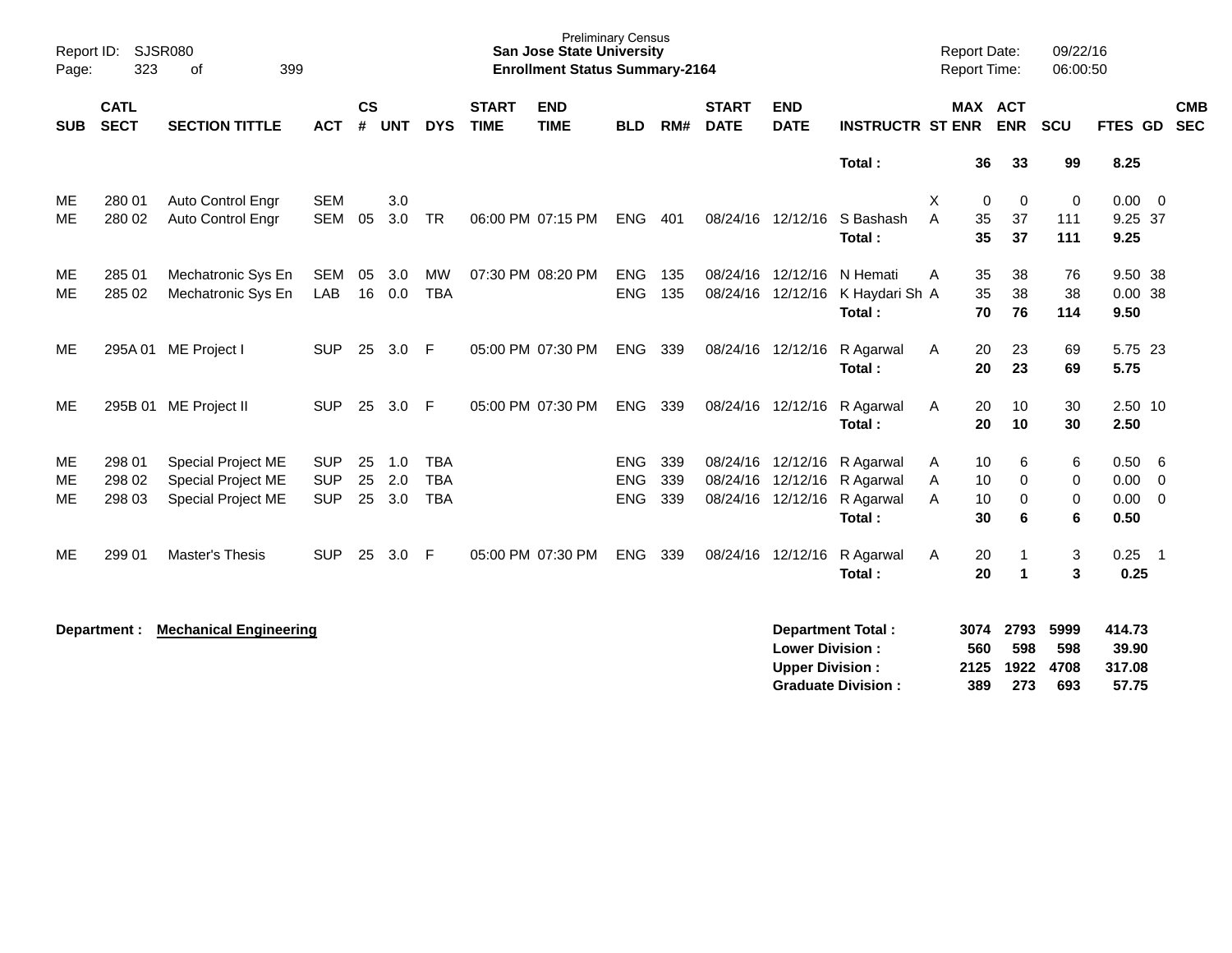Preliminary Census
**San Jose State University**
**Enrollment Status Summary-2164**

Report ID: SJSR080
Report Date: 09/22/16
Report Time: 06:00:50

| SUB | CATL SECT | SECTION TITTLE | ACT | CS # | UNT | DYS | START TIME | END TIME | BLD | RM# | START DATE | END DATE | INSTRUCTR | ST | MAX ENR | ACT ENR | SCU | FTES | GD | CMB SEC |
|---|---|---|---|---|---|---|---|---|---|---|---|---|---|---|---|---|---|---|---|---|
| | | | | | | | | | | | | | **Total :** | | **36** | **33** | **99** | **8.25** | | |
| ME | 280 01 | Auto Control Engr | SEM | | 3.0 | | | | | | | | | X | 0 | 0 | 0 | 0.00 | 0 | |
| ME | 280 02 | Auto Control Engr | SEM | 05 | 3.0 | TR | 06:00 PM | 07:15 PM | ENG | 401 | 08/24/16 | 12/12/16 | S Bashash | A | 35 | 37 | 111 | 9.25 | 37 | |
| | | | | | | | | | | | | | **Total :** | | **35** | **37** | **111** | **9.25** | | |
| ME | 285 01 | Mechatronic Sys En | SEM | 05 | 3.0 | MW | 07:30 PM | 08:20 PM | ENG | 135 | 08/24/16 | 12/12/16 | N Hemati | A | 35 | 38 | 76 | 9.50 | 38 | |
| ME | 285 02 | Mechatronic Sys En | LAB | 16 | 0.0 | TBA | | | ENG | 135 | 08/24/16 | 12/12/16 | K Haydari Sh | A | 35 | 38 | 38 | 0.00 | 38 | |
| | | | | | | | | | | | | | **Total :** | | **70** | **76** | **114** | **9.50** | | |
| ME | 295A 01 | ME Project I | SUP | 25 | 3.0 | F | 05:00 PM | 07:30 PM | ENG | 339 | 08/24/16 | 12/12/16 | R Agarwal | A | 20 | 23 | 69 | 5.75 | 23 | |
| | | | | | | | | | | | | | **Total :** | | **20** | **23** | **69** | **5.75** | | |
| ME | 295B 01 | ME Project II | SUP | 25 | 3.0 | F | 05:00 PM | 07:30 PM | ENG | 339 | 08/24/16 | 12/12/16 | R Agarwal | A | 20 | 10 | 30 | 2.50 | 10 | |
| | | | | | | | | | | | | | **Total :** | | **20** | **10** | **30** | **2.50** | | |
| ME | 298 01 | Special Project ME | SUP | 25 | 1.0 | TBA | | | ENG | 339 | 08/24/16 | 12/12/16 | R Agarwal | A | 10 | 6 | 6 | 0.50 | 6 | |
| ME | 298 02 | Special Project ME | SUP | 25 | 2.0 | TBA | | | ENG | 339 | 08/24/16 | 12/12/16 | R Agarwal | A | 10 | 0 | 0 | 0.00 | 0 | |
| ME | 298 03 | Special Project ME | SUP | 25 | 3.0 | TBA | | | ENG | 339 | 08/24/16 | 12/12/16 | R Agarwal | A | 10 | 0 | 0 | 0.00 | 0 | |
| | | | | | | | | | | | | | **Total :** | | **30** | **6** | **6** | **0.50** | | |
| ME | 299 01 | Master's Thesis | SUP | 25 | 3.0 | F | 05:00 PM | 07:30 PM | ENG | 339 | 08/24/16 | 12/12/16 | R Agarwal | A | 20 | 1 | 3 | 0.25 | 1 | |
| | | | | | | | | | | | | | **Total :** | | **20** | **1** | **3** | **0.25** | | |

**Department :** **Mechanical Engineering**

| | MAX ENR | ACT ENR | SCU | FTES |
|---|---|---|---|---|
| **Department Total :** | **3074** | **2793** | **5999** | **414.73** |
| **Lower Division :** | **560** | **598** | **598** | **39.90** |
| **Upper Division :** | **2125** | **1922** | **4708** | **317.08** |
| **Graduate Division :** | **389** | **273** | **693** | **57.75** |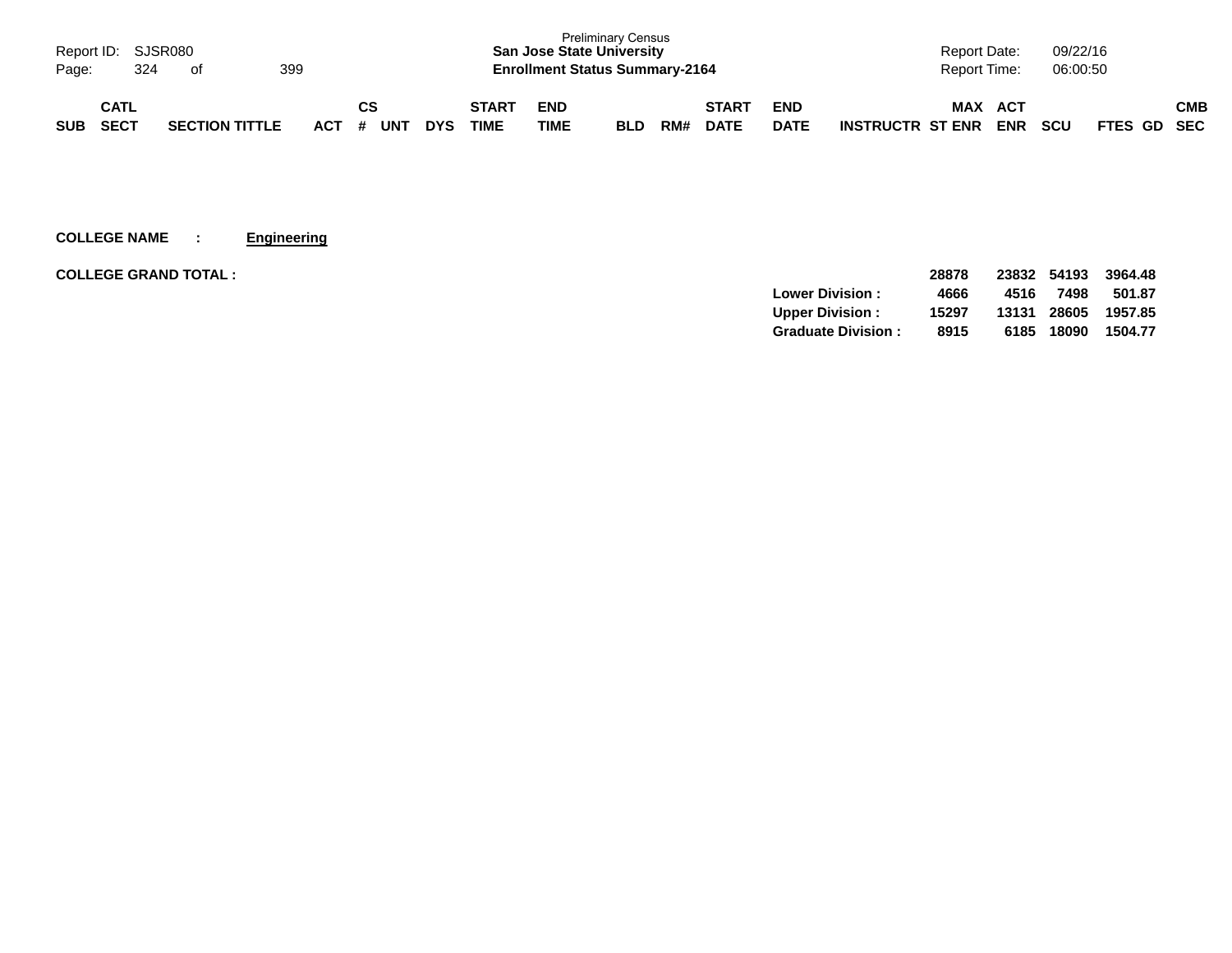| SUB | CATL SECT | SECTION TITTLE | ACT | CS # | UNT | DYS | START TIME | END TIME | BLD | RM# | START DATE | END DATE | INSTRUCTR | MAX ST ENR | ACT ENR | SCU | FTES | GD | CMB SEC |
|---|---|---|---|---|---|---|---|---|---|---|---|---|---|---|---|---|---|---|---|

**COLLEGE NAME : Engineering**

| | | | | | |
|---|---|---|---|---|---|
| **COLLEGE GRAND TOTAL :** | | **28878** | **23832** | **54193** | **3964.48** |
| | **Lower Division :** | **4666** | **4516** | **7498** | **501.87** |
| | **Upper Division :** | **15297** | **13131** | **28605** | **1957.85** |
| | **Graduate Division :** | **8915** | **6185** | **18090** | **1504.77** |